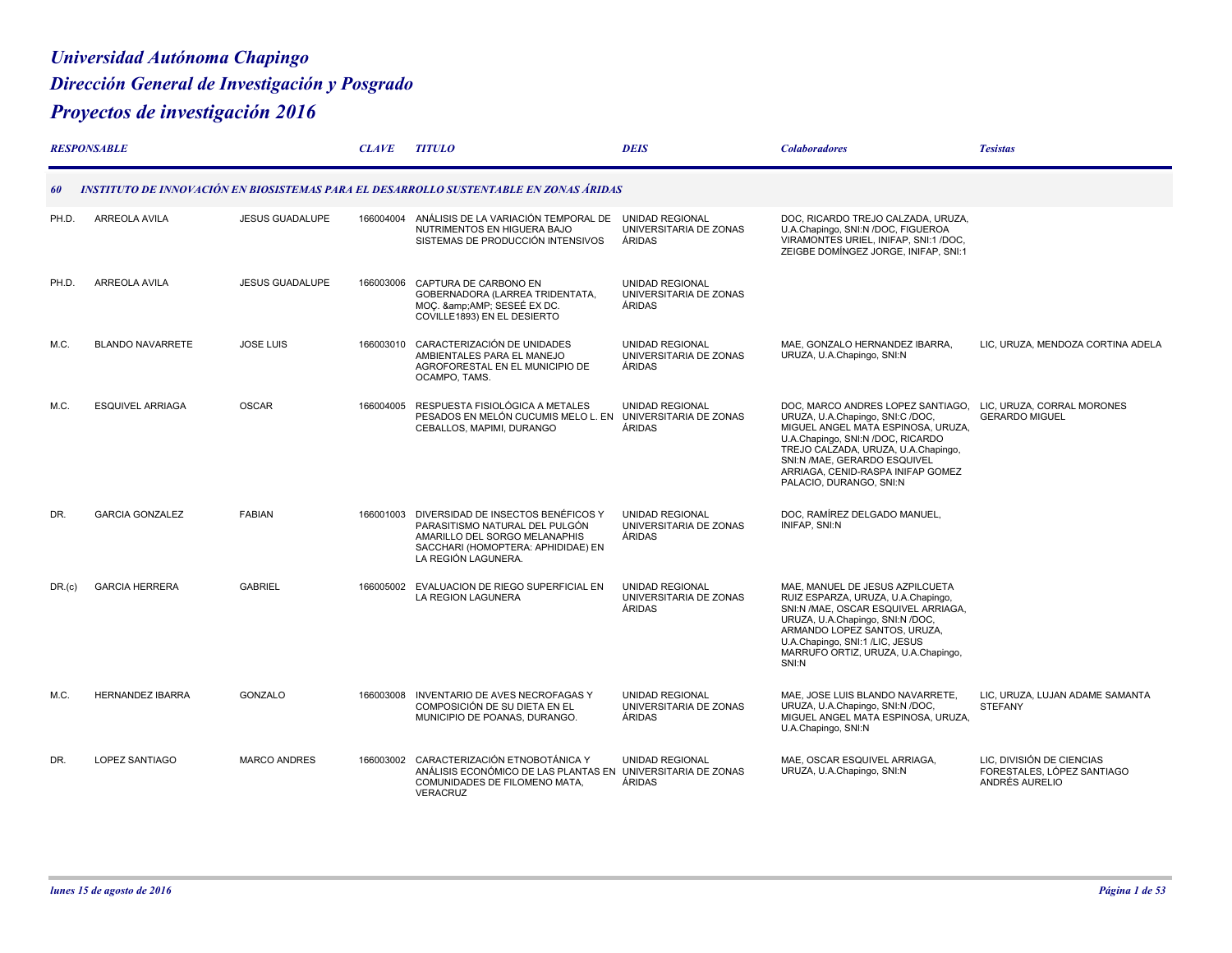# Universidad Autónoma Chapingo

## Dirección General de Investigación y Posgrado

## Proyectos de investigación 2016

| RESPONSABLE | | | CLAVE | TITULO | DEIS | Colaboradores | Tesistas |
|---|---|---|---|---|---|---|---|
| **60** | **INSTITUTO DE INNOVACIÓN EN BIOSISTEMAS PARA EL DESARROLLO SUSTENTABLE EN ZONAS ÁRIDAS** | | | | | | |
| PH.D. | ARREOLA AVILA | JESUS GUADALUPE | 166004004 | ANÁLISIS DE LA VARIACIÓN TEMPORAL DE NUTRIMENTOS EN HIGUERA BAJO SISTEMAS DE PRODUCCIÓN INTENSIVOS | UNIDAD REGIONAL UNIVERSITARIA DE ZONAS ÁRIDAS | DOC, RICARDO TREJO CALZADA, URUZA, U.A.Chapingo, SNI:N /DOC, FIGUEROA VIRAMONTES URIEL, INIFAP, SNI:1 /DOC, ZEIGBE DOMÍNGEZ JORGE, INIFAP, SNI:1 | |
| PH.D. | ARREOLA AVILA | JESUS GUADALUPE | 166003006 | CAPTURA DE CARBONO EN GOBERNADORA (LARREA TRIDENTATA, MOÇ. &amp;AMP; SESEÉ EX DC. COVILLE1893) EN EL DESIERTO | UNIDAD REGIONAL UNIVERSITARIA DE ZONAS ÁRIDAS | | |
| M.C. | BLANDO NAVARRETE | JOSE LUIS | 166003010 | CARACTERIZACIÓN DE UNIDADES AMBIENTALES PARA EL MANEJO AGROFORESTAL EN EL MUNICIPIO DE OCAMPO, TAMS. | UNIDAD REGIONAL UNIVERSITARIA DE ZONAS ÁRIDAS | MAE, GONZALO HERNANDEZ IBARRA, URUZA, U.A.Chapingo, SNI:N | LIC, URUZA, MENDOZA CORTINA ADELA |
| M.C. | ESQUIVEL ARRIAGA | OSCAR | 166004005 | RESPUESTA FISIOLÓGICA A METALES PESADOS EN MELÓN CUCUMIS MELO L. EN CEBALLOS, MAPIMI, DURANGO | UNIDAD REGIONAL UNIVERSITARIA DE ZONAS ÁRIDAS | DOC, MARCO ANDRES LOPEZ SANTIAGO, URUZA, U.A.Chapingo, SNI:C /DOC, MIGUEL ANGEL MATA ESPINOSA, URUZA, U.A.Chapingo, SNI:N /DOC, RICARDO TREJO CALZADA, URUZA, U.A.Chapingo, SNI:N /MAE, GERARDO ESQUIVEL ARRIAGA, CENID-RASPA INIFAP GOMEZ PALACIO, DURANGO, SNI:N | LIC, URUZA, CORRAL MORONES GERARDO MIGUEL |
| DR. | GARCIA GONZALEZ | FABIAN | 166001003 | DIVERSIDAD DE INSECTOS BENÉFICOS Y PARASITISMO NATURAL DEL PULGÓN AMARILLO DEL SORGO MELANAPHIS SACCHARI (HOMOPTERA: APHIDIDAE) EN LA REGIÓN LAGUNERA. | UNIDAD REGIONAL UNIVERSITARIA DE ZONAS ÁRIDAS | DOC, RAMÍREZ DELGADO MANUEL, INIFAP, SNI:N | |
| DR.(c) | GARCIA HERRERA | GABRIEL | 166005002 | EVALUACION DE RIEGO SUPERFICIAL EN LA REGION LAGUNERA | UNIDAD REGIONAL UNIVERSITARIA DE ZONAS ÁRIDAS | MAE, MANUEL DE JESUS AZPILCUETA RUIZ ESPARZA, URUZA, U.A.Chapingo, SNI:N /MAE, OSCAR ESQUIVEL ARRIAGA, URUZA, U.A.Chapingo, SNI:N /DOC, ARMANDO LOPEZ SANTOS, URUZA, U.A.Chapingo, SNI:1 /LIC, JESUS MARRUFO ORTIZ, URUZA, U.A.Chapingo, SNI:N | |
| M.C. | HERNANDEZ IBARRA | GONZALO | 166003008 | INVENTARIO DE AVES NECROFAGAS Y COMPOSICIÓN DE SU DIETA EN EL MUNICIPIO DE POANAS, DURANGO. | UNIDAD REGIONAL UNIVERSITARIA DE ZONAS ÁRIDAS | MAE, JOSE LUIS BLANDO NAVARRETE, URUZA, U.A.Chapingo, SNI:N /DOC, MIGUEL ANGEL MATA ESPINOSA, URUZA, U.A.Chapingo, SNI:N | LIC, URUZA, LUJAN ADAME SAMANTA STEFANY |
| DR. | LOPEZ SANTIAGO | MARCO ANDRES | 166003002 | CARACTERIZACIÓN ETNOBOTÁNICA Y ANÁLISIS ECONÓMICO DE LAS PLANTAS EN COMUNIDADES DE FILOMENO MATA, VERACRUZ | UNIDAD REGIONAL UNIVERSITARIA DE ZONAS ÁRIDAS | MAE, OSCAR ESQUIVEL ARRIAGA, URUZA, U.A.Chapingo, SNI:N | LIC, DIVISIÓN DE CIENCIAS FORESTALES, LÓPEZ SANTIAGO ANDRÉS AURELIO |

*lunes 15 de agosto de 2016*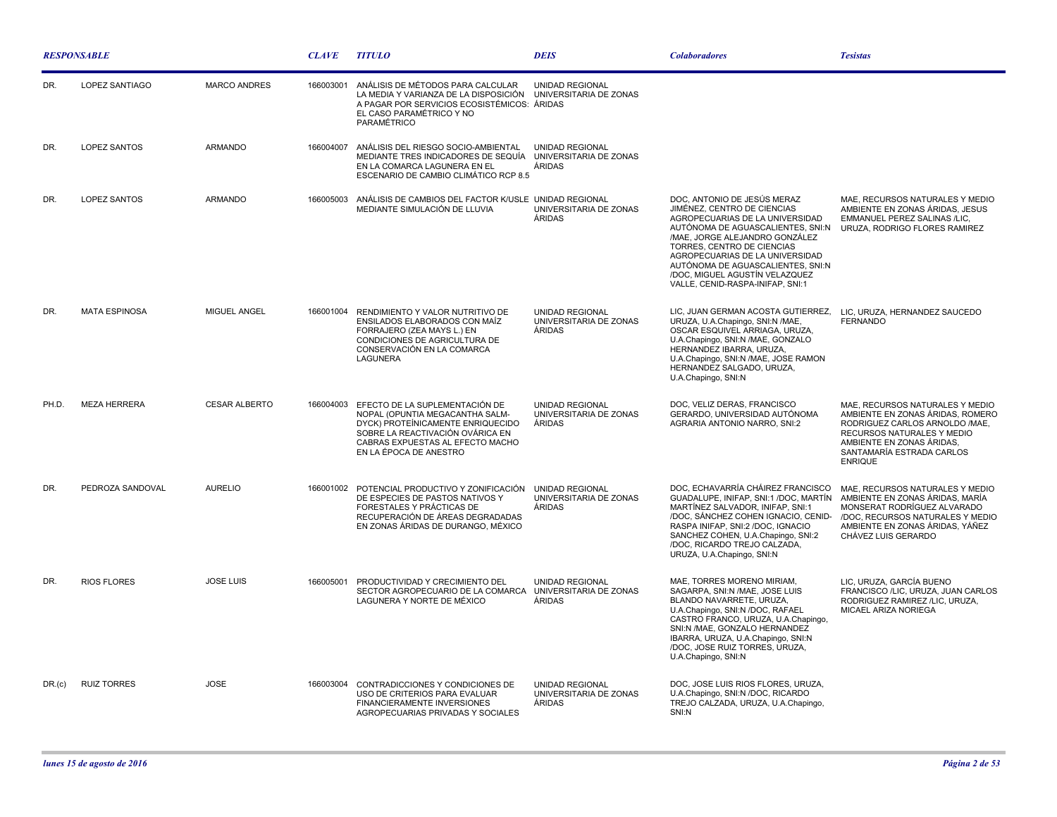| RESPONSABLE | | | CLAVE | TITULO | DEIS | Colaboradores | Tesistas |
|---|---|---|---|---|---|---|---|
| DR. | LOPEZ SANTIAGO | MARCO ANDRES | 166003001 | ANÁLISIS DE MÉTODOS PARA CALCULAR LA MEDIA Y VARIANZA DE LA DISPOSICIÓN A PAGAR POR SERVICIOS ECOSISTÉMICOS: EL CASO PARAMÉTRICO Y NO PARAMÉTRICO | UNIDAD REGIONAL UNIVERSITARIA DE ZONAS ÁRIDAS | | |
| DR. | LOPEZ SANTOS | ARMANDO | 166004007 | ANÁLISIS DEL RIESGO SOCIO-AMBIENTAL MEDIANTE TRES INDICADORES DE SEQUÍA EN LA COMARCA LAGUNERA EN EL ESCENARIO DE CAMBIO CLIMÁTICO RCP 8.5 | UNIDAD REGIONAL UNIVERSITARIA DE ZONAS ÁRIDAS | | |
| DR. | LOPEZ SANTOS | ARMANDO | 166005003 | ANÁLISIS DE CAMBIOS DEL FACTOR K/USLE MEDIANTE SIMULACIÓN DE LLUVIA | UNIDAD REGIONAL UNIVERSITARIA DE ZONAS ÁRIDAS | DOC, ANTONIO DE JESÚS MERAZ JIMÉNEZ, CENTRO DE CIENCIAS AGROPECUARIAS DE LA UNIVERSIDAD AUTÓNOMA DE AGUASCALIENTES, SNI:N /MAE, JORGE ALEJANDRO GONZÁLEZ TORRES, CENTRO DE CIENCIAS AGROPECUARIAS DE LA UNIVERSIDAD AUTÓNOMA DE AGUASCALIENTES, SNI:N /DOC, MIGUEL AGUSTÍN VELAZQUEZ VALLE, CENID-RASPA-INIFAP, SNI:1 | MAE, RECURSOS NATURALES Y MEDIO AMBIENTE EN ZONAS ÁRIDAS, JESUS EMMANUEL PEREZ SALINAS /LIC, URUZA, RODRIGO FLORES RAMIREZ |
| DR. | MATA ESPINOSA | MIGUEL ANGEL | 166001004 | RENDIMIENTO Y VALOR NUTRITIVO DE ENSILADOS ELABORADOS CON MAÍZ FORRAJERO (ZEA MAYS L.) EN CONDICIONES DE AGRICULTURA DE CONSERVACIÓN EN LA COMARCA LAGUNERA | UNIDAD REGIONAL UNIVERSITARIA DE ZONAS ÁRIDAS | LIC, JUAN GERMAN ACOSTA GUTIERREZ, URUZA, U.A.Chapingo, SNI:N /MAE, OSCAR ESQUIVEL ARRIAGA, URUZA, U.A.Chapingo, SNI:N /MAE, GONZALO HERNANDEZ IBARRA, URUZA, U.A.Chapingo, SNI:N /MAE, JOSE RAMON HERNANDEZ SALGADO, URUZA, U.A.Chapingo, SNI:N | LIC, URUZA, HERNANDEZ SAUCEDO FERNANDO |
| PH.D. | MEZA HERRERA | CESAR ALBERTO | 166004003 | EFECTO DE LA SUPLEMENTACIÓN DE NOPAL (OPUNTIA MEGACANTHA SALM-DYCK) PROTEÍNICAMENTE ENRIQUECIDO SOBRE LA REACTIVACIÓN OVÁRICA EN CABRAS EXPUESTAS AL EFECTO MACHO EN LA ÉPOCA DE ANESTRO | UNIDAD REGIONAL UNIVERSITARIA DE ZONAS ÁRIDAS | DOC, VELIZ DERAS, FRANCISCO GERARDO, UNIVERSIDAD AUTÓNOMA AGRARIA ANTONIO NARRO, SNI:2 | MAE, RECURSOS NATURALES Y MEDIO AMBIENTE EN ZONAS ÁRIDAS, ROMERO RODRIGUEZ CARLOS ARNOLDO /MAE, RECURSOS NATURALES Y MEDIO AMBIENTE EN ZONAS ÁRIDAS, SANTAMARÍA ESTRADA CARLOS ENRIQUE |
| DR. | PEDROZA SANDOVAL | AURELIO | 166001002 | POTENCIAL PRODUCTIVO Y ZONIFICACIÓN DE ESPECIES DE PASTOS NATIVOS Y FORESTALES Y PRÁCTICAS DE RECUPERACIÓN DE ÁREAS DEGRADADAS EN ZONAS ÁRIDAS DE DURANGO, MÉXICO | UNIDAD REGIONAL UNIVERSITARIA DE ZONAS ÁRIDAS | DOC, ECHAVARRÍA CHÁIREZ FRANCISCO GUADALUPE, INIFAP, SNI:1 /DOC, MARTÍN MARTÍNEZ SALVADOR, INIFAP, SNI:1 /DOC, SÁNCHEZ COHEN IGNACIO, CENID-RASPA INIFAP, SNI:2 /DOC, IGNACIO SANCHEZ COHEN, U.A.Chapingo, SNI:2 /DOC, RICARDO TREJO CALZADA, URUZA, U.A.Chapingo, SNI:N | MAE, RECURSOS NATURALES Y MEDIO AMBIENTE EN ZONAS ÁRIDAS, MARÍA MONSERAT RODRÍGUEZ ALVARADO /DOC, RECURSOS NATURALES Y MEDIO AMBIENTE EN ZONAS ÁRIDAS, YÁÑEZ CHÁVEZ LUIS GERARDO |
| DR. | RIOS FLORES | JOSE LUIS | 166005001 | PRODUCTIVIDAD Y CRECIMIENTO DEL SECTOR AGROPECUARIO DE LA COMARCA LAGUNERA Y NORTE DE MÉXICO | UNIDAD REGIONAL UNIVERSITARIA DE ZONAS ÁRIDAS | MAE, TORRES MORENO MIRIAM, SAGARPA, SNI:N /MAE, JOSE LUIS BLANDO NAVARRETE, URUZA, U.A.Chapingo, SNI:N /DOC, RAFAEL CASTRO FRANCO, URUZA, U.A.Chapingo, SNI:N /MAE, GONZALO HERNANDEZ IBARRA, URUZA, U.A.Chapingo, SNI:N /DOC, JOSE RUIZ TORRES, URUZA, U.A.Chapingo, SNI:N | LIC, URUZA, GARCÍA BUENO FRANCISCO /LIC, URUZA, JUAN CARLOS RODRIGUEZ RAMIREZ /LIC, URUZA, MICAEL ARIZA NORIEGA |
| DR.(c) | RUIZ TORRES | JOSE | 166003004 | CONTRADICCIONES Y CONDICIONES DE USO DE CRITERIOS PARA EVALUAR FINANCIERAMENTE INVERSIONES AGROPECUARIAS PRIVADAS Y SOCIALES | UNIDAD REGIONAL UNIVERSITARIA DE ZONAS ÁRIDAS | DOC, JOSE LUIS RIOS FLORES, URUZA, U.A.Chapingo, SNI:N /DOC, RICARDO TREJO CALZADA, URUZA, U.A.Chapingo, SNI:N | |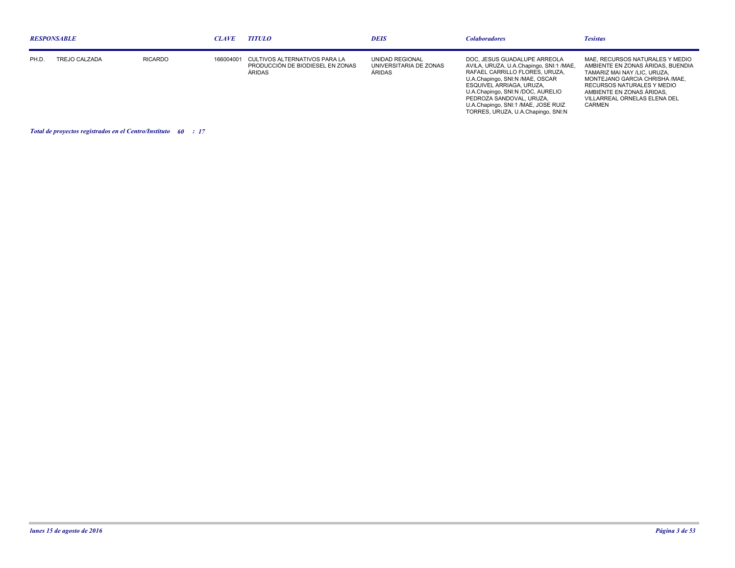| RESPONSABLE | | | CLAVE | TITULO | DEIS | Colaboradores | Tesistas |
|---|---|---|---|---|---|---|---|
| PH.D. | TREJO CALZADA | RICARDO | 166004001 | CULTIVOS ALTERNATIVOS PARA LA PRODUCCIÓN DE BIODIESEL EN ZONAS ÁRIDAS | UNIDAD REGIONAL UNIVERSITARIA DE ZONAS ÁRIDAS | DOC, JESUS GUADALUPE ARREOLA AVILA, URUZA, U.A.Chapingo, SNI:1 /MAE, RAFAEL CARRILLO FLORES, URUZA, U.A.Chapingo, SNI:N /MAE, OSCAR ESQUIVEL ARRIAGA, URUZA, U.A.Chapingo, SNI:N /DOC, AURELIO PEDROZA SANDOVAL, URUZA, U.A.Chapingo, SNI:1 /MAE, JOSE RUIZ TORRES, URUZA, U.A.Chapingo, SNI:N | MAE, RECURSOS NATURALES Y MEDIO AMBIENTE EN ZONAS ÁRIDAS, BUENDIA TAMARIZ MAI NAY /LIC, URUZA, MONTEJANO GARCIA CHRISHA /MAE, RECURSOS NATURALES Y MEDIO AMBIENTE EN ZONAS ÁRIDAS, VILLARREAL ORNELAS ELENA DEL CARMEN |

***Total de proyectos registrados en el Centro/Instituto 60 : 17***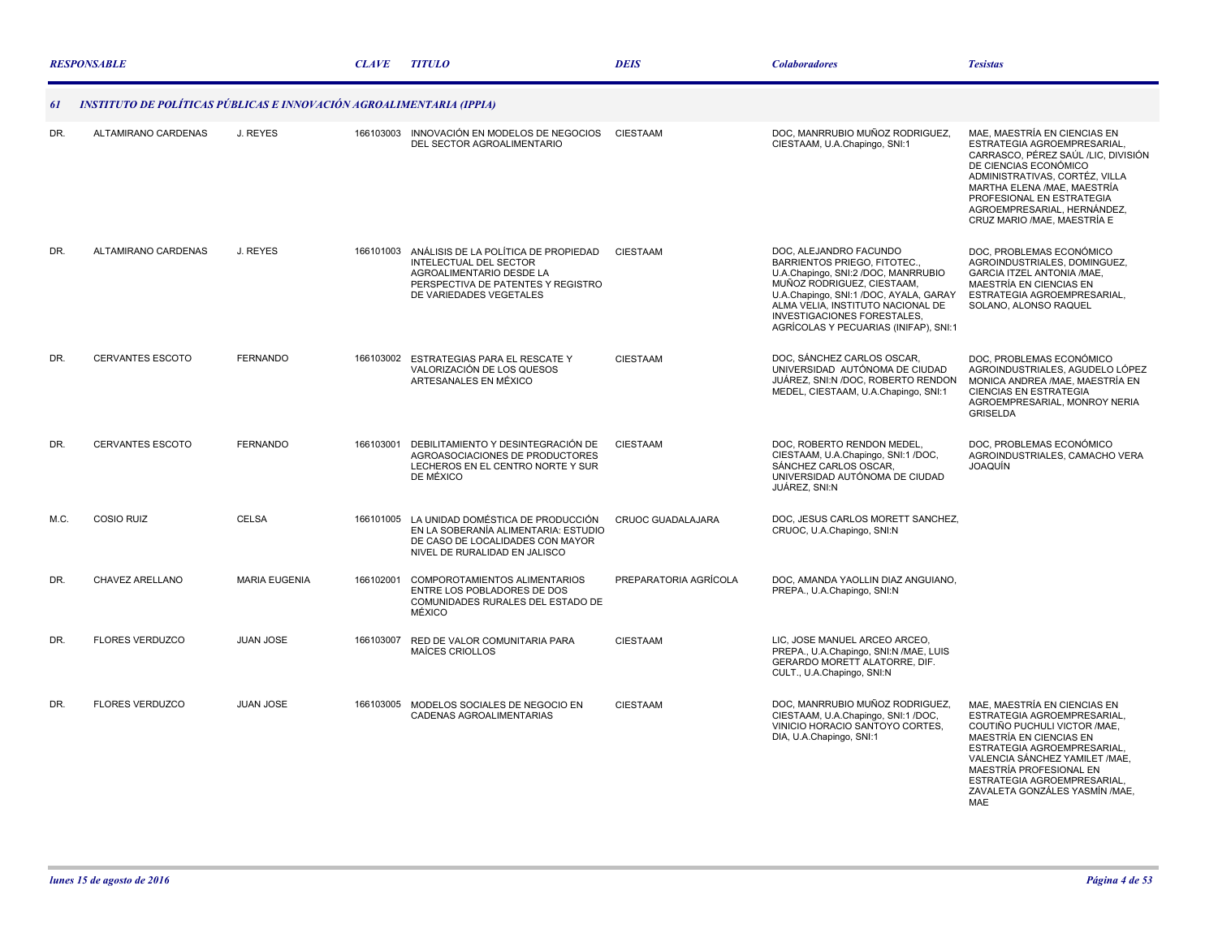| RESPONSABLE | | | CLAVE | TITULO | DEIS | Colaboradores | Tesistas |
|---|---|---|---|---|---|---|---|
| ***61*** | ***INSTITUTO DE POLÍTICAS PÚBLICAS E INNOVACIÓN AGROALIMENTARIA (IPPIA)*** | | | | | | |
| DR. | ALTAMIRANO CARDENAS | J. REYES | 166103003 | INNOVACIÓN EN MODELOS DE NEGOCIOS DEL SECTOR AGROALIMENTARIO | CIESTAAM | DOC, MANRRUBIO MUÑOZ RODRIGUEZ, CIESTAAM, U.A.Chapingo, SNI:1 | MAE, MAESTRÍA EN CIENCIAS EN ESTRATEGIA AGROEMPRESARIAL, CARRASCO, PÉREZ SAÚL /LIC, DIVISIÓN DE CIENCIAS ECONÓMICO ADMINISTRATIVAS, CORTÉZ, VILLA MARTHA ELENA /MAE, MAESTRÍA PROFESIONAL EN ESTRATEGIA AGROEMPRESARIAL, HERNÁNDEZ, CRUZ MARIO /MAE, MAESTRÍA E |
| DR. | ALTAMIRANO CARDENAS | J. REYES | 166101003 | ANÁLISIS DE LA POLÍTICA DE PROPIEDAD INTELECTUAL DEL SECTOR AGROALIMENTARIO DESDE LA PERSPECTIVA DE PATENTES Y REGISTRO DE VARIEDADES VEGETALES | CIESTAAM | DOC, ALEJANDRO FACUNDO BARRIENTOS PRIEGO, FITOTEC., U.A.Chapingo, SNI:2 /DOC, MANRRUBIO MUÑOZ RODRIGUEZ, CIESTAAM, U.A.Chapingo, SNI:1 /DOC, AYALA, GARAY ALMA VELIA, INSTITUTO NACIONAL DE INVESTIGACIONES FORESTALES, AGRÍCOLAS Y PECUARIAS (INIFAP), SNI:1 | DOC, PROBLEMAS ECONÓMICO AGROINDUSTRIALES, DOMINGUEZ, GARCIA ITZEL ANTONIA /MAE, MAESTRÍA EN CIENCIAS EN ESTRATEGIA AGROEMPRESARIAL, SOLANO, ALONSO RAQUEL |
| DR. | CERVANTES ESCOTO | FERNANDO | 166103002 | ESTRATEGIAS PARA EL RESCATE Y VALORIZACIÓN DE LOS QUESOS ARTESANALES EN MÉXICO | CIESTAAM | DOC, SÁNCHEZ CARLOS OSCAR, UNIVERSIDAD AUTÓNOMA DE CIUDAD JUÁREZ, SNI:N /DOC, ROBERTO RENDON MEDEL, CIESTAAM, U.A.Chapingo, SNI:1 | DOC, PROBLEMAS ECONÓMICO AGROINDUSTRIALES, AGUDELO LÓPEZ MONICA ANDREA /MAE, MAESTRÍA EN CIENCIAS EN ESTRATEGIA AGROEMPRESARIAL, MONROY NERIA GRISELDA |
| DR. | CERVANTES ESCOTO | FERNANDO | 166103001 | DEBILITAMIENTO Y DESINTEGRACIÓN DE AGROASOCIACIONES DE PRODUCTORES LECHEROS EN EL CENTRO NORTE Y SUR DE MÉXICO | CIESTAAM | DOC, ROBERTO RENDON MEDEL, CIESTAAM, U.A.Chapingo, SNI:1 /DOC, SÁNCHEZ CARLOS OSCAR, UNIVERSIDAD AUTÓNOMA DE CIUDAD JUÁREZ, SNI:N | DOC, PROBLEMAS ECONÓMICO AGROINDUSTRIALES, CAMACHO VERA JOAQUÍN |
| M.C. | COSIO RUIZ | CELSA | 166101005 | LA UNIDAD DOMÉSTICA DE PRODUCCIÓN EN LA SOBERANÍA ALIMENTARIA: ESTUDIO DE CASO DE LOCALIDADES CON MAYOR NIVEL DE RURALIDAD EN JALISCO | CRUOC GUADALAJARA | DOC, JESUS CARLOS MORETT SANCHEZ, CRUOC, U.A.Chapingo, SNI:N | |
| DR. | CHAVEZ ARELLANO | MARIA EUGENIA | 166102001 | COMPOROTAMIENTOS ALIMENTARIOS ENTRE LOS POBLADORES DE DOS COMUNIDADES RURALES DEL ESTADO DE MÉXICO | PREPARATORIA AGRÍCOLA | DOC, AMANDA YAOLLIN DIAZ ANGUIANO, PREPA., U.A.Chapingo, SNI:N | |
| DR. | FLORES VERDUZCO | JUAN JOSE | 166103007 | RED DE VALOR COMUNITARIA PARA MAÍCES CRIOLLOS | CIESTAAM | LIC, JOSE MANUEL ARCEO ARCEO, PREPA., U.A.Chapingo, SNI:N /MAE, LUIS GERARDO MORETT ALATORRE, DIF. CULT., U.A.Chapingo, SNI:N | |
| DR. | FLORES VERDUZCO | JUAN JOSE | 166103005 | MODELOS SOCIALES DE NEGOCIO EN CADENAS AGROALIMENTARIAS | CIESTAAM | DOC, MANRRUBIO MUÑOZ RODRIGUEZ, CIESTAAM, U.A.Chapingo, SNI:1 /DOC, VINICIO HORACIO SANTOYO CORTES, DIA, U.A.Chapingo, SNI:1 | MAE, MAESTRÍA EN CIENCIAS EN ESTRATEGIA AGROEMPRESARIAL, COUTIÑO PUCHULI VICTOR /MAE, MAESTRÍA EN CIENCIAS EN ESTRATEGIA AGROEMPRESARIAL, VALENCIA SÁNCHEZ YAMILET /MAE, MAESTRÍA PROFESIONAL EN ESTRATEGIA AGROEMPRESARIAL, ZAVALETA GONZÁLES YASMÍN /MAE, MAE |

*lunes 15 de agosto de 2016*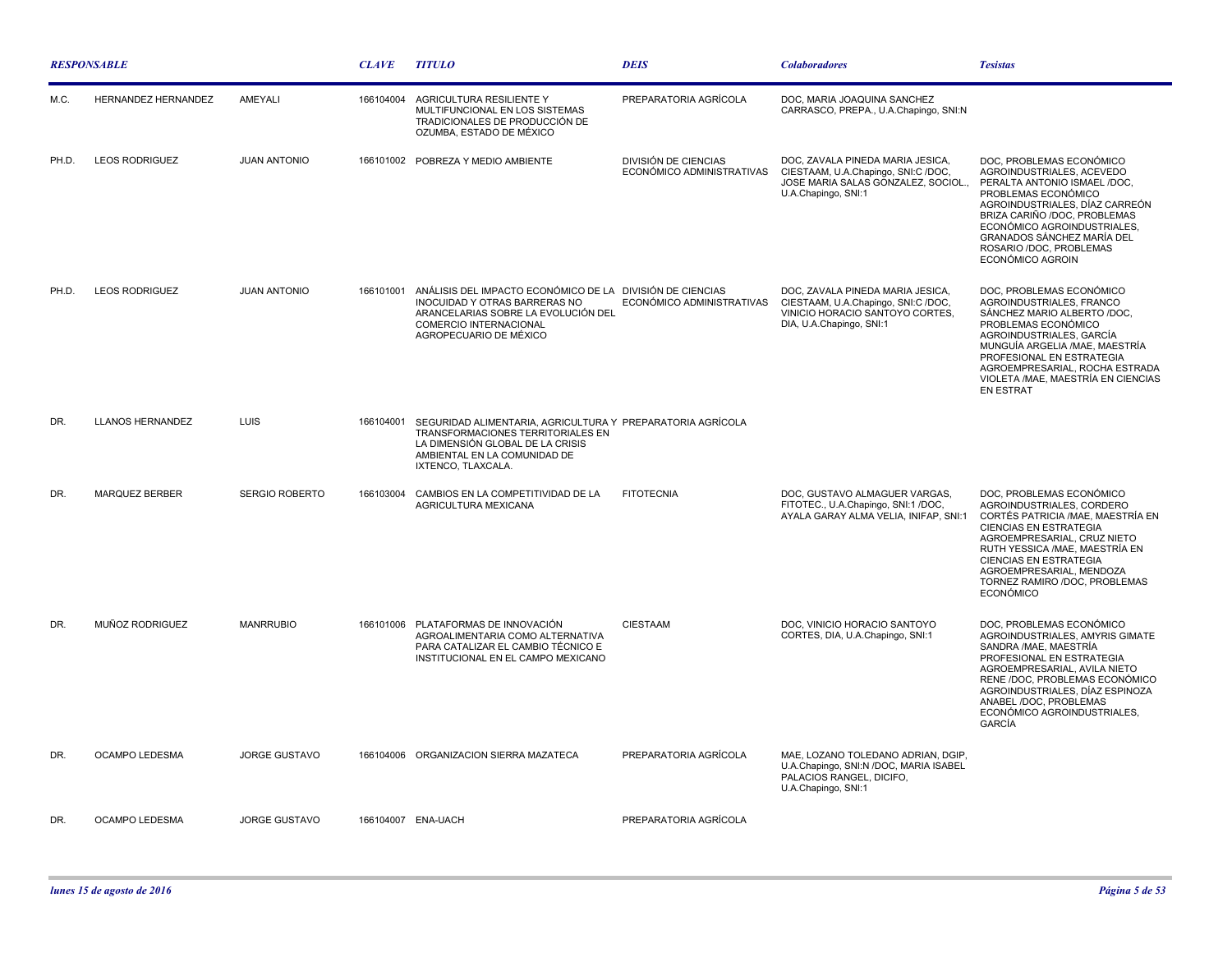| RESPONSABLE | | | CLAVE | TITULO | DEIS | Colaboradores | Tesistas |
|---|---|---|---|---|---|---|---|
| M.C. | HERNANDEZ HERNANDEZ | AMEYALI | 166104004 | AGRICULTURA RESILIENTE Y MULTIFUNCIONAL EN LOS SISTEMAS TRADICIONALES DE PRODUCCIÓN DE OZUMBA, ESTADO DE MÉXICO | PREPARATORIA AGRÍCOLA | DOC, MARIA JOAQUINA SANCHEZ CARRASCO, PREPA., U.A.Chapingo, SNI:N | |
| PH.D. | LEOS RODRIGUEZ | JUAN ANTONIO | 166101002 | POBREZA Y MEDIO AMBIENTE | DIVISIÓN DE CIENCIAS ECONÓMICO ADMINISTRATIVAS | DOC, ZAVALA PINEDA MARIA JESICA, CIESTAAM, U.A.Chapingo, SNI:C /DOC, JOSE MARIA SALAS GONZALEZ, SOCIOL., U.A.Chapingo, SNI:1 | DOC, PROBLEMAS ECONÓMICO AGROINDUSTRIALES, ACEVEDO PERALTA ANTONIO ISMAEL /DOC, PROBLEMAS ECONÓMICO AGROINDUSTRIALES, DÍAZ CARREÓN BRIZA CARIÑO /DOC, PROBLEMAS ECONÓMICO AGROINDUSTRIALES, GRANADOS SÁNCHEZ MARÍA DEL ROSARIO /DOC, PROBLEMAS ECONÓMICO AGROIN |
| PH.D. | LEOS RODRIGUEZ | JUAN ANTONIO | 166101001 | ANÁLISIS DEL IMPACTO ECONÓMICO DE LA INOCUIDAD Y OTRAS BARRERAS NO ARANCELARIAS SOBRE LA EVOLUCIÓN DEL COMERCIO INTERNACIONAL AGROPECUARIO DE MÉXICO | DIVISIÓN DE CIENCIAS ECONÓMICO ADMINISTRATIVAS | DOC, ZAVALA PINEDA MARIA JESICA, CIESTAAM, U.A.Chapingo, SNI:C /DOC, VINICIO HORACIO SANTOYO CORTES, DIA, U.A.Chapingo, SNI:1 | DOC, PROBLEMAS ECONÓMICO AGROINDUSTRIALES, FRANCO SÁNCHEZ MARIO ALBERTO /DOC, PROBLEMAS ECONÓMICO AGROINDUSTRIALES, GARCÍA MUNGUÍA ARGELIA /MAE, MAESTRÍA PROFESIONAL EN ESTRATEGIA AGROEMPRESARIAL, ROCHA ESTRADA VIOLETA /MAE, MAESTRÍA EN CIENCIAS EN ESTRAT |
| DR. | LLANOS HERNANDEZ | LUIS | 166104001 | SEGURIDAD ALIMENTARIA, AGRICULTURA Y TRANSFORMACIONES TERRITORIALES EN LA DIMENSIÓN GLOBAL DE LA CRISIS AMBIENTAL EN LA COMUNIDAD DE IXTENCO, TLAXCALA. | PREPARATORIA AGRÍCOLA | | |
| DR. | MARQUEZ BERBER | SERGIO ROBERTO | 166103004 | CAMBIOS EN LA COMPETITIVIDAD DE LA AGRICULTURA MEXICANA | FITOTECNIA | DOC, GUSTAVO ALMAGUER VARGAS, FITOTEC., U.A.Chapingo, SNI:1 /DOC, AYALA GARAY ALMA VELIA, INIFAP, SNI:1 | DOC, PROBLEMAS ECONÓMICO AGROINDUSTRIALES, CORDERO CORTÉS PATRICIA /MAE, MAESTRÍA EN CIENCIAS EN ESTRATEGIA AGROEMPRESARIAL, CRUZ NIETO RUTH YESSICA /MAE, MAESTRÍA EN CIENCIAS EN ESTRATEGIA AGROEMPRESARIAL, MENDOZA TORNEZ RAMIRO /DOC, PROBLEMAS ECONÓMICO |
| DR. | MUÑOZ RODRIGUEZ | MANRRUBIO | 166101006 | PLATAFORMAS DE INNOVACIÓN AGROALIMENTARIA COMO ALTERNATIVA PARA CATALIZAR EL CAMBIO TÉCNICO E INSTITUCIONAL EN EL CAMPO MEXICANO | CIESTAAM | DOC, VINICIO HORACIO SANTOYO CORTES, DIA, U.A.Chapingo, SNI:1 | DOC, PROBLEMAS ECONÓMICO AGROINDUSTRIALES, AMYRIS GIMATE SANDRA /MAE, MAESTRÍA PROFESIONAL EN ESTRATEGIA AGROEMPRESARIAL, AVILA NIETO RENE /DOC, PROBLEMAS ECONÓMICO AGROINDUSTRIALES, DÍAZ ESPINOZA ANABEL /DOC, PROBLEMAS ECONÓMICO AGROINDUSTRIALES, GARCÍA |
| DR. | OCAMPO LEDESMA | JORGE GUSTAVO | 166104006 | ORGANIZACION SIERRA MAZATECA | PREPARATORIA AGRÍCOLA | MAE, LOZANO TOLEDANO ADRIAN, DGIP, U.A.Chapingo, SNI:N /DOC, MARIA ISABEL PALACIOS RANGEL, DICIFO, U.A.Chapingo, SNI:1 | |
| DR. | OCAMPO LEDESMA | JORGE GUSTAVO | 166104007 | ENA-UACH | PREPARATORIA AGRÍCOLA | | |

*lunes 15 de agosto de 2016*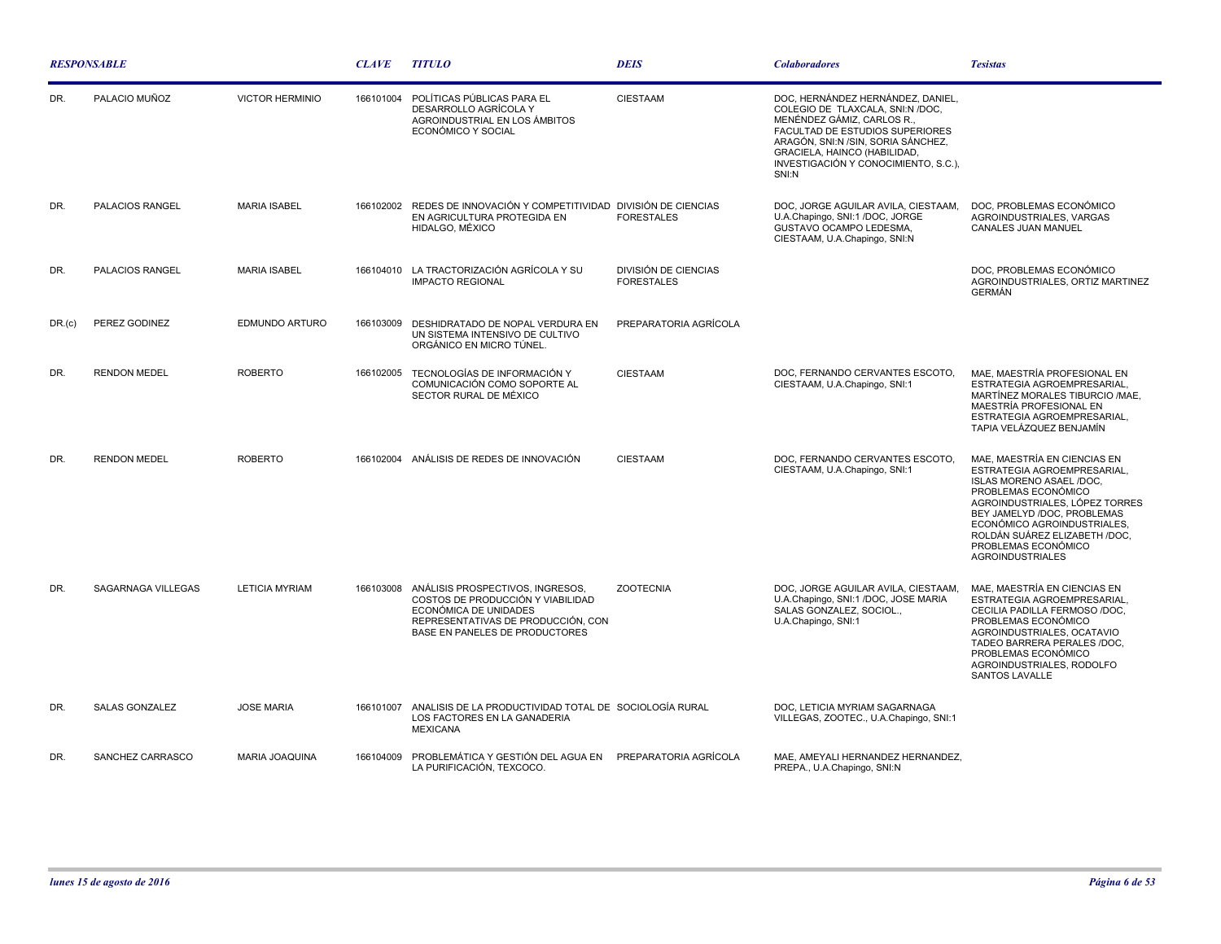| RESPONSABLE | | | CLAVE | TITULO | DEIS | Colaboradores | Tesistas |
|---|---|---|---|---|---|---|---|
| DR. | PALACIO MUÑOZ | VICTOR HERMINIO | 166101004 | POLÍTICAS PÚBLICAS PARA EL DESARROLLO AGRÍCOLA Y AGROINDUSTRIAL EN LOS ÁMBITOS ECONÓMICO Y SOCIAL | CIESTAAM | DOC, HERNÁNDEZ HERNÁNDEZ, DANIEL, COLEGIO DE TLAXCALA, SNI:N /DOC, MENÉNDEZ GÁMIZ, CARLOS R., FACULTAD DE ESTUDIOS SUPERIORES ARAGÓN, SNI:N /SIN, SORIA SÁNCHEZ, GRACIELA, HAINCO (HABILIDAD, INVESTIGACIÓN Y CONOCIMIENTO, S.C.), SNI:N | |
| DR. | PALACIOS RANGEL | MARIA ISABEL | 166102002 | REDES DE INNOVACIÓN Y COMPETITIVIDAD EN AGRICULTURA PROTEGIDA EN HIDALGO, MÉXICO | DIVISIÓN DE CIENCIAS FORESTALES | DOC, JORGE AGUILAR AVILA, CIESTAAM, U.A.Chapingo, SNI:1 /DOC, JORGE GUSTAVO OCAMPO LEDESMA, CIESTAAM, U.A.Chapingo, SNI:N | DOC, PROBLEMAS ECONÓMICO AGROINDUSTRIALES, VARGAS CANALES JUAN MANUEL |
| DR. | PALACIOS RANGEL | MARIA ISABEL | 166104010 | LA TRACTORIZACIÓN AGRÍCOLA Y SU IMPACTO REGIONAL | DIVISIÓN DE CIENCIAS FORESTALES | | DOC, PROBLEMAS ECONÓMICO AGROINDUSTRIALES, ORTIZ MARTINEZ GERMÁN |
| DR.(c) | PEREZ GODINEZ | EDMUNDO ARTURO | 166103009 | DESHIDRATADO DE NOPAL VERDURA EN UN SISTEMA INTENSIVO DE CULTIVO ORGÁNICO EN MICRO TÚNEL. | PREPARATORIA AGRÍCOLA | | |
| DR. | RENDON MEDEL | ROBERTO | 166102005 | TECNOLOGÍAS DE INFORMACIÓN Y COMUNICACIÓN COMO SOPORTE AL SECTOR RURAL DE MÉXICO | CIESTAAM | DOC, FERNANDO CERVANTES ESCOTO, CIESTAAM, U.A.Chapingo, SNI:1 | MAE, MAESTRÍA PROFESIONAL EN ESTRATEGIA AGROEMPRESARIAL, MARTÍNEZ MORALES TIBURCIO /MAE, MAESTRÍA PROFESIONAL EN ESTRATEGIA AGROEMPRESARIAL, TAPIA VELÁZQUEZ BENJAMÍN |
| DR. | RENDON MEDEL | ROBERTO | 166102004 | ANÁLISIS DE REDES DE INNOVACIÓN | CIESTAAM | DOC, FERNANDO CERVANTES ESCOTO, CIESTAAM, U.A.Chapingo, SNI:1 | MAE, MAESTRÍA EN CIENCIAS EN ESTRATEGIA AGROEMPRESARIAL, ISLAS MORENO ASAEL /DOC, PROBLEMAS ECONÓMICO AGROINDUSTRIALES, LÓPEZ TORRES BEY JAMELYD /DOC, PROBLEMAS ECONÓMICO AGROINDUSTRIALES, ROLDÁN SUÁREZ ELIZABETH /DOC, PROBLEMAS ECONÓMICO AGROINDUSTRIALES |
| DR. | SAGARNAGA VILLEGAS | LETICIA MYRIAM | 166103008 | ANÁLISIS PROSPECTIVOS, INGRESOS, COSTOS DE PRODUCCIÓN Y VIABILIDAD ECONÓMICA DE UNIDADES REPRESENTATIVAS DE PRODUCCIÓN, CON BASE EN PANELES DE PRODUCTORES | ZOOTECNIA | DOC, JORGE AGUILAR AVILA, CIESTAAM, U.A.Chapingo, SNI:1 /DOC, JOSE MARIA SALAS GONZALEZ, SOCIOL., U.A.Chapingo, SNI:1 | MAE, MAESTRÍA EN CIENCIAS EN ESTRATEGIA AGROEMPRESARIAL, CECILIA PADILLA FERMOSO /DOC, PROBLEMAS ECONÓMICO AGROINDUSTRIALES, OCATAVIO TADEO BARRERA PERALES /DOC, PROBLEMAS ECONÓMICO AGROINDUSTRIALES, RODOLFO SANTOS LAVALLE |
| DR. | SALAS GONZALEZ | JOSE MARIA | 166101007 | ANALISIS DE LA PRODUCTIVIDAD TOTAL DE LOS FACTORES EN LA GANADERIA MEXICANA | SOCIOLOGÍA RURAL | DOC, LETICIA MYRIAM SAGARNAGA VILLEGAS, ZOOTEC., U.A.Chapingo, SNI:1 | |
| DR. | SANCHEZ CARRASCO | MARIA JOAQUINA | 166104009 | PROBLEMÁTICA Y GESTIÓN DEL AGUA EN LA PURIFICACIÓN, TEXCOCO. | PREPARATORIA AGRÍCOLA | MAE, AMEYALI HERNANDEZ HERNANDEZ, PREPA., U.A.Chapingo, SNI:N | |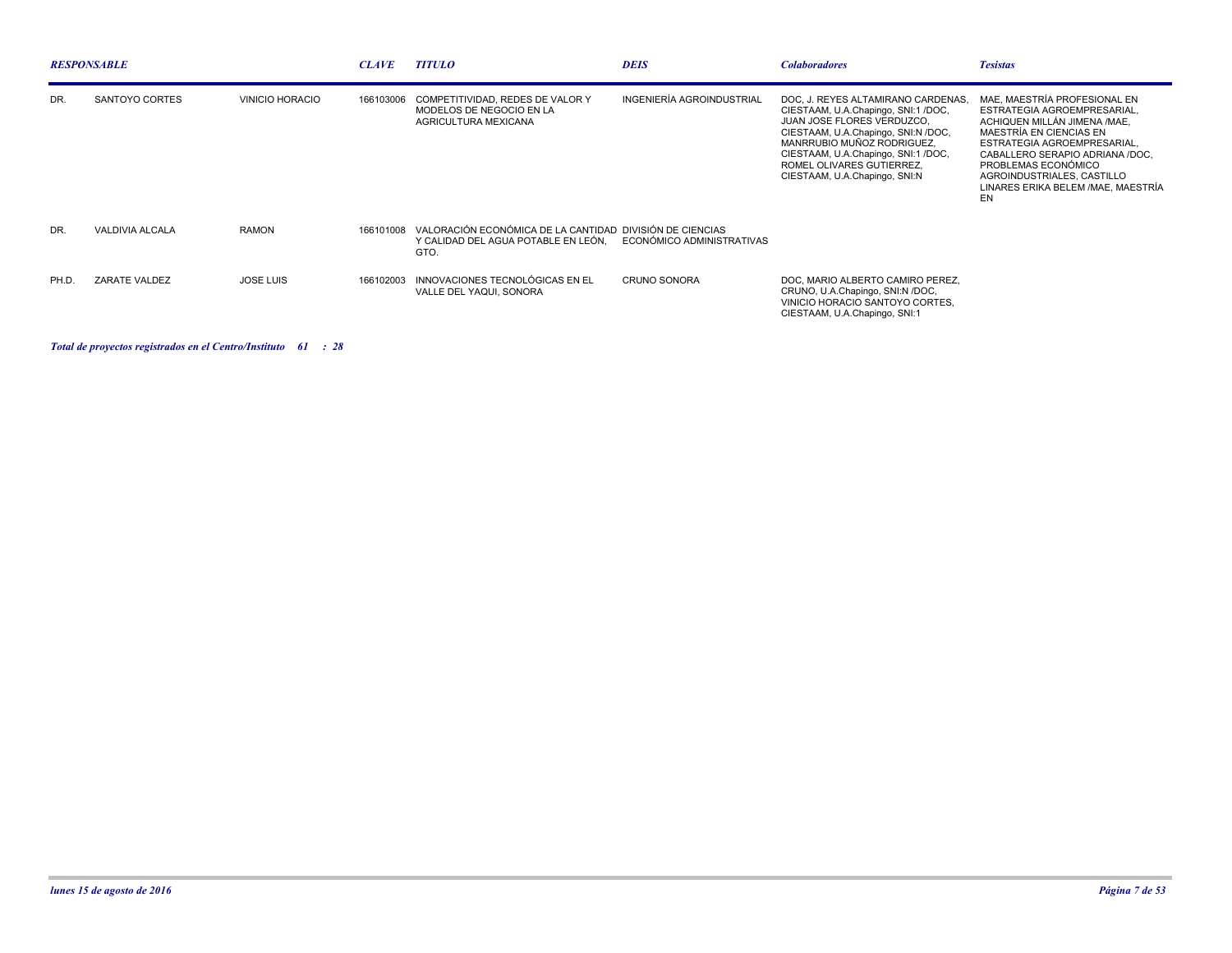| *RESPONSABLE* | | | *CLAVE* | *TITULO* | *DEIS* | *Colaboradores* | *Tesistas* |
|---|---|---|---|---|---|---|---|
| DR. | SANTOYO CORTES | VINICIO HORACIO | 166103006 | COMPETITIVIDAD, REDES DE VALOR Y MODELOS DE NEGOCIO EN LA AGRICULTURA MEXICANA | INGENIERÍA AGROINDUSTRIAL | DOC, J. REYES ALTAMIRANO CARDENAS, CIESTAAM, U.A.Chapingo, SNI:1 /DOC, JUAN JOSE FLORES VERDUZCO, CIESTAAM, U.A.Chapingo, SNI:N /DOC, MANRRUBIO MUÑOZ RODRIGUEZ, CIESTAAM, U.A.Chapingo, SNI:1 /DOC, ROMEL OLIVARES GUTIERREZ, CIESTAAM, U.A.Chapingo, SNI:N | MAE, MAESTRÍA PROFESIONAL EN ESTRATEGIA AGROEMPRESARIAL, ACHIQUEN MILLÁN JIMENA /MAE, MAESTRÍA EN CIENCIAS EN ESTRATEGIA AGROEMPRESARIAL, CABALLERO SERAPIO ADRIANA /DOC, PROBLEMAS ECONÓMICO AGROINDUSTRIALES, CASTILLO LINARES ERIKA BELEM /MAE, MAESTRÍA EN |
| DR. | VALDIVIA ALCALA | RAMON | 166101008 | VALORACIÓN ECONÓMICA DE LA CANTIDAD Y CALIDAD DEL AGUA POTABLE EN LEÓN, GTO. | DIVISIÓN DE CIENCIAS ECONÓMICO ADMINISTRATIVAS | | |
| PH.D. | ZARATE VALDEZ | JOSE LUIS | 166102003 | INNOVACIONES TECNOLÓGICAS EN EL VALLE DEL YAQUI, SONORA | CRUNO SONORA | DOC, MARIO ALBERTO CAMIRO PEREZ, CRUNO, U.A.Chapingo, SNI:N /DOC, VINICIO HORACIO SANTOYO CORTES, CIESTAAM, U.A.Chapingo, SNI:1 | |

***Total de proyectos registrados en el Centro/Instituto 61 : 28***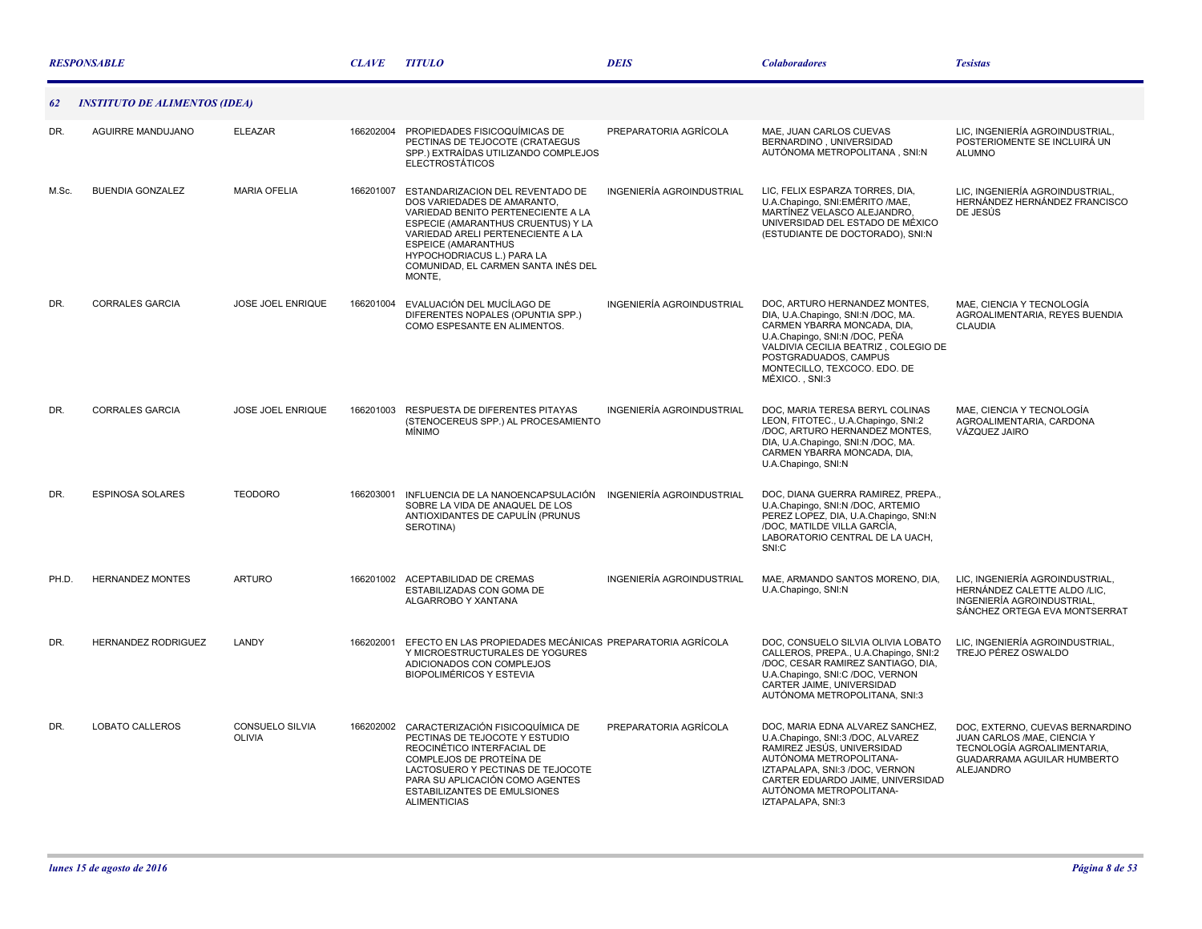| RESPONSABLE | | | CLAVE | TITULO | DEIS | Colaboradores | Tesistas |
|---|---|---|---|---|---|---|---|
| **62** | **INSTITUTO DE ALIMENTOS (IDEA)** | | | | | | |
| DR. | AGUIRRE MANDUJANO | ELEAZAR | 166202004 | PROPIEDADES FISICOQUÍMICAS DE PECTINAS DE TEJOCOTE (CRATAEGUS SPP.) EXTRAÍDAS UTILIZANDO COMPLEJOS ELECTROSTÁTICOS | PREPARATORIA AGRÍCOLA | MAE, JUAN CARLOS CUEVAS BERNARDINO , UNIVERSIDAD AUTÓNOMA METROPOLITANA , SNI:N | LIC, INGENIERÍA AGROINDUSTRIAL, POSTERIOMENTE SE INCLUIRÁ UN ALUMNO |
| M.Sc. | BUENDIA GONZALEZ | MARIA OFELIA | 166201007 | ESTANDARIZACION DEL REVENTADO DE DOS VARIEDADES DE AMARANTO, VARIEDAD BENITO PERTENECIENTE A LA ESPECIE (AMARANTHUS CRUENTUS) Y LA VARIEDAD ARELI PERTENECIENTE A LA ESPEICE (AMARANTHUS HYPOCHODRIACUS L.) PARA LA COMUNIDAD, EL CARMEN SANTA INÉS DEL MONTE, | INGENIERÍA AGROINDUSTRIAL | LIC, FELIX ESPARZA TORRES, DIA, U.A.Chapingo, SNI:EMÉRITO /MAE, MARTÍNEZ VELASCO ALEJANDRO, UNIVERSIDAD DEL ESTADO DE MÉXICO (ESTUDIANTE DE DOCTORADO), SNI:N | LIC, INGENIERÍA AGROINDUSTRIAL, HERNÁNDEZ HERNÁNDEZ FRANCISCO DE JESÚS |
| DR. | CORRALES GARCIA | JOSE JOEL ENRIQUE | 166201004 | EVALUACIÓN DEL MUCÍLAGO DE DIFERENTES NOPALES (OPUNTIA SPP.) COMO ESPESANTE EN ALIMENTOS. | INGENIERÍA AGROINDUSTRIAL | DOC, ARTURO HERNANDEZ MONTES, DIA, U.A.Chapingo, SNI:N /DOC, MA. CARMEN YBARRA MONCADA, DIA, U.A.Chapingo, SNI:N /DOC, PEÑA VALDIVIA CECILIA BEATRIZ , COLEGIO DE POSTGRADUADOS, CAMPUS MONTECILLO, TEXCOCO. EDO. DE MÉXICO. , SNI:3 | MAE, CIENCIA Y TECNOLOGÍA AGROALIMENTARIA, REYES BUENDIA CLAUDIA |
| DR. | CORRALES GARCIA | JOSE JOEL ENRIQUE | 166201003 | RESPUESTA DE DIFERENTES PITAYAS (STENOCEREUS SPP.) AL PROCESAMIENTO MÍNIMO | INGENIERÍA AGROINDUSTRIAL | DOC, MARIA TERESA BERYL COLINAS LEON, FITOTEC., U.A.Chapingo, SNI:2 /DOC, ARTURO HERNANDEZ MONTES, DIA, U.A.Chapingo, SNI:N /DOC, MA. CARMEN YBARRA MONCADA, DIA, U.A.Chapingo, SNI:N | MAE, CIENCIA Y TECNOLOGÍA AGROALIMENTARIA, CARDONA VÁZQUEZ JAIRO |
| DR. | ESPINOSA SOLARES | TEODORO | 166203001 | INFLUENCIA DE LA NANOENCAPSULACIÓN SOBRE LA VIDA DE ANAQUEL DE LOS ANTIOXIDANTES DE CAPULÍN (PRUNUS SEROTINA) | INGENIERÍA AGROINDUSTRIAL | DOC, DIANA GUERRA RAMIREZ, PREPA., U.A.Chapingo, SNI:N /DOC, ARTEMIO PEREZ LOPEZ, DIA, U.A.Chapingo, SNI:N /DOC, MATILDE VILLA GARCÍA, LABORATORIO CENTRAL DE LA UACH, SNI:C | |
| PH.D. | HERNANDEZ MONTES | ARTURO | 166201002 | ACEPTABILIDAD DE CREMAS ESTABILIZADAS CON GOMA DE ALGARROBO Y XANTANA | INGENIERÍA AGROINDUSTRIAL | MAE, ARMANDO SANTOS MORENO, DIA, U.A.Chapingo, SNI:N | LIC, INGENIERÍA AGROINDUSTRIAL, HERNÁNDEZ CALETTE ALDO /LIC, INGENIERÍA AGROINDUSTRIAL, SÁNCHEZ ORTEGA EVA MONTSERRAT |
| DR. | HERNANDEZ RODRIGUEZ | LANDY | 166202001 | EFECTO EN LAS PROPIEDADES MECÁNICAS Y MICROESTRUCTURALES DE YOGURES ADICIONADOS CON COMPLEJOS BIOPOLIMÉRICOS Y ESTEVIA | PREPARATORIA AGRÍCOLA | DOC, CONSUELO SILVIA OLIVIA LOBATO CALLEROS, PREPA., U.A.Chapingo, SNI:2 /DOC, CESAR RAMIREZ SANTIAGO, DIA, U.A.Chapingo, SNI:C /DOC, VERNON CARTER JAIME, UNIVERSIDAD AUTÓNOMA METROPOLITANA, SNI:3 | LIC, INGENIERÍA AGROINDUSTRIAL, TREJO PÉREZ OSWALDO |
| DR. | LOBATO CALLEROS | CONSUELO SILVIA OLIVIA | 166202002 | CARACTERIZACIÓN FISICOQUÍMICA DE PECTINAS DE TEJOCOTE Y ESTUDIO REOCINÉTICO INTERFACIAL DE COMPLEJOS DE PROTEÍNA DE LACTOSUERO Y PECTINAS DE TEJOCOTE PARA SU APLICACIÓN COMO AGENTES ESTABILIZANTES DE EMULSIONES ALIMENTICIAS | PREPARATORIA AGRÍCOLA | DOC, MARIA EDNA ALVAREZ SANCHEZ, U.A.Chapingo, SNI:3 /DOC, ALVAREZ RAMIREZ JESÚS, UNIVERSIDAD AUTÓNOMA METROPOLITANA-IZTAPALAPA, SNI:3 /DOC, VERNON CARTER EDUARDO JAIME, UNIVERSIDAD AUTÓNOMA METROPOLITANA-IZTAPALAPA, SNI:3 | DOC, EXTERNO, CUEVAS BERNARDINO JUAN CARLOS /MAE, CIENCIA Y TECNOLOGÍA AGROALIMENTARIA, GUADARRAMA AGUILAR HUMBERTO ALEJANDRO |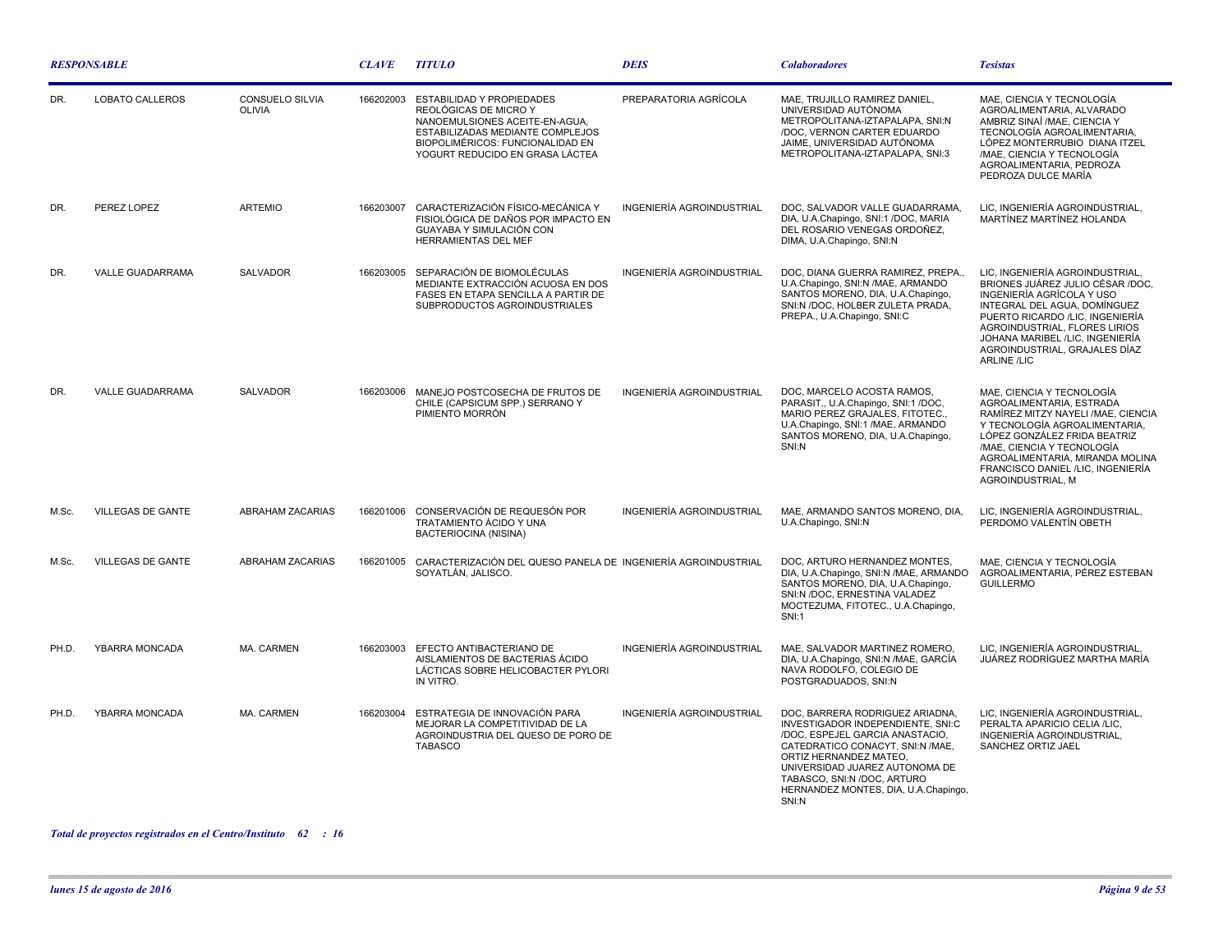| RESPONSABLE | | | CLAVE | TITULO | DEIS | Colaboradores | Tesistas |
|---|---|---|---|---|---|---|---|
| DR. | LOBATO CALLEROS | CONSUELO SILVIA OLIVIA | 166202003 | ESTABILIDAD Y PROPIEDADES REOLÓGICAS DE MICRO Y NANOEMULSIONES ACEITE-EN-AGUA, ESTABILIZADAS MEDIANTE COMPLEJOS BIOPOLIMÉRICOS: FUNCIONALIDAD EN YOGURT REDUCIDO EN GRASA LÁCTEA | PREPARATORIA AGRÍCOLA | MAE, TRUJILLO RAMIREZ DANIEL, UNIVERSIDAD AUTÓNOMA METROPOLITANA-IZTAPALAPA, SNI:N /DOC, VERNON CARTER EDUARDO JAIME, UNIVERSIDAD AUTÓNOMA METROPOLITANA-IZTAPALAPA, SNI:3 | MAE, CIENCIA Y TECNOLOGÍA AGROALIMENTARIA, ALVARADO AMBRIZ SINAÍ /MAE, CIENCIA Y TECNOLOGÍA AGROALIMENTARIA, LÓPEZ MONTERRUBIO DIANA ITZEL /MAE, CIENCIA Y TECNOLOGÍA AGROALIMENTARIA, PEDROZA PEDROZA DULCE MARÍA |
| DR. | PEREZ LOPEZ | ARTEMIO | 166203007 | CARACTERIZACIÓN FÍSICO-MECÁNICA Y FISIOLÓGICA DE DAÑOS POR IMPACTO EN GUAYABA Y SIMULACIÓN CON HERRAMIENTAS DEL MEF | INGENIERÍA AGROINDUSTRIAL | DOC, SALVADOR VALLE GUADARRAMA, DIA, U.A.Chapingo, SNI:1 /DOC, MARIA DEL ROSARIO VENEGAS ORDOÑEZ, DIMA, U.A.Chapingo, SNI:N | LIC, INGENIERÍA AGROINDUSTRIAL, MARTÍNEZ MARTÍNEZ HOLANDA |
| DR. | VALLE GUADARRAMA | SALVADOR | 166203005 | SEPARACIÓN DE BIOMOLÉCULAS MEDIANTE EXTRACCIÓN ACUOSA EN DOS FASES EN ETAPA SENCILLA A PARTIR DE SUBPRODUCTOS AGROINDUSTRIALES | INGENIERÍA AGROINDUSTRIAL | DOC, DIANA GUERRA RAMIREZ, PREPA., U.A.Chapingo, SNI:N /MAE, ARMANDO SANTOS MORENO, DIA, U.A.Chapingo, SNI:N /DOC, HOLBER ZULETA PRADA, PREPA., U.A.Chapingo, SNI:C | LIC, INGENIERÍA AGROINDUSTRIAL, BRIONES JUÁREZ JULIO CÉSAR /DOC, INGENIERÍA AGRÍCOLA Y USO INTEGRAL DEL AGUA, DOMÍNGUEZ PUERTO RICARDO /LIC, INGENIERÍA AGROINDUSTRIAL, FLORES LIRIOS JOHANA MARIBEL /LIC, INGENIERÍA AGROINDUSTRIAL, GRAJALES DÍAZ ARLINE /LIC |
| DR. | VALLE GUADARRAMA | SALVADOR | 166203006 | MANEJO POSTCOSECHA DE FRUTOS DE CHILE (CAPSICUM SPP.) SERRANO Y PIMIENTO MORRÓN | INGENIERÍA AGROINDUSTRIAL | DOC, MARCELO ACOSTA RAMOS, PARASIT., U.A.Chapingo, SNI:1 /DOC, MARIO PEREZ GRAJALES, FITOTEC., U.A.Chapingo, SNI:1 /MAE, ARMANDO SANTOS MORENO, DIA, U.A.Chapingo, SNI:N | MAE, CIENCIA Y TECNOLOGÍA AGROALIMENTARIA, ESTRADA RAMÍREZ MITZY NAYELI /MAE, CIENCIA Y TECNOLOGÍA AGROALIMENTARIA, LÓPEZ GONZÁLEZ FRIDA BEATRIZ /MAE, CIENCIA Y TECNOLOGÍA AGROALIMENTARIA, MIRANDA MOLINA FRANCISCO DANIEL /LIC, INGENIERÍA AGROINDUSTRIAL, M |
| M.Sc. | VILLEGAS DE GANTE | ABRAHAM ZACARIAS | 166201006 | CONSERVACIÓN DE REQUESÓN POR TRATAMIENTO ÁCIDO Y UNA BACTERIOCINA (NISINA) | INGENIERÍA AGROINDUSTRIAL | MAE, ARMANDO SANTOS MORENO, DIA, U.A.Chapingo, SNI:N | LIC, INGENIERÍA AGROINDUSTRIAL, PERDOMO VALENTÍN OBETH |
| M.Sc. | VILLEGAS DE GANTE | ABRAHAM ZACARIAS | 166201005 | CARACTERIZACIÓN DEL QUESO PANELA DE SOYATLÁN, JALISCO. | INGENIERÍA AGROINDUSTRIAL | DOC, ARTURO HERNANDEZ MONTES, DIA, U.A.Chapingo, SNI:N /MAE, ARMANDO SANTOS MORENO, DIA, U.A.Chapingo, SNI:N /DOC, ERNESTINA VALADEZ MOCTEZUMA, FITOTEC., U.A.Chapingo, SNI:1 | MAE, CIENCIA Y TECNOLOGÍA AGROALIMENTARIA, PÉREZ ESTEBAN GUILLERMO |
| PH.D. | YBARRA MONCADA | MA. CARMEN | 166203003 | EFECTO ANTIBACTERIANO DE AISLAMIENTOS DE BACTERIAS ÁCIDO LÁCTICAS SOBRE HELICOBACTER PYLORI IN VITRO. | INGENIERÍA AGROINDUSTRIAL | MAE, SALVADOR MARTINEZ ROMERO, DIA, U.A.Chapingo, SNI:N /MAE, GARCÍA NAVA RODOLFO, COLEGIO DE POSTGRADUADOS, SNI:N | LIC, INGENIERÍA AGROINDUSTRIAL, JUÁREZ RODRÍGUEZ MARTHA MARÍA |
| PH.D. | YBARRA MONCADA | MA. CARMEN | 166203004 | ESTRATEGIA DE INNOVACIÓN PARA MEJORAR LA COMPETITIVIDAD DE LA AGROINDUSTRIA DEL QUESO DE PORO DE TABASCO | INGENIERÍA AGROINDUSTRIAL | DOC, BARRERA RODRIGUEZ ARIADNA, INVESTIGADOR INDEPENDIENTE, SNI:C /DOC, ESPEJEL GARCIA ANASTACIO, CATEDRATICO CONACYT, SNI:N /MAE, ORTIZ HERNANDEZ MATEO, UNIVERSIDAD JUAREZ AUTONOMA DE TABASCO, SNI:N /DOC, ARTURO HERNANDEZ MONTES, DIA, U.A.Chapingo, SNI:N | LIC, INGENIERÍA AGROINDUSTRIAL, PERALTA APARICIO CELIA /LIC, INGENIERÍA AGROINDUSTRIAL, SANCHEZ ORTIZ JAEL |

***Total de proyectos registrados en el Centro/Instituto 62 : 16***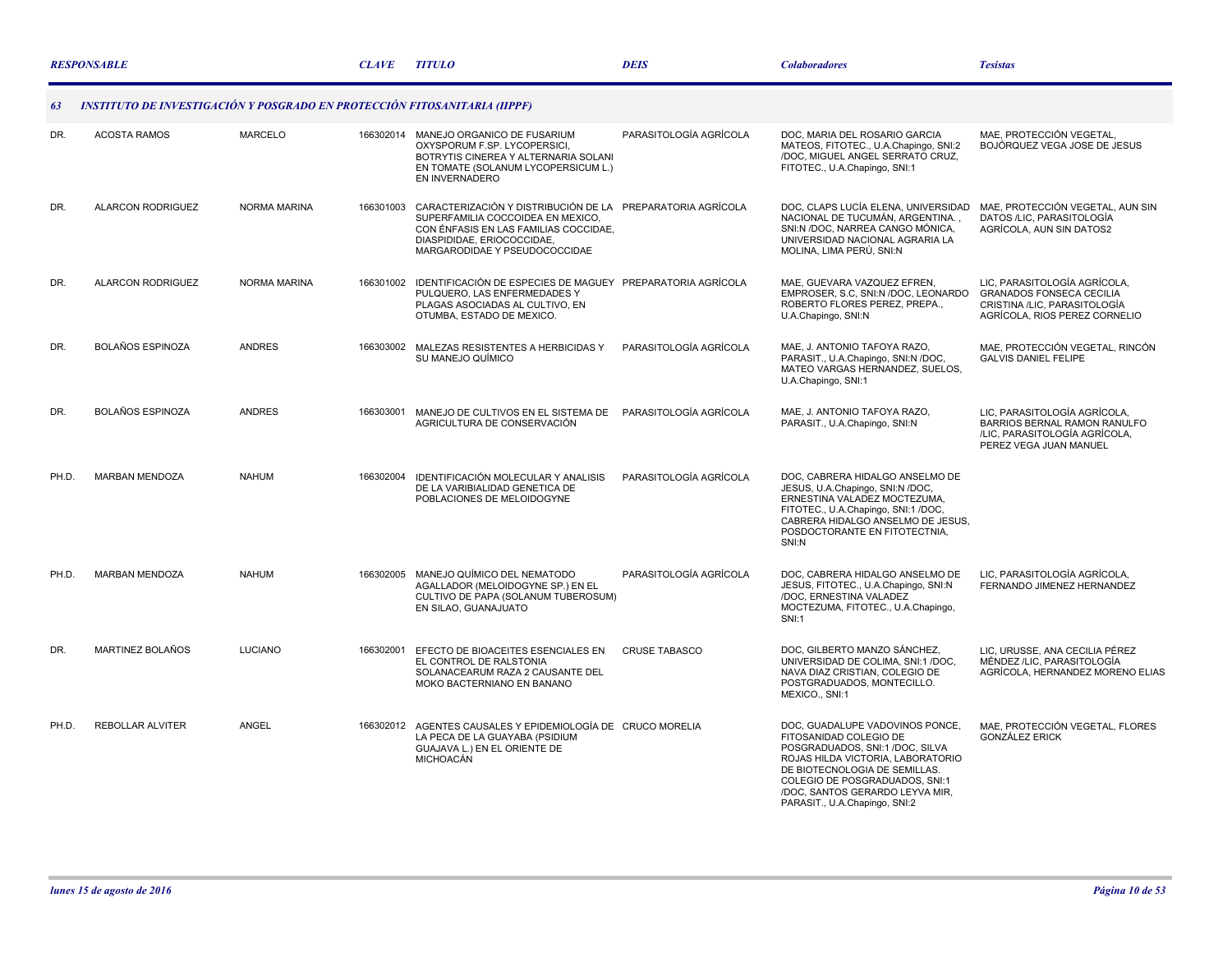| RESPONSABLE | | | CLAVE | TITULO | DEIS | Colaboradores | Tesistas |
|---|---|---|---|---|---|---|---|
| **63** | **INSTITUTO DE INVESTIGACIÓN Y POSGRADO EN PROTECCIÓN FITOSANITARIA (IIPPF)** | | | | | | |
| DR. | ACOSTA RAMOS | MARCELO | 166302014 | MANEJO ORGANICO DE FUSARIUM OXYSPORUM F.SP. LYCOPERSICI, BOTRYTIS CINEREA Y ALTERNARIA SOLANI EN TOMATE (SOLANUM LYCOPERSICUM L.) EN INVERNADERO | PARASITOLOGÍA AGRÍCOLA | DOC, MARIA DEL ROSARIO GARCIA MATEOS, FITOTEC., U.A.Chapingo, SNI:2 /DOC, MIGUEL ANGEL SERRATO CRUZ, FITOTEC., U.A.Chapingo, SNI:1 | MAE, PROTECCIÓN VEGETAL, BOJÓRQUEZ VEGA JOSE DE JESUS |
| DR. | ALARCON RODRIGUEZ | NORMA MARINA | 166301003 | CARACTERIZACIÓN Y DISTRIBUCIÓN DE LA SUPERFAMILIA COCCOIDEA EN MEXICO, CON ÉNFASIS EN LAS FAMILIAS COCCIDAE, DIASPIDIDAE, ERIOCOCCIDAE, MARGARODIDAE Y PSEUDOCOCCIDAE | PREPARATORIA AGRÍCOLA | DOC, CLAPS LUCÍA ELENA, UNIVERSIDAD NACIONAL DE TUCUMÁN, ARGENTINA. , SNI:N /DOC, NARREA CANGO MÓNICA, UNIVERSIDAD NACIONAL AGRARIA LA MOLINA, LIMA PERÚ, SNI:N | MAE, PROTECCIÓN VEGETAL, AUN SIN DATOS /LIC, PARASITOLOGÍA AGRÍCOLA, AUN SIN DATOS2 |
| DR. | ALARCON RODRIGUEZ | NORMA MARINA | 166301002 | IDENTIFICACIÓN DE ESPECIES DE MAGUEY PULQUERO, LAS ENFERMEDADES Y PLAGAS ASOCIADAS AL CULTIVO, EN OTUMBA, ESTADO DE MEXICO. | PREPARATORIA AGRÍCOLA | MAE, GUEVARA VAZQUEZ EFREN, EMPROSER, S.C, SNI:N /DOC, LEONARDO ROBERTO FLORES PEREZ, PREPA., U.A.Chapingo, SNI:N | LIC, PARASITOLOGÍA AGRÍCOLA, GRANADOS FONSECA CECILIA CRISTINA /LIC, PARASITOLOGÍA AGRÍCOLA, RIOS PEREZ CORNELIO |
| DR. | BOLAÑOS ESPINOZA | ANDRES | 166303002 | MALEZAS RESISTENTES A HERBICIDAS Y SU MANEJO QUÍMICO | PARASITOLOGÍA AGRÍCOLA | MAE, J. ANTONIO TAFOYA RAZO, PARASIT., U.A.Chapingo, SNI:N /DOC, MATEO VARGAS HERNANDEZ, SUELOS, U.A.Chapingo, SNI:1 | MAE, PROTECCIÓN VEGETAL, RINCÓN GALVIS DANIEL FELIPE |
| DR. | BOLAÑOS ESPINOZA | ANDRES | 166303001 | MANEJO DE CULTIVOS EN EL SISTEMA DE AGRICULTURA DE CONSERVACIÓN | PARASITOLOGÍA AGRÍCOLA | MAE, J. ANTONIO TAFOYA RAZO, PARASIT., U.A.Chapingo, SNI:N | LIC, PARASITOLOGÍA AGRÍCOLA, BARRIOS BERNAL RAMON RANULFO /LIC, PARASITOLOGÍA AGRÍCOLA, PEREZ VEGA JUAN MANUEL |
| PH.D. | MARBAN MENDOZA | NAHUM | 166302004 | IDENTIFICACIÓN MOLECULAR Y ANALISIS DE LA VARIBIALIDAD GENETICA DE POBLACIONES DE MELOIDOGYNE | PARASITOLOGÍA AGRÍCOLA | DOC, CABRERA HIDALGO ANSELMO DE JESUS, U.A.Chapingo, SNI:N /DOC, ERNESTINA VALADEZ MOCTEZUMA, FITOTEC., U.A.Chapingo, SNI:1 /DOC, CABRERA HIDALGO ANSELMO DE JESUS, POSDOCTORANTE EN FITOTECTNIA, SNI:N | |
| PH.D. | MARBAN MENDOZA | NAHUM | 166302005 | MANEJO QUÍMICO DEL NEMATODO AGALLADOR (MELOIDOGYNE SP.) EN EL CULTIVO DE PAPA (SOLANUM TUBEROSUM) EN SILAO, GUANAJUATO | PARASITOLOGÍA AGRÍCOLA | DOC, CABRERA HIDALGO ANSELMO DE JESUS, FITOTEC., U.A.Chapingo, SNI:N /DOC, ERNESTINA VALADEZ MOCTEZUMA, FITOTEC., U.A.Chapingo, SNI:1 | LIC, PARASITOLOGÍA AGRÍCOLA, FERNANDO JIMENEZ HERNANDEZ |
| DR. | MARTINEZ BOLAÑOS | LUCIANO | 166302001 | EFECTO DE BIOACEITES ESENCIALES EN EL CONTROL DE RALSTONIA SOLANACEARUM RAZA 2 CAUSANTE DEL MOKO BACTERNIANO EN BANANO | CRUSE TABASCO | DOC, GILBERTO MANZO SÁNCHEZ, UNIVERSIDAD DE COLIMA, SNI:1 /DOC, NAVA DIAZ CRISTIAN, COLEGIO DE POSTGRADUADOS, MONTECILLO. MEXICO., SNI:1 | LIC, URUSSE, ANA CECILIA PÉREZ MÉNDEZ /LIC, PARASITOLOGÍA AGRÍCOLA, HERNANDEZ MORENO ELIAS |
| PH.D. | REBOLLAR ALVITER | ANGEL | 166302012 | AGENTES CAUSALES Y EPIDEMIOLOGÍA DE LA PECA DE LA GUAYABA (PSIDIUM GUAJAVA L.) EN EL ORIENTE DE MICHOACÁN | CRUCO MORELIA | DOC, GUADALUPE VADOVINOS PONCE, FITOSANIDAD COLEGIO DE POSGRADUADOS, SNI:1 /DOC, SILVA ROJAS HILDA VICTORIA, LABORATORIO DE BIOTECNOLOGIA DE SEMILLAS. COLEGIO DE POSGRADUADOS, SNI:1 /DOC, SANTOS GERARDO LEYVA MIR, PARASIT., U.A.Chapingo, SNI:2 | MAE, PROTECCIÓN VEGETAL, FLORES GONZÁLEZ ERICK |

*lunes 15 de agosto de 2016*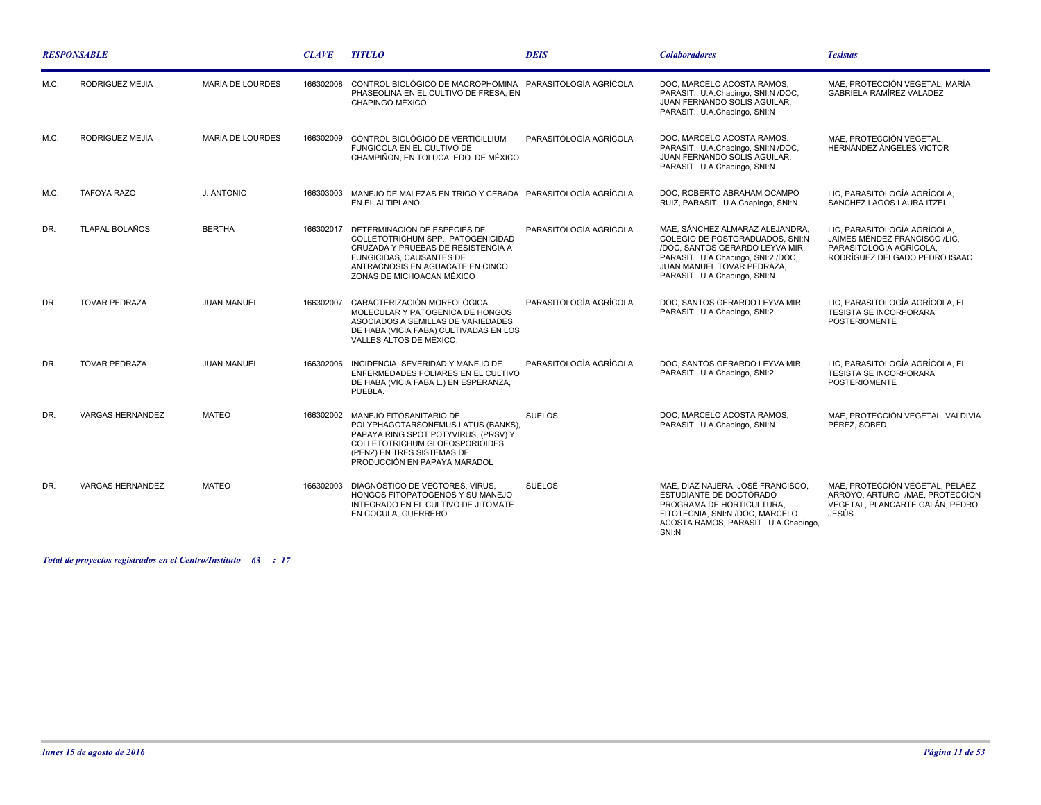| *RESPONSABLE* | | | *CLAVE* | *TITULO* | *DEIS* | *Colaboradores* | *Tesistas* |
| --- | --- | --- | --- | --- | --- | --- | --- |
| M.C. | RODRIGUEZ MEJIA | MARIA DE LOURDES | 166302008 | CONTROL BIOLÓGICO DE MACROPHOMINA PHASEOLINA EN EL CULTIVO DE FRESA, EN CHAPINGO MÉXICO | PARASITOLOGÍA AGRÍCOLA | DOC, MARCELO ACOSTA RAMOS, PARASIT., U.A.Chapingo, SNI:N /DOC, JUAN FERNANDO SOLIS AGUILAR, PARASIT., U.A.Chapingo, SNI:N | MAE, PROTECCIÓN VEGETAL, MARÍA GABRIELA RAMÍREZ VALADEZ |
| M.C. | RODRIGUEZ MEJIA | MARIA DE LOURDES | 166302009 | CONTROL BIOLÓGICO DE VERTICILLIUM FUNGICOLA EN EL CULTIVO DE CHAMPIÑON, EN TOLUCA, EDO. DE MÉXICO | PARASITOLOGÍA AGRÍCOLA | DOC, MARCELO ACOSTA RAMOS, PARASIT., U.A.Chapingo, SNI:N /DOC, JUAN FERNANDO SOLIS AGUILAR, PARASIT., U.A.Chapingo, SNI:N | MAE, PROTECCIÓN VEGETAL, HERNÁNDEZ ÁNGELES VICTOR |
| M.C. | TAFOYA RAZO | J. ANTONIO | 166303003 | MANEJO DE MALEZAS EN TRIGO Y CEBADA EN EL ALTIPLANO | PARASITOLOGÍA AGRÍCOLA | DOC, ROBERTO ABRAHAM OCAMPO RUIZ, PARASIT., U.A.Chapingo, SNI:N | LIC, PARASITOLOGÍA AGRÍCOLA, SANCHEZ LAGOS LAURA ITZEL |
| DR. | TLAPAL BOLAÑOS | BERTHA | 166302017 | DETERMINACIÓN DE ESPECIES DE COLLETOTRICHUM SPP., PATOGENICIDAD CRUZADA Y PRUEBAS DE RESISTENCIA A FUNGICIDAS, CAUSANTES DE ANTRACNOSIS EN AGUACATE EN CINCO ZONAS DE MICHOACAN MÉXICO | PARASITOLOGÍA AGRÍCOLA | MAE, SÁNCHEZ ALMARAZ ALEJANDRA, COLEGIO DE POSTGRADUADOS, SNI:N /DOC, SANTOS GERARDO LEYVA MIR, PARASIT., U.A.Chapingo, SNI:2 /DOC, JUAN MANUEL TOVAR PEDRAZA, PARASIT., U.A.Chapingo, SNI:N | LIC, PARASITOLOGÍA AGRÍCOLA, JAIMES MÉNDEZ FRANCISCO /LIC, PARASITOLOGÍA AGRÍCOLA, RODRÍGUEZ DELGADO PEDRO ISAAC |
| DR. | TOVAR PEDRAZA | JUAN MANUEL | 166302007 | CARACTERIZACIÓN MORFOLÓGICA, MOLECULAR Y PATOGENICA DE HONGOS ASOCIADOS A SEMILLAS DE VARIEDADES DE HABA (VICIA FABA) CULTIVADAS EN LOS VALLES ALTOS DE MÉXICO. | PARASITOLOGÍA AGRÍCOLA | DOC, SANTOS GERARDO LEYVA MIR, PARASIT., U.A.Chapingo, SNI:2 | LIC, PARASITOLOGÍA AGRÍCOLA, EL TESISTA SE INCORPORARA POSTERIOMENTE |
| DR. | TOVAR PEDRAZA | JUAN MANUEL | 166302006 | INCIDENCIA, SEVERIDAD Y MANEJO DE ENFERMEDADES FOLIARES EN EL CULTIVO DE HABA (VICIA FABA L.) EN ESPERANZA, PUEBLA. | PARASITOLOGÍA AGRÍCOLA | DOC, SANTOS GERARDO LEYVA MIR, PARASIT., U.A.Chapingo, SNI:2 | LIC, PARASITOLOGÍA AGRÍCOLA, EL TESISTA SE INCORPORARA POSTERIOMENTE |
| DR. | VARGAS HERNANDEZ | MATEO | 166302002 | MANEJO FITOSANITARIO DE POLYPHAGOTARSONEMUS LATUS (BANKS), PAPAYA RING SPOT POTYVIRUS, (PRSV) Y COLLETOTRICHUM GLOEOSPORIOIDES (PENZ) EN TRES SISTEMAS DE PRODUCCIÓN EN PAPAYA MARADOL | SUELOS | DOC, MARCELO ACOSTA RAMOS, PARASIT., U.A.Chapingo, SNI:N | MAE, PROTECCIÓN VEGETAL, VALDIVIA PÉREZ, SOBED |
| DR. | VARGAS HERNANDEZ | MATEO | 166302003 | DIAGNÓSTICO DE VECTORES, VIRUS, HONGOS FITOPATÓGENOS Y SU MANEJO INTEGRADO EN EL CULTIVO DE JITOMATE EN COCULA, GUERRERO | SUELOS | MAE, DIAZ NAJERA, JOSÉ FRANCISCO, ESTUDIANTE DE DOCTORADO PROGRAMA DE HORTICULTURA, FITOTECNIA, SNI:N /DOC, MARCELO ACOSTA RAMOS, PARASIT., U.A.Chapingo, SNI:N | MAE, PROTECCIÓN VEGETAL, PELÁEZ ARROYO, ARTURO /MAE, PROTECCIÓN VEGETAL, PLANCARTE GALÁN, PEDRO JESÚS |

***Total de proyectos registrados en el Centro/Instituto 63 : 17***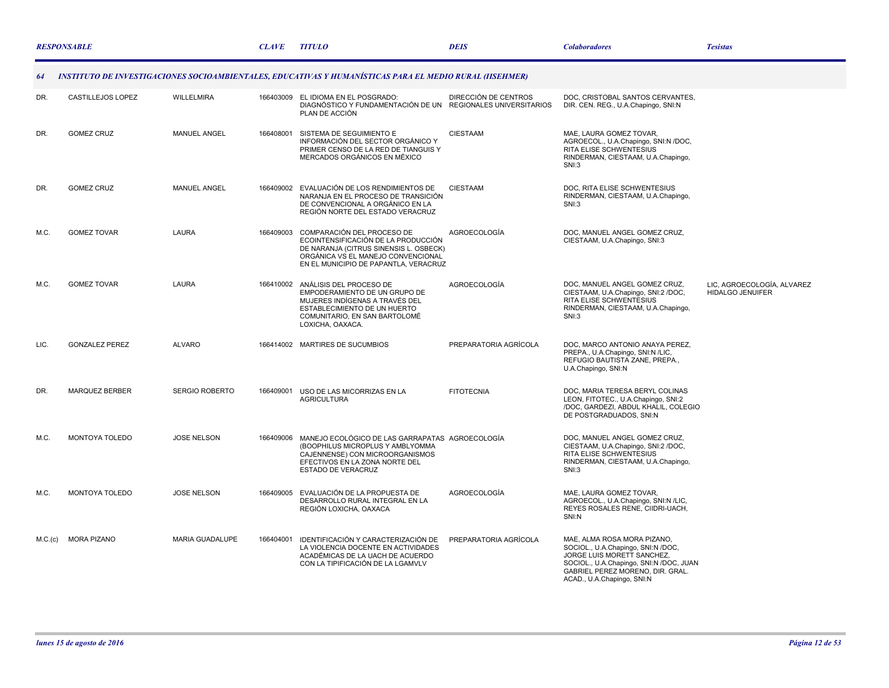| *RESPONSABLE* | | | *CLAVE* | *TITULO* | *DEIS* | *Colaboradores* | *Tesistas* |
|---|---|---|---|---|---|---|---|
| ***64*** | ***INSTITUTO DE INVESTIGACIONES SOCIOAMBIENTALES, EDUCATIVAS Y HUMANÍSTICAS PARA EL MEDIO RURAL (IISEHMER)*** | | | | | | |
| DR. | CASTILLEJOS LOPEZ | WILLELMIRA | 166403009 | EL IDIOMA EN EL POSGRADO: DIAGNÓSTICO Y FUNDAMENTACIÓN DE UN PLAN DE ACCIÓN | DIRECCIÓN DE CENTROS REGIONALES UNIVERSITARIOS | DOC, CRISTOBAL SANTOS CERVANTES, DIR. CEN. REG., U.A.Chapingo, SNI:N | |
| DR. | GOMEZ CRUZ | MANUEL ANGEL | 166408001 | SISTEMA DE SEGUIMIENTO E INFORMACIÓN DEL SECTOR ORGÁNICO Y PRIMER CENSO DE LA RED DE TIANGUIS Y MERCADOS ORGÁNICOS EN MÉXICO | CIESTAAM | MAE, LAURA GOMEZ TOVAR, AGROECOL., U.A.Chapingo, SNI:N /DOC, RITA ELISE SCHWENTESIUS RINDERMAN, CIESTAAM, U.A.Chapingo, SNI:3 | |
| DR. | GOMEZ CRUZ | MANUEL ANGEL | 166409002 | EVALUACIÓN DE LOS RENDIMIENTOS DE NARANJA EN EL PROCESO DE TRANSICIÓN DE CONVENCIONAL A ORGÁNICO EN LA REGIÓN NORTE DEL ESTADO VERACRUZ | CIESTAAM | DOC, RITA ELISE SCHWENTESIUS RINDERMAN, CIESTAAM, U.A.Chapingo, SNI:3 | |
| M.C. | GOMEZ TOVAR | LAURA | 166409003 | COMPARACIÓN DEL PROCESO DE ECOINTENSIFICACIÓN DE LA PRODUCCIÓN DE NARANJA (CITRUS SINENSIS L. OSBECK) ORGÁNICA VS EL MANEJO CONVENCIONAL EN EL MUNICIPIO DE PAPANTLA, VERACRUZ | AGROECOLOGÍA | DOC, MANUEL ANGEL GOMEZ CRUZ, CIESTAAM, U.A.Chapingo, SNI:3 | |
| M.C. | GOMEZ TOVAR | LAURA | 166410002 | ANÁLISIS DEL PROCESO DE EMPODERAMIENTO DE UN GRUPO DE MUJERES INDÍGENAS A TRAVÉS DEL ESTABLECIMIENTO DE UN HUERTO COMUNITARIO, EN SAN BARTOLOMÉ LOXICHA, OAXACA. | AGROECOLOGÍA | DOC, MANUEL ANGEL GOMEZ CRUZ, CIESTAAM, U.A.Chapingo, SNI:2 /DOC, RITA ELISE SCHWENTESIUS RINDERMAN, CIESTAAM, U.A.Chapingo, SNI:3 | LIC, AGROECOLOGÍA, ALVAREZ HIDALGO JENUIFER |
| LIC. | GONZALEZ PEREZ | ALVARO | 166414002 | MARTIRES DE SUCUMBIOS | PREPARATORIA AGRÍCOLA | DOC, MARCO ANTONIO ANAYA PEREZ, PREPA., U.A.Chapingo, SNI:N /LIC, REFUGIO BAUTISTA ZANE, PREPA., U.A.Chapingo, SNI:N | |
| DR. | MARQUEZ BERBER | SERGIO ROBERTO | 166409001 | USO DE LAS MICORRIZAS EN LA AGRICULTURA | FITOTECNIA | DOC, MARIA TERESA BERYL COLINAS LEON, FITOTEC., U.A.Chapingo, SNI:2 /DOC, GARDEZI, ABDUL KHALIL, COLEGIO DE POSTGRADUADOS, SNI:N | |
| M.C. | MONTOYA TOLEDO | JOSE NELSON | 166409006 | MANEJO ECOLÓGICO DE LAS GARRAPATAS (BOOPHILUS MICROPLUS Y AMBLYOMMA CAJENNENSE) CON MICROORGANISMOS EFECTIVOS EN LA ZONA NORTE DEL ESTADO DE VERACRUZ | AGROECOLOGÍA | DOC, MANUEL ANGEL GOMEZ CRUZ, CIESTAAM, U.A.Chapingo, SNI:2 /DOC, RITA ELISE SCHWENTESIUS RINDERMAN, CIESTAAM, U.A.Chapingo, SNI:3 | |
| M.C. | MONTOYA TOLEDO | JOSE NELSON | 166409005 | EVALUACIÓN DE LA PROPUESTA DE DESARROLLO RURAL INTEGRAL EN LA REGIÓN LOXICHA, OAXACA | AGROECOLOGÍA | MAE, LAURA GOMEZ TOVAR, AGROECOL., U.A.Chapingo, SNI:N /LIC, REYES ROSALES RENE, CIIDRI-UACH, SNI:N | |
| M.C.(c) | MORA PIZANO | MARIA GUADALUPE | 166404001 | IDENTIFICACIÓN Y CARACTERIZACIÓN DE LA VIOLENCIA DOCENTE EN ACTIVIDADES ACADÉMICAS DE LA UACH DE ACUERDO CON LA TIPIFICACIÓN DE LA LGAMVLV | PREPARATORIA AGRÍCOLA | MAE, ALMA ROSA MORA PIZANO, SOCIOL., U.A.Chapingo, SNI:N /DOC, JORGE LUIS MORETT SANCHEZ, SOCIOL., U.A.Chapingo, SNI:N /DOC, JUAN GABRIEL PEREZ MORENO, DIR. GRAL. ACAD., U.A.Chapingo, SNI:N | |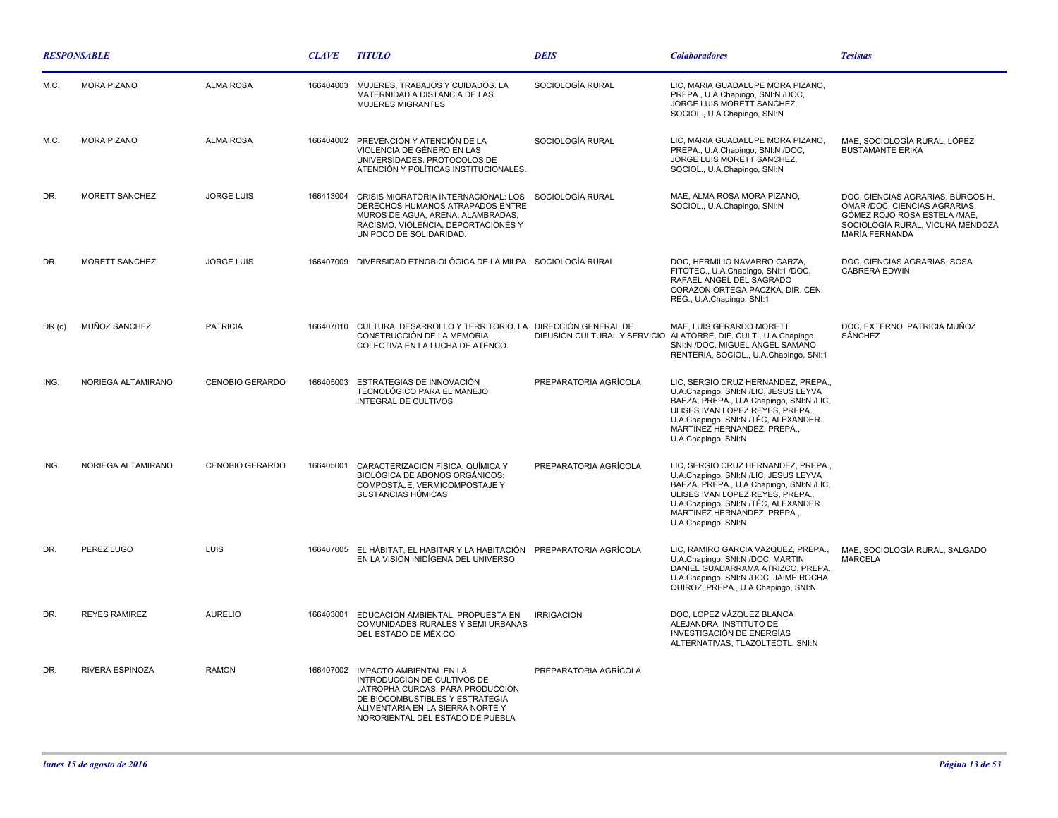| *RESPONSABLE* | | | *CLAVE* | *TITULO* | *DEIS* | *Colaboradores* | *Tesistas* |
|---|---|---|---|---|---|---|---|
| M.C. | MORA PIZANO | ALMA ROSA | 166404003 | MUJERES, TRABAJOS Y CUIDADOS. LA MATERNIDAD A DISTANCIA DE LAS MUJERES MIGRANTES | SOCIOLOGÍA RURAL | LIC, MARIA GUADALUPE MORA PIZANO, PREPA., U.A.Chapingo, SNI:N /DOC, JORGE LUIS MORETT SANCHEZ, SOCIOL., U.A.Chapingo, SNI:N | |
| M.C. | MORA PIZANO | ALMA ROSA | 166404002 | PREVENCIÓN Y ATENCIÓN DE LA VIOLENCIA DE GÉNERO EN LAS UNIVERSIDADES. PROTOCOLOS DE ATENCIÓN Y POLÍTICAS INSTITUCIONALES. | SOCIOLOGÍA RURAL | LIC, MARIA GUADALUPE MORA PIZANO, PREPA., U.A.Chapingo, SNI:N /DOC, JORGE LUIS MORETT SANCHEZ, SOCIOL., U.A.Chapingo, SNI:N | MAE, SOCIOLOGÍA RURAL, LÓPEZ BUSTAMANTE ERIKA |
| DR. | MORETT SANCHEZ | JORGE LUIS | 166413004 | CRISIS MIGRATORIA INTERNACIONAL: LOS DERECHOS HUMANOS ATRAPADOS ENTRE MUROS DE AGUA, ARENA, ALAMBRADAS, RACISMO, VIOLENCIA, DEPORTACIONES Y UN POCO DE SOLIDARIDAD. | SOCIOLOGÍA RURAL | MAE, ALMA ROSA MORA PIZANO, SOCIOL., U.A.Chapingo, SNI:N | DOC, CIENCIAS AGRARIAS, BURGOS H. OMAR /DOC, CIENCIAS AGRARIAS, GÓMEZ ROJO ROSA ESTELA /MAE, SOCIOLOGÍA RURAL, VICUÑA MENDOZA MARÍA FERNANDA |
| DR. | MORETT SANCHEZ | JORGE LUIS | 166407009 | DIVERSIDAD ETNOBIOLÓGICA DE LA MILPA | SOCIOLOGÍA RURAL | DOC, HERMILIO NAVARRO GARZA, FITOTEC., U.A.Chapingo, SNI:1 /DOC, RAFAEL ANGEL DEL SAGRADO CORAZON ORTEGA PACZKA, DIR. CEN. REG., U.A.Chapingo, SNI:1 | DOC, CIENCIAS AGRARIAS, SOSA CABRERA EDWIN |
| DR.(c) | MUÑOZ SANCHEZ | PATRICIA | 166407010 | CULTURA, DESARROLLO Y TERRITORIO. LA CONSTRUCCIÓN DE LA MEMORIA COLECTIVA EN LA LUCHA DE ATENCO. | DIRECCIÓN GENERAL DE DIFUSIÓN CULTURAL Y SERVICIO | MAE, LUIS GERARDO MORETT ALATORRE, DIF. CULT., U.A.Chapingo, SNI:N /DOC, MIGUEL ANGEL SAMANO RENTERIA, SOCIOL., U.A.Chapingo, SNI:1 | DOC, EXTERNO, PATRICIA MUÑOZ SÁNCHEZ |
| ING. | NORIEGA ALTAMIRANO | CENOBIO GERARDO | 166405003 | ESTRATEGIAS DE INNOVACIÓN TECNOLÓGICO PARA EL MANEJO INTEGRAL DE CULTIVOS | PREPARATORIA AGRÍCOLA | LIC, SERGIO CRUZ HERNANDEZ, PREPA., U.A.Chapingo, SNI:N /LIC, JESUS LEYVA BAEZA, PREPA., U.A.Chapingo, SNI:N /LIC, ULISES IVAN LOPEZ REYES, PREPA., U.A.Chapingo, SNI:N /TÉC, ALEXANDER MARTINEZ HERNANDEZ, PREPA., U.A.Chapingo, SNI:N | |
| ING. | NORIEGA ALTAMIRANO | CENOBIO GERARDO | 166405001 | CARACTERIZACIÓN FÍSICA, QUÍMICA Y BIOLÓGICA DE ABONOS ORGÁNICOS: COMPOSTAJE, VERMICOMPOSTAJE Y SUSTANCIAS HÚMICAS | PREPARATORIA AGRÍCOLA | LIC, SERGIO CRUZ HERNANDEZ, PREPA., U.A.Chapingo, SNI:N /LIC, JESUS LEYVA BAEZA, PREPA., U.A.Chapingo, SNI:N /LIC, ULISES IVAN LOPEZ REYES, PREPA., U.A.Chapingo, SNI:N /TÉC, ALEXANDER MARTINEZ HERNANDEZ, PREPA., U.A.Chapingo, SNI:N | |
| DR. | PEREZ LUGO | LUIS | 166407005 | EL HÁBITAT, EL HABITAR Y LA HABITACIÓN EN LA VISIÓN INIDÍGENA DEL UNIVERSO | PREPARATORIA AGRÍCOLA | LIC, RAMIRO GARCIA VAZQUEZ, PREPA., U.A.Chapingo, SNI:N /DOC, MARTIN DANIEL GUADARRAMA ATRIZCO, PREPA., U.A.Chapingo, SNI:N /DOC, JAIME ROCHA QUIROZ, PREPA., U.A.Chapingo, SNI:N | MAE, SOCIOLOGÍA RURAL, SALGADO MARCELA |
| DR. | REYES RAMIREZ | AURELIO | 166403001 | EDUCACIÓN AMBIENTAL, PROPUESTA EN COMUNIDADES RURALES Y SEMI URBANAS DEL ESTADO DE MÉXICO | IRRIGACION | DOC, LOPEZ VÁZQUEZ BLANCA ALEJANDRA, INSTITUTO DE INVESTIGACIÓN DE ENERGÍAS ALTERNATIVAS, TLAZOLTEOTL, SNI:N | |
| DR. | RIVERA ESPINOZA | RAMON | 166407002 | IMPACTO AMBIENTAL EN LA INTRODUCCIÓN DE CULTIVOS DE JATROPHA CURCAS, PARA PRODUCCION DE BIOCOMBUSTIBLES Y ESTRATEGIA ALIMENTARIA EN LA SIERRA NORTE Y NORORIENTAL DEL ESTADO DE PUEBLA | PREPARATORIA AGRÍCOLA | | |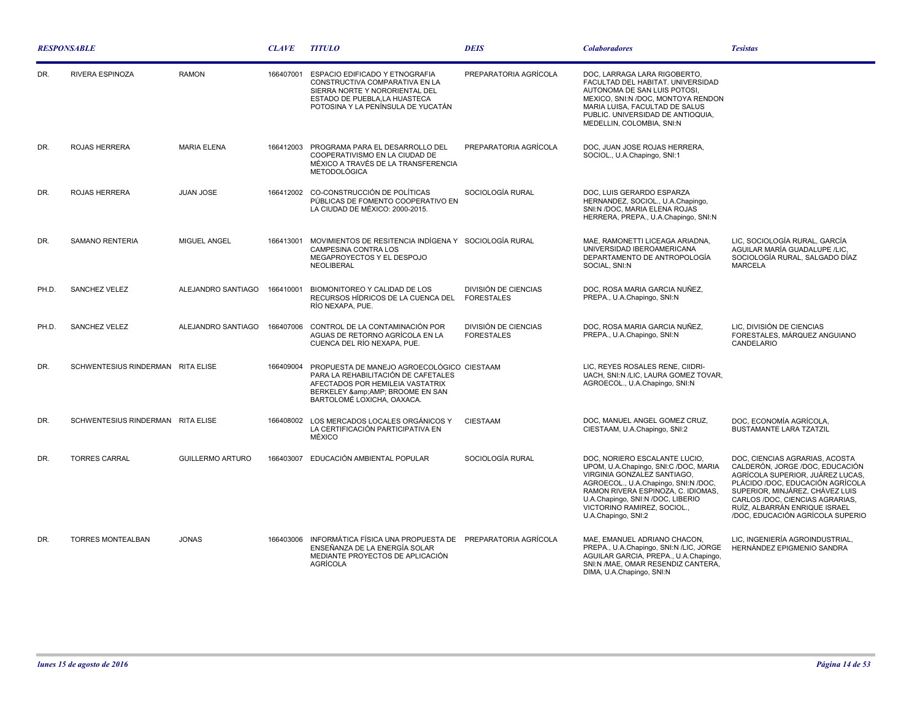| RESPONSABLE | | | CLAVE | TITULO | DEIS | Colaboradores | Tesistas |
|---|---|---|---|---|---|---|---|
| DR. | RIVERA ESPINOZA | RAMON | 166407001 | ESPACIO EDIFICADO Y ETNOGRAFIA CONSTRUCTIVA COMPARATIVA EN LA SIERRA NORTE Y NORORIENTAL DEL ESTADO DE PUEBLA,LA HUASTECA POTOSINA Y LA PENÍNSULA DE YUCATÁN | PREPARATORIA AGRÍCOLA | DOC, LARRAGA LARA RIGOBERTO, FACULTAD DEL HABITAT. UNIVERSIDAD AUTONOMA DE SAN LUIS POTOSI, MEXICO, SNI:N /DOC, MONTOYA RENDON MARIA LUISA, FACULTAD DE SALUS PUBLIC. UNIVERSIDAD DE ANTIOQUIA, MEDELLIN, COLOMBIA, SNI:N | |
| DR. | ROJAS HERRERA | MARIA ELENA | 166412003 | PROGRAMA PARA EL DESARROLLO DEL COOPERATIVISMO EN LA CIUDAD DE MÉXICO A TRAVÉS DE LA TRANSFERENCIA METODOLÓGICA | PREPARATORIA AGRÍCOLA | DOC, JUAN JOSE ROJAS HERRERA, SOCIOL., U.A.Chapingo, SNI:1 | |
| DR. | ROJAS HERRERA | JUAN JOSE | 166412002 | CO-CONSTRUCCIÓN DE POLÍTICAS PÚBLICAS DE FOMENTO COOPERATIVO EN LA CIUDAD DE MÉXICO: 2000-2015. | SOCIOLOGÍA RURAL | DOC, LUIS GERARDO ESPARZA HERNANDEZ, SOCIOL., U.A.Chapingo, SNI:N /DOC, MARIA ELENA ROJAS HERRERA, PREPA., U.A.Chapingo, SNI:N | |
| DR. | SAMANO RENTERIA | MIGUEL ANGEL | 166413001 | MOVIMIENTOS DE RESITENCIA INDÍGENA Y CAMPESINA CONTRA LOS MEGAPROYECTOS Y EL DESPOJO NEOLIBERAL | SOCIOLOGÍA RURAL | MAE, RAMONETTI LICEAGA ARIADNA, UNIVERSIDAD IBEROAMERICANA DEPARTAMENTO DE ANTROPOLOGÍA SOCIAL, SNI:N | LIC, SOCIOLOGÍA RURAL, GARCÍA AGUILAR MARÍA GUADALUPE /LIC, SOCIOLOGÍA RURAL, SALGADO DÍAZ MARCELA |
| PH.D. | SANCHEZ VELEZ | ALEJANDRO SANTIAGO | 166410001 | BIOMONITOREO Y CALIDAD DE LOS RECURSOS HÍDRICOS DE LA CUENCA DEL RÍO NEXAPA, PUE. | DIVISIÓN DE CIENCIAS FORESTALES | DOC, ROSA MARIA GARCIA NUÑEZ, PREPA., U.A.Chapingo, SNI:N | |
| PH.D. | SANCHEZ VELEZ | ALEJANDRO SANTIAGO | 166407006 | CONTROL DE LA CONTAMINACIÓN POR AGUAS DE RETORNO AGRÍCOLA EN LA CUENCA DEL RÍO NEXAPA, PUE. | DIVISIÓN DE CIENCIAS FORESTALES | DOC, ROSA MARIA GARCIA NUÑEZ, PREPA., U.A.Chapingo, SNI:N | LIC, DIVISIÓN DE CIENCIAS FORESTALES, MÁRQUEZ ANGUIANO CANDELARIO |
| DR. | SCHWENTESIUS RINDERMAN | RITA ELISE | 166409004 | PROPUESTA DE MANEJO AGROECOLÓGICO PARA LA REHABILITACIÓN DE CAFETALES AFECTADOS POR HEMILEIA VASTATRIX BERKELEY &amp;AMP; BROOME EN SAN BARTOLOMÉ LOXICHA, OAXACA. | CIESTAAM | LIC, REYES ROSALES RENE, CIIDRI-UACH, SNI:N /LIC, LAURA GOMEZ TOVAR, AGROECOL., U.A.Chapingo, SNI:N | |
| DR. | SCHWENTESIUS RINDERMAN | RITA ELISE | 166408002 | LOS MERCADOS LOCALES ORGÁNICOS Y LA CERTIFICACIÓN PARTICIPATIVA EN MÉXICO | CIESTAAM | DOC, MANUEL ANGEL GOMEZ CRUZ, CIESTAAM, U.A.Chapingo, SNI:2 | DOC, ECONOMÍA AGRÍCOLA, BUSTAMANTE LARA TZATZIL |
| DR. | TORRES CARRAL | GUILLERMO ARTURO | 166403007 | EDUCACIÓN AMBIENTAL POPULAR | SOCIOLOGÍA RURAL | DOC, NORIERO ESCALANTE LUCIO, UPOM, U.A.Chapingo, SNI:C /DOC, MARIA VIRGINIA GONZALEZ SANTIAGO, AGROECOL., U.A.Chapingo, SNI:N /DOC, RAMON RIVERA ESPINOZA, C. IDIOMAS, U.A.Chapingo, SNI:N /DOC, LIBERIO VICTORINO RAMIREZ, SOCIOL., U.A.Chapingo, SNI:2 | DOC, CIENCIAS AGRARIAS, ACOSTA CALDERÓN, JORGE /DOC, EDUCACIÓN AGRÍCOLA SUPERIOR, JUÁREZ LUCAS, PLÁCIDO /DOC, EDUCACIÓN AGRÍCOLA SUPERIOR, MINJÁREZ, CHÁVEZ LUIS CARLOS /DOC, CIENCIAS AGRARIAS, RUÍZ, ALBARRÁN ENRIQUE ISRAEL /DOC, EDUCACIÓN AGRÍCOLA SUPERIO |
| DR. | TORRES MONTEALBAN | JONAS | 166403006 | INFORMÁTICA FÍSICA UNA PROPUESTA DE ENSEÑANZA DE LA ENERGÍA SOLAR MEDIANTE PROYECTOS DE APLICACIÓN AGRÍCOLA | PREPARATORIA AGRÍCOLA | MAE, EMANUEL ADRIANO CHACON, PREPA., U.A.Chapingo, SNI:N /LIC, JORGE AGUILAR GARCIA, PREPA., U.A.Chapingo, SNI:N /MAE, OMAR RESENDIZ CANTERA, DIMA, U.A.Chapingo, SNI:N | LIC, INGENIERÍA AGROINDUSTRIAL, HERNÁNDEZ EPIGMENIO SANDRA |

*lunes 15 de agosto de 2016*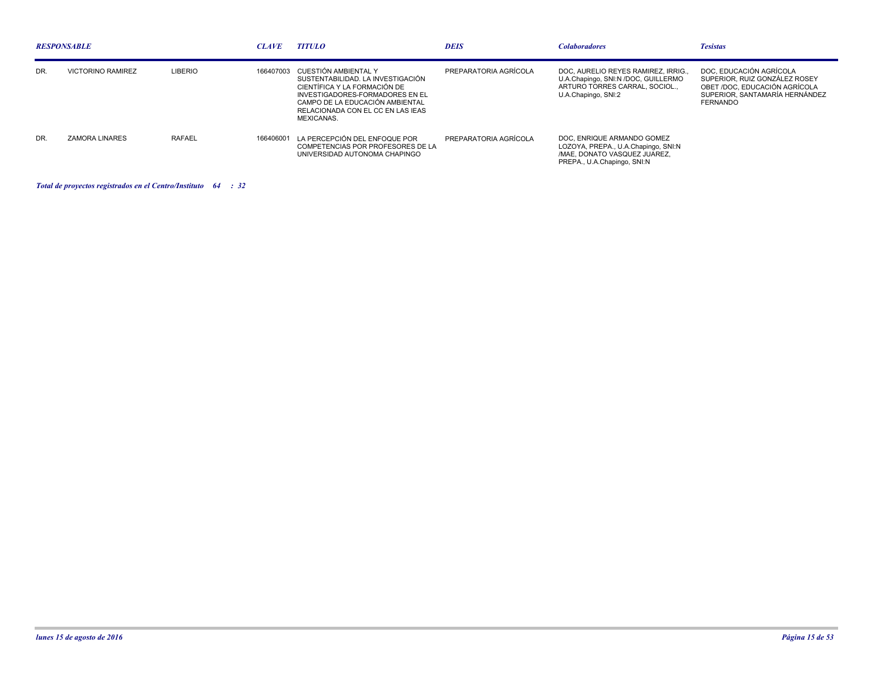| RESPONSABLE | | | CLAVE | TITULO | DEIS | Colaboradores | Tesistas |
|---|---|---|---|---|---|---|---|
| DR. | VICTORINO RAMIREZ | LIBERIO | 166407003 | CUESTIÓN AMBIENTAL Y SUSTENTABILIDAD. LA INVESTIGACIÓN CIENTÍFICA Y LA FORMACIÓN DE INVESTIGADORES-FORMADORES EN EL CAMPO DE LA EDUCACIÓN AMBIENTAL RELACIONADA CON EL CC EN LAS IEAS MEXICANAS. | PREPARATORIA AGRÍCOLA | DOC, AURELIO REYES RAMIREZ, IRRIG., U.A.Chapingo, SNI:N /DOC, GUILLERMO ARTURO TORRES CARRAL, SOCIOL., U.A.Chapingo, SNI:2 | DOC, EDUCACIÓN AGRÍCOLA SUPERIOR, RUIZ GONZÁLEZ ROSEY OBET /DOC, EDUCACIÓN AGRÍCOLA SUPERIOR, SANTAMARÍA HERNÁNDEZ FERNANDO |
| DR. | ZAMORA LINARES | RAFAEL | 166406001 | LA PERCEPCIÓN DEL ENFOQUE POR COMPETENCIAS POR PROFESORES DE LA UNIVERSIDAD AUTONOMA CHAPINGO | PREPARATORIA AGRÍCOLA | DOC, ENRIQUE ARMANDO GOMEZ LOZOYA, PREPA., U.A.Chapingo, SNI:N /MAE, DONATO VASQUEZ JUAREZ, PREPA., U.A.Chapingo, SNI:N | |

***Total de proyectos registrados en el Centro/Instituto 64 : 32***

*lunes 15 de agosto de 2016*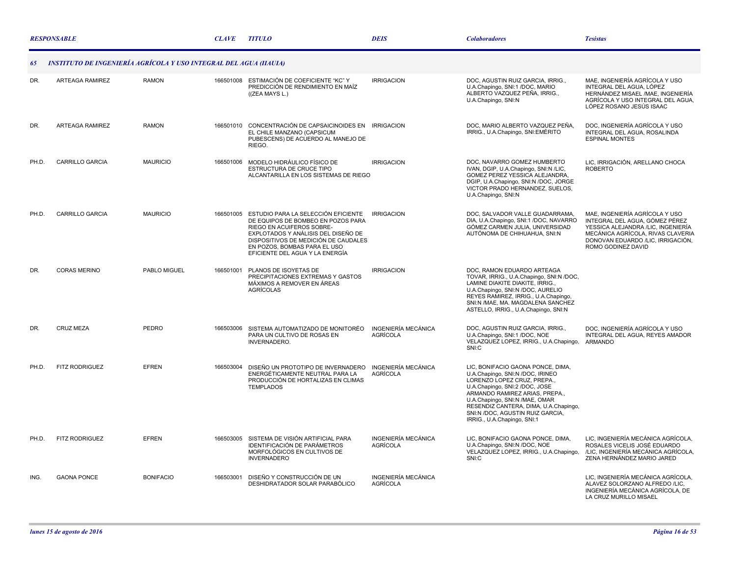| RESPONSABLE | | | CLAVE | TITULO | DEIS | Colaboradores | Tesistas |
|---|---|---|---|---|---|---|---|
| **65** | ***INSTITUTO DE INGENIERÍA AGRÍCOLA Y USO INTEGRAL DEL AGUA (IIAUIA)*** | | | | | | |
| DR. | ARTEAGA RAMIREZ | RAMON | 166501008 | ESTIMACIÓN DE COEFICIENTE "KC" Y PREDICCIÓN DE RENDIMIENTO EN MAÍZ ((ZEA MAYS L.) | IRRIGACION | DOC, AGUSTIN RUIZ GARCIA, IRRIG., U.A.Chapingo, SNI:1 /DOC, MARIO ALBERTO VAZQUEZ PEÑA, IRRIG., U.A.Chapingo, SNI:N | MAE, INGENIERÍA AGRÍCOLA Y USO INTEGRAL DEL AGUA, LÓPEZ HERNÁNDEZ MISAEL /MAE, INGENIERÍA AGRÍCOLA Y USO INTEGRAL DEL AGUA, LÓPEZ ROSANO JESÚS ISAAC |
| DR. | ARTEAGA RAMIREZ | RAMON | 166501010 | CONCENTRACIÓN DE CAPSAICINOIDES EN EL CHILE MANZANO (CAPSICUM PUBESCENS) DE ACUERDO AL MANEJO DE RIEGO. | IRRIGACION | DOC, MARIO ALBERTO VAZQUEZ PEÑA, IRRIG., U.A.Chapingo, SNI:EMÉRITO | DOC, INGENIERÍA AGRÍCOLA Y USO INTEGRAL DEL AGUA, ROSALINDA ESPINAL MONTES |
| PH.D. | CARRILLO GARCIA | MAURICIO | 166501006 | MODELO HIDRÁULICO FÍSICO DE ESTRUCTURA DE CRUCE TIPO ALCANTARILLA EN LOS SISTEMAS DE RIEGO | IRRIGACION | DOC, NAVARRO GOMEZ HUMBERTO IVAN, DGIP, U.A.Chapingo, SNI:N /LIC, GOMEZ PEREZ YESSICA ALEJANDRA, DGIP, U.A.Chapingo, SNI:N /DOC, JORGE VICTOR PRADO HERNANDEZ, SUELOS, U.A.Chapingo, SNI:N | LIC, IRRIGACIÓN, ARELLANO CHOCA ROBERTO |
| PH.D. | CARRILLO GARCIA | MAURICIO | 166501005 | ESTUDIO PARA LA SELECCIÓN EFICIENTE DE EQUIPOS DE BOMBEO EN POZOS PARA RIEGO EN ACUIFEROS SOBRE-EXPLOTADOS Y ANÁLISIS DEL DISEÑO DE DISPOSITIVOS DE MEDICIÓN DE CAUDALES EN POZOS, BOMBAS PARA EL USO EFICIENTE DEL AGUA Y LA ENERGÍA | IRRIGACION | DOC, SALVADOR VALLE GUADARRAMA, DIA, U.A.Chapingo, SNI:1 /DOC, NAVARRO GÓMEZ CARMEN JULIA, UNIVERSIDAD AUTÓNOMA DE CHIHUAHUA, SNI:N | MAE, INGENIERÍA AGRÍCOLA Y USO INTEGRAL DEL AGUA, GÓMEZ PÉREZ YESSICA ALEJANDRA /LIC, INGENIERÍA MECÁNICA AGRÍCOLA, RIVAS CLAVERIA DONOVAN EDUARDO /LIC, IRRIGACIÓN, ROMO GODINEZ DAVID |
| DR. | CORAS MERINO | PABLO MIGUEL | 166501001 | PLANOS DE ISOYETAS DE PRECIPITACIONES EXTREMAS Y GASTOS MÁXIMOS A REMOVER EN ÁREAS AGRÍCOLAS | IRRIGACION | DOC, RAMON EDUARDO ARTEAGA TOVAR, IRRIG., U.A.Chapingo, SNI:N /DOC, LAMINE DIAKITE DIAKITE, IRRIG., U.A.Chapingo, SNI:N /DOC, AURELIO REYES RAMIREZ, IRRIG., U.A.Chapingo, SNI:N /MAE, MA. MAGDALENA SANCHEZ ASTELLO, IRRIG., U.A.Chapingo, SNI:N | |
| DR. | CRUZ MEZA | PEDRO | 166503006 | SISTEMA AUTOMATIZADO DE MONITORÉO PARA UN CULTIVO DE ROSAS EN INVERNADERO. | INGENIERÍA MECÁNICA AGRÍCOLA | DOC, AGUSTIN RUIZ GARCIA, IRRIG., U.A.Chapingo, SNI:1 /DOC, NOE VELAZQUEZ LOPEZ, IRRIG., U.A.Chapingo, SNI:C | DOC, INGENIERÍA AGRÍCOLA Y USO INTEGRAL DEL AGUA, REYES AMADOR ARMANDO |
| PH.D. | FITZ RODRIGUEZ | EFREN | 166503004 | DISEÑO UN PROTOTIPO DE INVERNADERO ENERGÉTICAMENTE NEUTRAL PARA LA PRODUCCIÓN DE HORTALIZAS EN CLIMAS TEMPLADOS | INGENIERÍA MECÁNICA AGRÍCOLA | LIC, BONIFACIO GAONA PONCE, DIMA, U.A.Chapingo, SNI:N /DOC, IRINEO LORENZO LOPEZ CRUZ, PREPA., U.A.Chapingo, SNI:2 /DOC, JOSE ARMANDO RAMIREZ ARIAS, PREPA., U.A.Chapingo, SNI:N /MAE, OMAR RESENDIZ CANTERA, DIMA, U.A.Chapingo, SNI:N /DOC, AGUSTIN RUIZ GARCIA, IRRIG., U.A.Chapingo, SNI:1 | |
| PH.D. | FITZ RODRIGUEZ | EFREN | 166503005 | SISTEMA DE VISIÓN ARTIFICIAL PARA IDENTIFICACIÓN DE PARÁMETROS MORFOLÓGICOS EN CULTIVOS DE INVERNADERO | INGENIERÍA MECÁNICA AGRÍCOLA | LIC, BONIFACIO GAONA PONCE, DIMA, U.A.Chapingo, SNI:N /DOC, NOE VELAZQUEZ LOPEZ, IRRIG., U.A.Chapingo, SNI:C | LIC, INGENIERÍA MECÁNICA AGRÍCOLA, ROSALES VICELIS JOSÉ EDUARDO /LIC, INGENIERÍA MECÁNICA AGRÍCOLA, ZENA HERNÁNDEZ MARIO JARED |
| ING. | GAONA PONCE | BONIFACIO | 166503001 | DISEÑO Y CONSTRUCCIÓN DE UN DESHIDRATADOR SOLAR PARABÓLICO | INGENIERÍA MECÁNICA AGRÍCOLA | | LIC, INGENIERÍA MECÁNICA AGRÍCOLA, ALAVEZ SOLORZANO ALFREDO /LIC, INGENIERÍA MECÁNICA AGRÍCOLA, DE LA CRUZ MURILLO MISAEL |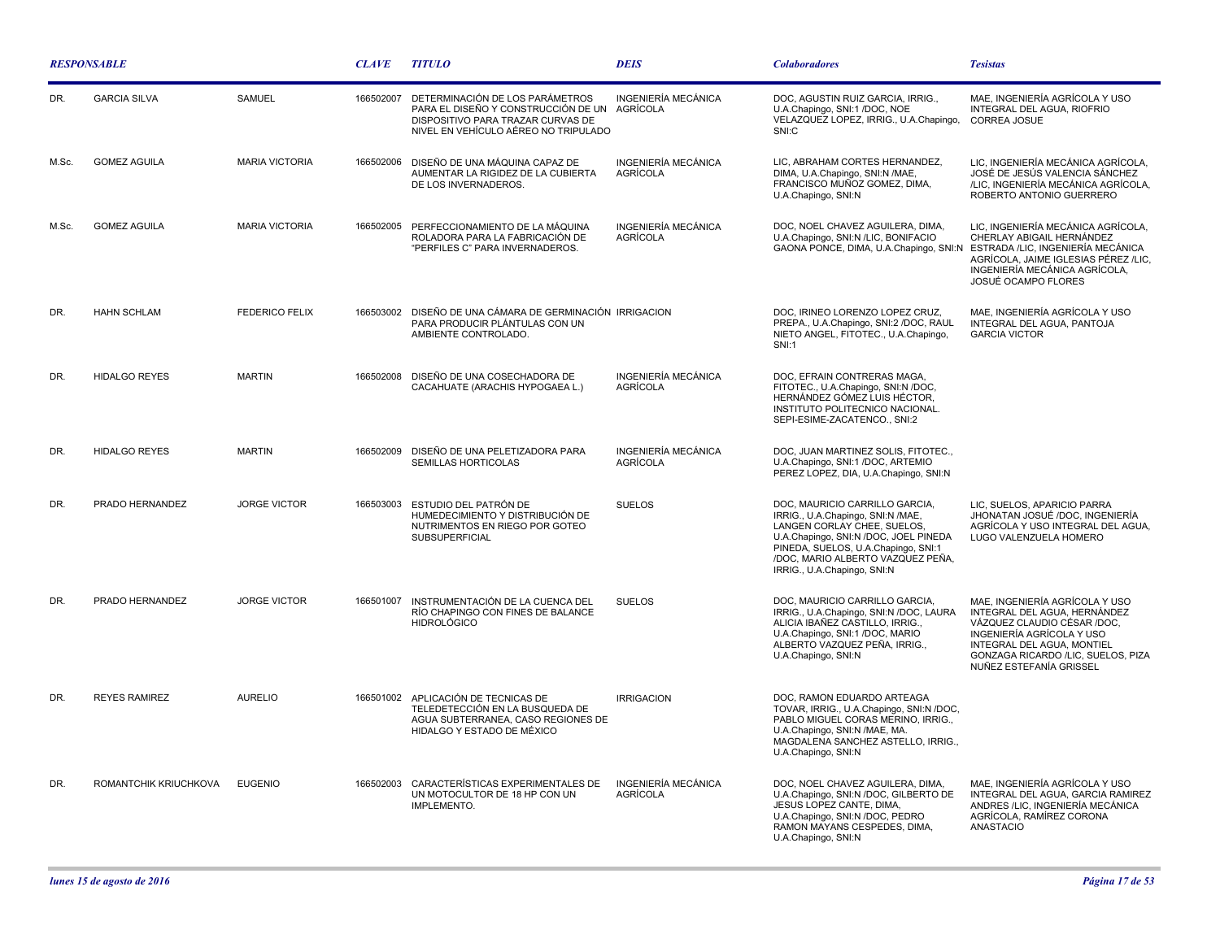| RESPONSABLE | | | CLAVE | TITULO | DEIS | Colaboradores | Tesistas |
|---|---|---|---|---|---|---|---|
| DR. | GARCIA SILVA | SAMUEL | 166502007 | DETERMINACIÓN DE LOS PARÁMETROS PARA EL DISEÑO Y CONSTRUCCIÓN DE UN DISPOSITIVO PARA TRAZAR CURVAS DE NIVEL EN VEHÍCULO AÉREO NO TRIPULADO | INGENIERÍA MECÁNICA AGRÍCOLA | DOC, AGUSTIN RUIZ GARCIA, IRRIG., U.A.Chapingo, SNI:1 /DOC, NOE VELAZQUEZ LOPEZ, IRRIG., U.A.Chapingo, SNI:C | MAE, INGENIERÍA AGRÍCOLA Y USO INTEGRAL DEL AGUA, RIOFRIO CORREA JOSUE |
| M.Sc. | GOMEZ AGUILA | MARIA VICTORIA | 166502006 | DISEÑO DE UNA MÁQUINA CAPAZ DE AUMENTAR LA RIGIDEZ DE LA CUBIERTA DE LOS INVERNADEROS. | INGENIERÍA MECÁNICA AGRÍCOLA | LIC, ABRAHAM CORTES HERNANDEZ, DIMA, U.A.Chapingo, SNI:N /MAE, FRANCISCO MUÑOZ GOMEZ, DIMA, U.A.Chapingo, SNI:N | LIC, INGENIERÍA MECÁNICA AGRÍCOLA, JOSÉ DE JESÚS VALENCIA SÁNCHEZ /LIC, INGENIERÍA MECÁNICA AGRÍCOLA, ROBERTO ANTONIO GUERRERO |
| M.Sc. | GOMEZ AGUILA | MARIA VICTORIA | 166502005 | PERFECCIONAMIENTO DE LA MÁQUINA ROLADORA PARA LA FABRICACIÓN DE "PERFILES C" PARA INVERNADEROS. | INGENIERÍA MECÁNICA AGRÍCOLA | DOC, NOEL CHAVEZ AGUILERA, DIMA, U.A.Chapingo, SNI:N /LIC, BONIFACIO GAONA PONCE, DIMA, U.A.Chapingo, SNI:N | LIC, INGENIERÍA MECÁNICA AGRÍCOLA, CHERLAY ABIGAIL HERNÁNDEZ ESTRADA /LIC, INGENIERÍA MECÁNICA AGRÍCOLA, JAIME IGLESIAS PÉREZ /LIC, INGENIERÍA MECÁNICA AGRÍCOLA, JOSUÉ OCAMPO FLORES |
| DR. | HAHN SCHLAM | FEDERICO FELIX | 166503002 | DISEÑO DE UNA CÁMARA DE GERMINACIÓN PARA PRODUCIR PLÁNTULAS CON UN AMBIENTE CONTROLADO. | IRRIGACION | DOC, IRINEO LORENZO LOPEZ CRUZ, PREPA., U.A.Chapingo, SNI:2 /DOC, RAUL NIETO ANGEL, FITOTEC., U.A.Chapingo, SNI:1 | MAE, INGENIERÍA AGRÍCOLA Y USO INTEGRAL DEL AGUA, PANTOJA GARCIA VICTOR |
| DR. | HIDALGO REYES | MARTIN | 166502008 | DISEÑO DE UNA COSECHADORA DE CACAHUATE (ARACHIS HYPOGAEA L.) | INGENIERÍA MECÁNICA AGRÍCOLA | DOC, EFRAIN CONTRERAS MAGA, FITOTEC., U.A.Chapingo, SNI:N /DOC, HERNÁNDEZ GÓMEZ LUIS HÉCTOR, INSTITUTO POLITECNICO NACIONAL. SEPI-ESIME-ZACATENCO., SNI:2 | |
| DR. | HIDALGO REYES | MARTIN | 166502009 | DISEÑO DE UNA PELETIZADORA PARA SEMILLAS HORTICOLAS | INGENIERÍA MECÁNICA AGRÍCOLA | DOC, JUAN MARTINEZ SOLIS, FITOTEC., U.A.Chapingo, SNI:1 /DOC, ARTEMIO PEREZ LOPEZ, DIA, U.A.Chapingo, SNI:N | |
| DR. | PRADO HERNANDEZ | JORGE VICTOR | 166503003 | ESTUDIO DEL PATRÓN DE HUMEDECIMIENTO Y DISTRIBUCIÓN DE NUTRIMENTOS EN RIEGO POR GOTEO SUBSUPERFICIAL | SUELOS | DOC, MAURICIO CARRILLO GARCIA, IRRIG., U.A.Chapingo, SNI:N /MAE, LANGEN CORLAY CHEE, SUELOS, U.A.Chapingo, SNI:N /DOC, JOEL PINEDA PINEDA, SUELOS, U.A.Chapingo, SNI:1 /DOC, MARIO ALBERTO VAZQUEZ PEÑA, IRRIG., U.A.Chapingo, SNI:N | LIC, SUELOS, APARICIO PARRA JHONATAN JOSUÉ /DOC, INGENIERÍA AGRÍCOLA Y USO INTEGRAL DEL AGUA, LUGO VALENZUELA HOMERO |
| DR. | PRADO HERNANDEZ | JORGE VICTOR | 166501007 | INSTRUMENTACIÓN DE LA CUENCA DEL RÍO CHAPINGO CON FINES DE BALANCE HIDROLÓGICO | SUELOS | DOC, MAURICIO CARRILLO GARCIA, IRRIG., U.A.Chapingo, SNI:N /DOC, LAURA ALICIA IBAÑEZ CASTILLO, IRRIG., U.A.Chapingo, SNI:1 /DOC, MARIO ALBERTO VAZQUEZ PEÑA, IRRIG., U.A.Chapingo, SNI:N | MAE, INGENIERÍA AGRÍCOLA Y USO INTEGRAL DEL AGUA, HERNÁNDEZ VÁZQUEZ CLAUDIO CÉSAR /DOC, INGENIERÍA AGRÍCOLA Y USO INTEGRAL DEL AGUA, MONTIEL GONZAGA RICARDO /LIC, SUELOS, PIZA NUÑEZ ESTEFANÍA GRISSEL |
| DR. | REYES RAMIREZ | AURELIO | 166501002 | APLICACIÓN DE TECNICAS DE TELEDETECCIÓN EN LA BUSQUEDA DE AGUA SUBTERRANEA, CASO REGIONES DE HIDALGO Y ESTADO DE MÉXICO | IRRIGACION | DOC, RAMON EDUARDO ARTEAGA TOVAR, IRRIG., U.A.Chapingo, SNI:N /DOC, PABLO MIGUEL CORAS MERINO, IRRIG., U.A.Chapingo, SNI:N /MAE, MA. MAGDALENA SANCHEZ ASTELLO, IRRIG., U.A.Chapingo, SNI:N | |
| DR. | ROMANTCHIK KRIUCHKOVA | EUGENIO | 166502003 | CARACTERÍSTICAS EXPERIMENTALES DE UN MOTOCULTOR DE 18 HP CON UN IMPLEMENTO. | INGENIERÍA MECÁNICA AGRÍCOLA | DOC, NOEL CHAVEZ AGUILERA, DIMA, U.A.Chapingo, SNI:N /DOC, GILBERTO DE JESUS LOPEZ CANTE, DIMA, U.A.Chapingo, SNI:N /DOC, PEDRO RAMON MAYANS CESPEDES, DIMA, U.A.Chapingo, SNI:N | MAE, INGENIERÍA AGRÍCOLA Y USO INTEGRAL DEL AGUA, GARCIA RAMIREZ ANDRES /LIC, INGENIERÍA MECÁNICA AGRÍCOLA, RAMÍREZ CORONA ANASTACIO |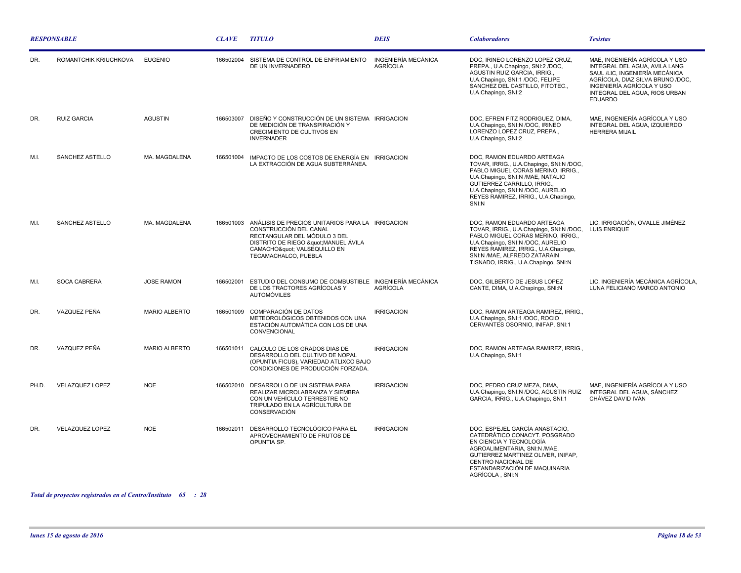| RESPONSABLE | | | CLAVE | TITULO | DEIS | Colaboradores | Tesistas |
|---|---|---|---|---|---|---|---|
| DR. | ROMANTCHIK KRIUCHKOVA | EUGENIO | 166502004 | SISTEMA DE CONTROL DE ENFRIAMIENTO DE UN INVERNADERO | INGENIERÍA MECÁNICA AGRÍCOLA | DOC, IRINEO LORENZO LOPEZ CRUZ, PREPA., U.A.Chapingo, SNI:2 /DOC, AGUSTIN RUIZ GARCIA, IRRIG., U.A.Chapingo, SNI:1 /DOC, FELIPE SANCHEZ DEL CASTILLO, FITOTEC., U.A.Chapingo, SNI:2 | MAE, INGENIERÍA AGRÍCOLA Y USO INTEGRAL DEL AGUA, AVILA LANG SAUL /LIC, INGENIERÍA MECÁNICA AGRÍCOLA, DIAZ SILVA BRUNO /DOC, INGENIERÍA AGRÍCOLA Y USO INTEGRAL DEL AGUA, RIOS URBAN EDUARDO |
| DR. | RUIZ GARCIA | AGUSTIN | 166503007 | DISEÑO Y CONSTRUCCIÓN DE UN SISTEMA DE MEDICIÓN DE TRANSPIRACIÓN Y CRECIMIENTO DE CULTIVOS EN INVERNADER | IRRIGACION | DOC, EFREN FITZ RODRIGUEZ, DIMA, U.A.Chapingo, SNI:N /DOC, IRINEO LORENZO LOPEZ CRUZ, PREPA., U.A.Chapingo, SNI:2 | MAE, INGENIERÍA AGRÍCOLA Y USO INTEGRAL DEL AGUA, IZQUIERDO HERRERA MIJAIL |
| M.I. | SANCHEZ ASTELLO | MA. MAGDALENA | 166501004 | IMPACTO DE LOS COSTOS DE ENERGÍA EN LA EXTRACCIÓN DE AGUA SUBTERRÁNEA. | IRRIGACION | DOC, RAMON EDUARDO ARTEAGA TOVAR, IRRIG., U.A.Chapingo, SNI:N /DOC, PABLO MIGUEL CORAS MERINO, IRRIG., U.A.Chapingo, SNI:N /MAE, NATALIO GUTIERREZ CARRILLO, IRRIG., U.A.Chapingo, SNI:N /DOC, AURELIO REYES RAMIREZ, IRRIG., U.A.Chapingo, SNI:N | |
| M.I. | SANCHEZ ASTELLO | MA. MAGDALENA | 166501003 | ANÁLISIS DE PRECIOS UNITARIOS PARA LA CONSTRUCCIÓN DEL CANAL RECTANGULAR DEL MÓDULO 3 DEL DISTRITO DE RIEGO &quot;MANUEL ÁVILA CAMACHO&quot; VALSEQUILLO EN TECAMACHALCO, PUEBLA | IRRIGACION | DOC, RAMON EDUARDO ARTEAGA TOVAR, IRRIG., U.A.Chapingo, SNI:N /DOC, PABLO MIGUEL CORAS MERINO, IRRIG., U.A.Chapingo, SNI:N /DOC, AURELIO REYES RAMIREZ, IRRIG., U.A.Chapingo, SNI:N /MAE, ALFREDO ZATARAIN TISNADO, IRRIG., U.A.Chapingo, SNI:N | LIC, IRRIGACIÓN, OVALLE JIMÉNEZ LUIS ENRIQUE |
| M.I. | SOCA CABRERA | JOSE RAMON | 166502001 | ESTUDIO DEL CONSUMO DE COMBUSTIBLE DE LOS TRACTORES AGRÍCOLAS Y AUTOMÓVILES | INGENIERÍA MECÁNICA AGRÍCOLA | DOC, GILBERTO DE JESUS LOPEZ CANTE, DIMA, U.A.Chapingo, SNI:N | LIC, INGENIERÍA MECÁNICA AGRÍCOLA, LUNA FELICIANO MARCO ANTONIO |
| DR. | VAZQUEZ PEÑA | MARIO ALBERTO | 166501009 | COMPARACIÓN DE DATOS METEOROLÓGICOS OBTENIDOS CON UNA ESTACIÓN AUTOMÁTICA CON LOS DE UNA CONVENCIONAL | IRRIGACION | DOC, RAMON ARTEAGA RAMIREZ, IRRIG., U.A.Chapingo, SNI:1 /DOC, ROCIO CERVANTES OSORNIO, INIFAP, SNI:1 | |
| DR. | VAZQUEZ PEÑA | MARIO ALBERTO | 166501011 | CALCULO DE LOS GRADOS DIAS DE DESARROLLO DEL CULTIVO DE NOPAL (OPUNTIA FICUS), VARIEDAD ATLIXCO BAJO CONDICIONES DE PRODUCCIÓN FORZADA. | IRRIGACION | DOC, RAMON ARTEAGA RAMIREZ, IRRIG., U.A.Chapingo, SNI:1 | |
| PH.D. | VELAZQUEZ LOPEZ | NOE | 166502010 | DESARROLLO DE UN SISTEMA PARA REALIZAR MICROLABRANZA Y SIEMBRA CON UN VEHÍCULO TERRESTRE NO TRIPULADO EN LA AGRÍCULTURA DE CONSERVACIÓN | IRRIGACION | DOC, PEDRO CRUZ MEZA, DIMA, U.A.Chapingo, SNI:N /DOC, AGUSTIN RUIZ GARCIA, IRRIG., U.A.Chapingo, SNI:1 | MAE, INGENIERÍA AGRÍCOLA Y USO INTEGRAL DEL AGUA, SÁNCHEZ CHÁVEZ DAVID IVÁN |
| DR. | VELAZQUEZ LOPEZ | NOE | 166502011 | DESARROLLO TECNOLÓGICO PARA EL APROVECHAMIENTO DE FRUTOS DE OPUNTIA SP. | IRRIGACION | DOC, ESPEJEL GARCÍA ANASTACIO, CATEDRÁTICO CONACYT. POSGRADO EN CIENCIA Y TECNOLOGÍA AGROALIMENTARIA, SNI:N /MAE, GUTIERREZ MARTINEZ OLIVER, INIFAP, CENTRO NACIONAL DE ESTANDARIZACIÓN DE MAQUINARIA AGRÍCOLA , SNI:N | |

***Total de proyectos registrados en el Centro/Instituto 65 : 28***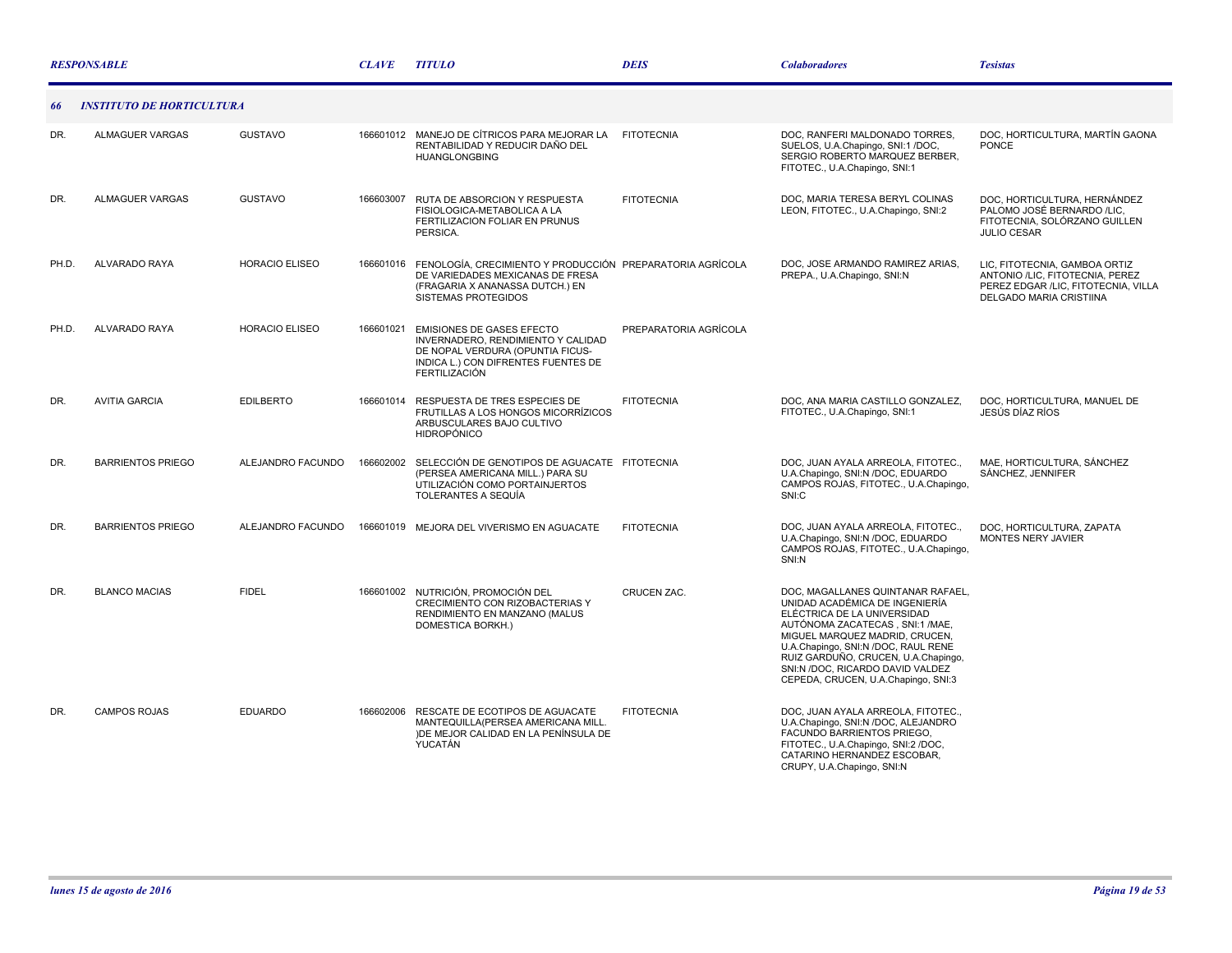| RESPONSABLE | | | CLAVE | TITULO | DEIS | Colaboradores | Tesistas |
|---|---|---|---|---|---|---|---|
| **66** | **INSTITUTO DE HORTICULTURA** | | | | | | |
| DR. | ALMAGUER VARGAS | GUSTAVO | 166601012 | MANEJO DE CÍTRICOS PARA MEJORAR LA RENTABILIDAD Y REDUCIR DAÑO DEL HUANGLONGBING | FITOTECNIA | DOC, RANFERI MALDONADO TORRES, SUELOS, U.A.Chapingo, SNI:1 /DOC, SERGIO ROBERTO MARQUEZ BERBER, FITOTEC., U.A.Chapingo, SNI:1 | DOC, HORTICULTURA, MARTÍN GAONA PONCE |
| DR. | ALMAGUER VARGAS | GUSTAVO | 166603007 | RUTA DE ABSORCION Y RESPUESTA FISIOLOGICA-METABOLICA A LA FERTILIZACION FOLIAR EN PRUNUS PERSICA. | FITOTECNIA | DOC, MARIA TERESA BERYL COLINAS LEON, FITOTEC., U.A.Chapingo, SNI:2 | DOC, HORTICULTURA, HERNÁNDEZ PALOMO JOSÉ BERNARDO /LIC, FITOTECNIA, SOLÓRZANO GUILLEN JULIO CESAR |
| PH.D. | ALVARADO RAYA | HORACIO ELISEO | 166601016 | FENOLOGÍA, CRECIMIENTO Y PRODUCCIÓN DE VARIEDADES MEXICANAS DE FRESA (FRAGARIA X ANANASSA DUTCH.) EN SISTEMAS PROTEGIDOS | PREPARATORIA AGRÍCOLA | DOC, JOSE ARMANDO RAMIREZ ARIAS, PREPA., U.A.Chapingo, SNI:N | LIC, FITOTECNIA, GAMBOA ORTIZ ANTONIO /LIC, FITOTECNIA, PEREZ PEREZ EDGAR /LIC, FITOTECNIA, VILLA DELGADO MARIA CRISTIINA |
| PH.D. | ALVARADO RAYA | HORACIO ELISEO | 166601021 | EMISIONES DE GASES EFECTO INVERNADERO, RENDIMIENTO Y CALIDAD DE NOPAL VERDURA (OPUNTIA FICUS-INDICA L.) CON DIFRENTES FUENTES DE FERTILIZACIÓN | PREPARATORIA AGRÍCOLA | | |
| DR. | AVITIA GARCIA | EDILBERTO | 166601014 | RESPUESTA DE TRES ESPECIES DE FRUTILLAS A LOS HONGOS MICORRÍZICOS ARBUSCULARES BAJO CULTIVO HIDROPÓNICO | FITOTECNIA | DOC, ANA MARIA CASTILLO GONZALEZ, FITOTEC., U.A.Chapingo, SNI:1 | DOC, HORTICULTURA, MANUEL DE JESÚS DÍAZ RÍOS |
| DR. | BARRIENTOS PRIEGO | ALEJANDRO FACUNDO | 166602002 | SELECCIÓN DE GENOTIPOS DE AGUACATE (PERSEA AMERICANA MILL.) PARA SU UTILIZACIÓN COMO PORTAINJERTOS TOLERANTES A SEQUÍA | FITOTECNIA | DOC, JUAN AYALA ARREOLA, FITOTEC., U.A.Chapingo, SNI:N /DOC, EDUARDO CAMPOS ROJAS, FITOTEC., U.A.Chapingo, SNI:C | MAE, HORTICULTURA, SÁNCHEZ SÁNCHEZ, JENNIFER |
| DR. | BARRIENTOS PRIEGO | ALEJANDRO FACUNDO | 166601019 | MEJORA DEL VIVERISMO EN AGUACATE | FITOTECNIA | DOC, JUAN AYALA ARREOLA, FITOTEC., U.A.Chapingo, SNI:N /DOC, EDUARDO CAMPOS ROJAS, FITOTEC., U.A.Chapingo, SNI:N | DOC, HORTICULTURA, ZAPATA MONTES NERY JAVIER |
| DR. | BLANCO MACIAS | FIDEL | 166601002 | NUTRICIÓN, PROMOCIÓN DEL CRECIMIENTO CON RIZOBACTERIAS Y RENDIMIENTO EN MANZANO (MALUS DOMESTICA BORKH.) | CRUCEN ZAC. | DOC, MAGALLANES QUINTANAR RAFAEL, UNIDAD ACADÉMICA DE INGENIERÍA ELÉCTRICA DE LA UNIVERSIDAD AUTÓNOMA ZACATECAS , SNI:1 /MAE, MIGUEL MARQUEZ MADRID, CRUCEN, U.A.Chapingo, SNI:N /DOC, RAUL RENE RUIZ GARDUÑO, CRUCEN, U.A.Chapingo, SNI:N /DOC, RICARDO DAVID VALDEZ CEPEDA, CRUCEN, U.A.Chapingo, SNI:3 | |
| DR. | CAMPOS ROJAS | EDUARDO | 166602006 | RESCATE DE ECOTIPOS DE AGUACATE MANTEQUILLA(PERSEA AMERICANA MILL. )DE MEJOR CALIDAD EN LA PENÍNSULA DE YUCATÁN | FITOTECNIA | DOC, JUAN AYALA ARREOLA, FITOTEC., U.A.Chapingo, SNI:N /DOC, ALEJANDRO FACUNDO BARRIENTOS PRIEGO, FITOTEC., U.A.Chapingo, SNI:2 /DOC, CATARINO HERNANDEZ ESCOBAR, CRUPY, U.A.Chapingo, SNI:N | |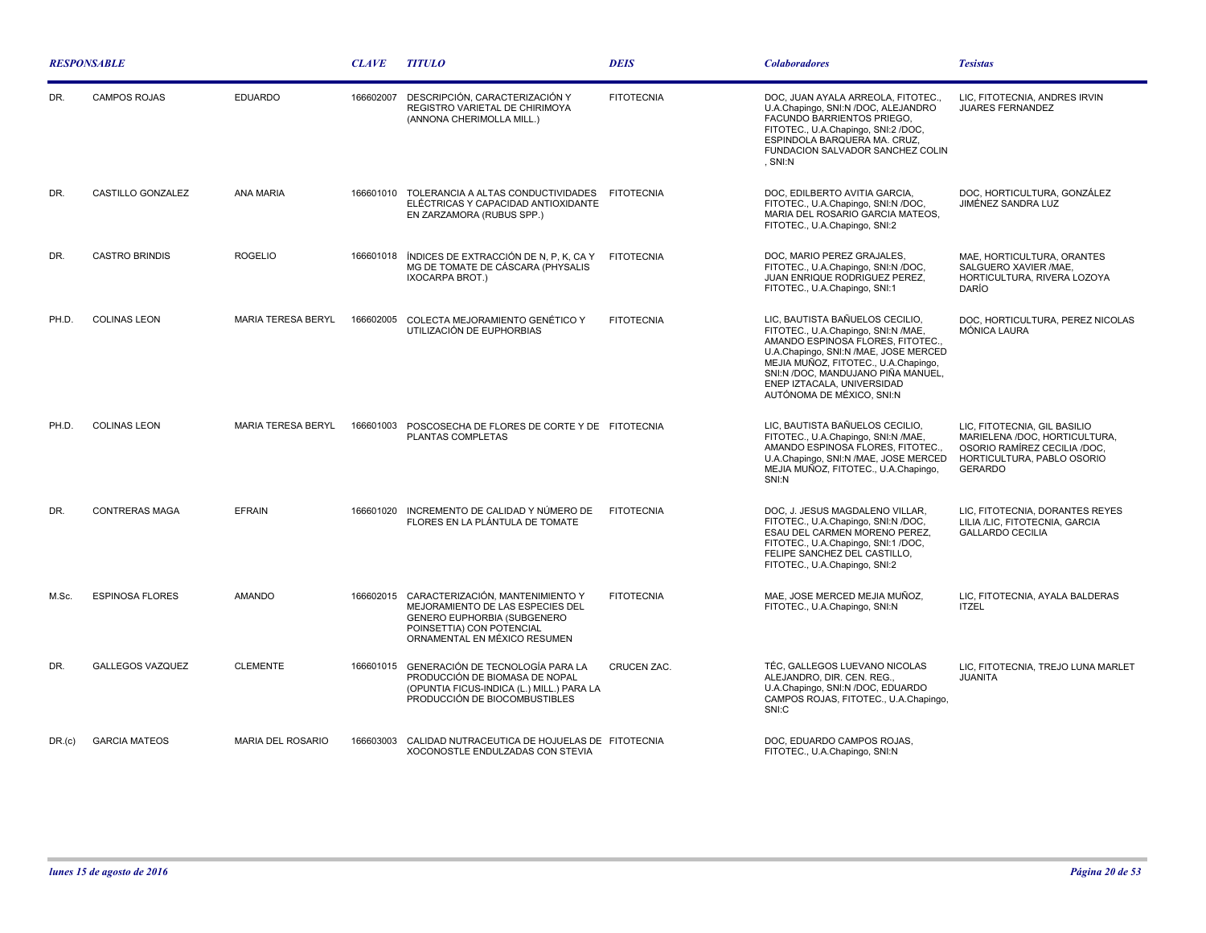| RESPONSABLE | | | CLAVE | TITULO | DEIS | Colaboradores | Tesistas |
|---|---|---|---|---|---|---|---|
| DR. | CAMPOS ROJAS | EDUARDO | 166602007 | DESCRIPCIÓN, CARACTERIZACIÓN Y REGISTRO VARIETAL DE CHIRIMOYA (ANNONA CHERIMOLLA MILL.) | FITOTECNIA | DOC, JUAN AYALA ARREOLA, FITOTEC., U.A.Chapingo, SNI:N /DOC, ALEJANDRO FACUNDO BARRIENTOS PRIEGO, FITOTEC., U.A.Chapingo, SNI:2 /DOC, ESPINDOLA BARQUERA MA. CRUZ, FUNDACION SALVADOR SANCHEZ COLIN , SNI:N | LIC, FITOTECNIA, ANDRES IRVIN JUARES FERNANDEZ |
| DR. | CASTILLO GONZALEZ | ANA MARIA | 166601010 | TOLERANCIA A ALTAS CONDUCTIVIDADES ELÉCTRICAS Y CAPACIDAD ANTIOXIDANTE EN ZARZAMORA (RUBUS SPP.) | FITOTECNIA | DOC, EDILBERTO AVITIA GARCIA, FITOTEC., U.A.Chapingo, SNI:N /DOC, MARIA DEL ROSARIO GARCIA MATEOS, FITOTEC., U.A.Chapingo, SNI:2 | DOC, HORTICULTURA, GONZÁLEZ JIMÉNEZ SANDRA LUZ |
| DR. | CASTRO BRINDIS | ROGELIO | 166601018 | ÍNDICES DE EXTRACCIÓN DE N, P, K, CA Y MG DE TOMATE DE CÁSCARA (PHYSALIS IXOCARPA BROT.) | FITOTECNIA | DOC, MARIO PEREZ GRAJALES, FITOTEC., U.A.Chapingo, SNI:N /DOC, JUAN ENRIQUE RODRIGUEZ PEREZ, FITOTEC., U.A.Chapingo, SNI:1 | MAE, HORTICULTURA, ORANTES SALGUERO XAVIER /MAE, HORTICULTURA, RIVERA LOZOYA DARÍO |
| PH.D. | COLINAS LEON | MARIA TERESA BERYL | 166602005 | COLECTA MEJORAMIENTO GENÉTICO Y UTILIZACIÓN DE EUPHORBIAS | FITOTECNIA | LIC, BAUTISTA BAÑUELOS CECILIO, FITOTEC., U.A.Chapingo, SNI:N /MAE, AMANDO ESPINOSA FLORES, FITOTEC., U.A.Chapingo, SNI:N /MAE, JOSE MERCED MEJIA MUÑOZ, FITOTEC., U.A.Chapingo, SNI:N /DOC, MANDUJANO PIÑA MANUEL, ENEP IZTACALA, UNIVERSIDAD AUTÓNOMA DE MÉXICO, SNI:N | DOC, HORTICULTURA, PEREZ NICOLAS MÓNICA LAURA |
| PH.D. | COLINAS LEON | MARIA TERESA BERYL | 166601003 | POSCOSECHA DE FLORES DE CORTE Y DE PLANTAS COMPLETAS | FITOTECNIA | LIC, BAUTISTA BAÑUELOS CECILIO, FITOTEC., U.A.Chapingo, SNI:N /MAE, AMANDO ESPINOSA FLORES, FITOTEC., U.A.Chapingo, SNI:N /MAE, JOSE MERCED MEJIA MUÑOZ, FITOTEC., U.A.Chapingo, SNI:N | LIC, FITOTECNIA, GIL BASILIO MARIELENA /DOC, HORTICULTURA, OSORIO RAMÍREZ CECILIA /DOC, HORTICULTURA, PABLO OSORIO GERARDO |
| DR. | CONTRERAS MAGA | EFRAIN | 166601020 | INCREMENTO DE CALIDAD Y NÚMERO DE FLORES EN LA PLÁNTULA DE TOMATE | FITOTECNIA | DOC, J. JESUS MAGDALENO VILLAR, FITOTEC., U.A.Chapingo, SNI:N /DOC, ESAU DEL CARMEN MORENO PEREZ, FITOTEC., U.A.Chapingo, SNI:1 /DOC, FELIPE SANCHEZ DEL CASTILLO, FITOTEC., U.A.Chapingo, SNI:2 | LIC, FITOTECNIA, DORANTES REYES LILIA /LIC, FITOTECNIA, GARCIA GALLARDO CECILIA |
| M.Sc. | ESPINOSA FLORES | AMANDO | 166602015 | CARACTERIZACIÓN, MANTENIMIENTO Y MEJORAMIENTO DE LAS ESPECIES DEL GENERO EUPHORBIA (SUBGENERO POINSETTIA) CON POTENCIAL ORNAMENTAL EN MÉXICO RESUMEN | FITOTECNIA | MAE, JOSE MERCED MEJIA MUÑOZ, FITOTEC., U.A.Chapingo, SNI:N | LIC, FITOTECNIA, AYALA BALDERAS ITZEL |
| DR. | GALLEGOS VAZQUEZ | CLEMENTE | 166601015 | GENERACIÓN DE TECNOLOGÍA PARA LA PRODUCCIÓN DE BIOMASA DE NOPAL (OPUNTIA FICUS-INDICA (L.) MILL.) PARA LA PRODUCCIÓN DE BIOCOMBUSTIBLES | CRUCEN ZAC. | TÉC, GALLEGOS LUEVANO NICOLAS ALEJANDRO, DIR. CEN. REG., U.A.Chapingo, SNI:N /DOC, EDUARDO CAMPOS ROJAS, FITOTEC., U.A.Chapingo, SNI:C | LIC, FITOTECNIA, TREJO LUNA MARLET JUANITA |
| DR.(c) | GARCIA MATEOS | MARIA DEL ROSARIO | 166603003 | CALIDAD NUTRACEUTICA DE HOJUELAS DE XOCONOSTLE ENDULZADAS CON STEVIA | FITOTECNIA | DOC, EDUARDO CAMPOS ROJAS, FITOTEC., U.A.Chapingo, SNI:N | |

*lunes 15 de agosto de 2016*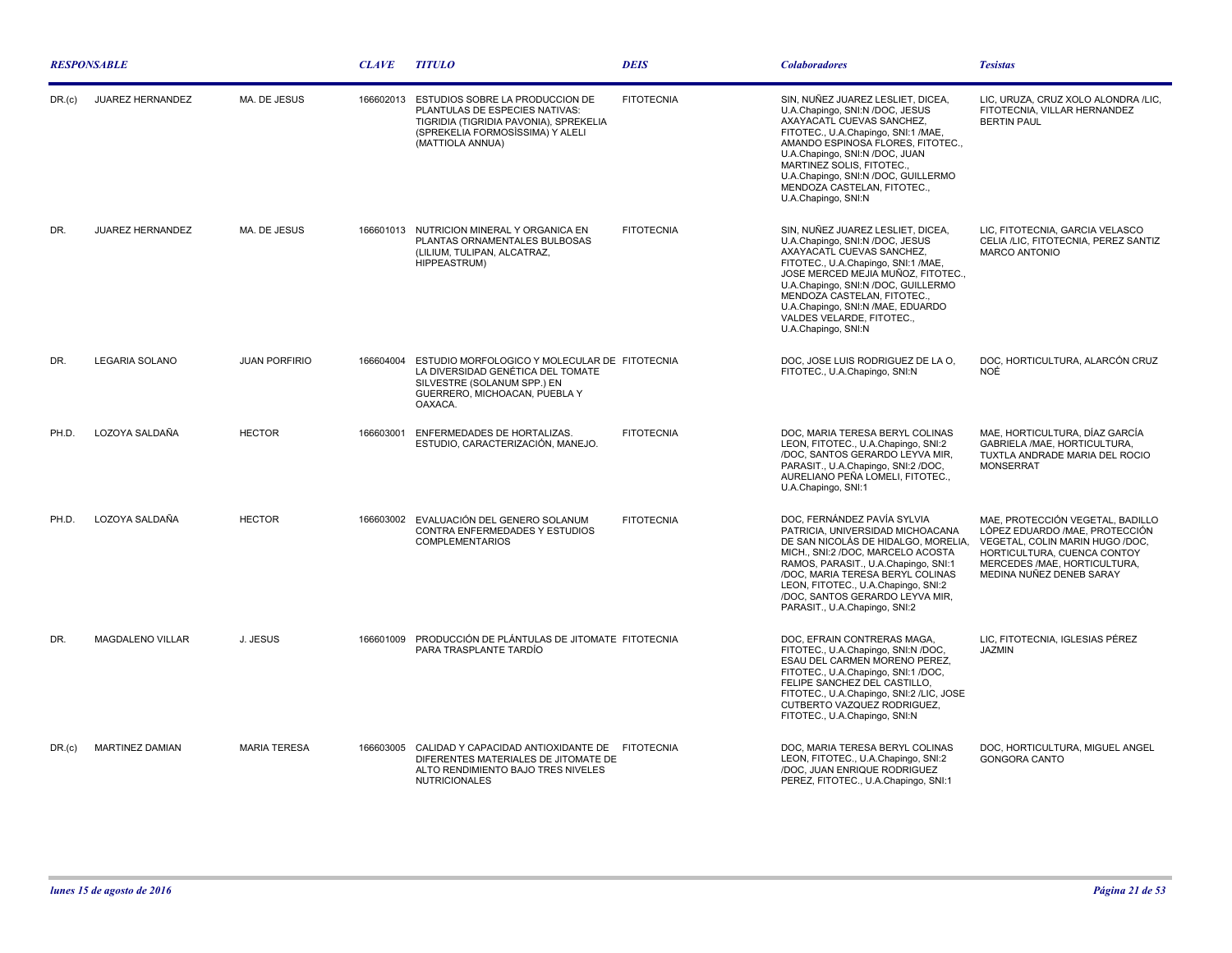| RESPONSABLE | | | CLAVE | TITULO | DEIS | Colaboradores | Tesistas |
|---|---|---|---|---|---|---|---|
| DR.(c) | JUAREZ HERNANDEZ | MA. DE JESUS | 166602013 | ESTUDIOS SOBRE LA PRODUCCION DE PLANTULAS DE ESPECIES NATIVAS: TIGRIDIA (TIGRIDIA PAVONIA), SPREKELIA (SPREKELIA FORMOSÍSSIMA) Y ALELI (MATTIOLA ANNUA) | FITOTECNIA | SIN, NUÑEZ JUAREZ LESLIET, DICEA, U.A.Chapingo, SNI:N /DOC, JESUS AXAYACATL CUEVAS SANCHEZ, FITOTEC., U.A.Chapingo, SNI:1 /MAE, AMANDO ESPINOSA FLORES, FITOTEC., U.A.Chapingo, SNI:N /DOC, JUAN MARTINEZ SOLIS, FITOTEC., U.A.Chapingo, SNI:N /DOC, GUILLERMO MENDOZA CASTELAN, FITOTEC., U.A.Chapingo, SNI:N | LIC, URUZA, CRUZ XOLO ALONDRA /LIC, FITOTECNIA, VILLAR HERNANDEZ BERTIN PAUL |
| DR. | JUAREZ HERNANDEZ | MA. DE JESUS | 166601013 | NUTRICION MINERAL Y ORGANICA EN PLANTAS ORNAMENTALES BULBOSAS (LILIUM, TULIPAN, ALCATRAZ, HIPPEASTRUM) | FITOTECNIA | SIN, NUÑEZ JUAREZ LESLIET, DICEA, U.A.Chapingo, SNI:N /DOC, JESUS AXAYACATL CUEVAS SANCHEZ, FITOTEC., U.A.Chapingo, SNI:1 /MAE, JOSE MERCED MEJIA MUÑOZ, FITOTEC., U.A.Chapingo, SNI:N /DOC, GUILLERMO MENDOZA CASTELAN, FITOTEC., U.A.Chapingo, SNI:N /MAE, EDUARDO VALDES VELARDE, FITOTEC., U.A.Chapingo, SNI:N | LIC, FITOTECNIA, GARCIA VELASCO CELIA /LIC, FITOTECNIA, PEREZ SANTIZ MARCO ANTONIO |
| DR. | LEGARIA SOLANO | JUAN PORFIRIO | 166604004 | ESTUDIO MORFOLOGICO Y MOLECULAR DE LA DIVERSIDAD GENÉTICA DEL TOMATE SILVESTRE (SOLANUM SPP.) EN GUERRERO, MICHOACAN, PUEBLA Y OAXACA. | FITOTECNIA | DOC, JOSE LUIS RODRIGUEZ DE LA O, FITOTEC., U.A.Chapingo, SNI:N | DOC, HORTICULTURA, ALARCÓN CRUZ NOÉ |
| PH.D. | LOZOYA SALDAÑA | HECTOR | 166603001 | ENFERMEDADES DE HORTALIZAS. ESTUDIO, CARACTERIZACIÓN, MANEJO. | FITOTECNIA | DOC, MARIA TERESA BERYL COLINAS LEON, FITOTEC., U.A.Chapingo, SNI:2 /DOC, SANTOS GERARDO LEYVA MIR, PARASIT., U.A.Chapingo, SNI:2 /DOC, AURELIANO PEÑA LOMELI, FITOTEC., U.A.Chapingo, SNI:1 | MAE, HORTICULTURA, DÍAZ GARCÍA GABRIELA /MAE, HORTICULTURA, TUXTLA ANDRADE MARIA DEL ROCIO MONSERRAT |
| PH.D. | LOZOYA SALDAÑA | HECTOR | 166603002 | EVALUACIÓN DEL GENERO SOLANUM CONTRA ENFERMEDADES Y ESTUDIOS COMPLEMENTARIOS | FITOTECNIA | DOC, FERNÁNDEZ PAVÍA SYLVIA PATRICIA, UNIVERSIDAD MICHOACANA DE SAN NICOLÁS DE HIDALGO, MORELIA, MICH., SNI:2 /DOC, MARCELO ACOSTA RAMOS, PARASIT., U.A.Chapingo, SNI:1 /DOC, MARIA TERESA BERYL COLINAS LEON, FITOTEC., U.A.Chapingo, SNI:2 /DOC, SANTOS GERARDO LEYVA MIR, PARASIT., U.A.Chapingo, SNI:2 | MAE, PROTECCIÓN VEGETAL, BADILLO LÓPEZ EDUARDO /MAE, PROTECCIÓN VEGETAL, COLIN MARIN HUGO /DOC, HORTICULTURA, CUENCA CONTOY MERCEDES /MAE, HORTICULTURA, MEDINA NUÑEZ DENEB SARAY |
| DR. | MAGDALENO VILLAR | J. JESUS | 166601009 | PRODUCCIÓN DE PLÁNTULAS DE JITOMATE PARA TRASPLANTE TARDÍO | FITOTECNIA | DOC, EFRAIN CONTRERAS MAGA, FITOTEC., U.A.Chapingo, SNI:N /DOC, ESAU DEL CARMEN MORENO PEREZ, FITOTEC., U.A.Chapingo, SNI:1 /DOC, FELIPE SANCHEZ DEL CASTILLO, FITOTEC., U.A.Chapingo, SNI:2 /LIC, JOSE CUTBERTO VAZQUEZ RODRIGUEZ, FITOTEC., U.A.Chapingo, SNI:N | LIC, FITOTECNIA, IGLESIAS PÉREZ JAZMIN |
| DR.(c) | MARTINEZ DAMIAN | MARIA TERESA | 166603005 | CALIDAD Y CAPACIDAD ANTIOXIDANTE DE DIFERENTES MATERIALES DE JITOMATE DE ALTO RENDIMIENTO BAJO TRES NIVELES NUTRICIONALES | FITOTECNIA | DOC, MARIA TERESA BERYL COLINAS LEON, FITOTEC., U.A.Chapingo, SNI:2 /DOC, JUAN ENRIQUE RODRIGUEZ PEREZ, FITOTEC., U.A.Chapingo, SNI:1 | DOC, HORTICULTURA, MIGUEL ANGEL GONGORA CANTO |

*lunes 15 de agosto de 2016*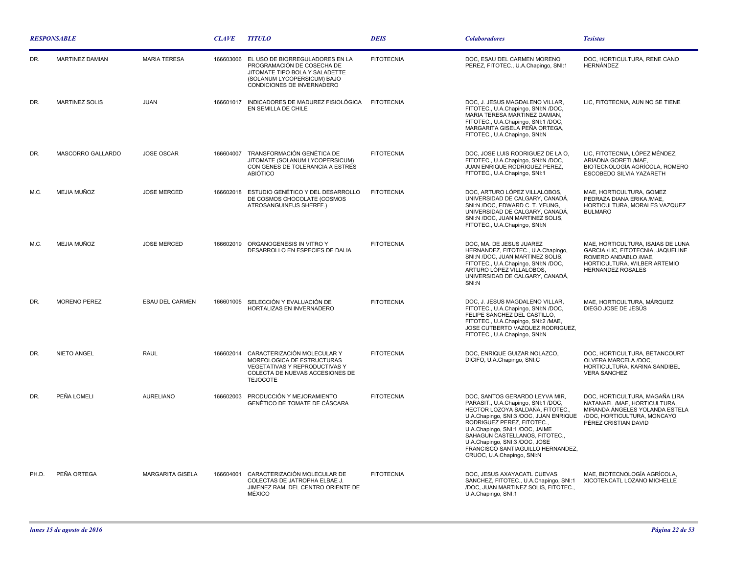| RESPONSABLE | | | CLAVE | TITULO | DEIS | Colaboradores | Tesistas |
| --- | --- | --- | --- | --- | --- | --- | --- |
| DR. | MARTINEZ DAMIAN | MARIA TERESA | 166603006 | EL USO DE BIORREGULADORES EN LA PROGRAMACIÓN DE COSECHA DE JITOMATE TIPO BOLA Y SALADETTE (SOLANUM LYCOPERSICUM) BAJO CONDICIONES DE INVERNADERO | FITOTECNIA | DOC, ESAU DEL CARMEN MORENO PEREZ, FITOTEC., U.A.Chapingo, SNI:1 | DOC, HORTICULTURA, RENE CANO HERNÁNDEZ |
| DR. | MARTINEZ SOLIS | JUAN | 166601017 | INDICADORES DE MADUREZ FISIOLÓGICA EN SEMILLA DE CHILE | FITOTECNIA | DOC, J. JESUS MAGDALENO VILLAR, FITOTEC., U.A.Chapingo, SNI:N /DOC, MARIA TERESA MARTINEZ DAMIAN, FITOTEC., U.A.Chapingo, SNI:1 /DOC, MARGARITA GISELA PEÑA ORTEGA, FITOTEC., U.A.Chapingo, SNI:N | LIC, FITOTECNIA, AUN NO SE TIENE |
| DR. | MASCORRO GALLARDO | JOSE OSCAR | 166604007 | TRANSFORMACIÓN GENÉTICA DE JITOMATE (SOLANUM LYCOPERSICUM) CON GENES DE TOLERANCIA A ESTRÉS ABIÓTICO | FITOTECNIA | DOC, JOSE LUIS RODRIGUEZ DE LA O, FITOTEC., U.A.Chapingo, SNI:N /DOC, JUAN ENRIQUE RODRIGUEZ PEREZ, FITOTEC., U.A.Chapingo, SNI:1 | LIC, FITOTECNIA, LÓPEZ MÉNDEZ, ARIADNA GORETI /MAE, BIOTECNOLOGÍA AGRÍCOLA, ROMERO ESCOBEDO SILVIA YAZARETH |
| M.C. | MEJIA MUÑOZ | JOSE MERCED | 166602018 | ESTUDIO GENÉTICO Y DEL DESARROLLO DE COSMOS CHOCOLATE (COSMOS ATROSANGUINEUS SHERFF.) | FITOTECNIA | DOC, ARTURO LÓPEZ VILLALOBOS, UNIVERSIDAD DE CALGARY, CANADÁ, SNI:N /DOC, EDWARD C. T. YEUNG, UNIVERSIDAD DE CALGARY, CANADÁ, SNI:N /DOC, JUAN MARTINEZ SOLIS, FITOTEC., U.A.Chapingo, SNI:N | MAE, HORTICULTURA, GOMEZ PEDRAZA DIANA ERIKA /MAE, HORTICULTURA, MORALES VAZQUEZ BULMARO |
| M.C. | MEJIA MUÑOZ | JOSE MERCED | 166602019 | ORGANOGENESIS IN VITRO Y DESARROLLO EN ESPECIES DE DALIA | FITOTECNIA | DOC, MA. DE JESUS JUAREZ HERNANDEZ, FITOTEC., U.A.Chapingo, SNI:N /DOC, JUAN MARTINEZ SOLIS, FITOTEC., U.A.Chapingo, SNI:N /DOC, ARTURO LÓPEZ VILLALOBOS, UNIVERSIDAD DE CALGARY, CANADÁ, SNI:N | MAE, HORTICULTURA, ISAIAS DE LUNA GARCIA /LIC, FITOTECNIA, JAQUELINE ROMERO ANDABLO /MAE, HORTICULTURA, WILBER ARTEMIO HERNANDEZ ROSALES |
| DR. | MORENO PEREZ | ESAU DEL CARMEN | 166601005 | SELECCIÓN Y EVALUACIÓN DE HORTALIZAS EN INVERNADERO | FITOTECNIA | DOC, J. JESUS MAGDALENO VILLAR, FITOTEC., U.A.Chapingo, SNI:N /DOC, FELIPE SANCHEZ DEL CASTILLO, FITOTEC., U.A.Chapingo, SNI:2 /MAE, JOSE CUTBERTO VAZQUEZ RODRIGUEZ, FITOTEC., U.A.Chapingo, SNI:N | MAE, HORTICULTURA, MÁRQUEZ DIEGO JOSE DE JESÚS |
| DR. | NIETO ANGEL | RAUL | 166602014 | CARACTERIZACIÓN MOLECULAR Y MORFOLOGICA DE ESTRUCTURAS VEGETATIVAS Y REPRODUCTIVAS Y COLECTA DE NUEVAS ACCESIONES DE TEJOCOTE | FITOTECNIA | DOC, ENRIQUE GUIZAR NOLAZCO, DICIFO, U.A.Chapingo, SNI:C | DOC, HORTICULTURA, BETANCOURT OLVERA MARCELA /DOC, HORTICULTURA, KARINA SANDIBEL VERA SANCHEZ |
| DR. | PEÑA LOMELI | AURELIANO | 166602003 | PRODUCCIÓN Y MEJORAMIENTO GENÉTICO DE TOMATE DE CÁSCARA | FITOTECNIA | DOC, SANTOS GERARDO LEYVA MIR, PARASIT., U.A.Chapingo, SNI:1 /DOC, HECTOR LOZOYA SALDAÑA, FITOTEC., U.A.Chapingo, SNI:3 /DOC, JUAN ENRIQUE RODRIGUEZ PEREZ, FITOTEC., U.A.Chapingo, SNI:1 /DOC, JAIME SAHAGUN CASTELLANOS, FITOTEC., U.A.Chapingo, SNI:3 /DOC, JOSE FRANCISCO SANTIAGUILLO HERNANDEZ, CRUOC, U.A.Chapingo, SNI:N | DOC, HORTICULTURA, MAGAÑA LIRA NATANAEL /MAE, HORTICULTURA, MIRANDA ÁNGELES YOLANDA ESTELA /DOC, HORTICULTURA, MONCAYO PÉREZ CRISTIAN DAVID |
| PH.D. | PEÑA ORTEGA | MARGARITA GISELA | 166604001 | CARACTERIZACIÓN MOLECULAR DE COLECTAS DE JATROPHA ELBAE J. JIMENEZ RAM. DEL CENTRO ORIENTE DE MÉXICO | FITOTECNIA | DOC, JESUS AXAYACATL CUEVAS SANCHEZ, FITOTEC., U.A.Chapingo, SNI:1 /DOC, JUAN MARTINEZ SOLIS, FITOTEC., U.A.Chapingo, SNI:1 | MAE, BIOTECNOLOGÍA AGRÍCOLA, XICOTENCATL LOZANO MICHELLE |

*lunes 15 de agosto de 2016*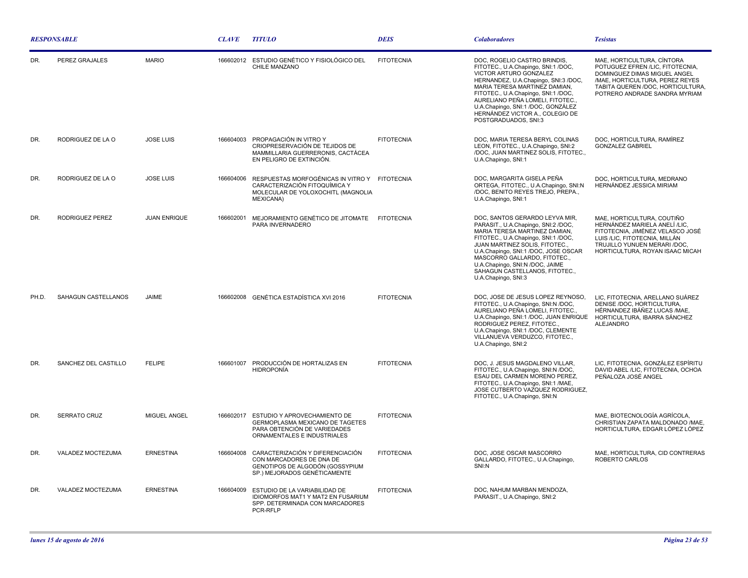| RESPONSABLE | | | CLAVE | TITULO | DEIS | Colaboradores | Tesistas |
|---|---|---|---|---|---|---|---|
| DR. | PEREZ GRAJALES | MARIO | 166602012 | ESTUDIO GENÉTICO Y FISIOLÓGICO DEL CHILE MANZANO | FITOTECNIA | DOC, ROGELIO CASTRO BRINDIS, FITOTEC., U.A.Chapingo, SNI:1 /DOC, VICTOR ARTURO GONZALEZ HERNANDEZ, U.A.Chapingo, SNI:3 /DOC, MARIA TERESA MARTINEZ DAMIAN, FITOTEC., U.A.Chapingo, SNI:1 /DOC, AURELIANO PEÑA LOMELI, FITOTEC., U.A.Chapingo, SNI:1 /DOC, GONZÁLEZ HERNÁNDEZ VICTOR A., COLEGIO DE POSTGRADUADOS, SNI:3 | MAE, HORTICULTURA, CÍNTORA POTUGUEZ EFREN /LIC, FITOTECNIA, DOMINGUEZ DIMAS MIGUEL ANGEL /MAE, HORTICULTURA, PEREZ REYES TABITA QUEREN /DOC, HORTICULTURA, POTRERO ANDRADE SANDRA MYRIAM |
| DR. | RODRIGUEZ DE LA O | JOSE LUIS | 166604003 | PROPAGACIÓN IN VITRO Y CRIOPRESERVACIÓN DE TEJIDOS DE MAMMILLARIA GUERRERONIS, CACTÁCEA EN PELIGRO DE EXTINCIÓN. | FITOTECNIA | DOC, MARIA TERESA BERYL COLINAS LEON, FITOTEC., U.A.Chapingo, SNI:2 /DOC, JUAN MARTINEZ SOLIS, FITOTEC., U.A.Chapingo, SNI:1 | DOC, HORTICULTURA, RAMÍREZ GONZALEZ GABRIEL |
| DR. | RODRIGUEZ DE LA O | JOSE LUIS | 166604006 | RESPUESTAS MORFOGÉNICAS IN VITRO Y CARACTERIZACIÓN FITOQUÍMICA Y MOLECULAR DE YOLOXOCHITL (MAGNOLIA MEXICANA) | FITOTECNIA | DOC, MARGARITA GISELA PEÑA ORTEGA, FITOTEC., U.A.Chapingo, SNI:N /DOC, BENITO REYES TREJO, PREPA., U.A.Chapingo, SNI:1 | DOC, HORTICULTURA, MEDRANO HERNÁNDEZ JESSICA MIRIAM |
| DR. | RODRIGUEZ PEREZ | JUAN ENRIQUE | 166602001 | MEJORAMIENTO GENÉTICO DE JITOMATE PARA INVERNADERO | FITOTECNIA | DOC, SANTOS GERARDO LEYVA MIR, PARASIT., U.A.Chapingo, SNI:2 /DOC, MARIA TERESA MARTINEZ DAMIAN, FITOTEC., U.A.Chapingo, SNI:1 /DOC, JUAN MARTINEZ SOLIS, FITOTEC., U.A.Chapingo, SNI:1 /DOC, JOSE OSCAR MASCORRO GALLARDO, FITOTEC., U.A.Chapingo, SNI:N /DOC, JAIME SAHAGUN CASTELLANOS, FITOTEC., U.A.Chapingo, SNI:3 | MAE, HORTICULTURA, COUTIÑO HERNÁNDEZ MARIELA ANELÍ /LIC, FITOTECNIA, JIMÉNEZ VELASCO JOSÉ LUIS /LIC, FITOTECNIA, MILLÁN TRUJILLO YUNUEN MERARI /DOC, HORTICULTURA, ROYAN ISAAC MICAH |
| PH.D. | SAHAGUN CASTELLANOS | JAIME | 166602008 | GENÉTICA ESTADÍSTICA XVI 2016 | FITOTECNIA | DOC, JOSE DE JESUS LOPEZ REYNOSO, FITOTEC., U.A.Chapingo, SNI:N /DOC, AURELIANO PEÑA LOMELI, FITOTEC., U.A.Chapingo, SNI:1 /DOC, JUAN ENRIQUE RODRIGUEZ PEREZ, FITOTEC., U.A.Chapingo, SNI:1 /DOC, CLEMENTE VILLANUEVA VERDUZCO, FITOTEC., U.A.Chapingo, SNI:2 | LIC, FITOTECNIA, ARELLANO SUÁREZ DENISE /DOC, HORTICULTURA, HÉRNANDEZ IBÁÑEZ LUCAS /MAE, HORTICULTURA, IBARRA SÁNCHEZ ALEJANDRO |
| DR. | SANCHEZ DEL CASTILLO | FELIPE | 166601007 | PRODUCCIÓN DE HORTALIZAS EN HIDROPONÍA | FITOTECNIA | DOC, J. JESUS MAGDALENO VILLAR, FITOTEC., U.A.Chapingo, SNI:N /DOC, ESAU DEL CARMEN MORENO PEREZ, FITOTEC., U.A.Chapingo, SNI:1 /MAE, JOSE CUTBERTO VAZQUEZ RODRIGUEZ, FITOTEC., U.A.Chapingo, SNI:N | LIC, FITOTECNIA, GONZÁLEZ ESPÍRITU DAVID ABEL /LIC, FITOTECNIA, OCHOA PEÑALOZA JOSÉ ANGEL |
| DR. | SERRATO CRUZ | MIGUEL ANGEL | 166602017 | ESTUDIO Y APROVECHAMIENTO DE GERMOPLASMA MEXICANO DE TAGETES PARA OBTENCIÓN DE VARIEDADES ORNAMENTALES E INDUSTRIALES | FITOTECNIA | | MAE, BIOTECNOLOGÍA AGRÍCOLA, CHRISTIAN ZAPATA MALDONADO /MAE, HORTICULTURA, EDGAR LÓPEZ LÓPEZ |
| DR. | VALADEZ MOCTEZUMA | ERNESTINA | 166604008 | CARACTERIZACIÓN Y DIFERENCIACIÓN CON MARCADORES DE DNA DE GENOTIPOS DE ALGODÓN (GOSSYPIUM SP.) MEJORADOS GENÉTICAMENTE | FITOTECNIA | DOC, JOSE OSCAR MASCORRO GALLARDO, FITOTEC., U.A.Chapingo, SNI:N | MAE, HORTICULTURA, CID CONTRERAS ROBERTO CARLOS |
| DR. | VALADEZ MOCTEZUMA | ERNESTINA | 166604009 | ESTUDIO DE LA VARIABILIDAD DE IDIOMORFOS MAT1 Y MAT2 EN FUSARIUM SPP. DETERMINADA CON MARCADORES PCR-RFLP | FITOTECNIA | DOC, NAHUM MARBAN MENDOZA, PARASIT., U.A.Chapingo, SNI:2 | |

*lunes 15 de agosto de 2016*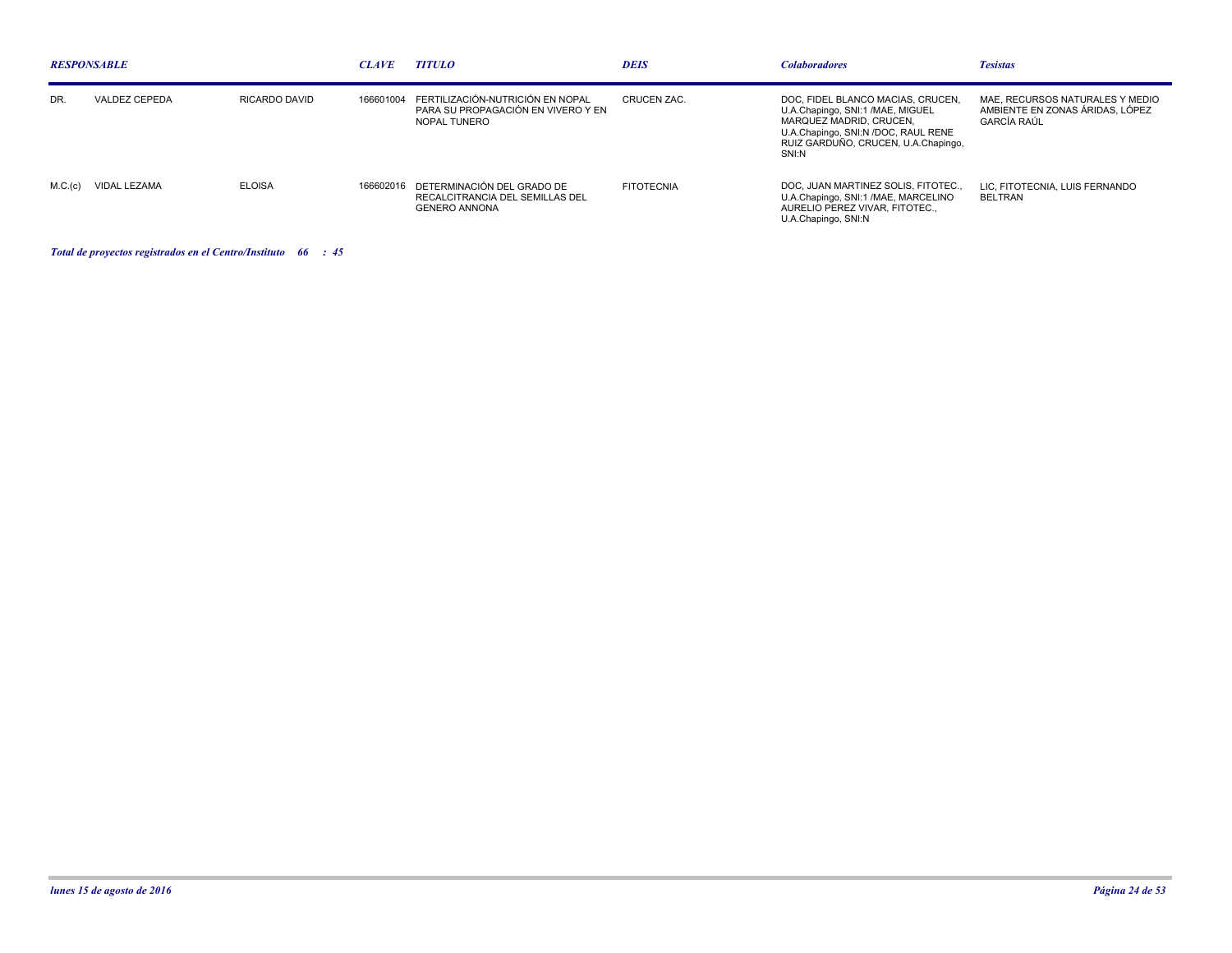| RESPONSABLE | | | CLAVE | TITULO | DEIS | Colaboradores | Tesistas |
|---|---|---|---|---|---|---|---|
| DR. | VALDEZ CEPEDA | RICARDO DAVID | 166601004 | FERTILIZACIÓN-NUTRICIÓN EN NOPAL PARA SU PROPAGACIÓN EN VIVERO Y EN NOPAL TUNERO | CRUCEN ZAC. | DOC, FIDEL BLANCO MACIAS, CRUCEN, U.A.Chapingo, SNI:1 /MAE, MIGUEL MARQUEZ MADRID, CRUCEN, U.A.Chapingo, SNI:N /DOC, RAUL RENE RUIZ GARDUÑO, CRUCEN, U.A.Chapingo, SNI:N | MAE, RECURSOS NATURALES Y MEDIO AMBIENTE EN ZONAS ÁRIDAS, LÓPEZ GARCÍA RAÚL |
| M.C.(c) | VIDAL LEZAMA | ELOISA | 166602016 | DETERMINACIÓN DEL GRADO DE RECALCITRANCIA DEL SEMILLAS DEL GENERO ANNONA | FITOTECNIA | DOC, JUAN MARTINEZ SOLIS, FITOTEC., U.A.Chapingo, SNI:1 /MAE, MARCELINO AURELIO PEREZ VIVAR, FITOTEC., U.A.Chapingo, SNI:N | LIC, FITOTECNIA, LUIS FERNANDO BELTRAN |

***Total de proyectos registrados en el Centro/Instituto 66 : 45***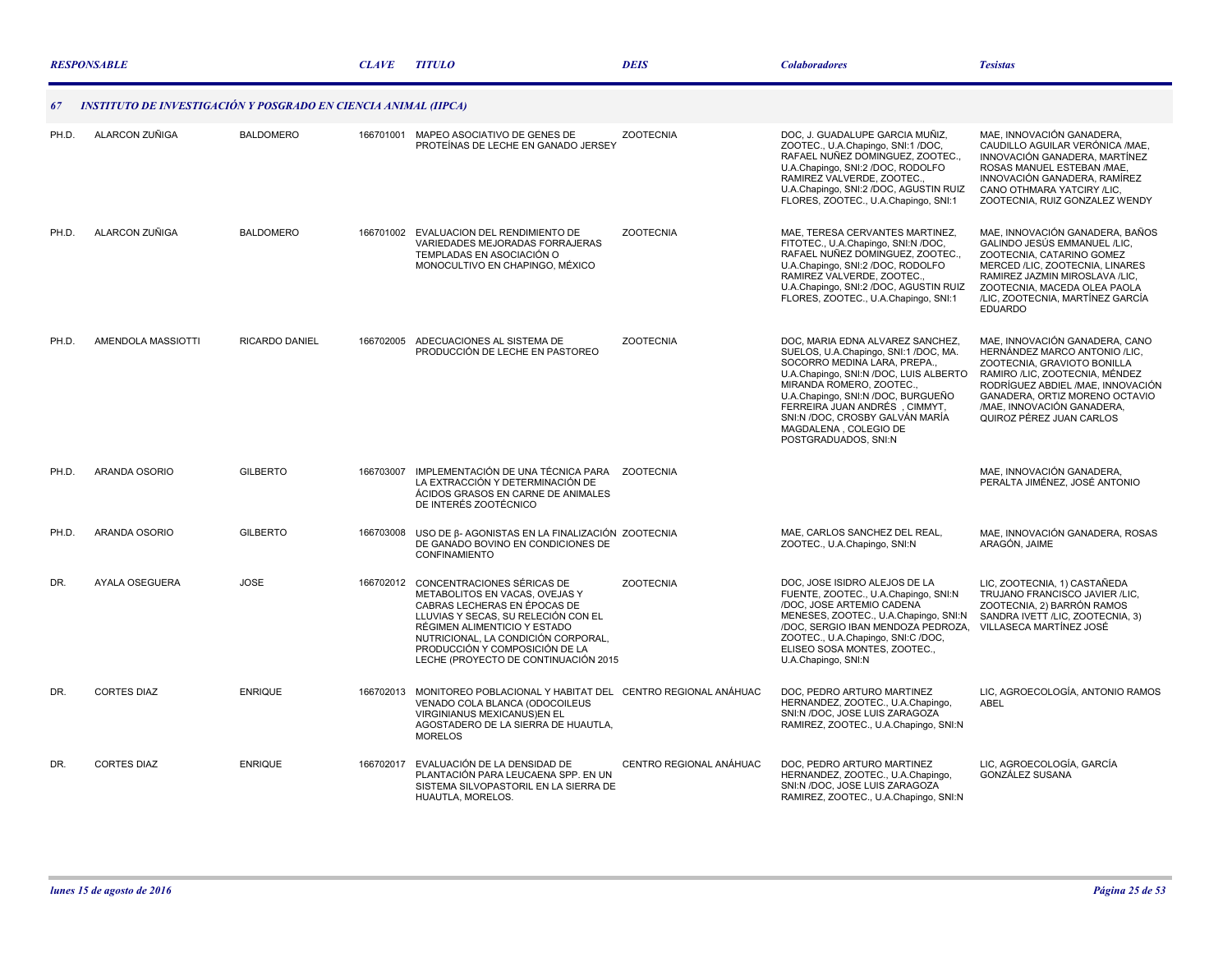| RESPONSABLE | | | CLAVE | TITULO | DEIS | Colaboradores | Tesistas |
|---|---|---|---|---|---|---|---|

## 67 INSTITUTO DE INVESTIGACIÓN Y POSGRADO EN CIENCIA ANIMAL (IIPCA)

| RESPONSABLE | | | CLAVE | TITULO | DEIS | Colaboradores | Tesistas |
|---|---|---|---|---|---|---|---|
| PH.D. | ALARCON ZUÑIGA | BALDOMERO | 166701001 | MAPEO ASOCIATIVO DE GENES DE PROTEÍNAS DE LECHE EN GANADO JERSEY | ZOOTECNIA | DOC, J. GUADALUPE GARCIA MUÑIZ, ZOOTEC., U.A.Chapingo, SNI:1 /DOC, RAFAEL NUÑEZ DOMINGUEZ, ZOOTEC., U.A.Chapingo, SNI:2 /DOC, RODOLFO RAMIREZ VALVERDE, ZOOTEC., U.A.Chapingo, SNI:2 /DOC, AGUSTIN RUIZ FLORES, ZOOTEC., U.A.Chapingo, SNI:1 | MAE, INNOVACIÓN GANADERA, CAUDILLO AGUILAR VERÓNICA /MAE, INNOVACIÓN GANADERA, MARTÍNEZ ROSAS MANUEL ESTEBAN /MAE, INNOVACIÓN GANADERA, RAMÍREZ CANO OTHMARA YATCIRY /LIC, ZOOTECNIA, RUIZ GONZALEZ WENDY |
| PH.D. | ALARCON ZUÑIGA | BALDOMERO | 166701002 | EVALUACION DEL RENDIMIENTO DE VARIEDADES MEJORADAS FORRAJERAS TEMPLADAS EN ASOCIACIÓN O MONOCULTIVO EN CHAPINGO, MÉXICO | ZOOTECNIA | MAE, TERESA CERVANTES MARTINEZ, FITOTEC., U.A.Chapingo, SNI:N /DOC, RAFAEL NUÑEZ DOMINGUEZ, ZOOTEC., U.A.Chapingo, SNI:2 /DOC, RODOLFO RAMIREZ VALVERDE, ZOOTEC., U.A.Chapingo, SNI:2 /DOC, AGUSTIN RUIZ FLORES, ZOOTEC., U.A.Chapingo, SNI:1 | MAE, INNOVACIÓN GANADERA, BAÑOS GALINDO JESÚS EMMANUEL /LIC, ZOOTECNIA, CATARINO GOMEZ MERCED /LIC, ZOOTECNIA, LINARES RAMIREZ JAZMIN MIROSLAVA /LIC, ZOOTECNIA, MACEDA OLEA PAOLA /LIC, ZOOTECNIA, MARTÍNEZ GARCÍA EDUARDO |
| PH.D. | AMENDOLA MASSIOTTI | RICARDO DANIEL | 166702005 | ADECUACIONES AL SISTEMA DE PRODUCCIÓN DE LECHE EN PASTOREO | ZOOTECNIA | DOC, MARIA EDNA ALVAREZ SANCHEZ, SUELOS, U.A.Chapingo, SNI:1 /DOC, MA. SOCORRO MEDINA LARA, PREPA., U.A.Chapingo, SNI:N /DOC, LUIS ALBERTO MIRANDA ROMERO, ZOOTEC., U.A.Chapingo, SNI:N /DOC, BURGUEÑO FERREIRA JUAN ANDRÉS , CIMMYT, SNI:N /DOC, CROSBY GALVÁN MARÍA MAGDALENA , COLEGIO DE POSTGRADUADOS, SNI:N | MAE, INNOVACIÓN GANADERA, CANO HERNÁNDEZ MARCO ANTONIO /LIC, ZOOTECNIA, GRAVIOTO BONILLA RAMIRO /LIC, ZOOTECNIA, MÉNDEZ RODRÍGUEZ ABDIEL /MAE, INNOVACIÓN GANADERA, ORTIZ MORENO OCTAVIO /MAE, INNOVACIÓN GANADERA, QUIROZ PÉREZ JUAN CARLOS |
| PH.D. | ARANDA OSORIO | GILBERTO | 166703007 | IMPLEMENTACIÓN DE UNA TÉCNICA PARA LA EXTRACCIÓN Y DETERMINACIÓN DE ÁCIDOS GRASOS EN CARNE DE ANIMALES DE INTERÉS ZOOTÉCNICO | ZOOTECNIA | | MAE, INNOVACIÓN GANADERA, PERALTA JIMÉNEZ, JOSÉ ANTONIO |
| PH.D. | ARANDA OSORIO | GILBERTO | 166703008 | USO DE β- AGONISTAS EN LA FINALIZACIÓN DE GANADO BOVINO EN CONDICIONES DE CONFINAMIENTO | ZOOTECNIA | MAE, CARLOS SANCHEZ DEL REAL, ZOOTEC., U.A.Chapingo, SNI:N | MAE, INNOVACIÓN GANADERA, ROSAS ARAGÓN, JAIME |
| DR. | AYALA OSEGUERA | JOSE | 166702012 | CONCENTRACIONES SÉRICAS DE METABOLITOS EN VACAS, OVEJAS Y CABRAS LECHERAS EN ÉPOCAS DE LLUVIAS Y SECAS, SU RELECIÓN CON EL RÉGIMEN ALIMENTICIO Y ESTADO NUTRICIONAL, LA CONDICIÓN CORPORAL, PRODUCCIÓN Y COMPOSICIÓN DE LA LECHE (PROYECTO DE CONTINUACIÓN 2015 | ZOOTECNIA | DOC, JOSE ISIDRO ALEJOS DE LA FUENTE, ZOOTEC., U.A.Chapingo, SNI:N /DOC, JOSE ARTEMIO CADENA MENESES, ZOOTEC., U.A.Chapingo, SNI:N /DOC, SERGIO IBAN MENDOZA PEDROZA, ZOOTEC., U.A.Chapingo, SNI:C /DOC, ELISEO SOSA MONTES, ZOOTEC., U.A.Chapingo, SNI:N | LIC, ZOOTECNIA, 1) CASTAÑEDA TRUJANO FRANCISCO JAVIER /LIC, ZOOTECNIA, 2) BARRÓN RAMOS SANDRA IVETT /LIC, ZOOTECNIA, 3) VILLASECA MARTÍNEZ JOSÉ |
| DR. | CORTES DIAZ | ENRIQUE | 166702013 | MONITOREO POBLACIONAL Y HABITAT DEL VENADO COLA BLANCA (ODOCOILEUS VIRGINIANUS MEXICANUS)EN EL AGOSTADERO DE LA SIERRA DE HUAUTLA, MORELOS | CENTRO REGIONAL ANÁHUAC | DOC, PEDRO ARTURO MARTINEZ HERNANDEZ, ZOOTEC., U.A.Chapingo, SNI:N /DOC, JOSE LUIS ZARAGOZA RAMIREZ, ZOOTEC., U.A.Chapingo, SNI:N | LIC, AGROECOLOGÍA, ANTONIO RAMOS ABEL |
| DR. | CORTES DIAZ | ENRIQUE | 166702017 | EVALUACIÓN DE LA DENSIDAD DE PLANTACIÓN PARA LEUCAENA SPP. EN UN SISTEMA SILVOPASTORIL EN LA SIERRA DE HUAUTLA, MORELOS. | CENTRO REGIONAL ANÁHUAC | DOC, PEDRO ARTURO MARTINEZ HERNANDEZ, ZOOTEC., U.A.Chapingo, SNI:N /DOC, JOSE LUIS ZARAGOZA RAMIREZ, ZOOTEC., U.A.Chapingo, SNI:N | LIC, AGROECOLOGÍA, GARCÍA GONZÁLEZ SUSANA |

*lunes 15 de agosto de 2016*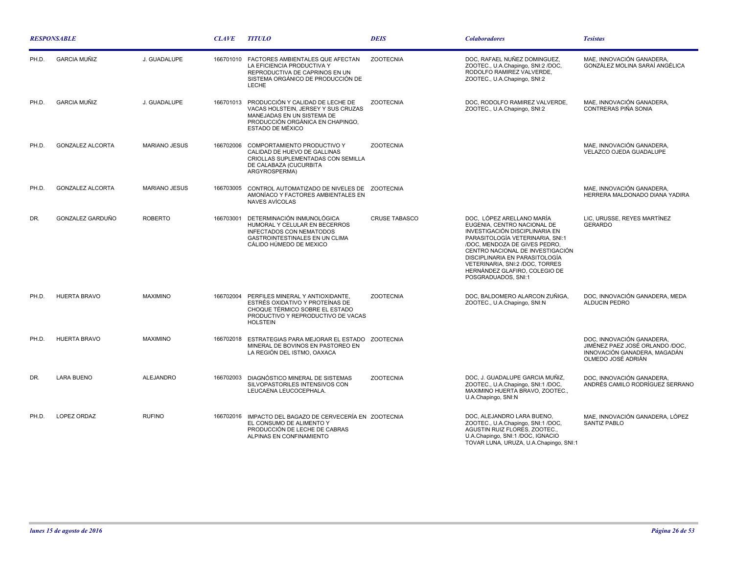| RESPONSABLE | | | CLAVE | TITULO | DEIS | Colaboradores | Tesistas |
|---|---|---|---|---|---|---|---|
| PH.D. | GARCIA MUÑIZ | J. GUADALUPE | 166701010 | FACTORES AMBIENTALES QUE AFECTAN LA EFICIENCIA PRODUCTIVA Y REPRODUCTIVA DE CAPRINOS EN UN SISTEMA ORGÁNICO DE PRODUCCIÓN DE LECHE | ZOOTECNIA | DOC, RAFAEL NUÑEZ DOMINGUEZ, ZOOTEC., U.A.Chapingo, SNI:2 /DOC, RODOLFO RAMIREZ VALVERDE, ZOOTEC., U.A.Chapingo, SNI:2 | MAE, INNOVACIÓN GANADERA, GONZÁLEZ MOLINA SARAÍ ANGÉLICA |
| PH.D. | GARCIA MUÑIZ | J. GUADALUPE | 166701013 | PRODUCCIÓN Y CALIDAD DE LECHE DE VACAS HOLSTEIN, JERSEY Y SUS CRUZAS MANEJADAS EN UN SISTEMA DE PRODUCCIÓN ORGÁNICA EN CHAPINGO, ESTADO DE MÉXICO | ZOOTECNIA | DOC, RODOLFO RAMIREZ VALVERDE, ZOOTEC., U.A.Chapingo, SNI:2 | MAE, INNOVACIÓN GANADERA, CONTRERAS PIÑA SONIA |
| PH.D. | GONZALEZ ALCORTA | MARIANO JESUS | 166702006 | COMPORTAMIENTO PRODUCTIVO Y CALIDAD DE HUEVO DE GALLINAS CRIOLLAS SUPLEMENTADAS CON SEMILLA DE CALABAZA (CUCURBITA ARGYROSPERMA) | ZOOTECNIA | | MAE, INNOVACIÓN GANADERA, VELAZCO OJEDA GUADALUPE |
| PH.D. | GONZALEZ ALCORTA | MARIANO JESUS | 166703005 | CONTROL AUTOMATIZADO DE NIVELES DE AMONÍACO Y FACTORES AMBIENTALES EN NAVES AVÍCOLAS | ZOOTECNIA | | MAE, INNOVACIÓN GANADERA, HERRERA MALDONADO DIANA YADIRA |
| DR. | GONZALEZ GARDUÑO | ROBERTO | 166703001 | DETERMINACIÓN INMUNOLÓGICA HUMORAL Y CELULAR EN BECERROS INFECTADOS CON NEMATODOS GASTROINTESTINALES EN UN CLIMA CÁLIDO HÚMEDO DE MEXICO | CRUSE TABASCO | DOC, LÓPEZ ARELLANO MARÍA EUGENIA, CENTRO NACIONAL DE INVESTIGACIÓN DISCIPLINARIA EN PARASITOLOGÍA VETERINARIA, SNI:1 /DOC, MENDOZA DE GIVES PEDRO, CENTRO NACIONAL DE INVESTIGACIÓN DISCIPLINARIA EN PARASITOLOGÍA VETERINARIA, SNI:2 /DOC, TORRES HERNÁNDEZ GLAFIRO, COLEGIO DE POSGRADUADOS, SNI:1 | LIC, URUSSE, REYES MARTÍNEZ GERARDO |
| PH.D. | HUERTA BRAVO | MAXIMINO | 166702004 | PERFILES MINERAL Y ANTIOXIDANTE, ESTRÉS OXIDATIVO Y PROTEÍNAS DE CHOQUE TÉRMICO SOBRE EL ESTADO PRODUCTIVO Y REPRODUCTIVO DE VACAS HOLSTEIN | ZOOTECNIA | DOC, BALDOMERO ALARCON ZUÑIGA, ZOOTEC., U.A.Chapingo, SNI:N | DOC, INNOVACIÓN GANADERA, MEDA ALDUCIN PEDRO |
| PH.D. | HUERTA BRAVO | MAXIMINO | 166702018 | ESTRATEGIAS PARA MEJORAR EL ESTADO MINERAL DE BOVINOS EN PASTOREO EN LA REGIÓN DEL ISTMO, OAXACA | ZOOTECNIA | | DOC, INNOVACIÓN GANADERA, JIMÉNEZ PAEZ JOSÉ ORLANDO /DOC, INNOVACIÓN GANADERA, MAGADÁN OLMEDO JOSÉ ADRIÁN |
| DR. | LARA BUENO | ALEJANDRO | 166702003 | DIAGNÓSTICO MINERAL DE SISTEMAS SILVOPASTORILES INTENSIVOS CON LEUCAENA LEUCOCEPHALA. | ZOOTECNIA | DOC, J. GUADALUPE GARCIA MUÑIZ, ZOOTEC., U.A.Chapingo, SNI:1 /DOC, MAXIMINO HUERTA BRAVO, ZOOTEC., U.A.Chapingo, SNI:N | DOC, INNOVACIÓN GANADERA, ANDRÉS CAMILO RODRÍGUEZ SERRANO |
| PH.D. | LOPEZ ORDAZ | RUFINO | 166702016 | IMPACTO DEL BAGAZO DE CERVECERÍA EN EL CONSUMO DE ALIMENTO Y PRODUCCIÓN DE LECHE DE CABRAS ALPINAS EN CONFINAMIENTO | ZOOTECNIA | DOC, ALEJANDRO LARA BUENO, ZOOTEC., U.A.Chapingo, SNI:1 /DOC, AGUSTIN RUIZ FLORES, ZOOTEC., U.A.Chapingo, SNI:1 /DOC, IGNACIO TOVAR LUNA, URUZA, U.A.Chapingo, SNI:1 | MAE, INNOVACIÓN GANADERA, LÓPEZ SANTIZ PABLO |

*lunes 15 de agosto de 2016*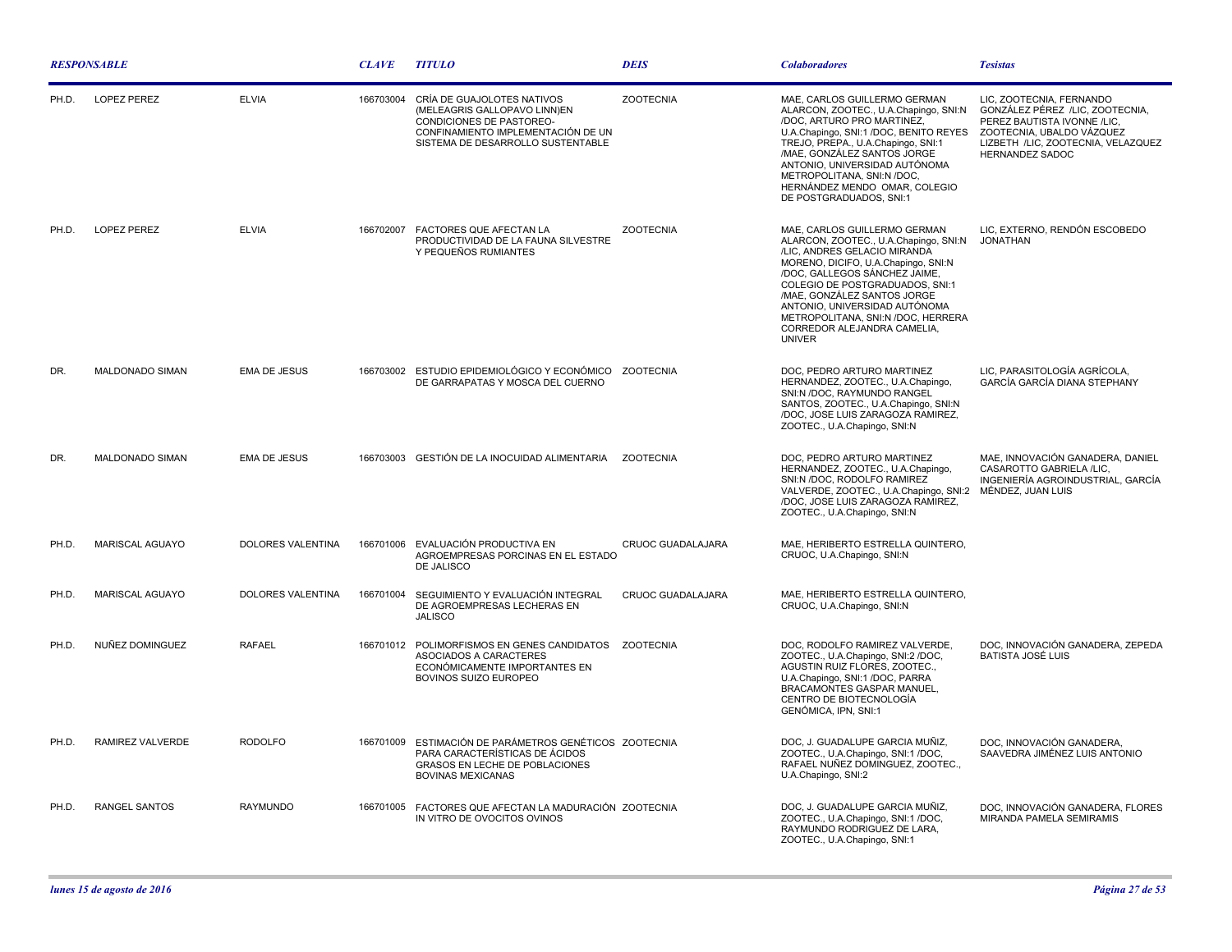| *RESPONSABLE* | | | *CLAVE* | *TITULO* | *DEIS* | *Colaboradores* | *Tesistas* |
|---|---|---|---|---|---|---|---|
| PH.D. | LOPEZ PEREZ | ELVIA | 166703004 | CRÍA DE GUAJOLOTES NATIVOS (MELEAGRIS GALLOPAVO LINN)EN CONDICIONES DE PASTOREO-CONFINAMIENTO IMPLEMENTACIÓN DE UN SISTEMA DE DESARROLLO SUSTENTABLE | ZOOTECNIA | MAE, CARLOS GUILLERMO GERMAN ALARCON, ZOOTEC., U.A.Chapingo, SNI:N /DOC, ARTURO PRO MARTINEZ, U.A.Chapingo, SNI:1 /DOC, BENITO REYES TREJO, PREPA., U.A.Chapingo, SNI:1 /MAE, GONZÁLEZ SANTOS JORGE ANTONIO, UNIVERSIDAD AUTÓNOMA METROPOLITANA, SNI:N /DOC, HERNÁNDEZ MENDO OMAR, COLEGIO DE POSTGRADUADOS, SNI:1 | LIC, ZOOTECNIA, FERNANDO GONZÁLEZ PÉREZ /LIC, ZOOTECNIA, PEREZ BAUTISTA IVONNE /LIC, ZOOTECNIA, UBALDO VÁZQUEZ LIZBETH /LIC, ZOOTECNIA, VELAZQUEZ HERNANDEZ SADOC |
| PH.D. | LOPEZ PEREZ | ELVIA | 166702007 | FACTORES QUE AFECTAN LA PRODUCTIVIDAD DE LA FAUNA SILVESTRE Y PEQUEÑOS RUMIANTES | ZOOTECNIA | MAE, CARLOS GUILLERMO GERMAN ALARCON, ZOOTEC., U.A.Chapingo, SNI:N /LIC, ANDRES GELACIO MIRANDA MORENO, DICIFO, U.A.Chapingo, SNI:N /DOC, GALLEGOS SÁNCHEZ JAIME, COLEGIO DE POSTGRADUADOS, SNI:1 /MAE, GONZÁLEZ SANTOS JORGE ANTONIO, UNIVERSIDAD AUTÓNOMA METROPOLITANA, SNI:N /DOC, HERRERA CORREDOR ALEJANDRA CAMELIA, UNIVER | LIC, EXTERNO, RENDÓN ESCOBEDO JONATHAN |
| DR. | MALDONADO SIMAN | EMA DE JESUS | 166703002 | ESTUDIO EPIDEMIOLÓGICO Y ECONÓMICO DE GARRAPATAS Y MOSCA DEL CUERNO | ZOOTECNIA | DOC, PEDRO ARTURO MARTINEZ HERNANDEZ, ZOOTEC., U.A.Chapingo, SNI:N /DOC, RAYMUNDO RANGEL SANTOS, ZOOTEC., U.A.Chapingo, SNI:N /DOC, JOSE LUIS ZARAGOZA RAMIREZ, ZOOTEC., U.A.Chapingo, SNI:N | LIC, PARASITOLOGÍA AGRÍCOLA, GARCÍA GARCÍA DIANA STEPHANY |
| DR. | MALDONADO SIMAN | EMA DE JESUS | 166703003 | GESTIÓN DE LA INOCUIDAD ALIMENTARIA | ZOOTECNIA | DOC, PEDRO ARTURO MARTINEZ HERNANDEZ, ZOOTEC., U.A.Chapingo, SNI:N /DOC, RODOLFO RAMIREZ VALVERDE, ZOOTEC., U.A.Chapingo, SNI:2 /DOC, JOSE LUIS ZARAGOZA RAMIREZ, ZOOTEC., U.A.Chapingo, SNI:N | MAE, INNOVACIÓN GANADERA, DANIEL CASAROTTO GABRIELA /LIC, INGENIERÍA AGROINDUSTRIAL, GARCÍA MÉNDEZ, JUAN LUIS |
| PH.D. | MARISCAL AGUAYO | DOLORES VALENTINA | 166701006 | EVALUACIÓN PRODUCTIVA EN AGROEMPRESAS PORCINAS EN EL ESTADO DE JALISCO | CRUOC GUADALAJARA | MAE, HERIBERTO ESTRELLA QUINTERO, CRUOC, U.A.Chapingo, SNI:N | |
| PH.D. | MARISCAL AGUAYO | DOLORES VALENTINA | 166701004 | SEGUIMIENTO Y EVALUACIÓN INTEGRAL DE AGROEMPRESAS LECHERAS EN JALISCO | CRUOC GUADALAJARA | MAE, HERIBERTO ESTRELLA QUINTERO, CRUOC, U.A.Chapingo, SNI:N | |
| PH.D. | NUÑEZ DOMINGUEZ | RAFAEL | 166701012 | POLIMORFISMOS EN GENES CANDIDATOS ASOCIADOS A CARACTERES ECONÓMICAMENTE IMPORTANTES EN BOVINOS SUIZO EUROPEO | ZOOTECNIA | DOC, RODOLFO RAMIREZ VALVERDE, ZOOTEC., U.A.Chapingo, SNI:2 /DOC, AGUSTIN RUIZ FLORES, ZOOTEC., U.A.Chapingo, SNI:1 /DOC, PARRA BRACAMONTES GASPAR MANUEL, CENTRO DE BIOTECNOLOGÍA GENÓMICA, IPN, SNI:1 | DOC, INNOVACIÓN GANADERA, ZEPEDA BATISTA JOSÉ LUIS |
| PH.D. | RAMIREZ VALVERDE | RODOLFO | 166701009 | ESTIMACIÓN DE PARÁMETROS GENÉTICOS PARA CARACTERÍSTICAS DE ÁCIDOS GRASOS EN LECHE DE POBLACIONES BOVINAS MEXICANAS | ZOOTECNIA | DOC, J. GUADALUPE GARCIA MUÑIZ, ZOOTEC., U.A.Chapingo, SNI:1 /DOC, RAFAEL NUÑEZ DOMINGUEZ, ZOOTEC., U.A.Chapingo, SNI:2 | DOC, INNOVACIÓN GANADERA, SAAVEDRA JIMÉNEZ LUIS ANTONIO |
| PH.D. | RANGEL SANTOS | RAYMUNDO | 166701005 | FACTORES QUE AFECTAN LA MADURACIÓN IN VITRO DE OVOCITOS OVINOS | ZOOTECNIA | DOC, J. GUADALUPE GARCIA MUÑIZ, ZOOTEC., U.A.Chapingo, SNI:1 /DOC, RAYMUNDO RODRIGUEZ DE LARA, ZOOTEC., U.A.Chapingo, SNI:1 | DOC, INNOVACIÓN GANADERA, FLORES MIRANDA PAMELA SEMIRAMIS |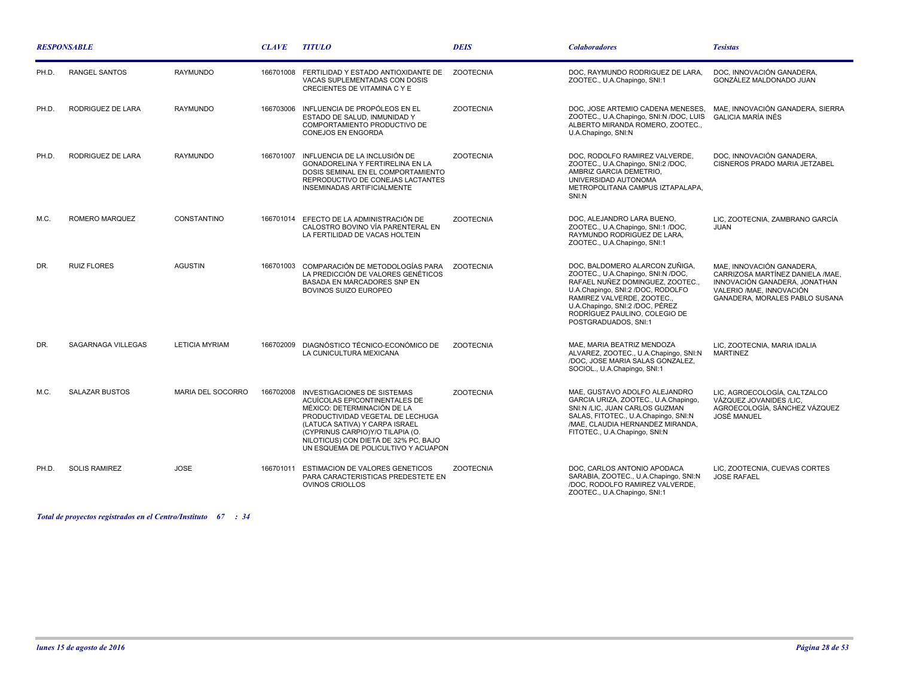| RESPONSABLE | | | CLAVE | TITULO | DEIS | Colaboradores | Tesistas |
|---|---|---|---|---|---|---|---|
| PH.D. | RANGEL SANTOS | RAYMUNDO | 166701008 | FERTILIDAD Y ESTADO ANTIOXIDANTE DE VACAS SUPLEMENTADAS CON DOSIS CRECIENTES DE VITAMINA C Y E | ZOOTECNIA | DOC, RAYMUNDO RODRIGUEZ DE LARA, ZOOTEC., U.A.Chapingo, SNI:1 | DOC, INNOVACIÓN GANADERA, GONZÁLEZ MALDONADO JUAN |
| PH.D. | RODRIGUEZ DE LARA | RAYMUNDO | 166703006 | INFLUENCIA DE PROPÓLEOS EN EL ESTADO DE SALUD, INMUNIDAD Y COMPORTAMIENTO PRODUCTIVO DE CONEJOS EN ENGORDA | ZOOTECNIA | DOC, JOSE ARTEMIO CADENA MENESES, ZOOTEC., U.A.Chapingo, SNI:N /DOC, LUIS ALBERTO MIRANDA ROMERO, ZOOTEC., U.A.Chapingo, SNI:N | MAE, INNOVACIÓN GANADERA, SIERRA GALICIA MARÍA INÉS |
| PH.D. | RODRIGUEZ DE LARA | RAYMUNDO | 166701007 | INFLUENCIA DE LA INCLUSIÓN DE GONADORELINA Y FERTIRELINA EN LA DOSIS SEMINAL EN EL COMPORTAMIENTO REPRODUCTIVO DE CONEJAS LACTANTES INSEMINADAS ARTIFICIALMENTE | ZOOTECNIA | DOC, RODOLFO RAMIREZ VALVERDE, ZOOTEC., U.A.Chapingo, SNI:2 /DOC, AMBRIZ GARCIA DEMETRIO, UNIVERSIDAD AUTONOMA METROPOLITANA CAMPUS IZTAPALAPA, SNI:N | DOC, INNOVACIÓN GANADERA, CISNEROS PRADO MARIA JETZABEL |
| M.C. | ROMERO MARQUEZ | CONSTANTINO | 166701014 | EFECTO DE LA ADMINISTRACIÓN DE CALOSTRO BOVINO VÍA PARENTERAL EN LA FERTILIDAD DE VACAS HOLTEIN | ZOOTECNIA | DOC, ALEJANDRO LARA BUENO, ZOOTEC., U.A.Chapingo, SNI:1 /DOC, RAYMUNDO RODRIGUEZ DE LARA, ZOOTEC., U.A.Chapingo, SNI:1 | LIC, ZOOTECNIA, ZAMBRANO GARCÍA JUAN |
| DR. | RUIZ FLORES | AGUSTIN | 166701003 | COMPARACIÓN DE METODOLOGÍAS PARA LA PREDICCIÓN DE VALORES GENÉTICOS BASADA EN MARCADORES SNP EN BOVINOS SUIZO EUROPEO | ZOOTECNIA | DOC, BALDOMERO ALARCON ZUÑIGA, ZOOTEC., U.A.Chapingo, SNI:N /DOC, RAFAEL NUÑEZ DOMINGUEZ, ZOOTEC., U.A.Chapingo, SNI:2 /DOC, RODOLFO RAMIREZ VALVERDE, ZOOTEC., U.A.Chapingo, SNI:2 /DOC, PÉREZ RODRÍGUEZ PAULINO, COLEGIO DE POSTGRADUADOS, SNI:1 | MAE, INNOVACIÓN GANADERA, CARRIZOSA MARTÍNEZ DANIELA /MAE, INNOVACIÓN GANADERA, JONATHAN VALERIO /MAE, INNOVACIÓN GANADERA, MORALES PABLO SUSANA |
| DR. | SAGARNAGA VILLEGAS | LETICIA MYRIAM | 166702009 | DIAGNÓSTICO TÉCNICO-ECONÓMICO DE LA CUNICULTURA MEXICANA | ZOOTECNIA | MAE, MARIA BEATRIZ MENDOZA ALVAREZ, ZOOTEC., U.A.Chapingo, SNI:N /DOC, JOSE MARIA SALAS GONZALEZ, SOCIOL., U.A.Chapingo, SNI:1 | LIC, ZOOTECNIA, MARIA IDALIA MARTINEZ |
| M.C. | SALAZAR BUSTOS | MARIA DEL SOCORRO | 166702008 | INVESTIGACIONES DE SISTEMAS ACUÍCOLAS EPICONTINENTALES DE MÉXICO: DETERMINACIÓN DE LA PRODUCTIVIDAD VEGETAL DE LECHUGA (LATUCA SATIVA) Y CARPA ISRAEL (CYPRINUS CARPIO)Y/O TILAPIA (O. NILOTICUS) CON DIETA DE 32% PC, BAJO UN ESQUEMA DE POLICULTIVO Y ACUAPON | ZOOTECNIA | MAE, GUSTAVO ADOLFO ALEJANDRO GARCIA URIZA, ZOOTEC., U.A.Chapingo, SNI:N /LIC, JUAN CARLOS GUZMAN SALAS, FITOTEC., U.A.Chapingo, SNI:N /MAE, CLAUDIA HERNANDEZ MIRANDA, FITOTEC., U.A.Chapingo, SNI:N | LIC, AGROECOLOGÍA, CALTZALCO VÁZQUEZ JOVANIDES /LIC, AGROECOLOGÍA, SÁNCHEZ VÁZQUEZ JOSÉ MANUEL |
| PH.D. | SOLIS RAMIREZ | JOSE | 166701011 | ESTIMACION DE VALORES GENETICOS PARA CARACTERISTICAS PREDESTETE EN OVINOS CRIOLLOS | ZOOTECNIA | DOC, CARLOS ANTONIO APODACA SARABIA, ZOOTEC., U.A.Chapingo, SNI:N /DOC, RODOLFO RAMIREZ VALVERDE, ZOOTEC., U.A.Chapingo, SNI:1 | LIC, ZOOTECNIA, CUEVAS CORTES JOSE RAFAEL |

***Total de proyectos registrados en el Centro/Instituto 67 : 34***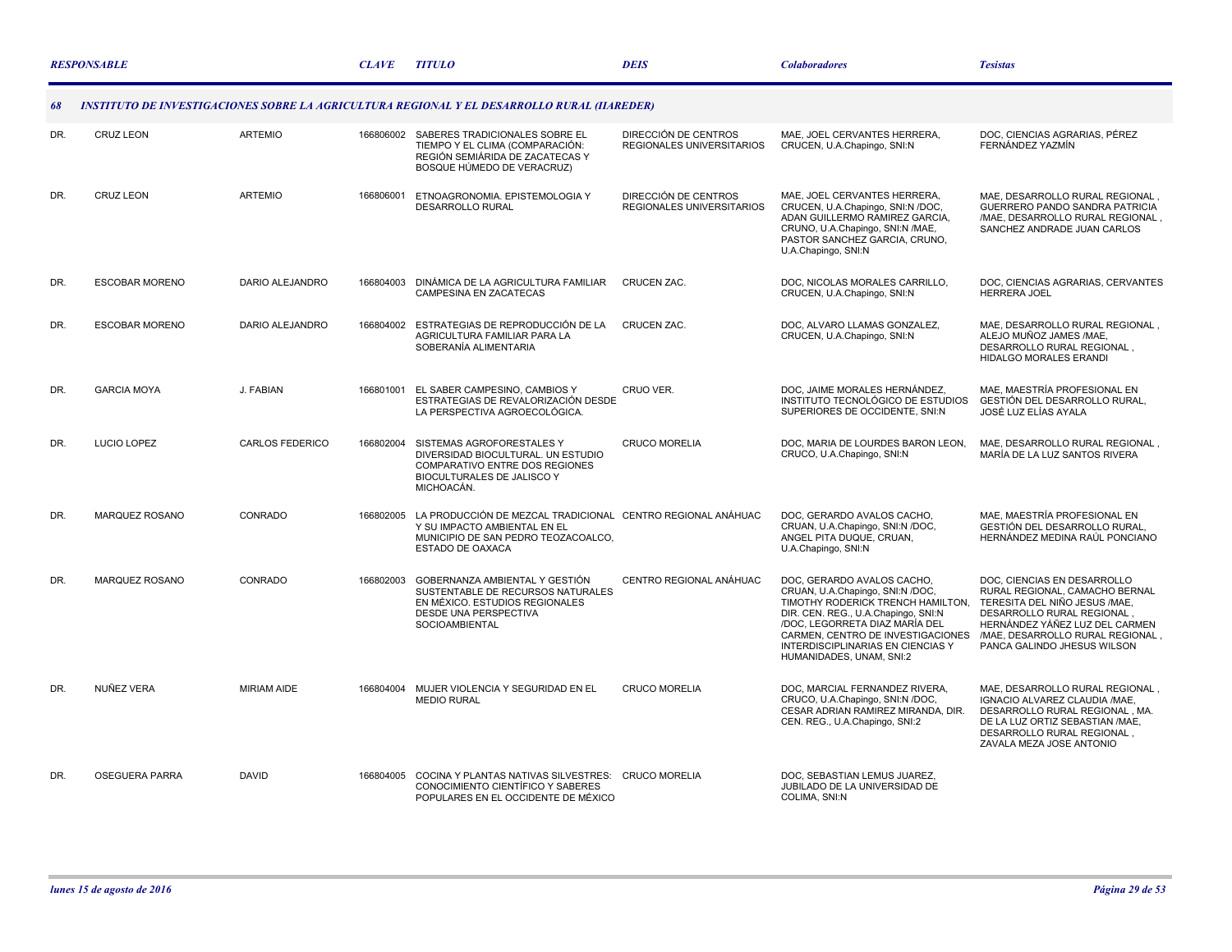| RESPONSABLE | | | CLAVE | TITULO | DEIS | Colaboradores | Tesistas |
|---|---|---|---|---|---|---|---|
| **68** | **INSTITUTO DE INVESTIGACIONES SOBRE LA AGRICULTURA REGIONAL Y EL DESARROLLO RURAL (IIAREDER)** | | | | | | |
| DR. | CRUZ LEON | ARTEMIO | 166806002 | SABERES TRADICIONALES SOBRE EL TIEMPO Y EL CLIMA (COMPARACIÓN: REGIÓN SEMIÁRIDA DE ZACATECAS Y BOSQUE HÚMEDO DE VERACRUZ) | DIRECCIÓN DE CENTROS REGIONALES UNIVERSITARIOS | MAE, JOEL CERVANTES HERRERA, CRUCEN, U.A.Chapingo, SNI:N | DOC, CIENCIAS AGRARIAS, PÉREZ FERNÁNDEZ YAZMÍN |
| DR. | CRUZ LEON | ARTEMIO | 166806001 | ETNOAGRONOMIA. EPISTEMOLOGIA Y DESARROLLO RURAL | DIRECCIÓN DE CENTROS REGIONALES UNIVERSITARIOS | MAE, JOEL CERVANTES HERRERA, CRUCEN, U.A.Chapingo, SNI:N /DOC, ADAN GUILLERMO RAMIREZ GARCIA, CRUNO, U.A.Chapingo, SNI:N /MAE, PASTOR SANCHEZ GARCIA, CRUNO, U.A.Chapingo, SNI:N | MAE, DESARROLLO RURAL REGIONAL , GUERRERO PANDO SANDRA PATRICIA /MAE, DESARROLLO RURAL REGIONAL , SANCHEZ ANDRADE JUAN CARLOS |
| DR. | ESCOBAR MORENO | DARIO ALEJANDRO | 166804003 | DINÁMICA DE LA AGRICULTURA FAMILIAR CAMPESINA EN ZACATECAS | CRUCEN ZAC. | DOC, NICOLAS MORALES CARRILLO, CRUCEN, U.A.Chapingo, SNI:N | DOC, CIENCIAS AGRARIAS, CERVANTES HERRERA JOEL |
| DR. | ESCOBAR MORENO | DARIO ALEJANDRO | 166804002 | ESTRATEGIAS DE REPRODUCCIÓN DE LA AGRICULTURA FAMILIAR PARA LA SOBERANÍA ALIMENTARIA | CRUCEN ZAC. | DOC, ALVARO LLAMAS GONZALEZ, CRUCEN, U.A.Chapingo, SNI:N | MAE, DESARROLLO RURAL REGIONAL , ALEJO MUÑOZ JAMES /MAE, DESARROLLO RURAL REGIONAL , HIDALGO MORALES ERANDI |
| DR. | GARCIA MOYA | J. FABIAN | 166801001 | EL SABER CAMPESINO, CAMBIOS Y ESTRATEGIAS DE REVALORIZACIÓN DESDE LA PERSPECTIVA AGROECOLÓGICA. | CRUO VER. | DOC, JAIME MORALES HERNÁNDEZ, INSTITUTO TECNOLÓGICO DE ESTUDIOS SUPERIORES DE OCCIDENTE, SNI:N | MAE, MAESTRÍA PROFESIONAL EN GESTIÓN DEL DESARROLLO RURAL, JOSÉ LUZ ELÍAS AYALA |
| DR. | LUCIO LOPEZ | CARLOS FEDERICO | 166802004 | SISTEMAS AGROFORESTALES Y DIVERSIDAD BIOCULTURAL. UN ESTUDIO COMPARATIVO ENTRE DOS REGIONES BIOCULTURALES DE JALISCO Y MICHOACÁN. | CRUCO MORELIA | DOC, MARIA DE LOURDES BARON LEON, CRUCO, U.A.Chapingo, SNI:N | MAE, DESARROLLO RURAL REGIONAL , MARÍA DE LA LUZ SANTOS RIVERA |
| DR. | MARQUEZ ROSANO | CONRADO | 166802005 | LA PRODUCCIÓN DE MEZCAL TRADICIONAL Y SU IMPACTO AMBIENTAL EN EL MUNICIPIO DE SAN PEDRO TEOZACOALCO, ESTADO DE OAXACA | CENTRO REGIONAL ANÁHUAC | DOC, GERARDO AVALOS CACHO, CRUAN, U.A.Chapingo, SNI:N /DOC, ANGEL PITA DUQUE, CRUAN, U.A.Chapingo, SNI:N | MAE, MAESTRÍA PROFESIONAL EN GESTIÓN DEL DESARROLLO RURAL, HERNÁNDEZ MEDINA RAÚL PONCIANO |
| DR. | MARQUEZ ROSANO | CONRADO | 166802003 | GOBERNANZA AMBIENTAL Y GESTIÓN SUSTENTABLE DE RECURSOS NATURALES EN MÉXICO. ESTUDIOS REGIONALES DESDE UNA PERSPECTIVA SOCIOAMBIENTAL | CENTRO REGIONAL ANÁHUAC | DOC, GERARDO AVALOS CACHO, CRUAN, U.A.Chapingo, SNI:N /DOC, TIMOTHY RODERICK TRENCH HAMILTON, DIR. CEN. REG., U.A.Chapingo, SNI:N /DOC, LEGORRETA DIAZ MARÍA DEL CARMEN, CENTRO DE INVESTIGACIONES INTERDISCIPLINARIAS EN CIENCIAS Y HUMANIDADES, UNAM, SNI:2 | DOC, CIENCIAS EN DESARROLLO RURAL REGIONAL, CAMACHO BERNAL TERESITA DEL NIÑO JESUS /MAE, DESARROLLO RURAL REGIONAL , HERNÁNDEZ YÁÑEZ LUZ DEL CARMEN /MAE, DESARROLLO RURAL REGIONAL , PANCA GALINDO JHESUS WILSON |
| DR. | NUÑEZ VERA | MIRIAM AIDE | 166804004 | MUJER VIOLENCIA Y SEGURIDAD EN EL MEDIO RURAL | CRUCO MORELIA | DOC, MARCIAL FERNANDEZ RIVERA, CRUCO, U.A.Chapingo, SNI:N /DOC, CESAR ADRIAN RAMIREZ MIRANDA, DIR. CEN. REG., U.A.Chapingo, SNI:2 | MAE, DESARROLLO RURAL REGIONAL , IGNACIO ALVAREZ CLAUDIA /MAE, DESARROLLO RURAL REGIONAL , MA. DE LA LUZ ORTIZ SEBASTIAN /MAE, DESARROLLO RURAL REGIONAL , ZAVALA MEZA JOSE ANTONIO |
| DR. | OSEGUERA PARRA | DAVID | 166804005 | COCINA Y PLANTAS NATIVAS SILVESTRES: CONOCIMIENTO CIENTÍFICO Y SABERES POPULARES EN EL OCCIDENTE DE MÉXICO | CRUCO MORELIA | DOC, SEBASTIAN LEMUS JUAREZ, JUBILADO DE LA UNIVERSIDAD DE COLIMA, SNI:N | |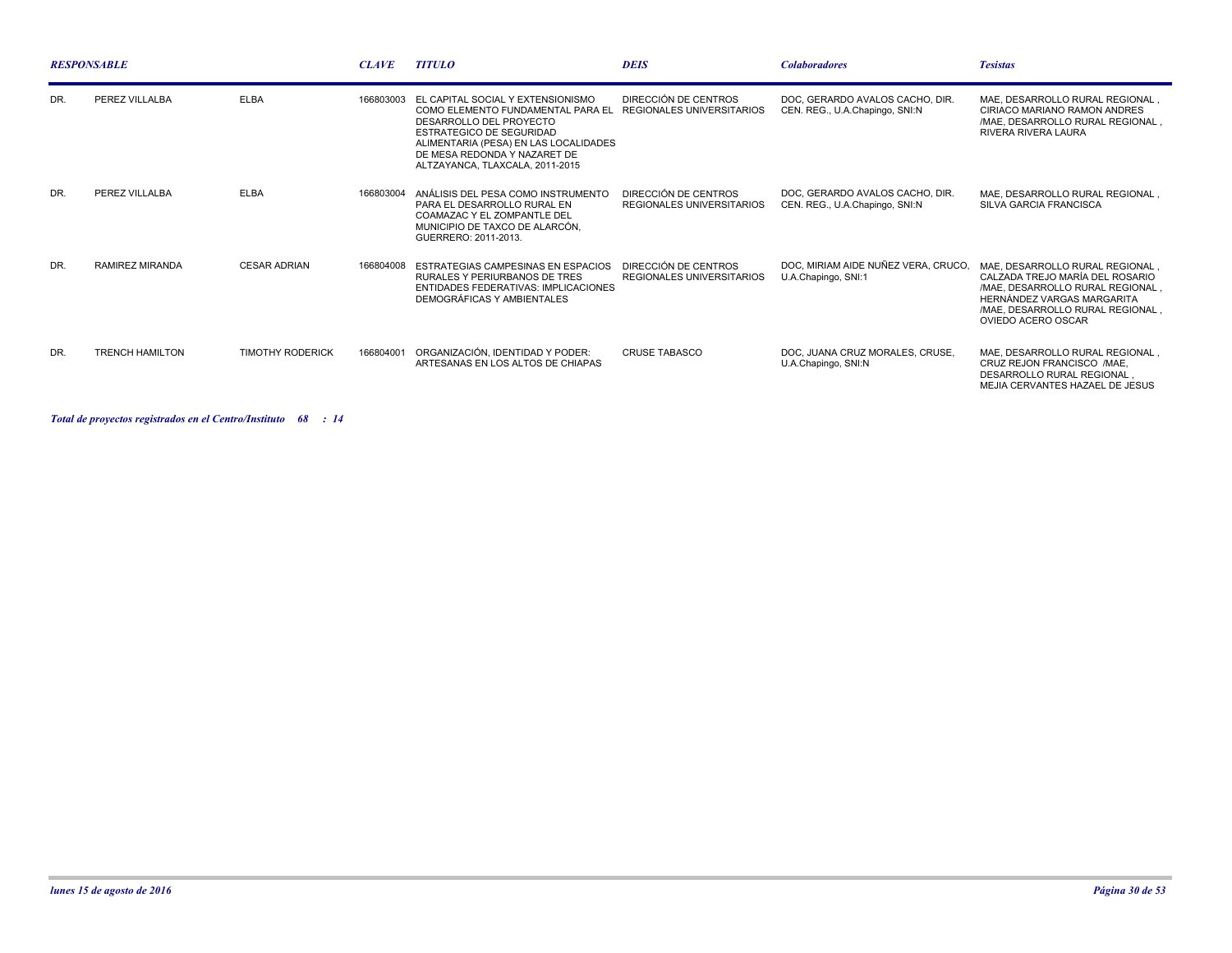| RESPONSABLE | | | CLAVE | TITULO | DEIS | Colaboradores | Tesistas |
|---|---|---|---|---|---|---|---|
| DR. | PEREZ VILLALBA | ELBA | 166803003 | EL CAPITAL SOCIAL Y EXTENSIONISMO COMO ELEMENTO FUNDAMENTAL PARA EL DESARROLLO DEL PROYECTO ESTRATEGICO DE SEGURIDAD ALIMENTARIA (PESA) EN LAS LOCALIDADES DE MESA REDONDA Y NAZARET DE ALTZAYANCA, TLAXCALA, 2011-2015 | DIRECCIÓN DE CENTROS REGIONALES UNIVERSITARIOS | DOC, GERARDO AVALOS CACHO, DIR. CEN. REG., U.A.Chapingo, SNI:N | MAE, DESARROLLO RURAL REGIONAL , CIRIACO MARIANO RAMON ANDRES /MAE, DESARROLLO RURAL REGIONAL , RIVERA RIVERA LAURA |
| DR. | PEREZ VILLALBA | ELBA | 166803004 | ANÁLISIS DEL PESA COMO INSTRUMENTO PARA EL DESARROLLO RURAL EN COAMAZAC Y EL ZOMPANTLE DEL MUNICIPIO DE TAXCO DE ALARCÓN, GUERRERO: 2011-2013. | DIRECCIÓN DE CENTROS REGIONALES UNIVERSITARIOS | DOC, GERARDO AVALOS CACHO, DIR. CEN. REG., U.A.Chapingo, SNI:N | MAE, DESARROLLO RURAL REGIONAL , SILVA GARCIA FRANCISCA |
| DR. | RAMIREZ MIRANDA | CESAR ADRIAN | 166804008 | ESTRATEGIAS CAMPESINAS EN ESPACIOS RURALES Y PERIURBANOS DE TRES ENTIDADES FEDERATIVAS: IMPLICACIONES DEMOGRÁFICAS Y AMBIENTALES | DIRECCIÓN DE CENTROS REGIONALES UNIVERSITARIOS | DOC, MIRIAM AIDE NUÑEZ VERA, CRUCO, U.A.Chapingo, SNI:1 | MAE, DESARROLLO RURAL REGIONAL , CALZADA TREJO MARÍA DEL ROSARIO /MAE, DESARROLLO RURAL REGIONAL , HERNÁNDEZ VARGAS MARGARITA /MAE, DESARROLLO RURAL REGIONAL , OVIEDO ACERO OSCAR |
| DR. | TRENCH HAMILTON | TIMOTHY RODERICK | 166804001 | ORGANIZACIÓN, IDENTIDAD Y PODER: ARTESANAS EN LOS ALTOS DE CHIAPAS | CRUSE TABASCO | DOC, JUANA CRUZ MORALES, CRUSE, U.A.Chapingo, SNI:N | MAE, DESARROLLO RURAL REGIONAL , CRUZ REJON FRANCISCO /MAE, DESARROLLO RURAL REGIONAL , MEJIA CERVANTES HAZAEL DE JESUS |

***Total de proyectos registrados en el Centro/Instituto 68 : 14***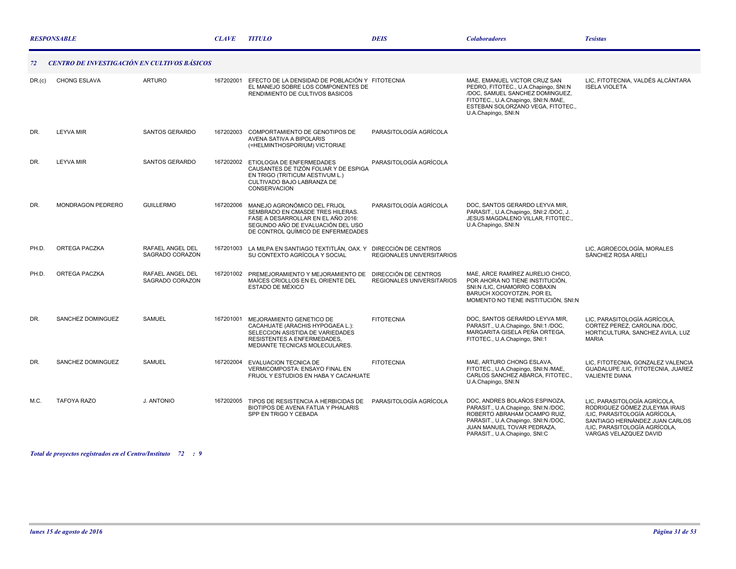| RESPONSABLE | | | CLAVE | TITULO | DEIS | Colaboradores | Tesistas |
|---|---|---|---|---|---|---|---|
| **72** | **CENTRO DE INVESTIGACIÓN EN CULTIVOS BÁSICOS** | | | | | | |
| DR.(c) | CHONG ESLAVA | ARTURO | 167202001 | EFECTO DE LA DENSIDAD DE POBLACIÓN Y EL MANEJO SOBRE LOS COMPONENTES DE RENDIMIENTO DE CULTIVOS BASICOS | FITOTECNIA | MAE, EMANUEL VICTOR CRUZ SAN PEDRO, FITOTEC., U.A.Chapingo, SNI:N /DOC, SAMUEL SANCHEZ DOMINGUEZ, FITOTEC., U.A.Chapingo, SNI:N /MAE, ESTEBAN SOLORZANO VEGA, FITOTEC., U.A.Chapingo, SNI:N | LIC, FITOTECNIA, VALDÉS ALCÁNTARA ISELA VIOLETA |
| DR. | LEYVA MIR | SANTOS GERARDO | 167202003 | COMPORTAMIENTO DE GENOTIPOS DE AVENA SATIVA A BIPOLARIS (=HELMINTHOSPORIUM) VICTORIAE | PARASITOLOGÍA AGRÍCOLA | | |
| DR. | LEYVA MIR | SANTOS GERARDO | 167202002 | ETIOLOGIA DE ENFERMEDADES CAUSANTES DE TIZÓN FOLIAR Y DE ESPIGA EN TRIGO (TRITICUM AESTIVUM L.) CULTIVADO BAJO LABRANZA DE CONSERVACION | PARASITOLOGÍA AGRÍCOLA | | |
| DR. | MONDRAGON PEDRERO | GUILLERMO | 167202006 | MANEJO AGRONÓMICO DEL FRIJOL SEMBRADO EN CMASDE TRES HILERAS. FASE A DESARROLLAR EN EL AÑO 2016: SEGUNDO AÑO DE EVALUACIÓN DEL USO DE CONTROL QUÍMICO DE ENFERMEDADES | PARASITOLOGÍA AGRÍCOLA | DOC, SANTOS GERARDO LEYVA MIR, PARASIT., U.A.Chapingo, SNI:2 /DOC, J. JESUS MAGDALENO VILLAR, FITOTEC., U.A.Chapingo, SNI:N | |
| PH.D. | ORTEGA PACZKA | RAFAEL ANGEL DEL SAGRADO CORAZON | 167201003 | LA MILPA EN SANTIAGO TEXTITLÁN, OAX. Y SU CONTEXTO AGRÍCOLA Y SOCIAL | DIRECCIÓN DE CENTROS REGIONALES UNIVERSITARIOS | | LIC, AGROECOLOGÍA, MORALES SÁNCHEZ ROSA ARELI |
| PH.D. | ORTEGA PACZKA | RAFAEL ANGEL DEL SAGRADO CORAZON | 167201002 | PREMEJORAMIENTO Y MEJORAMIENTO DE MAÍCES CRIOLLOS EN EL ORIENTE DEL ESTADO DE MÉXICO | DIRECCIÓN DE CENTROS REGIONALES UNIVERSITARIOS | MAE, ARCE RAMÍREZ AURELIO CHICO, POR AHORA NO TIENE INSTITUCIÓN, SNI:N /LIC, CHAMORRO COBAXIN BARUCH XOCOYOTZIN, POR EL MOMENTO NO TIENE INSTITUCIÓN, SNI:N | |
| DR. | SANCHEZ DOMINGUEZ | SAMUEL | 167201001 | MEJORAMIENTO GENETICO DE CACAHUATE (ARACHIS HYPOGAEA L.): SELECCION ASISTIDA DE VARIEDADES RESISTENTES A ENFERMEDADES, MEDIANTE TECNICAS MOLECULARES. | FITOTECNIA | DOC, SANTOS GERARDO LEYVA MIR, PARASIT., U.A.Chapingo, SNI:1 /DOC, MARGARITA GISELA PEÑA ORTEGA, FITOTEC., U.A.Chapingo, SNI:1 | LIC, PARASITOLOGÍA AGRÍCOLA, CORTEZ PEREZ, CAROLINA /DOC, HORTICULTURA, SANCHEZ AVILA, LUZ MARIA |
| DR. | SANCHEZ DOMINGUEZ | SAMUEL | 167202004 | EVALUACION TECNICA DE VERMICOMPOSTA: ENSAYO FINAL EN FRIJOL Y ESTUDIOS EN HABA Y CACAHUATE | FITOTECNIA | MAE, ARTURO CHONG ESLAVA, FITOTEC., U.A.Chapingo, SNI:N /MAE, CARLOS SANCHEZ ABARCA, FITOTEC., U.A.Chapingo, SNI:N | LIC, FITOTECNIA, GONZALEZ VALENCIA GUADALUPE /LIC, FITOTECNIA, JUAREZ VALIENTE DIANA |
| M.C. | TAFOYA RAZO | J. ANTONIO | 167202005 | TIPOS DE RESISTENCIA A HERBICIDAS DE BIOTIPOS DE AVENA FATUA Y PHALARIS SPP EN TRIGO Y CEBADA | PARASITOLOGÍA AGRÍCOLA | DOC, ANDRES BOLAÑOS ESPINOZA, PARASIT., U.A.Chapingo, SNI:N /DOC, ROBERTO ABRAHAM OCAMPO RUIZ, PARASIT., U.A.Chapingo, SNI:N /DOC, JUAN MANUEL TOVAR PEDRAZA, PARASIT., U.A.Chapingo, SNI:C | LIC, PARASITOLOGÍA AGRÍCOLA, RODRIGUEZ GÓMEZ ZULEYMA IRAIS /LIC, PARASITOLOGÍA AGRÍCOLA, SANTIAGO HERNÁNDEZ JUAN CARLOS /LIC, PARASITOLOGÍA AGRÍCOLA, VARGAS VELAZQUEZ DAVID |

*Total de proyectos registrados en el Centro/Instituto 72 : 9*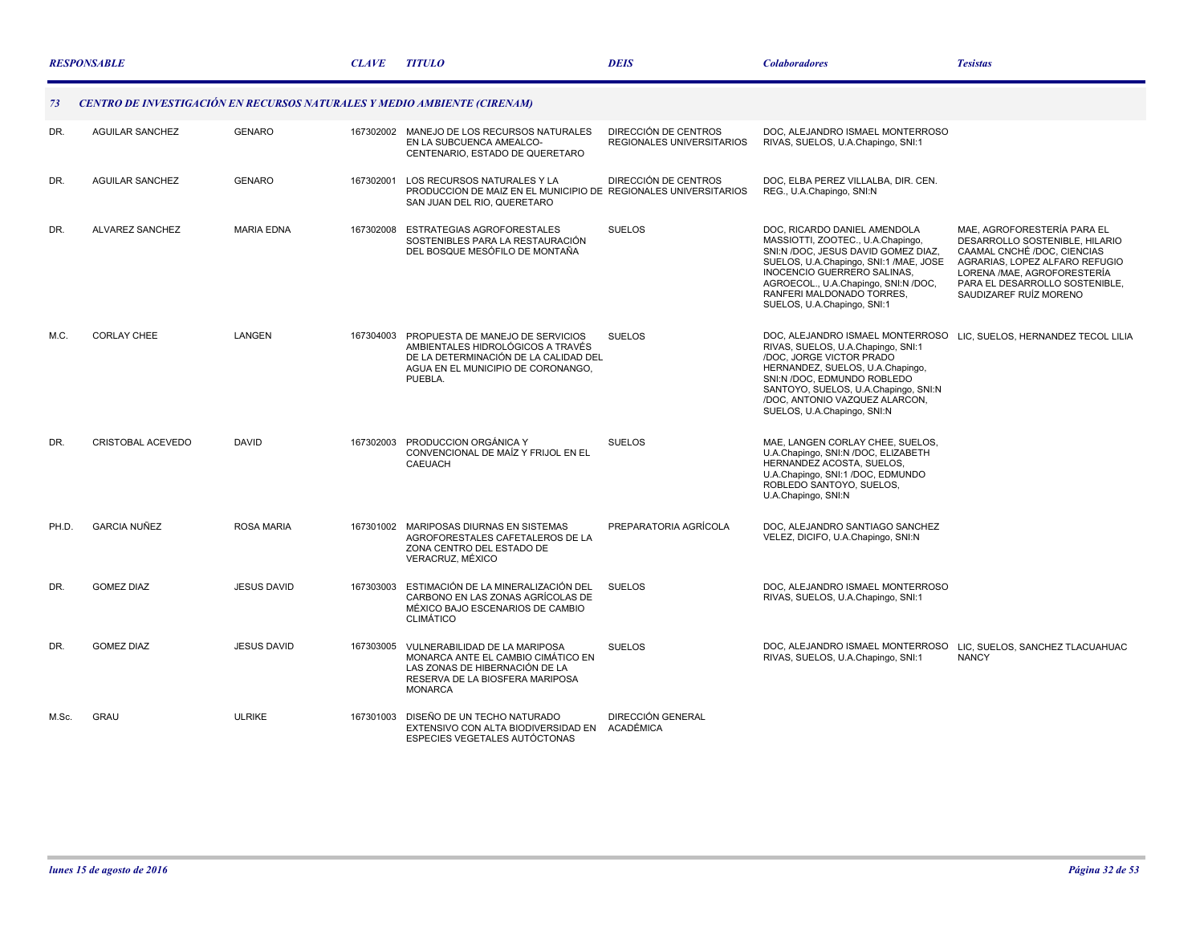| RESPONSABLE | | | CLAVE | TITULO | DEIS | Colaboradores | Tesistas |
|---|---|---|---|---|---|---|---|
| **73** | **CENTRO DE INVESTIGACIÓN EN RECURSOS NATURALES Y MEDIO AMBIENTE (CIRENAM)** | | | | | | |
| DR. | AGUILAR SANCHEZ | GENARO | 167302002 | MANEJO DE LOS RECURSOS NATURALES EN LA SUBCUENCA AMEALCO-CENTENARIO, ESTADO DE QUERETARO | DIRECCIÓN DE CENTROS REGIONALES UNIVERSITARIOS | DOC, ALEJANDRO ISMAEL MONTERROSO RIVAS, SUELOS, U.A.Chapingo, SNI:1 | |
| DR. | AGUILAR SANCHEZ | GENARO | 167302001 | LOS RECURSOS NATURALES Y LA PRODUCCION DE MAIZ EN EL MUNICIPIO DE SAN JUAN DEL RIO, QUERETARO | DIRECCIÓN DE CENTROS REGIONALES UNIVERSITARIOS | DOC, ELBA PEREZ VILLALBA, DIR. CEN. REG., U.A.Chapingo, SNI:N | |
| DR. | ALVAREZ SANCHEZ | MARIA EDNA | 167302008 | ESTRATEGIAS AGROFORESTALES SOSTENIBLES PARA LA RESTAURACIÓN DEL BOSQUE MESÓFILO DE MONTAÑA | SUELOS | DOC, RICARDO DANIEL AMENDOLA MASSIOTTI, ZOOTEC., U.A.Chapingo, SNI:N /DOC, JESUS DAVID GOMEZ DIAZ, SUELOS, U.A.Chapingo, SNI:1 /MAE, JOSE INOCENCIO GUERRERO SALINAS, AGROECOL., U.A.Chapingo, SNI:N /DOC, RANFERI MALDONADO TORRES, SUELOS, U.A.Chapingo, SNI:1 | MAE, AGROFORESTERÍA PARA EL DESARROLLO SOSTENIBLE, HILARIO CAAMAL CNCHÉ /DOC, CIENCIAS AGRARIAS, LOPEZ ALFARO REFUGIO LORENA /MAE, AGROFORESTERÍA PARA EL DESARROLLO SOSTENIBLE, SAUDIZAREF RUÍZ MORENO |
| M.C. | CORLAY CHEE | LANGEN | 167304003 | PROPUESTA DE MANEJO DE SERVICIOS AMBIENTALES HIDROLÓGICOS A TRAVÉS DE LA DETERMINACIÓN DE LA CALIDAD DEL AGUA EN EL MUNICIPIO DE CORONANGO, PUEBLA. | SUELOS | DOC, ALEJANDRO ISMAEL MONTERROSO RIVAS, SUELOS, U.A.Chapingo, SNI:1 /DOC, JORGE VICTOR PRADO HERNANDEZ, SUELOS, U.A.Chapingo, SNI:N /DOC, EDMUNDO ROBLEDO SANTOYO, SUELOS, U.A.Chapingo, SNI:N /DOC, ANTONIO VAZQUEZ ALARCON, SUELOS, U.A.Chapingo, SNI:N | LIC, SUELOS, HERNANDEZ TECOL LILIA |
| DR. | CRISTOBAL ACEVEDO | DAVID | 167302003 | PRODUCCION ORGÁNICA Y CONVENCIONAL DE MAÍZ Y FRIJOL EN EL CAEUACH | SUELOS | MAE, LANGEN CORLAY CHEE, SUELOS, U.A.Chapingo, SNI:N /DOC, ELIZABETH HERNANDEZ ACOSTA, SUELOS, U.A.Chapingo, SNI:1 /DOC, EDMUNDO ROBLEDO SANTOYO, SUELOS, U.A.Chapingo, SNI:N | |
| PH.D. | GARCIA NUÑEZ | ROSA MARIA | 167301002 | MARIPOSAS DIURNAS EN SISTEMAS AGROFORESTALES CAFETALEROS DE LA ZONA CENTRO DEL ESTADO DE VERACRUZ, MÉXICO | PREPARATORIA AGRÍCOLA | DOC, ALEJANDRO SANTIAGO SANCHEZ VELEZ, DICIFO, U.A.Chapingo, SNI:N | |
| DR. | GOMEZ DIAZ | JESUS DAVID | 167303003 | ESTIMACIÓN DE LA MINERALIZACIÓN DEL CARBONO EN LAS ZONAS AGRÍCOLAS DE MÉXICO BAJO ESCENARIOS DE CAMBIO CLIMÁTICO | SUELOS | DOC, ALEJANDRO ISMAEL MONTERROSO RIVAS, SUELOS, U.A.Chapingo, SNI:1 | |
| DR. | GOMEZ DIAZ | JESUS DAVID | 167303005 | VULNERABILIDAD DE LA MARIPOSA MONARCA ANTE EL CAMBIO CIMÁTICO EN LAS ZONAS DE HIBERNACIÓN DE LA RESERVA DE LA BIOSFERA MARIPOSA MONARCA | SUELOS | DOC, ALEJANDRO ISMAEL MONTERROSO RIVAS, SUELOS, U.A.Chapingo, SNI:1 | LIC, SUELOS, SANCHEZ TLACUAHUAC NANCY |
| M.Sc. | GRAU | ULRIKE | 167301003 | DISEÑO DE UN TECHO NATURADO EXTENSIVO CON ALTA BIODIVERSIDAD EN ESPECIES VEGETALES AUTÓCTONAS | DIRECCIÓN GENERAL ACADÉMICA | | |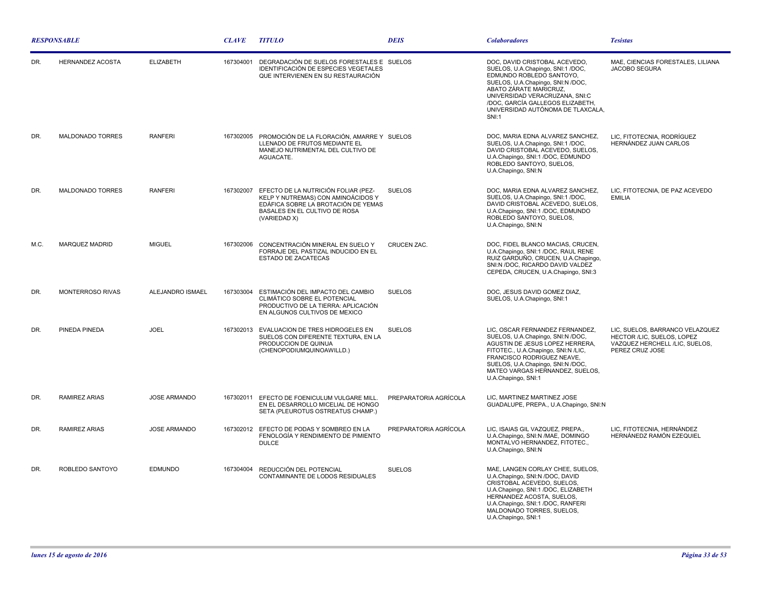| RESPONSABLE | | | CLAVE | TITULO | DEIS | Colaboradores | Tesistas |
|---|---|---|---|---|---|---|---|
| DR. | HERNANDEZ ACOSTA | ELIZABETH | 167304001 | DEGRADACIÓN DE SUELOS FORESTALES E IDENTIFICACIÓN DE ESPECIES VEGETALES QUE INTERVIENEN EN SU RESTAURACIÓN | SUELOS | DOC, DAVID CRISTOBAL ACEVEDO, SUELOS, U.A.Chapingo, SNI:1 /DOC, EDMUNDO ROBLEDO SANTOYO, SUELOS, U.A.Chapingo, SNI:N /DOC, ABATO ZÁRATE MARICRUZ, UNIVERSIDAD VERACRUZANA, SNI:C /DOC, GARCÍA GALLEGOS ELIZABETH, UNIVERSIDAD AUTÓNOMA DE TLAXCALA, SNI:1 | MAE, CIENCIAS FORESTALES, LILIANA JACOBO SEGURA |
| DR. | MALDONADO TORRES | RANFERI | 167302005 | PROMOCIÓN DE LA FLORACIÓN, AMARRE Y LLENADO DE FRUTOS MEDIANTE EL MANEJO NUTRIMENTAL DEL CULTIVO DE AGUACATE. | SUELOS | DOC, MARIA EDNA ALVAREZ SANCHEZ, SUELOS, U.A.Chapingo, SNI:1 /DOC, DAVID CRISTOBAL ACEVEDO, SUELOS, U.A.Chapingo, SNI:1 /DOC, EDMUNDO ROBLEDO SANTOYO, SUELOS, U.A.Chapingo, SNI:N | LIC, FITOTECNIA, RODRÍGUEZ HERNÁNDEZ JUAN CARLOS |
| DR. | MALDONADO TORRES | RANFERI | 167302007 | EFECTO DE LA NUTRICIÓN FOLIAR (PEZ-KELP Y NUTREMAS) CON AMINOÁCIDOS Y EDÁFICA SOBRE LA BROTACIÓN DE YEMAS BASALES EN EL CULTIVO DE ROSA (VARIEDAD X) | SUELOS | DOC, MARIA EDNA ALVAREZ SANCHEZ, SUELOS, U.A.Chapingo, SNI:1 /DOC, DAVID CRISTOBAL ACEVEDO, SUELOS, U.A.Chapingo, SNI:1 /DOC, EDMUNDO ROBLEDO SANTOYO, SUELOS, U.A.Chapingo, SNI:N | LIC, FITOTECNIA, DE PAZ ACEVEDO EMILIA |
| M.C. | MARQUEZ MADRID | MIGUEL | 167302006 | CONCENTRACIÓN MINERAL EN SUELO Y FORRAJE DEL PASTIZAL INDUCIDO EN EL ESTADO DE ZACATECAS | CRUCEN ZAC. | DOC, FIDEL BLANCO MACIAS, CRUCEN, U.A.Chapingo, SNI:1 /DOC, RAUL RENE RUIZ GARDUÑO, CRUCEN, U.A.Chapingo, SNI:N /DOC, RICARDO DAVID VALDEZ CEPEDA, CRUCEN, U.A.Chapingo, SNI:3 | |
| DR. | MONTERROSO RIVAS | ALEJANDRO ISMAEL | 167303004 | ESTIMACIÓN DEL IMPACTO DEL CAMBIO CLIMÁTICO SOBRE EL POTENCIAL PRODUCTIVO DE LA TIERRA: APLICACIÓN EN ALGUNOS CULTIVOS DE MEXICO | SUELOS | DOC, JESUS DAVID GOMEZ DIAZ, SUELOS, U.A.Chapingo, SNI:1 | |
| DR. | PINEDA PINEDA | JOEL | 167302013 | EVALUACION DE TRES HIDROGELES EN SUELOS CON DIFERENTE TEXTURA, EN LA PRODUCCION DE QUINUA (CHENOPODIUMQUINOAWILLD.) | SUELOS | LIC, OSCAR FERNANDEZ FERNANDEZ, SUELOS, U.A.Chapingo, SNI:N /DOC, AGUSTIN DE JESUS LOPEZ HERRERA, FITOTEC., U.A.Chapingo, SNI:N /LIC, FRANCISCO RODRIGUEZ NEAVE, SUELOS, U.A.Chapingo, SNI:N /DOC, MATEO VARGAS HERNANDEZ, SUELOS, U.A.Chapingo, SNI:1 | LIC, SUELOS, BARRANCO VELAZQUEZ HECTOR /LIC, SUELOS, LOPEZ VAZQUEZ HERCHELL /LIC, SUELOS, PEREZ CRUZ JOSE |
| DR. | RAMIREZ ARIAS | JOSE ARMANDO | 167302011 | EFECTO DE FOENICULUM VULGARE MILL. EN EL DESARROLLO MICELIAL DE HONGO SETA (PLEUROTUS OSTREATUS CHAMP.) | PREPARATORIA AGRÍCOLA | LIC, MARTINEZ MARTINEZ JOSE GUADALUPE, PREPA., U.A.Chapingo, SNI:N | |
| DR. | RAMIREZ ARIAS | JOSE ARMANDO | 167302012 | EFECTO DE PODAS Y SOMBREO EN LA FENOLOGÍA Y RENDIMIENTO DE PIMIENTO DULCE | PREPARATORIA AGRÍCOLA | LIC, ISAIAS GIL VAZQUEZ, PREPA., U.A.Chapingo, SNI:N /MAE, DOMINGO MONTALVO HERNANDEZ, FITOTEC., U.A.Chapingo, SNI:N | LIC, FITOTECNIA, HERNÁNDEZ HERNÁNEDZ RAMÓN EZEQUIEL |
| DR. | ROBLEDO SANTOYO | EDMUNDO | 167304004 | REDUCCIÓN DEL POTENCIAL CONTAMINANTE DE LODOS RESIDUALES | SUELOS | MAE, LANGEN CORLAY CHEE, SUELOS, U.A.Chapingo, SNI:N /DOC, DAVID CRISTOBAL ACEVEDO, SUELOS, U.A.Chapingo, SNI:1 /DOC, ELIZABETH HERNANDEZ ACOSTA, SUELOS, U.A.Chapingo, SNI:1 /DOC, RANFERI MALDONADO TORRES, SUELOS, U.A.Chapingo, SNI:1 | |

*lunes 15 de agosto de 2016*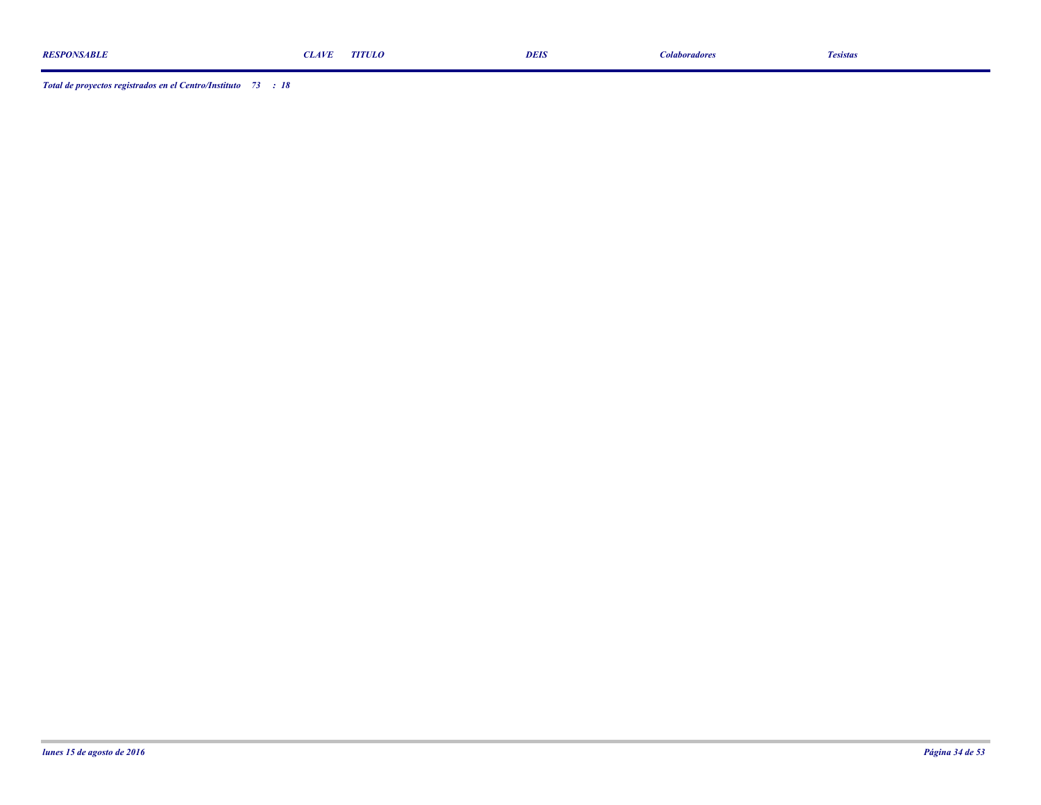| RESPONSABLE | CLAVE | TITULO | DEIS | Colaboradores | Tesistas |
|---|---|---|---|---|---|

*Total de proyectos registrados en el Centro/Instituto 73 : 18*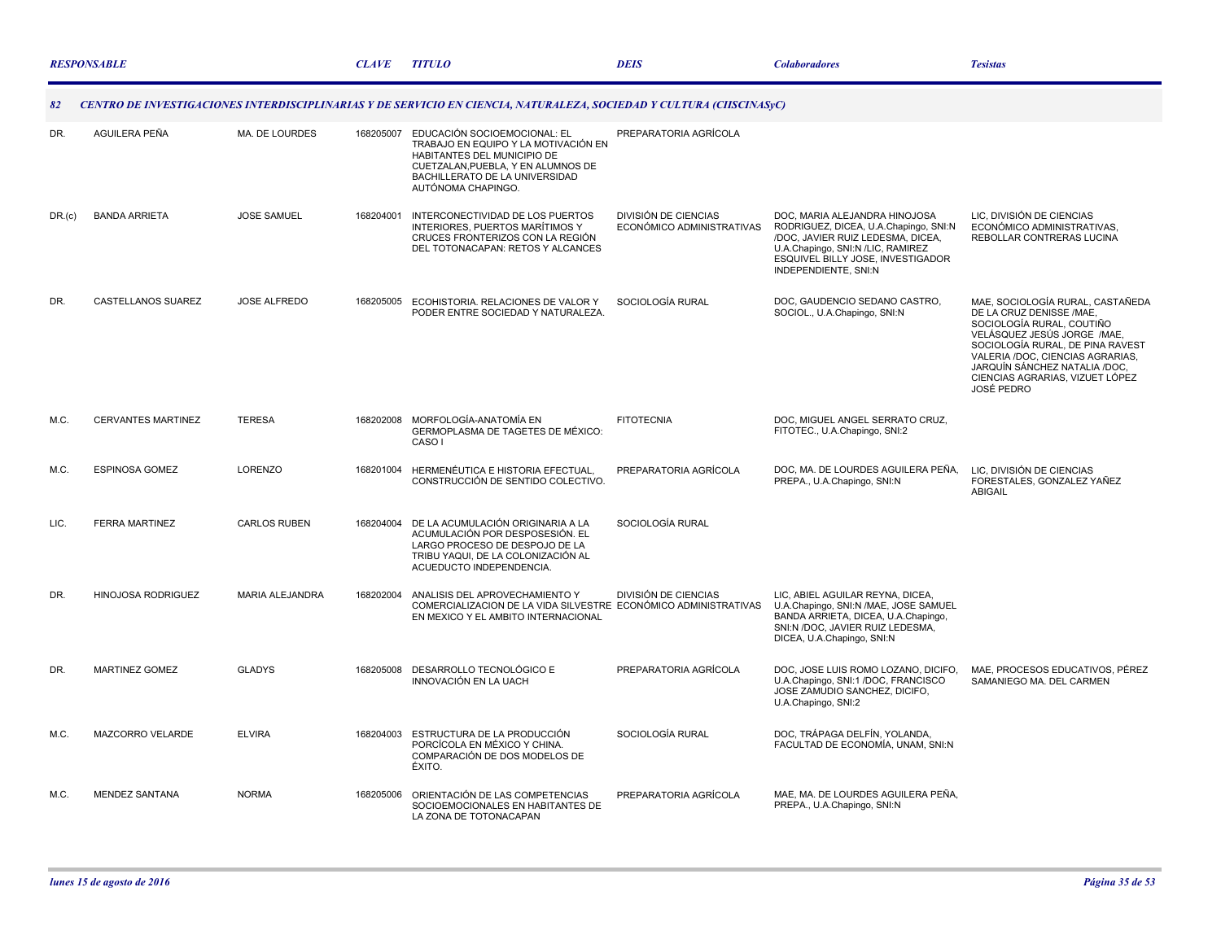| RESPONSABLE | | | CLAVE | TITULO | DEIS | Colaboradores | Tesistas |
|---|---|---|---|---|---|---|---|
| **82** | **CENTRO DE INVESTIGACIONES INTERDISCIPLINARIAS Y DE SERVICIO EN CIENCIA, NATURALEZA, SOCIEDAD Y CULTURA (CIISCINASyC)** | | | | | | |
| DR. | AGUILERA PEÑA | MA. DE LOURDES | 168205007 | EDUCACIÓN SOCIOEMOCIONAL: EL TRABAJO EN EQUIPO Y LA MOTIVACIÓN EN HABITANTES DEL MUNICIPIO DE CUETZALAN,PUEBLA, Y EN ALUMNOS DE BACHILLERATO DE LA UNIVERSIDAD AUTÓNOMA CHAPINGO. | PREPARATORIA AGRÍCOLA | | |
| DR.(c) | BANDA ARRIETA | JOSE SAMUEL | 168204001 | INTERCONECTIVIDAD DE LOS PUERTOS INTERIORES, PUERTOS MARÍTIMOS Y CRUCES FRONTERIZOS CON LA REGIÓN DEL TOTONACAPAN: RETOS Y ALCANCES | DIVISIÓN DE CIENCIAS ECONÓMICO ADMINISTRATIVAS | DOC, MARIA ALEJANDRA HINOJOSA RODRIGUEZ, DICEA, U.A.Chapingo, SNI:N /DOC, JAVIER RUIZ LEDESMA, DICEA, U.A.Chapingo, SNI:N /LIC, RAMIREZ ESQUIVEL BILLY JOSE, INVESTIGADOR INDEPENDIENTE, SNI:N | LIC, DIVISIÓN DE CIENCIAS ECONÓMICO ADMINISTRATIVAS, REBOLLAR CONTRERAS LUCINA |
| DR. | CASTELLANOS SUAREZ | JOSE ALFREDO | 168205005 | ECOHISTORIA. RELACIONES DE VALOR Y PODER ENTRE SOCIEDAD Y NATURALEZA. | SOCIOLOGÍA RURAL | DOC, GAUDENCIO SEDANO CASTRO, SOCIOL., U.A.Chapingo, SNI:N | MAE, SOCIOLOGÍA RURAL, CASTAÑEDA DE LA CRUZ DENISSE /MAE, SOCIOLOGÍA RURAL, COUTIÑO VELÁSQUEZ JESÚS JORGE /MAE, SOCIOLOGÍA RURAL, DE PINA RAVEST VALERIA /DOC, CIENCIAS AGRARIAS, JARQUÍN SÁNCHEZ NATALIA /DOC, CIENCIAS AGRARIAS, VIZUET LÓPEZ JOSÉ PEDRO |
| M.C. | CERVANTES MARTINEZ | TERESA | 168202008 | MORFOLOGÍA-ANATOMÍA EN GERMOPLASMA DE TAGETES DE MÉXICO: CASO I | FITOTECNIA | DOC, MIGUEL ANGEL SERRATO CRUZ, FITOTEC., U.A.Chapingo, SNI:2 | |
| M.C. | ESPINOSA GOMEZ | LORENZO | 168201004 | HERMENÉUTICA E HISTORIA EFECTUAL, CONSTRUCCIÓN DE SENTIDO COLECTIVO. | PREPARATORIA AGRÍCOLA | DOC, MA. DE LOURDES AGUILERA PEÑA, PREPA., U.A.Chapingo, SNI:N | LIC, DIVISIÓN DE CIENCIAS FORESTALES, GONZALEZ YAÑEZ ABIGAIL |
| LIC. | FERRA MARTINEZ | CARLOS RUBEN | 168204004 | DE LA ACUMULACIÓN ORIGINARIA A LA ACUMULACIÓN POR DESPOSESIÓN. EL LARGO PROCESO DE DESPOJO DE LA TRIBU YAQUI, DE LA COLONIZACIÓN AL ACUEDUCTO INDEPENDENCIA. | SOCIOLOGÍA RURAL | | |
| DR. | HINOJOSA RODRIGUEZ | MARIA ALEJANDRA | 168202004 | ANALISIS DEL APROVECHAMIENTO Y COMERCIALIZACION DE LA VIDA SILVESTRE EN MEXICO Y EL AMBITO INTERNACIONAL | DIVISIÓN DE CIENCIAS ECONÓMICO ADMINISTRATIVAS | LIC, ABIEL AGUILAR REYNA, DICEA, U.A.Chapingo, SNI:N /MAE, JOSE SAMUEL BANDA ARRIETA, DICEA, U.A.Chapingo, SNI:N /DOC, JAVIER RUIZ LEDESMA, DICEA, U.A.Chapingo, SNI:N | |
| DR. | MARTINEZ GOMEZ | GLADYS | 168205008 | DESARROLLO TECNOLÓGICO E INNOVACIÓN EN LA UACH | PREPARATORIA AGRÍCOLA | DOC, JOSE LUIS ROMO LOZANO, DICIFO, U.A.Chapingo, SNI:1 /DOC, FRANCISCO JOSE ZAMUDIO SANCHEZ, DICIFO, U.A.Chapingo, SNI:2 | MAE, PROCESOS EDUCATIVOS, PÉREZ SAMANIEGO MA. DEL CARMEN |
| M.C. | MAZCORRO VELARDE | ELVIRA | 168204003 | ESTRUCTURA DE LA PRODUCCIÓN PORCÍCOLA EN MÉXICO Y CHINA. COMPARACIÓN DE DOS MODELOS DE ÉXITO. | SOCIOLOGÍA RURAL | DOC, TRÁPAGA DELFÍN, YOLANDA, FACULTAD DE ECONOMÍA, UNAM, SNI:N | |
| M.C. | MENDEZ SANTANA | NORMA | 168205006 | ORIENTACIÓN DE LAS COMPETENCIAS SOCIOEMOCIONALES EN HABITANTES DE LA ZONA DE TOTONACAPAN | PREPARATORIA AGRÍCOLA | MAE, MA. DE LOURDES AGUILERA PEÑA, PREPA., U.A.Chapingo, SNI:N | |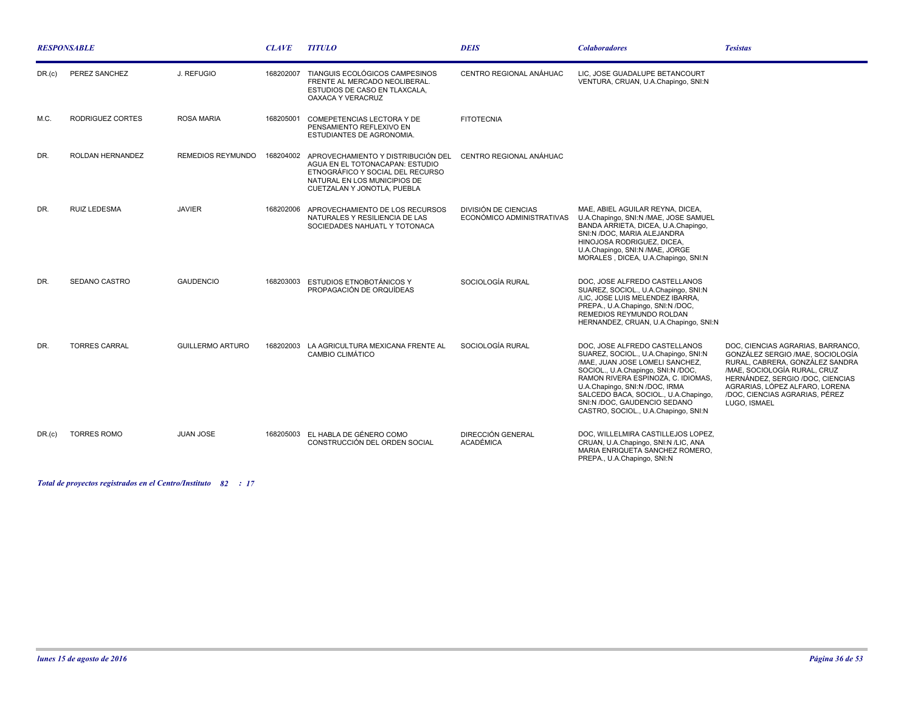| RESPONSABLE | | | CLAVE | TITULO | DEIS | Colaboradores | Tesistas |
|---|---|---|---|---|---|---|---|
| DR.(c) | PEREZ SANCHEZ | J. REFUGIO | 168202007 | TIANGUIS ECOLÓGICOS CAMPESINOS FRENTE AL MERCADO NEOLIBERAL. ESTUDIOS DE CASO EN TLAXCALA, OAXACA Y VERACRUZ | CENTRO REGIONAL ANÁHUAC | LIC, JOSE GUADALUPE BETANCOURT VENTURA, CRUAN, U.A.Chapingo, SNI:N | |
| M.C. | RODRIGUEZ CORTES | ROSA MARIA | 168205001 | COMEPETENCIAS LECTORA Y DE PENSAMIENTO REFLEXIVO EN ESTUDIANTES DE AGRONOMIA. | FITOTECNIA | | |
| DR. | ROLDAN HERNANDEZ | REMEDIOS REYMUNDO | 168204002 | APROVECHAMIENTO Y DISTRIBUCIÓN DEL AGUA EN EL TOTONACAPAN: ESTUDIO ETNOGRÁFICO Y SOCIAL DEL RECURSO NATURAL EN LOS MUNICIPIOS DE CUETZALAN Y JONOTLA, PUEBLA | CENTRO REGIONAL ANÁHUAC | | |
| DR. | RUIZ LEDESMA | JAVIER | 168202006 | APROVECHAMIENTO DE LOS RECURSOS NATURALES Y RESILIENCIA DE LAS SOCIEDADES NAHUATL Y TOTONACA | DIVISIÓN DE CIENCIAS ECONÓMICO ADMINISTRATIVAS | MAE, ABIEL AGUILAR REYNA, DICEA, U.A.Chapingo, SNI:N /MAE, JOSE SAMUEL BANDA ARRIETA, DICEA, U.A.Chapingo, SNI:N /DOC, MARIA ALEJANDRA HINOJOSA RODRIGUEZ, DICEA, U.A.Chapingo, SNI:N /MAE, JORGE MORALES , DICEA, U.A.Chapingo, SNI:N | |
| DR. | SEDANO CASTRO | GAUDENCIO | 168203003 | ESTUDIOS ETNOBOTÁNICOS Y PROPAGACIÓN DE ORQUÍDEAS | SOCIOLOGÍA RURAL | DOC, JOSE ALFREDO CASTELLANOS SUAREZ, SOCIOL., U.A.Chapingo, SNI:N /LIC, JOSE LUIS MELENDEZ IBARRA, PREPA., U.A.Chapingo, SNI:N /DOC, REMEDIOS REYMUNDO ROLDAN HERNANDEZ, CRUAN, U.A.Chapingo, SNI:N | |
| DR. | TORRES CARRAL | GUILLERMO ARTURO | 168202003 | LA AGRICULTURA MEXICANA FRENTE AL CAMBIO CLIMÁTICO | SOCIOLOGÍA RURAL | DOC, JOSE ALFREDO CASTELLANOS SUAREZ, SOCIOL., U.A.Chapingo, SNI:N /MAE, JUAN JOSE LOMELI SANCHEZ, SOCIOL., U.A.Chapingo, SNI:N /DOC, RAMON RIVERA ESPINOZA, C. IDIOMAS, U.A.Chapingo, SNI:N /DOC, IRMA SALCEDO BACA, SOCIOL., U.A.Chapingo, SNI:N /DOC, GAUDENCIO SEDANO CASTRO, SOCIOL., U.A.Chapingo, SNI:N | DOC, CIENCIAS AGRARIAS, BARRANCO, GONZÁLEZ SERGIO /MAE, SOCIOLOGÍA RURAL, CABRERA, GONZÁLEZ SANDRA /MAE, SOCIOLOGÍA RURAL, CRUZ HERNÁNDEZ, SERGIO /DOC, CIENCIAS AGRARIAS, LÓPEZ ALFARO, LORENA /DOC, CIENCIAS AGRARIAS, PÉREZ LUGO, ISMAEL |
| DR.(c) | TORRES ROMO | JUAN JOSE | 168205003 | EL HABLA DE GÉNERO COMO CONSTRUCCIÓN DEL ORDEN SOCIAL | DIRECCIÓN GENERAL ACADÉMICA | DOC, WILLELMIRA CASTILLEJOS LOPEZ, CRUAN, U.A.Chapingo, SNI:N /LIC, ANA MARIA ENRIQUETA SANCHEZ ROMERO, PREPA., U.A.Chapingo, SNI:N | |

***Total de proyectos registrados en el Centro/Instituto 82 : 17***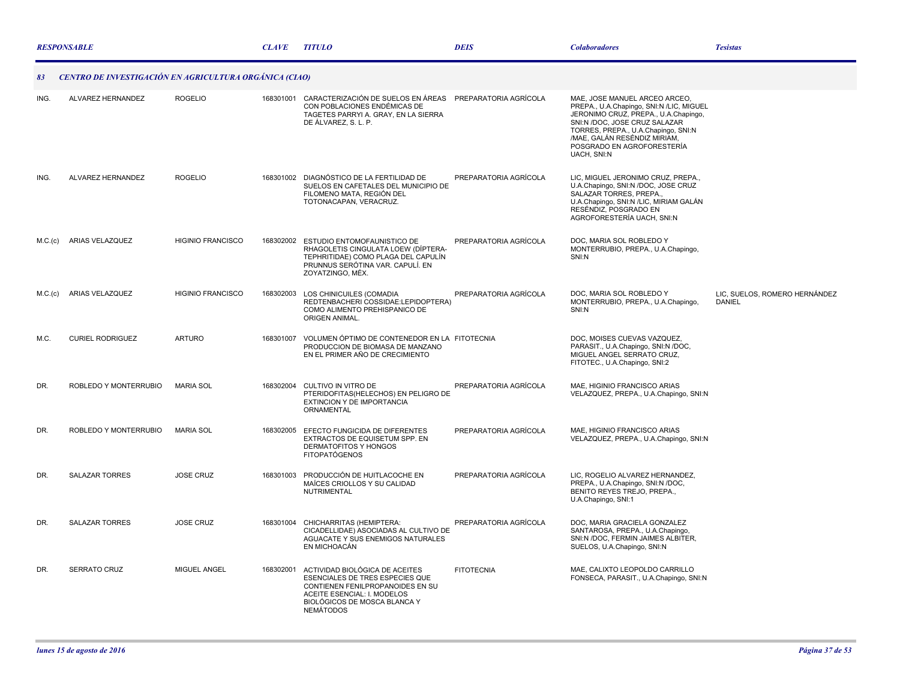| RESPONSABLE | | | CLAVE | TITULO | DEIS | Colaboradores | Tesistas |
|---|---|---|---|---|---|---|---|
| **83** | ***CENTRO DE INVESTIGACIÓN EN AGRICULTURA ORGÁNICA (CIAO)*** | | | | | | |
| ING. | ALVAREZ HERNANDEZ | ROGELIO | 168301001 | CARACTERIZACIÓN DE SUELOS EN ÁREAS CON POBLACIONES ENDÉMICAS DE TAGETES PARRYI A. GRAY, EN LA SIERRA DE ÁLVAREZ, S. L. P. | PREPARATORIA AGRÍCOLA | MAE, JOSE MANUEL ARCEO ARCEO, PREPA., U.A.Chapingo, SNI:N /LIC, MIGUEL JERONIMO CRUZ, PREPA., U.A.Chapingo, SNI:N /DOC, JOSE CRUZ SALAZAR TORRES, PREPA., U.A.Chapingo, SNI:N /MAE, GALÁN RESÉNDIZ MIRIAM, POSGRADO EN AGROFORESTERÍA UACH, SNI:N | |
| ING. | ALVAREZ HERNANDEZ | ROGELIO | 168301002 | DIAGNÓSTICO DE LA FERTILIDAD DE SUELOS EN CAFETALES DEL MUNICIPIO DE FILOMENO MATA, REGIÓN DEL TOTONACAPAN, VERACRUZ. | PREPARATORIA AGRÍCOLA | LIC, MIGUEL JERONIMO CRUZ, PREPA., U.A.Chapingo, SNI:N /DOC, JOSE CRUZ SALAZAR TORRES, PREPA., U.A.Chapingo, SNI:N /LIC, MIRIAM GALÁN RESÉNDIZ, POSGRADO EN AGROFORESTERÍA UACH, SNI:N | |
| M.C.(c) | ARIAS VELAZQUEZ | HIGINIO FRANCISCO | 168302002 | ESTUDIO ENTOMOFAUNISTICO DE RHAGOLETIS CINGULATA LOEW (DÍPTERA-TEPHRITIDAE) COMO PLAGA DEL CAPULÍN PRUNNUS SERÓTINA VAR. CAPULÍ. EN ZOYATZINGO, MÉX. | PREPARATORIA AGRÍCOLA | DOC, MARIA SOL ROBLEDO Y MONTERRUBIO, PREPA., U.A.Chapingo, SNI:N | |
| M.C.(c) | ARIAS VELAZQUEZ | HIGINIO FRANCISCO | 168302003 | LOS CHINICUILES (COMADIA REDTENBACHERI COSSIDAE:LEPIDOPTERA) COMO ALIMENTO PREHISPANICO DE ORIGEN ANIMAL. | PREPARATORIA AGRÍCOLA | DOC, MARIA SOL ROBLEDO Y MONTERRUBIO, PREPA., U.A.Chapingo, SNI:N | LIC, SUELOS, ROMERO HERNÁNDEZ DANIEL |
| M.C. | CURIEL RODRIGUEZ | ARTURO | 168301007 | VOLUMEN ÓPTIMO DE CONTENEDOR EN LA PRODUCCION DE BIOMASA DE MANZANO EN EL PRIMER AÑO DE CRECIMIENTO | FITOTECNIA | DOC, MOISES CUEVAS VAZQUEZ, PARASIT., U.A.Chapingo, SNI:N /DOC, MIGUEL ANGEL SERRATO CRUZ, FITOTEC., U.A.Chapingo, SNI:2 | |
| DR. | ROBLEDO Y MONTERRUBIO | MARIA SOL | 168302004 | CULTIVO IN VITRO DE PTERIDOFITAS(HELECHOS) EN PELIGRO DE EXTINCION Y DE IMPORTANCIA ORNAMENTAL | PREPARATORIA AGRÍCOLA | MAE, HIGINIO FRANCISCO ARIAS VELAZQUEZ, PREPA., U.A.Chapingo, SNI:N | |
| DR. | ROBLEDO Y MONTERRUBIO | MARIA SOL | 168302005 | EFECTO FUNGICIDA DE DIFERENTES EXTRACTOS DE EQUISETUM SPP. EN DERMATOFITOS Y HONGOS FITOPATÓGENOS | PREPARATORIA AGRÍCOLA | MAE, HIGINIO FRANCISCO ARIAS VELAZQUEZ, PREPA., U.A.Chapingo, SNI:N | |
| DR. | SALAZAR TORRES | JOSE CRUZ | 168301003 | PRODUCCIÓN DE HUITLACOCHE EN MAÍCES CRIOLLOS Y SU CALIDAD NUTRIMENTAL | PREPARATORIA AGRÍCOLA | LIC, ROGELIO ALVAREZ HERNANDEZ, PREPA., U.A.Chapingo, SNI:N /DOC, BENITO REYES TREJO, PREPA., U.A.Chapingo, SNI:1 | |
| DR. | SALAZAR TORRES | JOSE CRUZ | 168301004 | CHICHARRITAS (HEMIPTERA: CICADELLIDAE) ASOCIADAS AL CULTIVO DE AGUACATE Y SUS ENEMIGOS NATURALES EN MICHOACÁN | PREPARATORIA AGRÍCOLA | DOC, MARIA GRACIELA GONZALEZ SANTAROSA, PREPA., U.A.Chapingo, SNI:N /DOC, FERMIN JAIMES ALBITER, SUELOS, U.A.Chapingo, SNI:N | |
| DR. | SERRATO CRUZ | MIGUEL ANGEL | 168302001 | ACTIVIDAD BIOLÓGICA DE ACEITES ESENCIALES DE TRES ESPECIES QUE CONTIENEN FENILPROPANOIDES EN SU ACEITE ESENCIAL: I. MODELOS BIOLÓGICOS DE MOSCA BLANCA Y NEMÁTODOS | FITOTECNIA | MAE, CALIXTO LEOPOLDO CARRILLO FONSECA, PARASIT., U.A.Chapingo, SNI:N | |

*lunes 15 de agosto de 2016*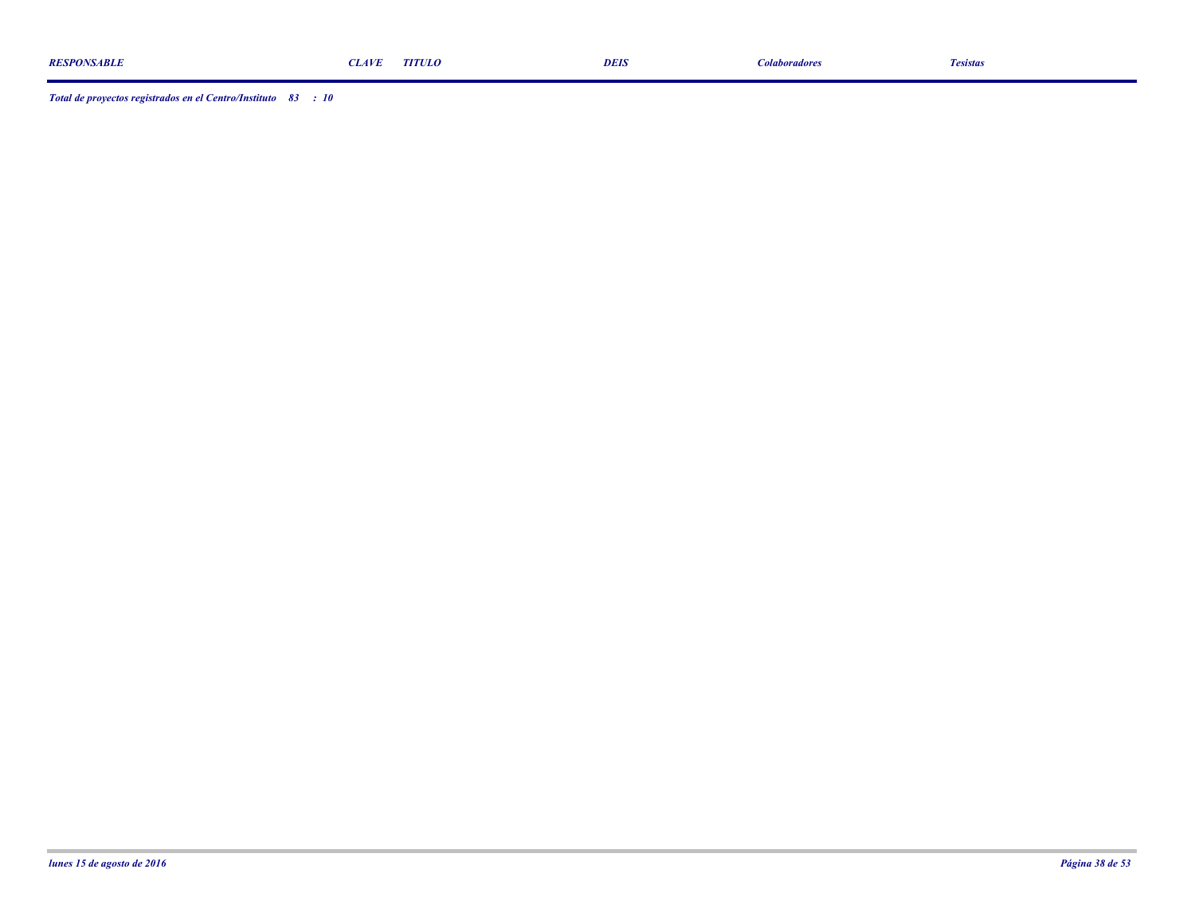| *RESPONSABLE* | *CLAVE* | *TITULO* | *DEIS* | *Colaboradores* | *Tesistas* |
|---|---|---|---|---|---|

***Total de proyectos registrados en el Centro/Instituto 83 : 10***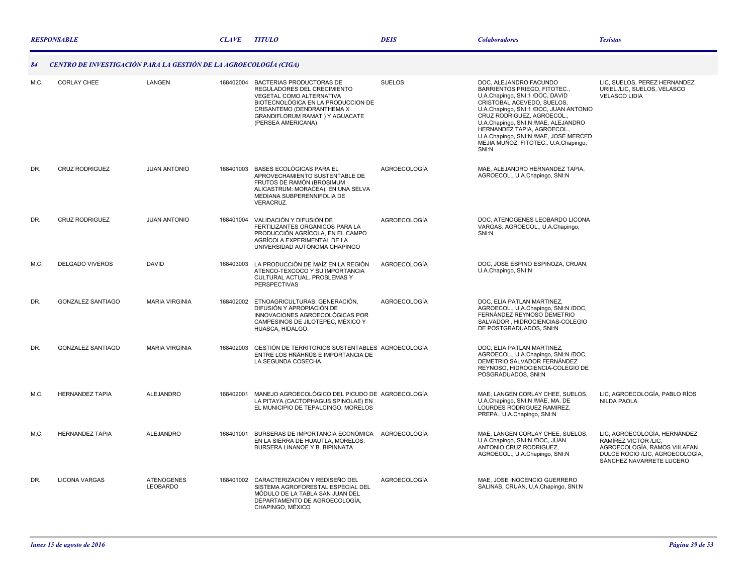| RESPONSABLE | | | CLAVE | TITULO | DEIS | Colaboradores | Tesistas |
|---|---|---|---|---|---|---|---|

## 84 CENTRO DE INVESTIGACIÓN PARA LA GESTIÓN DE LA AGROECOLOGÍA (CIGA)

| RESPONSABLE | | | CLAVE | TITULO | DEIS | Colaboradores | Tesistas |
|---|---|---|---|---|---|---|---|
| M.C. | CORLAY CHEE | LANGEN | 168402004 | BACTERIAS PRODUCTORAS DE REGULADORES DEL CRECIMIENTO VEGETAL COMO ALTERNATIVA BIOTECNOLÓGICA EN LA PRODUCCION DE CRISANTEMO (DENDRANTHEMA X GRANDIFLORUM RAMAT.) Y AGUACATE (PERSEA AMERICANA) | SUELOS | DOC, ALEJANDRO FACUNDO BARRIENTOS PRIEGO, FITOTEC., U.A.Chapingo, SNI:1 /DOC, DAVID CRISTOBAL ACEVEDO, SUELOS, U.A.Chapingo, SNI:1 /DOC, JUAN ANTONIO CRUZ RODRIGUEZ, AGROECOL., U.A.Chapingo, SNI:N /MAE, ALEJANDRO HERNANDEZ TAPIA, AGROECOL., U.A.Chapingo, SNI:N /MAE, JOSE MERCED MEJIA MUÑOZ, FITOTEC., U.A.Chapingo, SNI:N | LIC, SUELOS, PEREZ HERNANDEZ URIEL /LIC, SUELOS, VELASCO VELASCO LIDIA |
| DR. | CRUZ RODRIGUEZ | JUAN ANTONIO | 168401003 | BASES ECOLÓGICAS PARA EL APROVECHAMIENTO SUSTENTABLE DE FRUTOS DE RAMÓN (BROSIMUM ALICASTRUM: MORACEA), EN UNA SELVA MEDIANA SUBPERENNIFOLIA DE VERACRUZ. | AGROECOLOGÍA | MAE, ALEJANDRO HERNANDEZ TAPIA, AGROECOL., U.A.Chapingo, SNI:N | |
| DR. | CRUZ RODRIGUEZ | JUAN ANTONIO | 168401004 | VALIDACIÓN Y DIFUSIÓN DE FERTILIZANTES ORGÁNICOS PARA LA PRODUCCIÓN AGRÍCOLA, EN EL CAMPO AGRÍCOLA EXPERIMENTAL DE LA UNIVERSIDAD AUTÓNOMA CHAPINGO | AGROECOLOGÍA | DOC, ATENOGENES LEOBARDO LICONA VARGAS, AGROECOL., U.A.Chapingo, SNI:N | |
| M.C. | DELGADO VIVEROS | DAVID | 168403003 | LA PRODUCCIÓN DE MAÍZ EN LA REGIÓN ATENCO-TEXCOCO Y SU IMPORTANCIA CULTURAL ACTUAL. PROBLEMAS Y PERSPECTIVAS | AGROECOLOGÍA | DOC, JOSE ESPINO ESPINOZA, CRUAN, U.A.Chapingo, SNI:N | |
| DR. | GONZALEZ SANTIAGO | MARIA VIRGINIA | 168402002 | ETNOAGRICULTURAS: GENERACIÓN, DIFUSIÓN Y APROPIACIÓN DE INNOVACIONES AGROECOLÓGICAS POR CAMPESINOS DE JILOTEPEC, MÉXICO Y HUASCA, HIDALGO. | AGROECOLOGÍA | DOC, ELIA PATLAN MARTINEZ, AGROECOL., U.A.Chapingo, SNI:N /DOC, FERNÁNDEZ REYNOSO DEMETRIO SALVADOR , HIDROCIENCIAS-COLEGIO DE POSTGRADUADOS, SNI:N | |
| DR. | GONZALEZ SANTIAGO | MARIA VIRGINIA | 168402003 | GESTIÓN DE TERRITORIOS SUSTENTABLES ENTRE LOS HÑÄHÑÜS E IMPORTANCIA DE LA SEGUNDA COSECHA | AGROECOLOGÍA | DOC, ELIA PATLAN MARTINEZ, AGROECOL., U.A.Chapingo, SNI:N /DOC, DEMETRIO SALVADOR FERNÁNDEZ REYNOSO, HIDROCIENCIA-COLEGIO DE POSGRADUADOS, SNI:N | |
| M.C. | HERNANDEZ TAPIA | ALEJANDRO | 168402001 | MANEJO AGROECOLÓGICO DEL PICUDO DE LA PITAYA (CACTOPHAGUS SPINOLAE) EN EL MUNICIPIO DE TEPALCINGO, MORELOS | AGROECOLOGÍA | MAE, LANGEN CORLAY CHEE, SUELOS, U.A.Chapingo, SNI:N /MAE, MA. DE LOURDES RODRIGUEZ RAMIREZ, PREPA., U.A.Chapingo, SNI:N | LIC, AGROECOLOGÍA, PABLO RÍOS NILDA PAOLA |
| M.C. | HERNANDEZ TAPIA | ALEJANDRO | 168401001 | BURSERAS DE IMPORTANCIA ECONÓMICA EN LA SIERRA DE HUAUTLA, MORELOS: BURSERA LINANOE Y B. BIPINNATA | AGROECOLOGÍA | MAE, LANGEN CORLAY CHEE, SUELOS, U.A.Chapingo, SNI:N /DOC, JUAN ANTONIO CRUZ RODRIGUEZ, AGROECOL., U.A.Chapingo, SNI:N | LIC, AGROECOLOGÍA, HERNÁNDEZ RAMÍREZ VICTOR /LIC, AGROECOLOGÍA, RAMOS VIILAFAN DULCE ROCIO /LIC, AGROECOLOGÍA, SÁNCHEZ NAVARRETE LUCERO |
| DR. | LICONA VARGAS | ATENOGENES LEOBARDO | 168401002 | CARACTERIZACIÓN Y REDISEÑO DEL SISTEMA AGROFORESTAL ESPECIAL DEL MÓDULO DE LA TABLA SAN JUAN DEL DEPARTAMENTO DE AGROECOLOGÍA, CHAPINGO, MÉXICO | AGROECOLOGÍA | MAE, JOSE INOCENCIO GUERRERO SALINAS, CRUAN, U.A.Chapingo, SNI:N | |

*lunes 15 de agosto de 2016*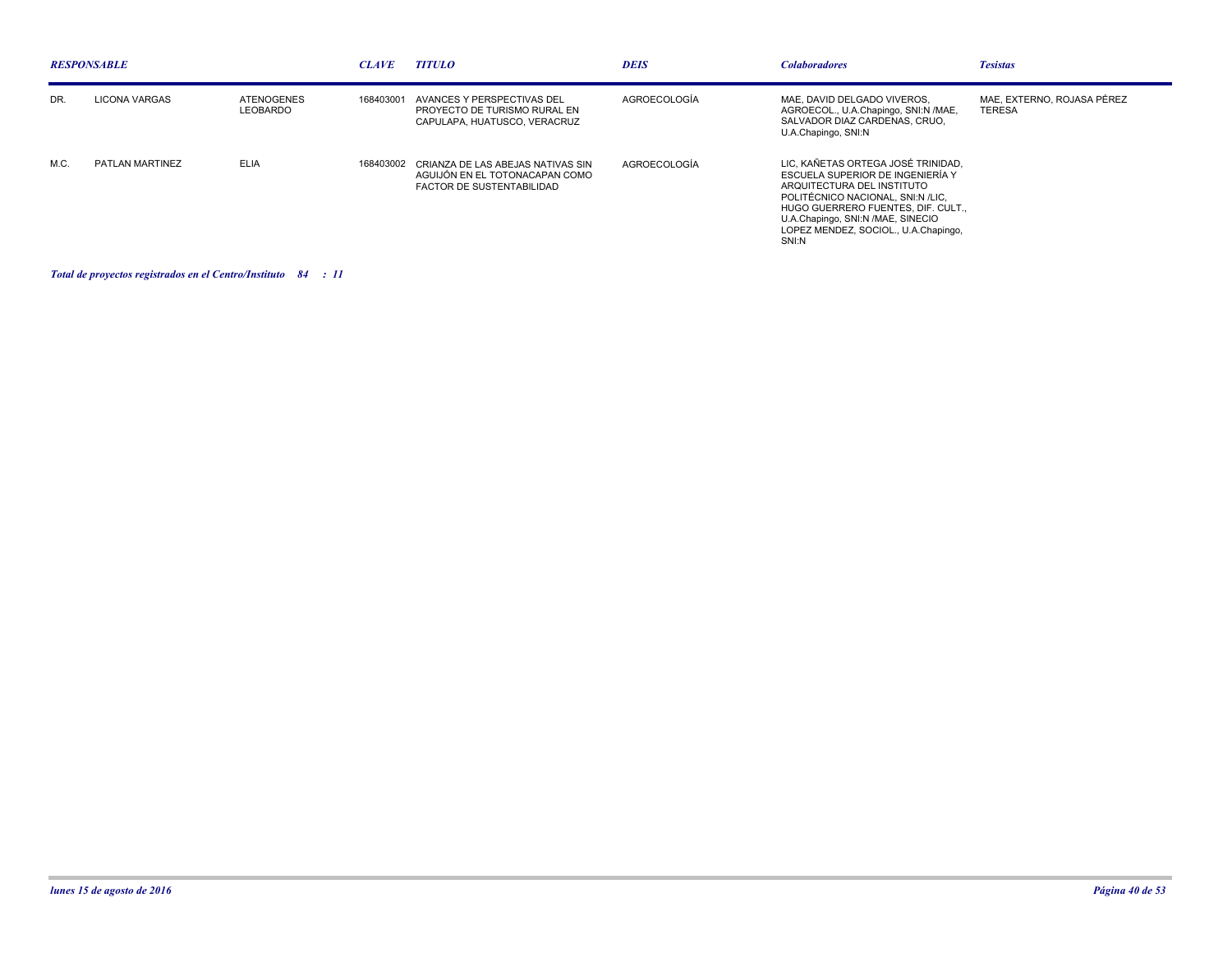| RESPONSABLE | | | CLAVE | TITULO | DEIS | Colaboradores | Tesistas |
|---|---|---|---|---|---|---|---|
| DR. | LICONA VARGAS | ATENOGENES LEOBARDO | 168403001 | AVANCES Y PERSPECTIVAS DEL PROYECTO DE TURISMO RURAL EN CAPULAPA, HUATUSCO, VERACRUZ | AGROECOLOGÍA | MAE, DAVID DELGADO VIVEROS, AGROECOL., U.A.Chapingo, SNI:N /MAE, SALVADOR DIAZ CARDENAS, CRUO, U.A.Chapingo, SNI:N | MAE, EXTERNO, ROJASA PÉREZ TERESA |
| M.C. | PATLAN MARTINEZ | ELIA | 168403002 | CRIANZA DE LAS ABEJAS NATIVAS SIN AGUIJÓN EN EL TOTONACAPAN COMO FACTOR DE SUSTENTABILIDAD | AGROECOLOGÍA | LIC, KAÑETAS ORTEGA JOSÉ TRINIDAD, ESCUELA SUPERIOR DE INGENIERÍA Y ARQUITECTURA DEL INSTITUTO POLITÉCNICO NACIONAL, SNI:N /LIC, HUGO GUERRERO FUENTES, DIF. CULT., U.A.Chapingo, SNI:N /MAE, SINECIO LOPEZ MENDEZ, SOCIOL., U.A.Chapingo, SNI:N | |

***Total de proyectos registrados en el Centro/Instituto 84 : 11***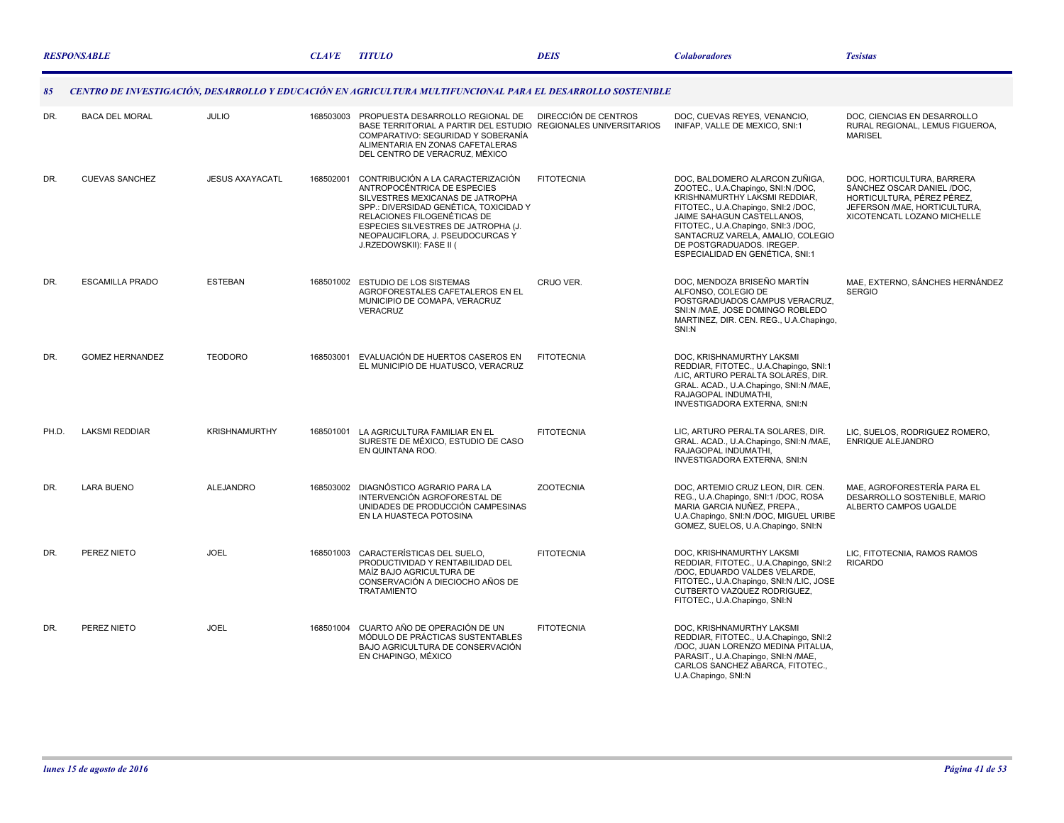| RESPONSABLE | | | CLAVE | TITULO | DEIS | Colaboradores | Tesistas |
|---|---|---|---|---|---|---|---|
| ***85*** | ***CENTRO DE INVESTIGACIÓN, DESARROLLO Y EDUCACIÓN EN AGRICULTURA MULTIFUNCIONAL PARA EL DESARROLLO SOSTENIBLE*** | | | | | | |
| DR. | BACA DEL MORAL | JULIO | 168503003 | PROPUESTA DESARROLLO REGIONAL DE BASE TERRITORIAL A PARTIR DEL ESTUDIO COMPARATIVO: SEGURIDAD Y SOBERANÍA ALIMENTARIA EN ZONAS CAFETALERAS DEL CENTRO DE VERACRUZ, MÉXICO | DIRECCIÓN DE CENTROS REGIONALES UNIVERSITARIOS | DOC, CUEVAS REYES, VENANCIO, INIFAP, VALLE DE MEXICO, SNI:1 | DOC, CIENCIAS EN DESARROLLO RURAL REGIONAL, LEMUS FIGUEROA, MARISEL |
| DR. | CUEVAS SANCHEZ | JESUS AXAYACATL | 168502001 | CONTRIBUCIÓN A LA CARACTERIZACIÓN ANTROPOCÉNTRICA DE ESPECIES SILVESTRES MEXICANAS DE JATROPHA SPP.: DIVERSIDAD GENÉTICA, TOXICIDAD Y RELACIONES FILOGENÉTICAS DE ESPECIES SILVESTRES DE JATROPHA (J. NEOPAUCIFLORA, J. PSEUDOCURCAS Y J.RZEDOWSKII): FASE II ( | FITOTECNIA | DOC, BALDOMERO ALARCON ZUÑIGA, ZOOTEC., U.A.Chapingo, SNI:N /DOC, KRISHNAMURTHY LAKSMI REDDIAR, FITOTEC., U.A.Chapingo, SNI:2 /DOC, JAIME SAHAGUN CASTELLANOS, FITOTEC., U.A.Chapingo, SNI:3 /DOC, SANTACRUZ VARELA, AMALIO, COLEGIO DE POSTGRADUADOS. IREGEP. ESPECIALIDAD EN GENÉTICA, SNI:1 | DOC, HORTICULTURA, BARRERA SÁNCHEZ OSCAR DANIEL /DOC, HORTICULTURA, PÉREZ PÉREZ, JEFERSON /MAE, HORTICULTURA, XICOTENCATL LOZANO MICHELLE |
| DR. | ESCAMILLA PRADO | ESTEBAN | 168501002 | ESTUDIO DE LOS SISTEMAS AGROFORESTALES CAFETALEROS EN EL MUNICIPIO DE COMAPA, VERACRUZ VERACRUZ | CRUO VER. | DOC, MENDOZA BRISEÑO MARTÍN ALFONSO, COLEGIO DE POSTGRADUADOS CAMPUS VERACRUZ, SNI:N /MAE, JOSE DOMINGO ROBLEDO MARTINEZ, DIR. CEN. REG., U.A.Chapingo, SNI:N | MAE, EXTERNO, SÁNCHES HERNÁNDEZ SERGIO |
| DR. | GOMEZ HERNANDEZ | TEODORO | 168503001 | EVALUACIÓN DE HUERTOS CASEROS EN EL MUNICIPIO DE HUATUSCO, VERACRUZ | FITOTECNIA | DOC, KRISHNAMURTHY LAKSMI REDDIAR, FITOTEC., U.A.Chapingo, SNI:1 /LIC, ARTURO PERALTA SOLARES, DIR. GRAL. ACAD., U.A.Chapingo, SNI:N /MAE, RAJAGOPAL INDUMATHI, INVESTIGADORA EXTERNA, SNI:N | |
| PH.D. | LAKSMI REDDIAR | KRISHNAMURTHY | 168501001 | LA AGRICULTURA FAMILIAR EN EL SURESTE DE MÉXICO, ESTUDIO DE CASO EN QUINTANA ROO. | FITOTECNIA | LIC, ARTURO PERALTA SOLARES, DIR. GRAL. ACAD., U.A.Chapingo, SNI:N /MAE, RAJAGOPAL INDUMATHI, INVESTIGADORA EXTERNA, SNI:N | LIC, SUELOS, RODRIGUEZ ROMERO, ENRIQUE ALEJANDRO |
| DR. | LARA BUENO | ALEJANDRO | 168503002 | DIAGNÓSTICO AGRARIO PARA LA INTERVENCIÓN AGROFORESTAL DE UNIDADES DE PRODUCCIÓN CAMPESINAS EN LA HUASTECA POTOSINA | ZOOTECNIA | DOC, ARTEMIO CRUZ LEON, DIR. CEN. REG., U.A.Chapingo, SNI:1 /DOC, ROSA MARIA GARCIA NUÑEZ, PREPA., U.A.Chapingo, SNI:N /DOC, MIGUEL URIBE GOMEZ, SUELOS, U.A.Chapingo, SNI:N | MAE, AGROFORESTERÍA PARA EL DESARROLLO SOSTENIBLE, MARIO ALBERTO CAMPOS UGALDE |
| DR. | PEREZ NIETO | JOEL | 168501003 | CARACTERÍSTICAS DEL SUELO, PRODUCTIVIDAD Y RENTABILIDAD DEL MAÍZ BAJO AGRICULTURA DE CONSERVACIÓN A DIECIOCHO AÑOS DE TRATAMIENTO | FITOTECNIA | DOC, KRISHNAMURTHY LAKSMI REDDIAR, FITOTEC., U.A.Chapingo, SNI:2 /DOC, EDUARDO VALDES VELARDE, FITOTEC., U.A.Chapingo, SNI:N /LIC, JOSE CUTBERTO VAZQUEZ RODRIGUEZ, FITOTEC., U.A.Chapingo, SNI:N | LIC, FITOTECNIA, RAMOS RAMOS RICARDO |
| DR. | PEREZ NIETO | JOEL | 168501004 | CUARTO AÑO DE OPERACIÓN DE UN MÓDULO DE PRÁCTICAS SUSTENTABLES BAJO AGRICULTURA DE CONSERVACIÓN EN CHAPINGO, MÉXICO | FITOTECNIA | DOC, KRISHNAMURTHY LAKSMI REDDIAR, FITOTEC., U.A.Chapingo, SNI:2 /DOC, JUAN LORENZO MEDINA PITALUA, PARASIT., U.A.Chapingo, SNI:N /MAE, CARLOS SANCHEZ ABARCA, FITOTEC., U.A.Chapingo, SNI:N | |

*lunes 15 de agosto de 2016*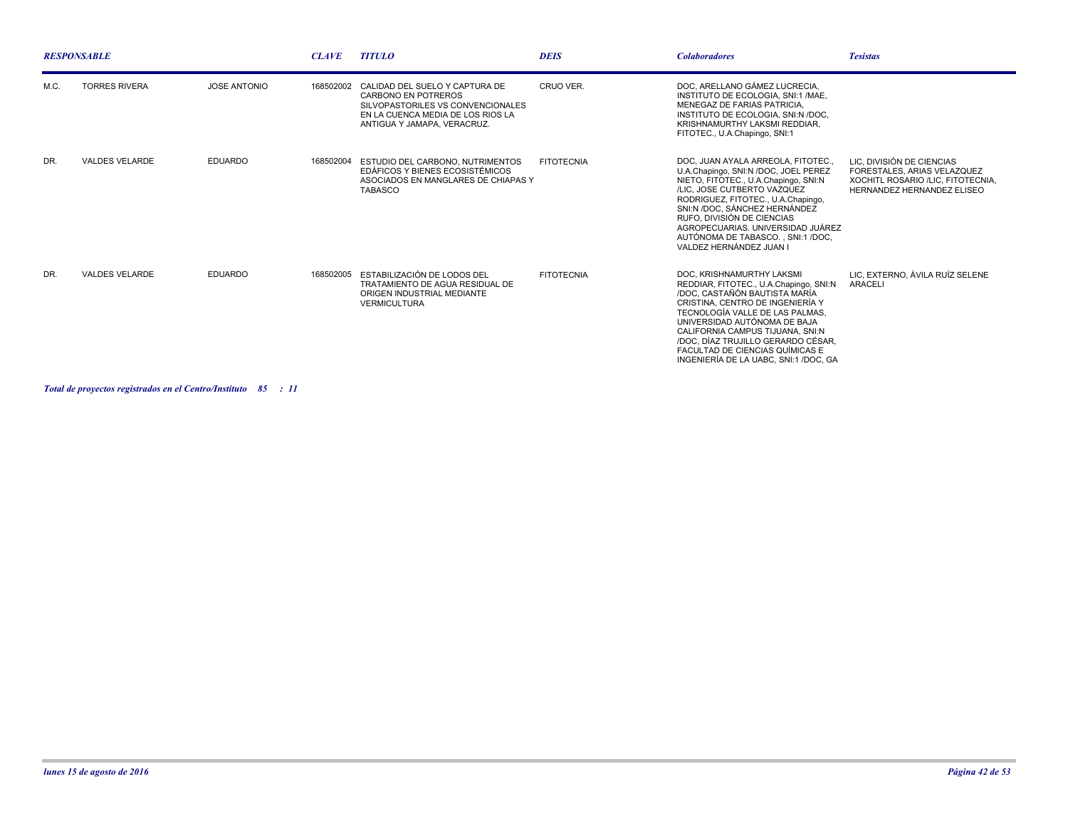| RESPONSABLE | | | CLAVE | TITULO | DEIS | Colaboradores | Tesistas |
|---|---|---|---|---|---|---|---|
| M.C. | TORRES RIVERA | JOSE ANTONIO | 168502002 | CALIDAD DEL SUELO Y CAPTURA DE CARBONO EN POTREROS SILVOPASTORILES VS CONVENCIONALES EN LA CUENCA MEDIA DE LOS RIOS LA ANTIGUA Y JAMAPA, VERACRUZ. | CRUO VER. | DOC, ARELLANO GÁMEZ LUCRECIA, INSTITUTO DE ECOLOGIA, SNI:1 /MAE, MENEGAZ DE FARIAS PATRICIA, INSTITUTO DE ECOLOGIA, SNI:N /DOC, KRISHNAMURTHY LAKSMI REDDIAR, FITOTEC., U.A.Chapingo, SNI:1 | |
| DR. | VALDES VELARDE | EDUARDO | 168502004 | ESTUDIO DEL CARBONO, NUTRIMENTOS EDÁFICOS Y BIENES ECOSISTÉMICOS ASOCIADOS EN MANGLARES DE CHIAPAS Y TABASCO | FITOTECNIA | DOC, JUAN AYALA ARREOLA, FITOTEC., U.A.Chapingo, SNI:N /DOC, JOEL PEREZ NIETO, FITOTEC., U.A.Chapingo, SNI:N /LIC, JOSE CUTBERTO VAZQUEZ RODRIGUEZ, FITOTEC., U.A.Chapingo, SNI:N /DOC, SÁNCHEZ HERNÁNDEZ RUFO, DIVISIÓN DE CIENCIAS AGROPECUARIAS. UNIVERSIDAD JUÁREZ AUTÓNOMA DE TABASCO. , SNI:1 /DOC, VALDEZ HERNÁNDEZ JUAN I | LIC, DIVISIÓN DE CIENCIAS FORESTALES, ARIAS VELAZQUEZ XOCHITL ROSARIO /LIC, FITOTECNIA, HERNANDEZ HERNANDEZ ELISEO |
| DR. | VALDES VELARDE | EDUARDO | 168502005 | ESTABILIZACIÓN DE LODOS DEL TRATAMIENTO DE AGUA RESIDUAL DE ORIGEN INDUSTRIAL MEDIANTE VERMICULTURA | FITOTECNIA | DOC, KRISHNAMURTHY LAKSMI REDDIAR, FITOTEC., U.A.Chapingo, SNI:N /DOC, CASTAÑÓN BAUTISTA MARÍA CRISTINA, CENTRO DE INGENIERÍA Y TECNOLOGÍA VALLE DE LAS PALMAS, UNIVERSIDAD AUTÓNOMA DE BAJA CALIFORNIA CAMPUS TIJUANA, SNI:N /DOC, DÍAZ TRUJILLO GERARDO CÉSAR, FACULTAD DE CIENCIAS QUÍMICAS E INGENIERÍA DE LA UABC, SNI:1 /DOC, GA | LIC, EXTERNO, ÁVILA RUÍZ SELENE ARACELI |

***Total de proyectos registrados en el Centro/Instituto 85 : 11***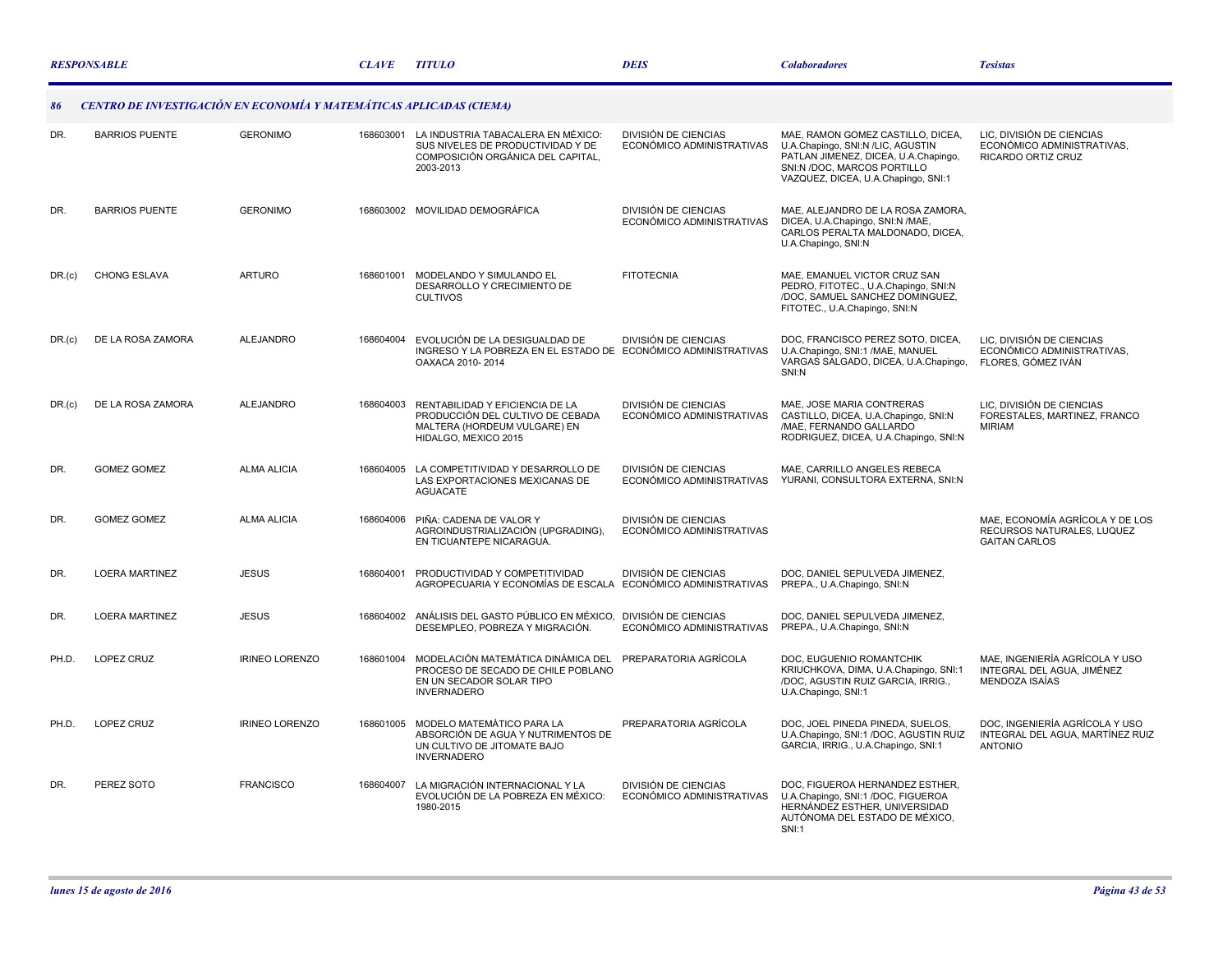| RESPONSABLE | | | CLAVE | TITULO | DEIS | Colaboradores | Tesistas |
|---|---|---|---|---|---|---|---|
| **86** | **CENTRO DE INVESTIGACIÓN EN ECONOMÍA Y MATEMÁTICAS APLICADAS (CIEMA)** | | | | | | |
| DR. | BARRIOS PUENTE | GERONIMO | 168603001 | LA INDUSTRIA TABACALERA EN MÉXICO: SUS NIVELES DE PRODUCTIVIDAD Y DE COMPOSICIÓN ORGÁNICA DEL CAPITAL, 2003-2013 | DIVISIÓN DE CIENCIAS ECONÓMICO ADMINISTRATIVAS | MAE, RAMON GOMEZ CASTILLO, DICEA, U.A.Chapingo, SNI:N /LIC, AGUSTIN PATLAN JIMENEZ, DICEA, U.A.Chapingo, SNI:N /DOC, MARCOS PORTILLO VAZQUEZ, DICEA, U.A.Chapingo, SNI:1 | LIC, DIVISIÓN DE CIENCIAS ECONÓMICO ADMINISTRATIVAS, RICARDO ORTIZ CRUZ |
| DR. | BARRIOS PUENTE | GERONIMO | 168603002 | MOVILIDAD DEMOGRÁFICA | DIVISIÓN DE CIENCIAS ECONÓMICO ADMINISTRATIVAS | MAE, ALEJANDRO DE LA ROSA ZAMORA, DICEA, U.A.Chapingo, SNI:N /MAE, CARLOS PERALTA MALDONADO, DICEA, U.A.Chapingo, SNI:N | |
| DR.(c) | CHONG ESLAVA | ARTURO | 168601001 | MODELANDO Y SIMULANDO EL DESARROLLO Y CRECIMIENTO DE CULTIVOS | FITOTECNIA | MAE, EMANUEL VICTOR CRUZ SAN PEDRO, FITOTEC., U.A.Chapingo, SNI:N /DOC, SAMUEL SANCHEZ DOMINGUEZ, FITOTEC., U.A.Chapingo, SNI:N | |
| DR.(c) | DE LA ROSA ZAMORA | ALEJANDRO | 168604004 | EVOLUCIÓN DE LA DESIGUALDAD DE INGRESO Y LA POBREZA EN EL ESTADO DE OAXACA 2010- 2014 | DIVISIÓN DE CIENCIAS ECONÓMICO ADMINISTRATIVAS | DOC, FRANCISCO PEREZ SOTO, DICEA, U.A.Chapingo, SNI:1 /MAE, MANUEL VARGAS SALGADO, DICEA, U.A.Chapingo, SNI:N | LIC, DIVISIÓN DE CIENCIAS ECONÓMICO ADMINISTRATIVAS, FLORES, GÓMEZ IVÁN |
| DR.(c) | DE LA ROSA ZAMORA | ALEJANDRO | 168604003 | RENTABILIDAD Y EFICIENCIA DE LA PRODUCCIÓN DEL CULTIVO DE CEBADA MALTERA (HORDEUM VULGARE) EN HIDALGO, MEXICO 2015 | DIVISIÓN DE CIENCIAS ECONÓMICO ADMINISTRATIVAS | MAE, JOSE MARIA CONTRERAS CASTILLO, DICEA, U.A.Chapingo, SNI:N /MAE, FERNANDO GALLARDO RODRIGUEZ, DICEA, U.A.Chapingo, SNI:N | LIC, DIVISIÓN DE CIENCIAS FORESTALES, MARTINEZ, FRANCO MIRIAM |
| DR. | GOMEZ GOMEZ | ALMA ALICIA | 168604005 | LA COMPETITIVIDAD Y DESARROLLO DE LAS EXPORTACIONES MEXICANAS DE AGUACATE | DIVISIÓN DE CIENCIAS ECONÓMICO ADMINISTRATIVAS | MAE, CARRILLO ANGELES REBECA YURANI, CONSULTORA EXTERNA, SNI:N | |
| DR. | GOMEZ GOMEZ | ALMA ALICIA | 168604006 | PIÑA: CADENA DE VALOR Y AGROINDUSTRIALIZACIÓN (UPGRADING), EN TICUANTEPE NICARAGUA. | DIVISIÓN DE CIENCIAS ECONÓMICO ADMINISTRATIVAS | | MAE, ECONOMÍA AGRÍCOLA Y DE LOS RECURSOS NATURALES, LUQUEZ GAITAN CARLOS |
| DR. | LOERA MARTINEZ | JESUS | 168604001 | PRODUCTIVIDAD Y COMPETITIVIDAD AGROPECUARIA Y ECONOMÍAS DE ESCALA | DIVISIÓN DE CIENCIAS ECONÓMICO ADMINISTRATIVAS | DOC, DANIEL SEPULVEDA JIMENEZ, PREPA., U.A.Chapingo, SNI:N | |
| DR. | LOERA MARTINEZ | JESUS | 168604002 | ANÁLISIS DEL GASTO PÚBLICO EN MÉXICO, DESEMPLEO, POBREZA Y MIGRACIÓN. | DIVISIÓN DE CIENCIAS ECONÓMICO ADMINISTRATIVAS | DOC, DANIEL SEPULVEDA JIMENEZ, PREPA., U.A.Chapingo, SNI:N | |
| PH.D. | LOPEZ CRUZ | IRINEO LORENZO | 168601004 | MODELACIÓN MATEMÁTICA DINÁMICA DEL PROCESO DE SECADO DE CHILE POBLANO EN UN SECADOR SOLAR TIPO INVERNADERO | PREPARATORIA AGRÍCOLA | DOC, EUGUENIO ROMANTCHIK KRIUCHKOVA, DIMA, U.A.Chapingo, SNI:1 /DOC, AGUSTIN RUIZ GARCIA, IRRIG., U.A.Chapingo, SNI:1 | MAE, INGENIERÍA AGRÍCOLA Y USO INTEGRAL DEL AGUA, JIMÉNEZ MENDOZA ISAÍAS |
| PH.D. | LOPEZ CRUZ | IRINEO LORENZO | 168601005 | MODELO MATEMÁTICO PARA LA ABSORCIÓN DE AGUA Y NUTRIMENTOS DE UN CULTIVO DE JITOMATE BAJO INVERNADERO | PREPARATORIA AGRÍCOLA | DOC, JOEL PINEDA PINEDA, SUELOS, U.A.Chapingo, SNI:1 /DOC, AGUSTIN RUIZ GARCIA, IRRIG., U.A.Chapingo, SNI:1 | DOC, INGENIERÍA AGRÍCOLA Y USO INTEGRAL DEL AGUA, MARTÍNEZ RUIZ ANTONIO |
| DR. | PEREZ SOTO | FRANCISCO | 168604007 | LA MIGRACIÓN INTERNACIONAL Y LA EVOLUCIÓN DE LA POBREZA EN MÉXICO: 1980-2015 | DIVISIÓN DE CIENCIAS ECONÓMICO ADMINISTRATIVAS | DOC, FIGUEROA HERNANDEZ ESTHER, U.A.Chapingo, SNI:1 /DOC, FIGUEROA HERNÁNDEZ ESTHER, UNIVERSIDAD AUTÓNOMA DEL ESTADO DE MÉXICO, SNI:1 | |

*lunes 15 de agosto de 2016*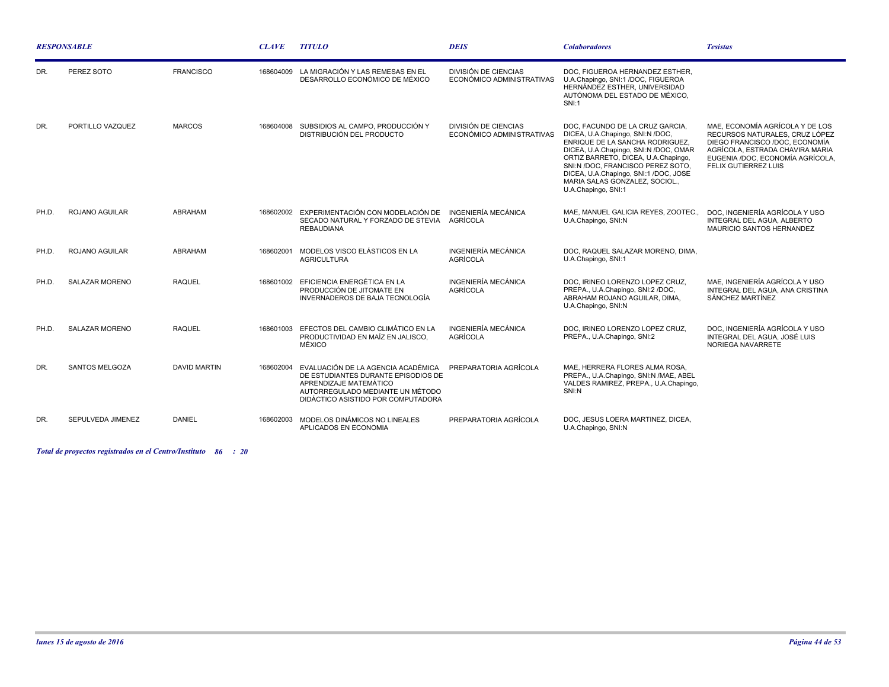| RESPONSABLE | | | CLAVE | TITULO | DEIS | Colaboradores | Tesistas |
|---|---|---|---|---|---|---|---|
| DR. | PEREZ SOTO | FRANCISCO | 168604009 | LA MIGRACIÓN Y LAS REMESAS EN EL DESARROLLO ECONÓMICO DE MÉXICO | DIVISIÓN DE CIENCIAS ECONÓMICO ADMINISTRATIVAS | DOC, FIGUEROA HERNANDEZ ESTHER, U.A.Chapingo, SNI:1 /DOC, FIGUEROA HERNÁNDEZ ESTHER, UNIVERSIDAD AUTÓNOMA DEL ESTADO DE MÉXICO, SNI:1 | |
| DR. | PORTILLO VAZQUEZ | MARCOS | 168604008 | SUBSIDIOS AL CAMPO, PRODUCCIÓN Y DISTRIBUCIÓN DEL PRODUCTO | DIVISIÓN DE CIENCIAS ECONÓMICO ADMINISTRATIVAS | DOC, FACUNDO DE LA CRUZ GARCIA, DICEA, U.A.Chapingo, SNI:N /DOC, ENRIQUE DE LA SANCHA RODRIGUEZ, DICEA, U.A.Chapingo, SNI:N /DOC, OMAR ORTIZ BARRETO, DICEA, U.A.Chapingo, SNI:N /DOC, FRANCISCO PEREZ SOTO, DICEA, U.A.Chapingo, SNI:1 /DOC, JOSE MARIA SALAS GONZALEZ, SOCIOL., U.A.Chapingo, SNI:1 | MAE, ECONOMÍA AGRÍCOLA Y DE LOS RECURSOS NATURALES, CRUZ LÓPEZ DIEGO FRANCISCO /DOC, ECONOMÍA AGRÍCOLA, ESTRADA CHAVIRA MARIA EUGENIA /DOC, ECONOMÍA AGRÍCOLA, FELIX GUTIERREZ LUIS |
| PH.D. | ROJANO AGUILAR | ABRAHAM | 168602002 | EXPERIMENTACIÓN CON MODELACIÓN DE SECADO NATURAL Y FORZADO DE STEVIA REBAUDIANA | INGENIERÍA MECÁNICA AGRÍCOLA | MAE, MANUEL GALICIA REYES, ZOOTEC., U.A.Chapingo, SNI:N | DOC, INGENIERÍA AGRÍCOLA Y USO INTEGRAL DEL AGUA, ALBERTO MAURICIO SANTOS HERNANDEZ |
| PH.D. | ROJANO AGUILAR | ABRAHAM | 168602001 | MODELOS VISCO ELÁSTICOS EN LA AGRICULTURA | INGENIERÍA MECÁNICA AGRÍCOLA | DOC, RAQUEL SALAZAR MORENO, DIMA, U.A.Chapingo, SNI:1 | |
| PH.D. | SALAZAR MORENO | RAQUEL | 168601002 | EFICIENCIA ENERGÉTICA EN LA PRODUCCIÓN DE JITOMATE EN INVERNADEROS DE BAJA TECNOLOGÍA | INGENIERÍA MECÁNICA AGRÍCOLA | DOC, IRINEO LORENZO LOPEZ CRUZ, PREPA., U.A.Chapingo, SNI:2 /DOC, ABRAHAM ROJANO AGUILAR, DIMA, U.A.Chapingo, SNI:N | MAE, INGENIERÍA AGRÍCOLA Y USO INTEGRAL DEL AGUA, ANA CRISTINA SÁNCHEZ MARTÍNEZ |
| PH.D. | SALAZAR MORENO | RAQUEL | 168601003 | EFECTOS DEL CAMBIO CLIMÁTICO EN LA PRODUCTIVIDAD EN MAÍZ EN JALISCO, MÉXICO | INGENIERÍA MECÁNICA AGRÍCOLA | DOC, IRINEO LORENZO LOPEZ CRUZ, PREPA., U.A.Chapingo, SNI:2 | DOC, INGENIERÍA AGRÍCOLA Y USO INTEGRAL DEL AGUA, JOSÉ LUIS NORIEGA NAVARRETE |
| DR. | SANTOS MELGOZA | DAVID MARTIN | 168602004 | EVALUACIÓN DE LA AGENCIA ACADÉMICA DE ESTUDIANTES DURANTE EPISODIOS DE APRENDIZAJE MATEMÁTICO AUTORREGULADO MEDIANTE UN MÉTODO DIDÁCTICO ASISTIDO POR COMPUTADORA | PREPARATORIA AGRÍCOLA | MAE, HERRERA FLORES ALMA ROSA, PREPA., U.A.Chapingo, SNI:N /MAE, ABEL VALDES RAMIREZ, PREPA., U.A.Chapingo, SNI:N | |
| DR. | SEPULVEDA JIMENEZ | DANIEL | 168602003 | MODELOS DINÁMICOS NO LINEALES APLICADOS EN ECONOMIA | PREPARATORIA AGRÍCOLA | DOC, JESUS LOERA MARTINEZ, DICEA, U.A.Chapingo, SNI:N | |

***Total de proyectos registrados en el Centro/Instituto 86 : 20***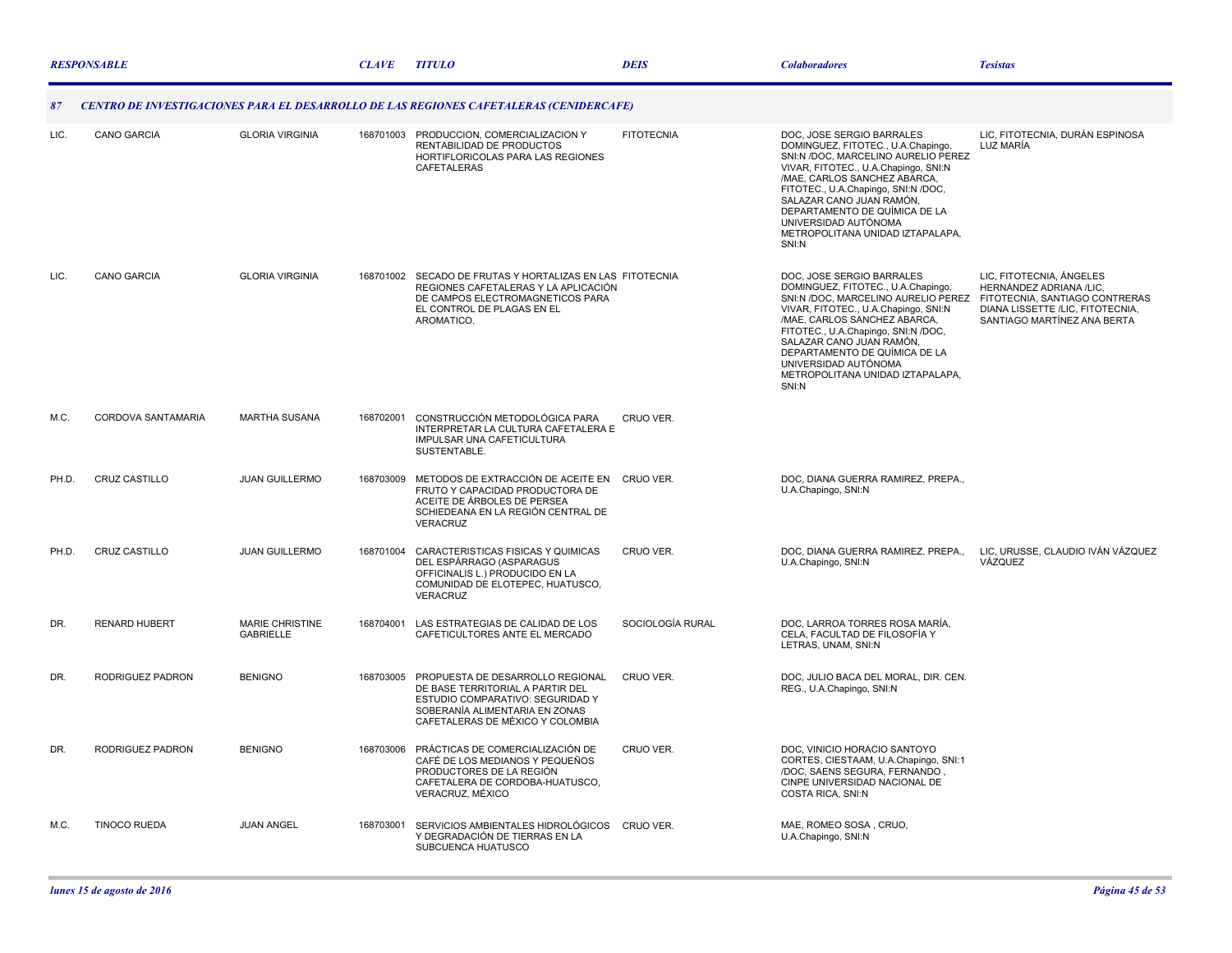| RESPONSABLE | | | CLAVE | TITULO | DEIS | Colaboradores | Tesistas |
|---|---|---|---|---|---|---|---|
| **87** | **CENTRO DE INVESTIGACIONES PARA EL DESARROLLO DE LAS REGIONES CAFETALERAS (CENIDERCAFE)** | | | | | | |
| LIC. | CANO GARCIA | GLORIA VIRGINIA | 168701003 | PRODUCCION, COMERCIALIZACION Y RENTABILIDAD DE PRODUCTOS HORTIFLORICOLAS PARA LAS REGIONES CAFETALERAS | FITOTECNIA | DOC, JOSE SERGIO BARRALES DOMINGUEZ, FITOTEC., U.A.Chapingo, SNI:N /DOC, MARCELINO AURELIO PEREZ VIVAR, FITOTEC., U.A.Chapingo, SNI:N /MAE, CARLOS SANCHEZ ABARCA, FITOTEC., U.A.Chapingo, SNI:N /DOC, SALAZAR CANO JUAN RAMÓN, DEPARTAMENTO DE QUÍMICA DE LA UNIVERSIDAD AUTÓNOMA METROPOLITANA UNIDAD IZTAPALAPA, SNI:N | LIC, FITOTECNIA, DURÁN ESPINOSA LUZ MARÍA |
| LIC. | CANO GARCIA | GLORIA VIRGINIA | 168701002 | SECADO DE FRUTAS Y HORTALIZAS EN LAS REGIONES CAFETALERAS Y LA APLICACIÓN DE CAMPOS ELECTROMAGNETICOS PARA EL CONTROL DE PLAGAS EN EL AROMATICO. | FITOTECNIA | DOC, JOSE SERGIO BARRALES DOMINGUEZ, FITOTEC., U.A.Chapingo, SNI:N /DOC, MARCELINO AURELIO PEREZ VIVAR, FITOTEC., U.A.Chapingo, SNI:N /MAE, CARLOS SANCHEZ ABARCA, FITOTEC., U.A.Chapingo, SNI:N /DOC, SALAZAR CANO JUAN RAMÓN, DEPARTAMENTO DE QUÍMICA DE LA UNIVERSIDAD AUTÓNOMA METROPOLITANA UNIDAD IZTAPALAPA, SNI:N | LIC, FITOTECNIA, ÁNGELES HERNÁNDEZ ADRIANA /LIC, FITOTECNIA, SANTIAGO CONTRERAS DIANA LISSETTE /LIC, FITOTECNIA, SANTIAGO MARTÍNEZ ANA BERTA |
| M.C. | CORDOVA SANTAMARIA | MARTHA SUSANA | 168702001 | CONSTRUCCIÓN METODOLÓGICA PARA INTERPRETAR LA CULTURA CAFETALERA E IMPULSAR UNA CAFETICULTURA SUSTENTABLE. | CRUO VER. | | |
| PH.D. | CRUZ CASTILLO | JUAN GUILLERMO | 168703009 | METODOS DE EXTRACCIÓN DE ACEITE EN FRUTO Y CAPACIDAD PRODUCTORA DE ACEITE DE ÁRBOLES DE PERSEA SCHIEDEANA EN LA REGIÓN CENTRAL DE VERACRUZ | CRUO VER. | DOC, DIANA GUERRA RAMIREZ, PREPA., U.A.Chapingo, SNI:N | |
| PH.D. | CRUZ CASTILLO | JUAN GUILLERMO | 168701004 | CARACTERISTICAS FISICAS Y QUIMICAS DEL ESPÁRRAGO (ASPARAGUS OFFICINALIS L.) PRODUCIDO EN LA COMUNIDAD DE ELOTEPEC, HUATUSCO, VERACRUZ | CRUO VER. | DOC, DIANA GUERRA RAMIREZ, PREPA., U.A.Chapingo, SNI:N | LIC, URUSSE, CLAUDIO IVÁN VÁZQUEZ VÁZQUEZ |
| DR. | RENARD HUBERT | MARIE CHRISTINE GABRIELLE | 168704001 | LAS ESTRATEGIAS DE CALIDAD DE LOS CAFETICULTORES ANTE EL MERCADO | SOCIOLOGÍA RURAL | DOC, LARROA TORRES ROSA MARÍA, CELA, FACULTAD DE FILOSOFÍA Y LETRAS, UNAM, SNI:N | |
| DR. | RODRIGUEZ PADRON | BENIGNO | 168703005 | PROPUESTA DE DESARROLLO REGIONAL DE BASE TERRITORIAL A PARTIR DEL ESTUDIO COMPARATIVO: SEGURIDAD Y SOBERANÍA ALIMENTARIA EN ZONAS CAFETALERAS DE MÉXICO Y COLOMBIA | CRUO VER. | DOC, JULIO BACA DEL MORAL, DIR. CEN. REG., U.A.Chapingo, SNI:N | |
| DR. | RODRIGUEZ PADRON | BENIGNO | 168703006 | PRÁCTICAS DE COMERCIALIZACIÓN DE CAFÉ DE LOS MEDIANOS Y PEQUEÑOS PRODUCTORES DE LA REGIÓN CAFETALERA DE CORDOBA-HUATUSCO, VERACRUZ, MÉXICO | CRUO VER. | DOC, VINICIO HORACIO SANTOYO CORTES, CIESTAAM, U.A.Chapingo, SNI:1 /DOC, SAENS SEGURA, FERNANDO , CINPE UNIVERSIDAD NACIONAL DE COSTA RICA, SNI:N | |
| M.C. | TINOCO RUEDA | JUAN ANGEL | 168703001 | SERVICIOS AMBIENTALES HIDROLÓGICOS Y DEGRADACIÓN DE TIERRAS EN LA SUBCUENCA HUATUSCO | CRUO VER. | MAE, ROMEO SOSA , CRUO, U.A.Chapingo, SNI:N | |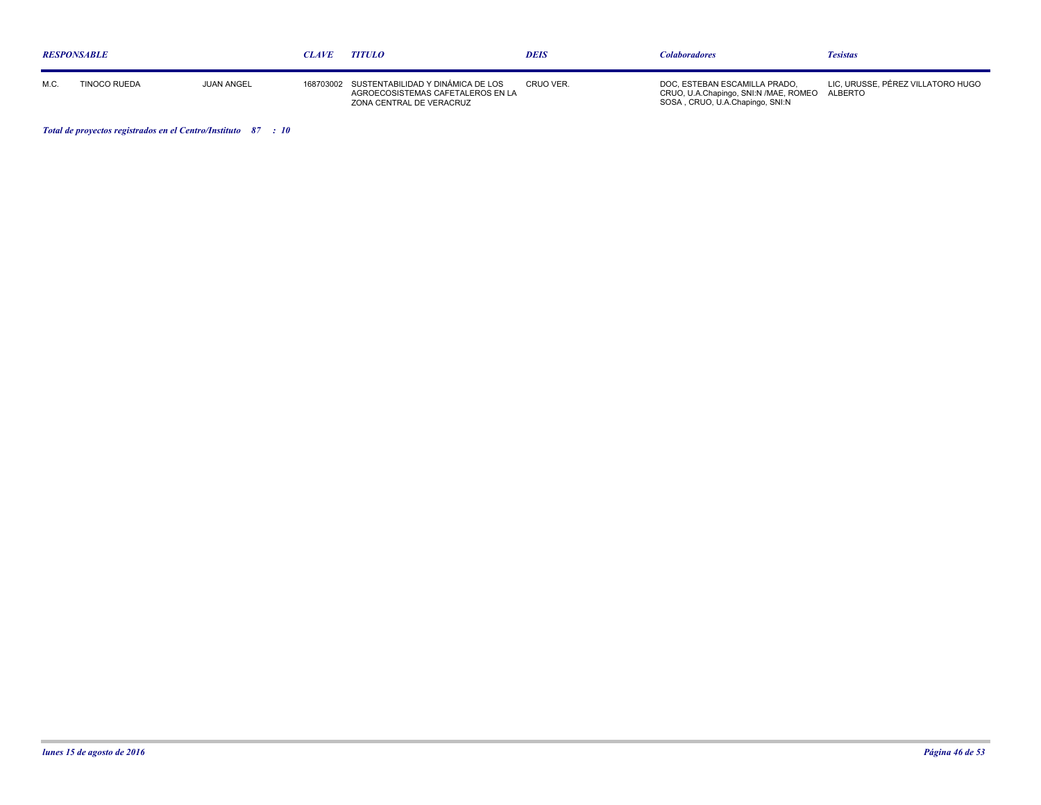| RESPONSABLE | | | CLAVE | TITULO | DEIS | Colaboradores | Tesistas |
|---|---|---|---|---|---|---|---|
| M.C. | TINOCO RUEDA | JUAN ANGEL | 168703002 | SUSTENTABILIDAD Y DINÁMICA DE LOS AGROECOSISTEMAS CAFETALEROS EN LA ZONA CENTRAL DE VERACRUZ | CRUO VER. | DOC, ESTEBAN ESCAMILLA PRADO, CRUO, U.A.Chapingo, SNI:N /MAE, ROMEO SOSA , CRUO, U.A.Chapingo, SNI:N | LIC, URUSSE, PÉREZ VILLATORO HUGO ALBERTO |

***Total de proyectos registrados en el Centro/Instituto 87 : 10***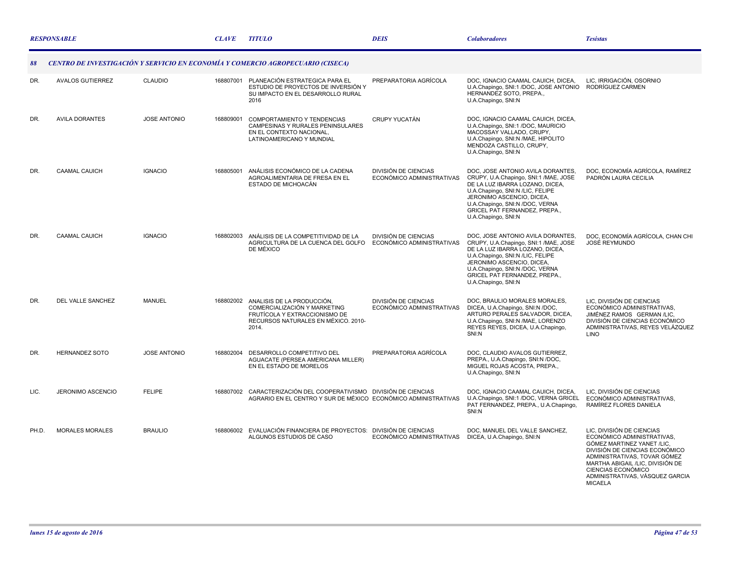| *RESPONSABLE* | | | *CLAVE* | *TITULO* | *DEIS* | *Colaboradores* | *Tesistas* |
|---|---|---|---|---|---|---|---|

### *88 CENTRO DE INVESTIGACIÓN Y SERVICIO EN ECONOMÍA Y COMERCIO AGROPECUARIO (CISECA)*

| RESPONSABLE | | | CLAVE | TITULO | DEIS | Colaboradores | Tesistas |
|---|---|---|---|---|---|---|---|
| DR. | AVALOS GUTIERREZ | CLAUDIO | 168807001 | PLANEACIÓN ESTRATEGICA PARA EL ESTUDIO DE PROYECTOS DE INVERSIÓN Y SU IMPACTO EN EL DESARROLLO RURAL 2016 | PREPARATORIA AGRÍCOLA | DOC, IGNACIO CAAMAL CAUICH, DICEA, U.A.Chapingo, SNI:1 /DOC, JOSE ANTONIO HERNANDEZ SOTO, PREPA., U.A.Chapingo, SNI:N | LIC, IRRIGACIÓN, OSORNIO RODRÍGUEZ CARMEN |
| DR. | AVILA DORANTES | JOSE ANTONIO | 168809001 | COMPORTAMIENTO Y TENDENCIAS CAMPESINAS Y RURALES PENINSULARES EN EL CONTEXTO NACIONAL, LATINOAMERICANO Y MUNDIAL | CRUPY YUCATÁN | DOC, IGNACIO CAAMAL CAUICH, DICEA, U.A.Chapingo, SNI:1 /DOC, MAURICIO MACOSSAY VALLADO, CRUPY, U.A.Chapingo, SNI:N /MAE, HIPOLITO MENDOZA CASTILLO, CRUPY, U.A.Chapingo, SNI:N | |
| DR. | CAAMAL CAUICH | IGNACIO | 168805001 | ANÁLISIS ECONÓMICO DE LA CADENA AGROALIMENTARIA DE FRESA EN EL ESTADO DE MICHOACÁN | DIVISIÓN DE CIENCIAS ECONÓMICO ADMINISTRATIVAS | DOC, JOSE ANTONIO AVILA DORANTES, CRUPY, U.A.Chapingo, SNI:1 /MAE, JOSE DE LA LUZ IBARRA LOZANO, DICEA, U.A.Chapingo, SNI:N /LIC, FELIPE JERONIMO ASCENCIO, DICEA, U.A.Chapingo, SNI:N /DOC, VERNA GRICEL PAT FERNANDEZ, PREPA., U.A.Chapingo, SNI:N | DOC, ECONOMÍA AGRÍCOLA, RAMÍREZ PADRÓN LAURA CECILIA |
| DR. | CAAMAL CAUICH | IGNACIO | 168802003 | ANÁLISIS DE LA COMPETITIVIDAD DE LA AGRICULTURA DE LA CUENCA DEL GOLFO DE MÉXICO | DIVISIÓN DE CIENCIAS ECONÓMICO ADMINISTRATIVAS | DOC, JOSE ANTONIO AVILA DORANTES, CRUPY, U.A.Chapingo, SNI:1 /MAE, JOSE DE LA LUZ IBARRA LOZANO, DICEA, U.A.Chapingo, SNI:N /LIC, FELIPE JERONIMO ASCENCIO, DICEA, U.A.Chapingo, SNI:N /DOC, VERNA GRICEL PAT FERNANDEZ, PREPA., U.A.Chapingo, SNI:N | DOC, ECONOMÍA AGRÍCOLA, CHAN CHI JOSÉ REYMUNDO |
| DR. | DEL VALLE SANCHEZ | MANUEL | 168802002 | ANALISIS DE LA PRODUCCIÓN, COMERCIALIZACIÓN Y MARKETING FRUTÍCOLA Y EXTRACCIONISMO DE RECURSOS NATURALES EN MÉXICO. 2010-2014. | DIVISIÓN DE CIENCIAS ECONÓMICO ADMINISTRATIVAS | DOC, BRAULIO MORALES MORALES, DICEA, U.A.Chapingo, SNI:N /DOC, ARTURO PERALES SALVADOR, DICEA, U.A.Chapingo, SNI:N /MAE, LORENZO REYES REYES, DICEA, U.A.Chapingo, SNI:N | LIC, DIVISIÓN DE CIENCIAS ECONÓMICO ADMINISTRATIVAS, JIMÉNEZ RAMOS GERMAN /LIC, DIVISIÓN DE CIENCIAS ECONÓMICO ADMINISTRATIVAS, REYES VELÁZQUEZ LINO |
| DR. | HERNANDEZ SOTO | JOSE ANTONIO | 168802004 | DESARROLLO COMPETITIVO DEL AGUACATE (PERSEA AMERICANA MILLER) EN EL ESTADO DE MORELOS | PREPARATORIA AGRÍCOLA | DOC, CLAUDIO AVALOS GUTIERREZ, PREPA., U.A.Chapingo, SNI:N /DOC, MIGUEL ROJAS ACOSTA, PREPA., U.A.Chapingo, SNI:N | |
| LIC. | JERONIMO ASCENCIO | FELIPE | 168807002 | CARACTERIZACIÓN DEL COOPERATIVISMO AGRARIO EN EL CENTRO Y SUR DE MÉXICO | DIVISIÓN DE CIENCIAS ECONÓMICO ADMINISTRATIVAS | DOC, IGNACIO CAAMAL CAUICH, DICEA, U.A.Chapingo, SNI:1 /DOC, VERNA GRICEL PAT FERNANDEZ, PREPA., U.A.Chapingo, SNI:N | LIC, DIVISIÓN DE CIENCIAS ECONÓMICO ADMINISTRATIVAS, RAMÍREZ FLORES DANIELA |
| PH.D. | MORALES MORALES | BRAULIO | 168806002 | EVALUACIÓN FINANCIERA DE PROYECTOS: ALGUNOS ESTUDIOS DE CASO | DIVISIÓN DE CIENCIAS ECONÓMICO ADMINISTRATIVAS | DOC, MANUEL DEL VALLE SANCHEZ, DICEA, U.A.Chapingo, SNI:N | LIC, DIVISIÓN DE CIENCIAS ECONÓMICO ADMINISTRATIVAS, GÓMEZ MARTINEZ YANET /LIC, DIVISIÓN DE CIENCIAS ECONÓMICO ADMINISTRATIVAS, TOVAR GÓMEZ MARTHA ABIGAIL /LIC, DIVISIÓN DE CIENCIAS ECONÓMICO ADMINISTRATIVAS, VÁSQUEZ GARCIA MICAELA |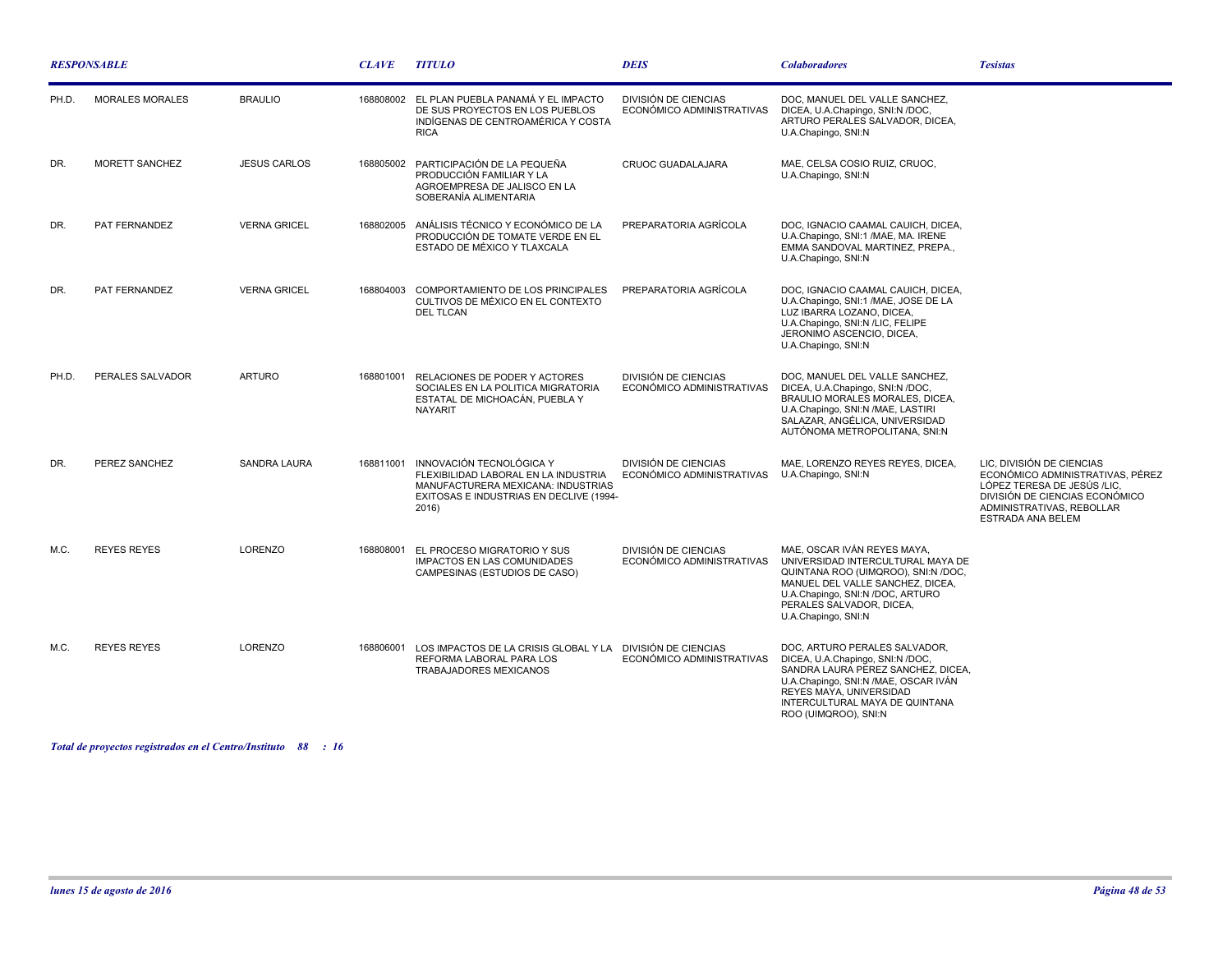| *RESPONSABLE* | | | *CLAVE* | *TITULO* | *DEIS* | *Colaboradores* | *Tesistas* |
|---|---|---|---|---|---|---|---|
| PH.D. | MORALES MORALES | BRAULIO | 168808002 | EL PLAN PUEBLA PANAMÁ Y EL IMPACTO DE SUS PROYECTOS EN LOS PUEBLOS INDÍGENAS DE CENTROAMÉRICA Y COSTA RICA | DIVISIÓN DE CIENCIAS ECONÓMICO ADMINISTRATIVAS | DOC, MANUEL DEL VALLE SANCHEZ, DICEA, U.A.Chapingo, SNI:N /DOC, ARTURO PERALES SALVADOR, DICEA, U.A.Chapingo, SNI:N | |
| DR. | MORETT SANCHEZ | JESUS CARLOS | 168805002 | PARTICIPACIÓN DE LA PEQUEÑA PRODUCCIÓN FAMILIAR Y LA AGROEMPRESA DE JALISCO EN LA SOBERANÍA ALIMENTARIA | CRUOC GUADALAJARA | MAE, CELSA COSIO RUIZ, CRUOC, U.A.Chapingo, SNI:N | |
| DR. | PAT FERNANDEZ | VERNA GRICEL | 168802005 | ANÁLISIS TÉCNICO Y ECONÓMICO DE LA PRODUCCIÓN DE TOMATE VERDE EN EL ESTADO DE MÉXICO Y TLAXCALA | PREPARATORIA AGRÍCOLA | DOC, IGNACIO CAAMAL CAUICH, DICEA, U.A.Chapingo, SNI:1 /MAE, MA. IRENE EMMA SANDOVAL MARTINEZ, PREPA., U.A.Chapingo, SNI:N | |
| DR. | PAT FERNANDEZ | VERNA GRICEL | 168804003 | COMPORTAMIENTO DE LOS PRINCIPALES CULTIVOS DE MÉXICO EN EL CONTEXTO DEL TLCAN | PREPARATORIA AGRÍCOLA | DOC, IGNACIO CAAMAL CAUICH, DICEA, U.A.Chapingo, SNI:1 /MAE, JOSE DE LA LUZ IBARRA LOZANO, DICEA, U.A.Chapingo, SNI:N /LIC, FELIPE JERONIMO ASCENCIO, DICEA, U.A.Chapingo, SNI:N | |
| PH.D. | PERALES SALVADOR | ARTURO | 168801001 | RELACIONES DE PODER Y ACTORES SOCIALES EN LA POLITICA MIGRATORIA ESTATAL DE MICHOACÁN, PUEBLA Y NAYARIT | DIVISIÓN DE CIENCIAS ECONÓMICO ADMINISTRATIVAS | DOC, MANUEL DEL VALLE SANCHEZ, DICEA, U.A.Chapingo, SNI:N /DOC, BRAULIO MORALES MORALES, DICEA, U.A.Chapingo, SNI:N /MAE, LASTIRI SALAZAR, ANGÉLICA, UNIVERSIDAD AUTÓNOMA METROPOLITANA, SNI:N | |
| DR. | PEREZ SANCHEZ | SANDRA LAURA | 168811001 | INNOVACIÓN TECNOLÓGICA Y FLEXIBILIDAD LABORAL EN LA INDUSTRIA MANUFACTURERA MEXICANA: INDUSTRIAS EXITOSAS E INDUSTRIAS EN DECLIVE (1994-2016) | DIVISIÓN DE CIENCIAS ECONÓMICO ADMINISTRATIVAS | MAE, LORENZO REYES REYES, DICEA, U.A.Chapingo, SNI:N | LIC, DIVISIÓN DE CIENCIAS ECONÓMICO ADMINISTRATIVAS, PÉREZ LÓPEZ TERESA DE JESÚS /LIC, DIVISIÓN DE CIENCIAS ECONÓMICO ADMINISTRATIVAS, REBOLLAR ESTRADA ANA BELEM |
| M.C. | REYES REYES | LORENZO | 168808001 | EL PROCESO MIGRATORIO Y SUS IMPACTOS EN LAS COMUNIDADES CAMPESINAS (ESTUDIOS DE CASO) | DIVISIÓN DE CIENCIAS ECONÓMICO ADMINISTRATIVAS | MAE, OSCAR IVÁN REYES MAYA, UNIVERSIDAD INTERCULTURAL MAYA DE QUINTANA ROO (UIMQROO), SNI:N /DOC, MANUEL DEL VALLE SANCHEZ, DICEA, U.A.Chapingo, SNI:N /DOC, ARTURO PERALES SALVADOR, DICEA, U.A.Chapingo, SNI:N | |
| M.C. | REYES REYES | LORENZO | 168806001 | LOS IMPACTOS DE LA CRISIS GLOBAL Y LA REFORMA LABORAL PARA LOS TRABAJADORES MEXICANOS | DIVISIÓN DE CIENCIAS ECONÓMICO ADMINISTRATIVAS | DOC, ARTURO PERALES SALVADOR, DICEA, U.A.Chapingo, SNI:N /DOC, SANDRA LAURA PEREZ SANCHEZ, DICEA, U.A.Chapingo, SNI:N /MAE, OSCAR IVÁN REYES MAYA, UNIVERSIDAD INTERCULTURAL MAYA DE QUINTANA ROO (UIMQROO), SNI:N | |

***Total de proyectos registrados en el Centro/Instituto 88 : 16***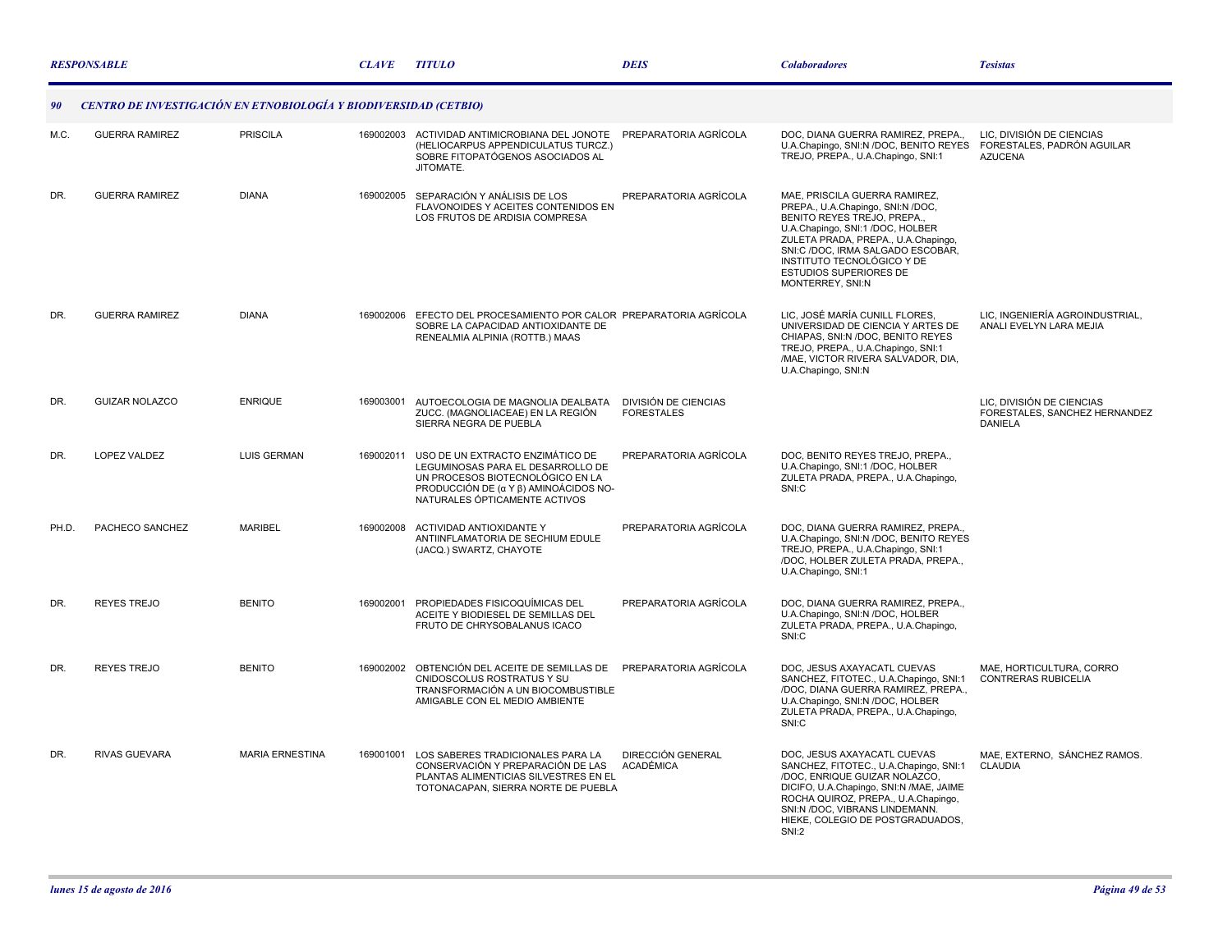| *RESPONSABLE* | | | *CLAVE* | *TITULO* | *DEIS* | *Colaboradores* | *Tesistas* |
|---|---|---|---|---|---|---|---|
| ***90*** | ***CENTRO DE INVESTIGACIÓN EN ETNOBIOLOGÍA Y BIODIVERSIDAD (CETBIO)*** | | | | | | |
| M.C. | GUERRA RAMIREZ | PRISCILA | 169002003 | ACTIVIDAD ANTIMICROBIANA DEL JONOTE (HELIOCARPUS APPENDICULATUS TURCZ.) SOBRE FITOPATÓGENOS ASOCIADOS AL JITOMATE. | PREPARATORIA AGRÍCOLA | DOC, DIANA GUERRA RAMIREZ, PREPA., U.A.Chapingo, SNI:N /DOC, BENITO REYES TREJO, PREPA., U.A.Chapingo, SNI:1 | LIC, DIVISIÓN DE CIENCIAS FORESTALES, PADRÓN AGUILAR AZUCENA |
| DR. | GUERRA RAMIREZ | DIANA | 169002005 | SEPARACIÓN Y ANÁLISIS DE LOS FLAVONOIDES Y ACEITES CONTENIDOS EN LOS FRUTOS DE ARDISIA COMPRESA | PREPARATORIA AGRÍCOLA | MAE, PRISCILA GUERRA RAMIREZ, PREPA., U.A.Chapingo, SNI:N /DOC, BENITO REYES TREJO, PREPA., U.A.Chapingo, SNI:1 /DOC, HOLBER ZULETA PRADA, PREPA., U.A.Chapingo, SNI:C /DOC, IRMA SALGADO ESCOBAR, INSTITUTO TECNOLÓGICO Y DE ESTUDIOS SUPERIORES DE MONTERREY, SNI:N | |
| DR. | GUERRA RAMIREZ | DIANA | 169002006 | EFECTO DEL PROCESAMIENTO POR CALOR SOBRE LA CAPACIDAD ANTIOXIDANTE DE RENEALMIA ALPINIA (ROTTB.) MAAS | PREPARATORIA AGRÍCOLA | LIC, JOSÉ MARÍA CUNILL FLORES, UNIVERSIDAD DE CIENCIA Y ARTES DE CHIAPAS, SNI:N /DOC, BENITO REYES TREJO, PREPA., U.A.Chapingo, SNI:1 /MAE, VICTOR RIVERA SALVADOR, DIA, U.A.Chapingo, SNI:N | LIC, INGENIERÍA AGROINDUSTRIAL, ANALI EVELYN LARA MEJIA |
| DR. | GUIZAR NOLAZCO | ENRIQUE | 169003001 | AUTOECOLOGIA DE MAGNOLIA DEALBATA ZUCC. (MAGNOLIACEAE) EN LA REGIÓN SIERRA NEGRA DE PUEBLA | DIVISIÓN DE CIENCIAS FORESTALES | | LIC, DIVISIÓN DE CIENCIAS FORESTALES, SANCHEZ HERNANDEZ DANIELA |
| DR. | LOPEZ VALDEZ | LUIS GERMAN | 169002011 | USO DE UN EXTRACTO ENZIMÁTICO DE LEGUMINOSAS PARA EL DESARROLLO DE UN PROCESOS BIOTECNOLÓGICO EN LA PRODUCCIÓN DE (α Y β) AMINOÁCIDOS NO-NATURALES ÓPTICAMENTE ACTIVOS | PREPARATORIA AGRÍCOLA | DOC, BENITO REYES TREJO, PREPA., U.A.Chapingo, SNI:1 /DOC, HOLBER ZULETA PRADA, PREPA., U.A.Chapingo, SNI:C | |
| PH.D. | PACHECO SANCHEZ | MARIBEL | 169002008 | ACTIVIDAD ANTIOXIDANTE Y ANTIINFLAMATORIA DE SECHIUM EDULE (JACQ.) SWARTZ, CHAYOTE | PREPARATORIA AGRÍCOLA | DOC, DIANA GUERRA RAMIREZ, PREPA., U.A.Chapingo, SNI:N /DOC, BENITO REYES TREJO, PREPA., U.A.Chapingo, SNI:1 /DOC, HOLBER ZULETA PRADA, PREPA., U.A.Chapingo, SNI:1 | |
| DR. | REYES TREJO | BENITO | 169002001 | PROPIEDADES FISICOQUÍMICAS DEL ACEITE Y BIODIESEL DE SEMILLAS DEL FRUTO DE CHRYSOBALANUS ICACO | PREPARATORIA AGRÍCOLA | DOC, DIANA GUERRA RAMIREZ, PREPA., U.A.Chapingo, SNI:N /DOC, HOLBER ZULETA PRADA, PREPA., U.A.Chapingo, SNI:C | |
| DR. | REYES TREJO | BENITO | 169002002 | OBTENCIÓN DEL ACEITE DE SEMILLAS DE CNIDOSCOLUS ROSTRATUS Y SU TRANSFORMACIÓN A UN BIOCOMBUSTIBLE AMIGABLE CON EL MEDIO AMBIENTE | PREPARATORIA AGRÍCOLA | DOC, JESUS AXAYACATL CUEVAS SANCHEZ, FITOTEC., U.A.Chapingo, SNI:1 /DOC, DIANA GUERRA RAMIREZ, PREPA., U.A.Chapingo, SNI:N /DOC, HOLBER ZULETA PRADA, PREPA., U.A.Chapingo, SNI:C | MAE, HORTICULTURA, CORRO CONTRERAS RUBICELIA |
| DR. | RIVAS GUEVARA | MARIA ERNESTINA | 169001001 | LOS SABERES TRADICIONALES PARA LA CONSERVACIÓN Y PREPARACIÓN DE LAS PLANTAS ALIMENTICIAS SILVESTRES EN EL TOTONACAPAN, SIERRA NORTE DE PUEBLA | DIRECCIÓN GENERAL ACADÉMICA | DOC, JESUS AXAYACATL CUEVAS SANCHEZ, FITOTEC., U.A.Chapingo, SNI:1 /DOC, ENRIQUE GUIZAR NOLAZCO, DICIFO, U.A.Chapingo, SNI:N /MAE, JAIME ROCHA QUIROZ, PREPA., U.A.Chapingo, SNI:N /DOC, VIBRANS LINDEMANN. HIEKE, COLEGIO DE POSTGRADUADOS, SNI:2 | MAE, EXTERNO, SÁNCHEZ RAMOS. CLAUDIA |

*lunes 15 de agosto de 2016*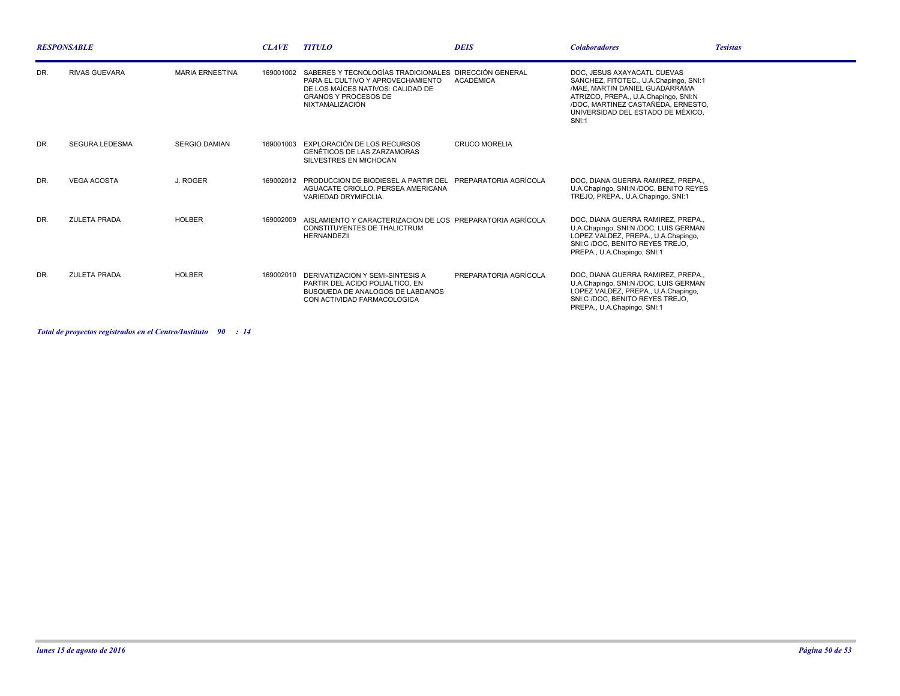| *RESPONSABLE* | | | *CLAVE* | *TITULO* | *DEIS* | *Colaboradores* | *Tesistas* |
|---|---|---|---|---|---|---|---|
| DR. | RIVAS GUEVARA | MARIA ERNESTINA | 169001002 | SABERES Y TECNOLOGÍAS TRADICIONALES PARA EL CULTIVO Y APROVECHAMIENTO DE LOS MAÍCES NATIVOS: CALIDAD DE GRANOS Y PROCESOS DE NIXTAMALIZACIÓN | DIRECCIÓN GENERAL ACADÉMICA | DOC, JESUS AXAYACATL CUEVAS SANCHEZ, FITOTEC., U.A.Chapingo, SNI:1 /MAE, MARTIN DANIEL GUADARRAMA ATRIZCO, PREPA., U.A.Chapingo, SNI:N /DOC, MARTINEZ CASTAÑEDA, ERNESTO, UNIVERSIDAD DEL ESTADO DE MÉXICO, SNI:1 | |
| DR. | SEGURA LEDESMA | SERGIO DAMIAN | 169001003 | EXPLORACIÓN DE LOS RECURSOS GENÉTICOS DE LAS ZARZAMORAS SILVESTRES EN MICHOCÁN | CRUCO MORELIA | | |
| DR. | VEGA ACOSTA | J. ROGER | 169002012 | PRODUCCION DE BIODIESEL A PARTIR DEL AGUACATE CRIOLLO, PERSEA AMERICANA VARIEDAD DRYMIFOLIA. | PREPARATORIA AGRÍCOLA | DOC, DIANA GUERRA RAMIREZ, PREPA., U.A.Chapingo, SNI:N /DOC, BENITO REYES TREJO, PREPA., U.A.Chapingo, SNI:1 | |
| DR. | ZULETA PRADA | HOLBER | 169002009 | AISLAMIENTO Y CARACTERIZACION DE LOS CONSTITUYENTES DE THALICTRUM HERNANDEZII | PREPARATORIA AGRÍCOLA | DOC, DIANA GUERRA RAMIREZ, PREPA., U.A.Chapingo, SNI:N /DOC, LUIS GERMAN LOPEZ VALDEZ, PREPA., U.A.Chapingo, SNI:C /DOC, BENITO REYES TREJO, PREPA., U.A.Chapingo, SNI:1 | |
| DR. | ZULETA PRADA | HOLBER | 169002010 | DERIVATIZACION Y SEMI-SINTESIS A PARTIR DEL ACIDO POLIALTICO, EN BUSQUEDA DE ANALOGOS DE LABDANOS CON ACTIVIDAD FARMACOLOGICA | PREPARATORIA AGRÍCOLA | DOC, DIANA GUERRA RAMIREZ, PREPA., U.A.Chapingo, SNI:N /DOC, LUIS GERMAN LOPEZ VALDEZ, PREPA., U.A.Chapingo, SNI:C /DOC, BENITO REYES TREJO, PREPA., U.A.Chapingo, SNI:1 | |

***Total de proyectos registrados en el Centro/Instituto 90 : 14***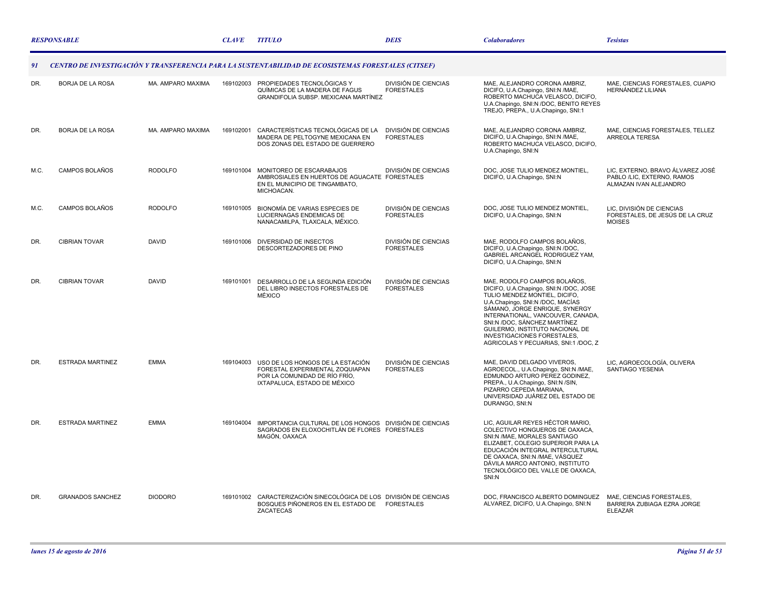| RESPONSABLE | | | CLAVE | TITULO | DEIS | Colaboradores | Tesistas |
|---|---|---|---|---|---|---|---|
| **91** | **CENTRO DE INVESTIGACIÓN Y TRANSFERENCIA PARA LA SUSTENTABILIDAD DE ECOSISTEMAS FORESTALES (CITSEF)** | | | | | | |
| DR. | BORJA DE LA ROSA | MA. AMPARO MAXIMA | 169102003 | PROPIEDADES TECNOLÓGICAS Y QUÍMICAS DE LA MADERA DE FAGUS GRANDIFOLIA SUBSP. MEXICANA MARTÍNEZ | DIVISIÓN DE CIENCIAS FORESTALES | MAE, ALEJANDRO CORONA AMBRIZ, DICIFO, U.A.Chapingo, SNI:N /MAE, ROBERTO MACHUCA VELASCO, DICIFO, U.A.Chapingo, SNI:N /DOC, BENITO REYES TREJO, PREPA., U.A.Chapingo, SNI:1 | MAE, CIENCIAS FORESTALES, CUAPIO HERNÁNDEZ LILIANA |
| DR. | BORJA DE LA ROSA | MA. AMPARO MAXIMA | 169102001 | CARACTERÍSTICAS TECNOLÓGICAS DE LA MADERA DE PELTOGYNE MEXICANA EN DOS ZONAS DEL ESTADO DE GUERRERO | DIVISIÓN DE CIENCIAS FORESTALES | MAE, ALEJANDRO CORONA AMBRIZ, DICIFO, U.A.Chapingo, SNI:N /MAE, ROBERTO MACHUCA VELASCO, DICIFO, U.A.Chapingo, SNI:N | MAE, CIENCIAS FORESTALES, TELLEZ ARREOLA TERESA |
| M.C. | CAMPOS BOLAÑOS | RODOLFO | 169101004 | MONITOREO DE ESCARABAJOS AMBROSIALES EN HUERTOS DE AGUACATE EN EL MUNICIPIO DE TINGAMBATO, MICHOACAN. | DIVISIÓN DE CIENCIAS FORESTALES | DOC, JOSE TULIO MENDEZ MONTIEL, DICIFO, U.A.Chapingo, SNI:N | LIC, EXTERNO, BRAVO ÁLVAREZ JOSÉ PABLO /LIC, EXTERNO, RAMOS ALMAZAN IVAN ALEJANDRO |
| M.C. | CAMPOS BOLAÑOS | RODOLFO | 169101005 | BIONOMÍA DE VARIAS ESPECIES DE LUCIERNAGAS ENDEMICAS DE NANACAMILPA, TLAXCALA, MÉXICO. | DIVISIÓN DE CIENCIAS FORESTALES | DOC, JOSE TULIO MENDEZ MONTIEL, DICIFO, U.A.Chapingo, SNI:N | LIC, DIVISIÓN DE CIENCIAS FORESTALES, DE JESÚS DE LA CRUZ MOISES |
| DR. | CIBRIAN TOVAR | DAVID | 169101006 | DIVERSIDAD DE INSECTOS DESCORTEZADORES DE PINO | DIVISIÓN DE CIENCIAS FORESTALES | MAE, RODOLFO CAMPOS BOLAÑOS, DICIFO, U.A.Chapingo, SNI:N /DOC, GABRIEL ARCANGEL RODRIGUEZ YAM, DICIFO, U.A.Chapingo, SNI:N | |
| DR. | CIBRIAN TOVAR | DAVID | 169101001 | DESARROLLO DE LA SEGUNDA EDICIÓN DEL LIBRO INSECTOS FORESTALES DE MÉXICO | DIVISIÓN DE CIENCIAS FORESTALES | MAE, RODOLFO CAMPOS BOLAÑOS, DICIFO, U.A.Chapingo, SNI:N /DOC, JOSE TULIO MENDEZ MONTIEL, DICIFO, U.A.Chapingo, SNI:N /DOC, MACÍAS SÁMANO, JORGE ENRIQUE, SYNERGY INTERNATIONAL, VANCOUVER, CANADA, SNI:N /DOC, SÁNCHEZ MARTÍNEZ GUILERMO, INSTITUTO NACIONAL DE INVESTIGACIONES FORESTALES, AGRICOLAS Y PECUARIAS, SNI:1 /DOC, Z | |
| DR. | ESTRADA MARTINEZ | EMMA | 169104003 | USO DE LOS HONGOS DE LA ESTACIÓN FORESTAL EXPERIMENTAL ZOQUIAPAN POR LA COMUNIDAD DE RÍO FRÍO, IXTAPALUCA, ESTADO DE MÉXICO | DIVISIÓN DE CIENCIAS FORESTALES | MAE, DAVID DELGADO VIVEROS, AGROECOL., U.A.Chapingo, SNI:N /MAE, EDMUNDO ARTURO PEREZ GODINEZ, PREPA., U.A.Chapingo, SNI:N /SIN, PIZARRO CEPEDA MARIANA, UNIVERSIDAD JUÁREZ DEL ESTADO DE DURANGO, SNI:N | LIC, AGROECOLOGÍA, OLIVERA SANTIAGO YESENIA |
| DR. | ESTRADA MARTINEZ | EMMA | 169104004 | IMPORTANCIA CULTURAL DE LOS HONGOS SAGRADOS EN ELOXOCHITLÁN DE FLORES MAGÓN, OAXACA | DIVISIÓN DE CIENCIAS FORESTALES | LIC, AGUILAR REYES HÉCTOR MARIO, COLECTIVO HONGUEROS DE OAXACA, SNI:N /MAE, MORALES SANTIAGO ELIZABET, COLEGIO SUPERIOR PARA LA EDUCACIÓN INTEGRAL INTERCULTURAL DE OAXACA, SNI:N /MAE, VÁSQUEZ DÁVILA MARCO ANTONIO, INSTITUTO TECNOLÓGICO DEL VALLE DE OAXACA, SNI:N | |
| DR. | GRANADOS SANCHEZ | DIODORO | 169101002 | CARACTERIZACIÓN SINECOLÓGICA DE LOS BOSQUES PIÑONEROS EN EL ESTADO DE ZACATECAS | DIVISIÓN DE CIENCIAS FORESTALES | DOC, FRANCISCO ALBERTO DOMINGUEZ ALVAREZ, DICIFO, U.A.Chapingo, SNI:N | MAE, CIENCIAS FORESTALES, BARRERA ZUBIAGA EZRA JORGE ELEAZAR |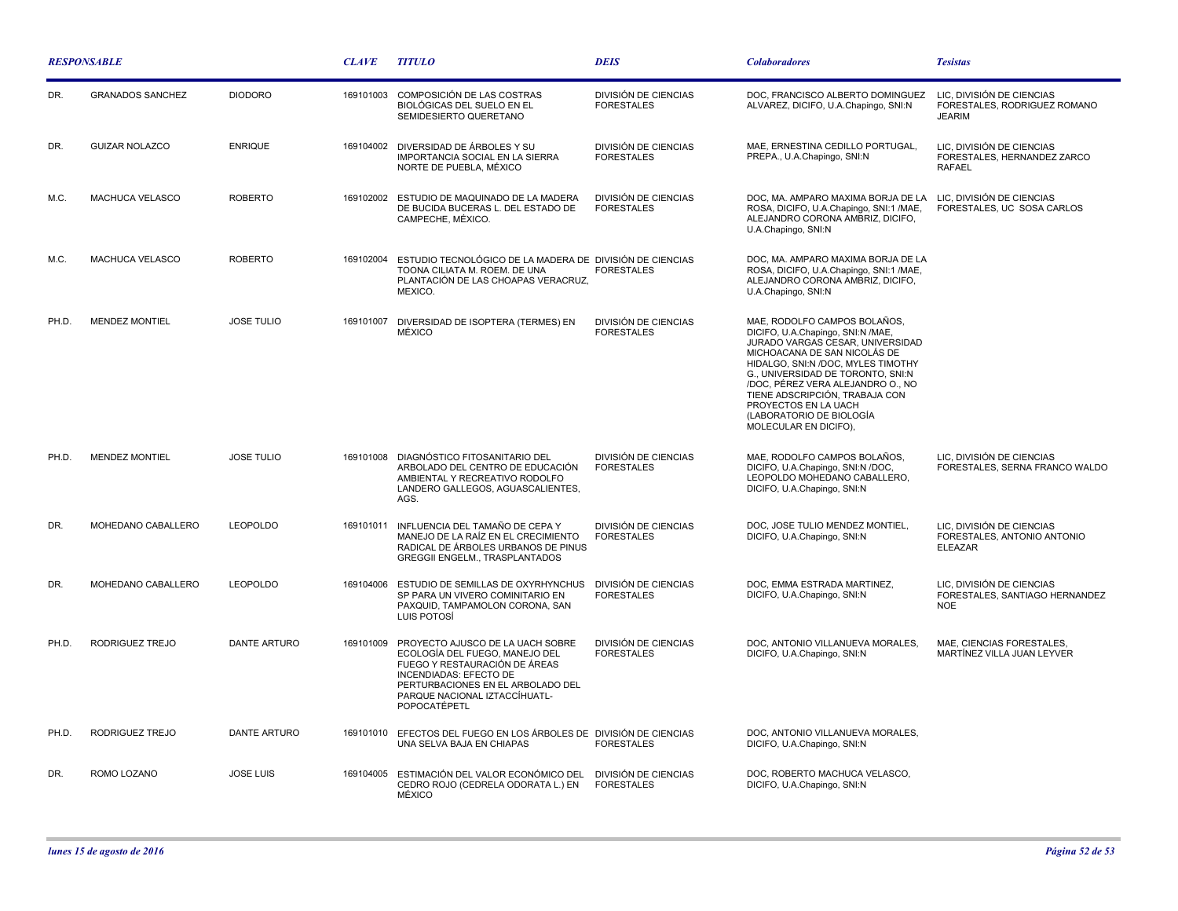| RESPONSABLE | | | CLAVE | TITULO | DEIS | Colaboradores | Tesistas |
|---|---|---|---|---|---|---|---|
| DR. | GRANADOS SANCHEZ | DIODORO | 169101003 | COMPOSICIÓN DE LAS COSTRAS BIOLÓGICAS DEL SUELO EN EL SEMIDESIERTO QUERETANO | DIVISIÓN DE CIENCIAS FORESTALES | DOC, FRANCISCO ALBERTO DOMINGUEZ ALVAREZ, DICIFO, U.A.Chapingo, SNI:N | LIC, DIVISIÓN DE CIENCIAS FORESTALES, RODRIGUEZ ROMANO JEARIM |
| DR. | GUIZAR NOLAZCO | ENRIQUE | 169104002 | DIVERSIDAD DE ÁRBOLES Y SU IMPORTANCIA SOCIAL EN LA SIERRA NORTE DE PUEBLA, MÉXICO | DIVISIÓN DE CIENCIAS FORESTALES | MAE, ERNESTINA CEDILLO PORTUGAL, PREPA., U.A.Chapingo, SNI:N | LIC, DIVISIÓN DE CIENCIAS FORESTALES, HERNANDEZ ZARCO RAFAEL |
| M.C. | MACHUCA VELASCO | ROBERTO | 169102002 | ESTUDIO DE MAQUINADO DE LA MADERA DE BUCIDA BUCERAS L. DEL ESTADO DE CAMPECHE, MÉXICO. | DIVISIÓN DE CIENCIAS FORESTALES | DOC, MA. AMPARO MAXIMA BORJA DE LA ROSA, DICIFO, U.A.Chapingo, SNI:1 /MAE, ALEJANDRO CORONA AMBRIZ, DICIFO, U.A.Chapingo, SNI:N | LIC, DIVISIÓN DE CIENCIAS FORESTALES, UC SOSA CARLOS |
| M.C. | MACHUCA VELASCO | ROBERTO | 169102004 | ESTUDIO TECNOLÓGICO DE LA MADERA DE TOONA CILIATA M. ROEM. DE UNA PLANTACIÓN DE LAS CHOAPAS VERACRUZ, MEXICO. | DIVISIÓN DE CIENCIAS FORESTALES | DOC, MA. AMPARO MAXIMA BORJA DE LA ROSA, DICIFO, U.A.Chapingo, SNI:1 /MAE, ALEJANDRO CORONA AMBRIZ, DICIFO, U.A.Chapingo, SNI:N | |
| PH.D. | MENDEZ MONTIEL | JOSE TULIO | 169101007 | DIVERSIDAD DE ISOPTERA (TERMES) EN MÉXICO | DIVISIÓN DE CIENCIAS FORESTALES | MAE, RODOLFO CAMPOS BOLAÑOS, DICIFO, U.A.Chapingo, SNI:N /MAE, JURADO VARGAS CESAR, UNIVERSIDAD MICHOACANA DE SAN NICOLÁS DE HIDALGO, SNI:N /DOC, MYLES TIMOTHY G., UNIVERSIDAD DE TORONTO, SNI:N /DOC, PÉREZ VERA ALEJANDRO O., NO TIENE ADSCRIPCIÓN, TRABAJA CON PROYECTOS EN LA UACH (LABORATORIO DE BIOLOGÍA MOLECULAR EN DICIFO), | |
| PH.D. | MENDEZ MONTIEL | JOSE TULIO | 169101008 | DIAGNÓSTICO FITOSANITARIO DEL ARBOLADO DEL CENTRO DE EDUCACIÓN AMBIENTAL Y RECREATIVO RODOLFO LANDERO GALLEGOS, AGUASCALIENTES, AGS. | DIVISIÓN DE CIENCIAS FORESTALES | MAE, RODOLFO CAMPOS BOLAÑOS, DICIFO, U.A.Chapingo, SNI:N /DOC, LEOPOLDO MOHEDANO CABALLERO, DICIFO, U.A.Chapingo, SNI:N | LIC, DIVISIÓN DE CIENCIAS FORESTALES, SERNA FRANCO WALDO |
| DR. | MOHEDANO CABALLERO | LEOPOLDO | 169101011 | INFLUENCIA DEL TAMAÑO DE CEPA Y MANEJO DE LA RAÍZ EN EL CRECIMIENTO RADICAL DE ÁRBOLES URBANOS DE PINUS GREGGII ENGELM., TRASPLANTADOS | DIVISIÓN DE CIENCIAS FORESTALES | DOC, JOSE TULIO MENDEZ MONTIEL, DICIFO, U.A.Chapingo, SNI:N | LIC, DIVISIÓN DE CIENCIAS FORESTALES, ANTONIO ANTONIO ELEAZAR |
| DR. | MOHEDANO CABALLERO | LEOPOLDO | 169104006 | ESTUDIO DE SEMILLAS DE OXYRHYNCHUS SP PARA UN VIVERO COMINITARIO EN PAXQUID, TAMPAMOLON CORONA, SAN LUIS POTOSÍ | DIVISIÓN DE CIENCIAS FORESTALES | DOC, EMMA ESTRADA MARTINEZ, DICIFO, U.A.Chapingo, SNI:N | LIC, DIVISIÓN DE CIENCIAS FORESTALES, SANTIAGO HERNANDEZ NOE |
| PH.D. | RODRIGUEZ TREJO | DANTE ARTURO | 169101009 | PROYECTO AJUSCO DE LA UACH SOBRE ECOLOGÍA DEL FUEGO, MANEJO DEL FUEGO Y RESTAURACIÓN DE ÁREAS INCENDIADAS: EFECTO DE PERTURBACIONES EN EL ARBOLADO DEL PARQUE NACIONAL IZTACCÍHUATL-POPOCATÉPETL | DIVISIÓN DE CIENCIAS FORESTALES | DOC, ANTONIO VILLANUEVA MORALES, DICIFO, U.A.Chapingo, SNI:N | MAE, CIENCIAS FORESTALES, MARTÍNEZ VILLA JUAN LEYVER |
| PH.D. | RODRIGUEZ TREJO | DANTE ARTURO | 169101010 | EFECTOS DEL FUEGO EN LOS ÁRBOLES DE UNA SELVA BAJA EN CHIAPAS | DIVISIÓN DE CIENCIAS FORESTALES | DOC, ANTONIO VILLANUEVA MORALES, DICIFO, U.A.Chapingo, SNI:N | |
| DR. | ROMO LOZANO | JOSE LUIS | 169104005 | ESTIMACIÓN DEL VALOR ECONÓMICO DEL CEDRO ROJO (CEDRELA ODORATA L.) EN MÉXICO | DIVISIÓN DE CIENCIAS FORESTALES | DOC, ROBERTO MACHUCA VELASCO, DICIFO, U.A.Chapingo, SNI:N | |

*lunes 15 de agosto de 2016*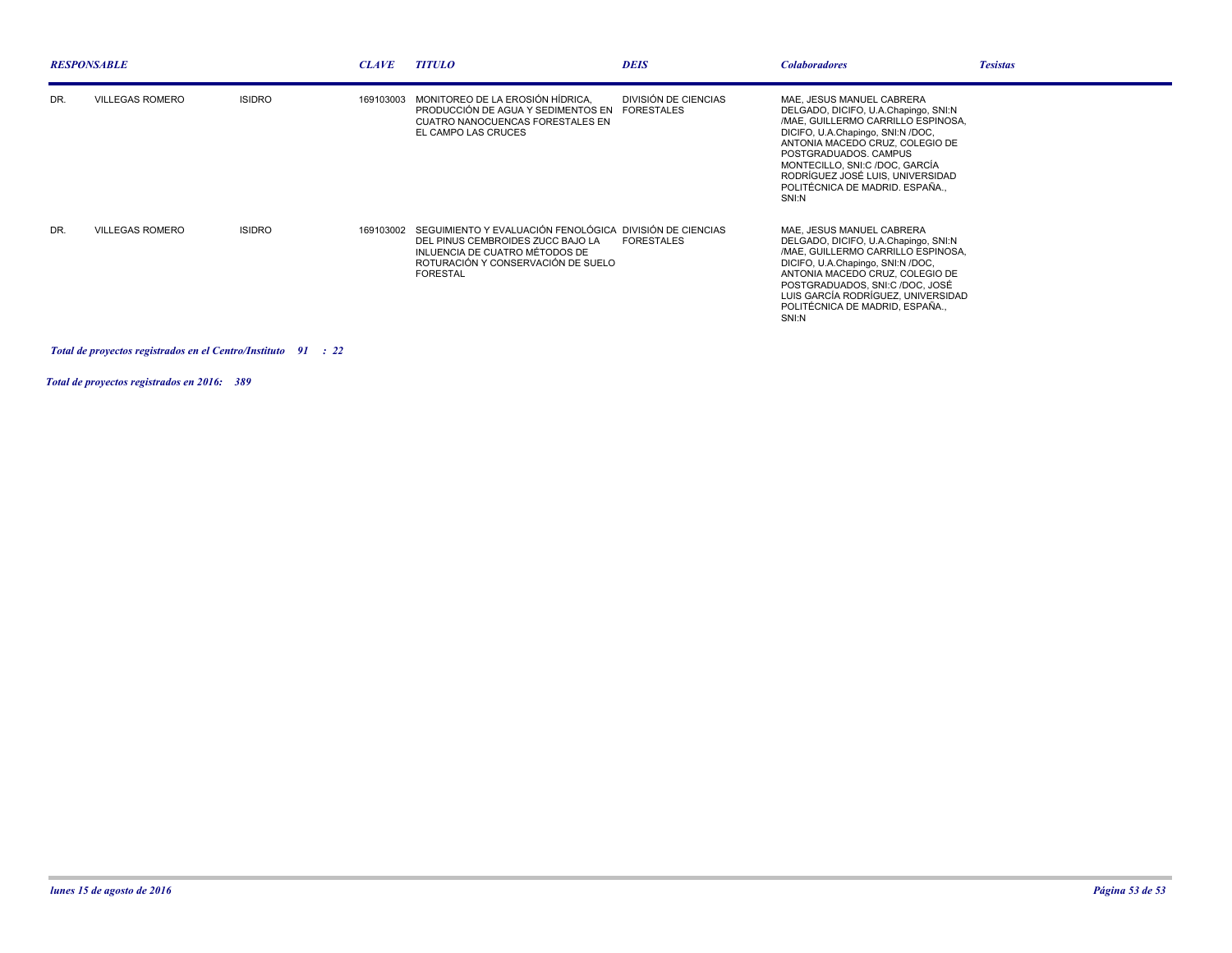| RESPONSABLE | | | CLAVE | TITULO | DEIS | Colaboradores | Tesistas |
|---|---|---|---|---|---|---|---|
| DR. | VILLEGAS ROMERO | ISIDRO | 169103003 | MONITOREO DE LA EROSIÓN HÍDRICA, PRODUCCIÓN DE AGUA Y SEDIMENTOS EN CUATRO NANOCUENCAS FORESTALES EN EL CAMPO LAS CRUCES | DIVISIÓN DE CIENCIAS FORESTALES | MAE, JESUS MANUEL CABRERA DELGADO, DICIFO, U.A.Chapingo, SNI:N /MAE, GUILLERMO CARRILLO ESPINOSA, DICIFO, U.A.Chapingo, SNI:N /DOC, ANTONIA MACEDO CRUZ, COLEGIO DE POSTGRADUADOS. CAMPUS MONTECILLO, SNI:C /DOC, GARCÍA RODRÍGUEZ JOSÉ LUIS, UNIVERSIDAD POLITÉCNICA DE MADRID. ESPAÑA., SNI:N | |
| DR. | VILLEGAS ROMERO | ISIDRO | 169103002 | SEGUIMIENTO Y EVALUACIÓN FENOLÓGICA DEL PINUS CEMBROIDES ZUCC BAJO LA INLUENCIA DE CUATRO MÉTODOS DE ROTURACIÓN Y CONSERVACIÓN DE SUELO FORESTAL | DIVISIÓN DE CIENCIAS FORESTALES | MAE, JESUS MANUEL CABRERA DELGADO, DICIFO, U.A.Chapingo, SNI:N /MAE, GUILLERMO CARRILLO ESPINOSA, DICIFO, U.A.Chapingo, SNI:N /DOC, ANTONIA MACEDO CRUZ, COLEGIO DE POSTGRADUADOS, SNI:C /DOC, JOSÉ LUIS GARCÍA RODRÍGUEZ, UNIVERSIDAD POLITÉCNICA DE MADRID, ESPAÑA., SNI:N | |

*Total de proyectos registrados en el Centro/Instituto 91 : 22*

*Total de proyectos registrados en 2016: 389*